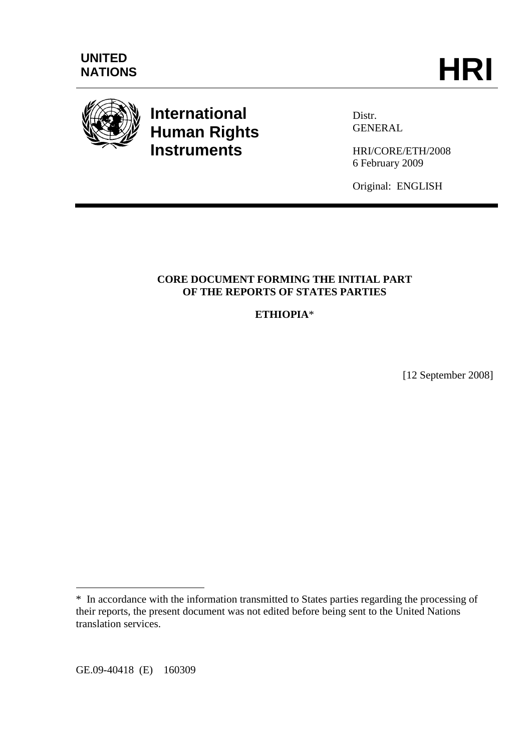UNITED NATIONS

# HRI

**International Human Rights Instruments**

Distr.
GENERAL

HRI/CORE/ETH/2008
6 February 2009

Original: ENGLISH

**CORE DOCUMENT FORMING THE INITIAL PART OF THE REPORTS OF STATES PARTIES**

**ETHIOPIA***

[12 September 2008]

\* In accordance with the information transmitted to States parties regarding the processing of their reports, the present document was not edited before being sent to the United Nations translation services.

GE.09-40418 (E) 160309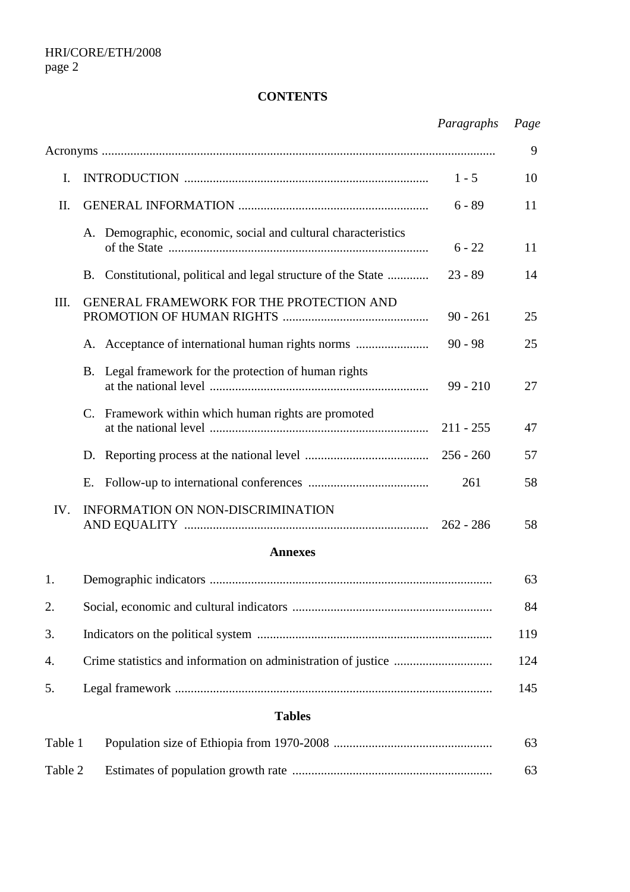**CONTENTS**

| | | *Paragraphs* | *Page* |
|---|---|---|---|
| Acronyms | | | 9 |
| I. | INTRODUCTION | 1 - 5 | 10 |
| II. | GENERAL INFORMATION | 6 - 89 | 11 |
| | A. Demographic, economic, social and cultural characteristics of the State | 6 - 22 | 11 |
| | B. Constitutional, political and legal structure of the State | 23 - 89 | 14 |
| III. | GENERAL FRAMEWORK FOR THE PROTECTION AND PROMOTION OF HUMAN RIGHTS | 90 - 261 | 25 |
| | A. Acceptance of international human rights norms | 90 - 98 | 25 |
| | B. Legal framework for the protection of human rights at the national level | 99 - 210 | 27 |
| | C. Framework within which human rights are promoted at the national level | 211 - 255 | 47 |
| | D. Reporting process at the national level | 256 - 260 | 57 |
| | E. Follow-up to international conferences | 261 | 58 |
| IV. | INFORMATION ON NON-DISCRIMINATION AND EQUALITY | 262 - 286 | 58 |

**Annexes**

| | | Page |
|---|---|---|
| 1. | Demographic indicators | 63 |
| 2. | Social, economic and cultural indicators | 84 |
| 3. | Indicators on the political system | 119 |
| 4. | Crime statistics and information on administration of justice | 124 |
| 5. | Legal framework | 145 |

**Tables**

| | | Page |
|---|---|---|
| Table 1 | Population size of Ethiopia from 1970-2008 | 63 |
| Table 2 | Estimates of population growth rate | 63 |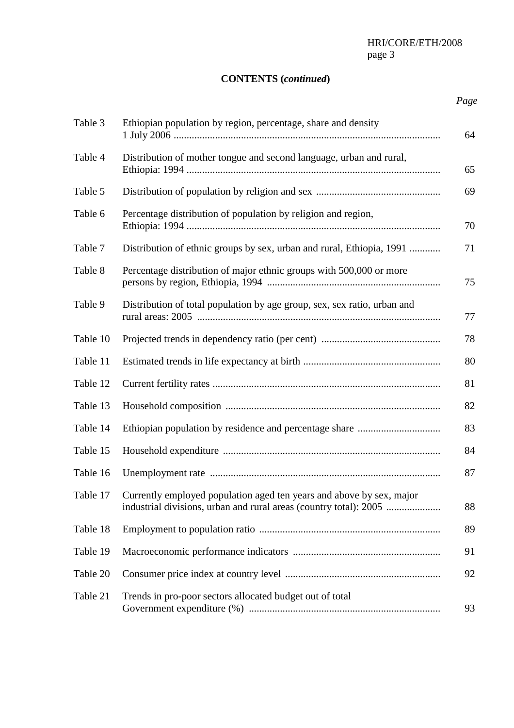**CONTENTS (*continued*)**

| | | *Page* |
|---|---|---|
| Table 3 | Ethiopian population by region, percentage, share and density 1 July 2006 | 64 |
| Table 4 | Distribution of mother tongue and second language, urban and rural, Ethiopia: 1994 | 65 |
| Table 5 | Distribution of population by religion and sex | 69 |
| Table 6 | Percentage distribution of population by religion and region, Ethiopia: 1994 | 70 |
| Table 7 | Distribution of ethnic groups by sex, urban and rural, Ethiopia, 1991 | 71 |
| Table 8 | Percentage distribution of major ethnic groups with 500,000 or more persons by region, Ethiopia, 1994 | 75 |
| Table 9 | Distribution of total population by age group, sex, sex ratio, urban and rural areas: 2005 | 77 |
| Table 10 | Projected trends in dependency ratio (per cent) | 78 |
| Table 11 | Estimated trends in life expectancy at birth | 80 |
| Table 12 | Current fertility rates | 81 |
| Table 13 | Household composition | 82 |
| Table 14 | Ethiopian population by residence and percentage share | 83 |
| Table 15 | Household expenditure | 84 |
| Table 16 | Unemployment rate | 87 |
| Table 17 | Currently employed population aged ten years and above by sex, major industrial divisions, urban and rural areas (country total): 2005 | 88 |
| Table 18 | Employment to population ratio | 89 |
| Table 19 | Macroeconomic performance indicators | 91 |
| Table 20 | Consumer price index at country level | 92 |
| Table 21 | Trends in pro-poor sectors allocated budget out of total Government expenditure (%) | 93 |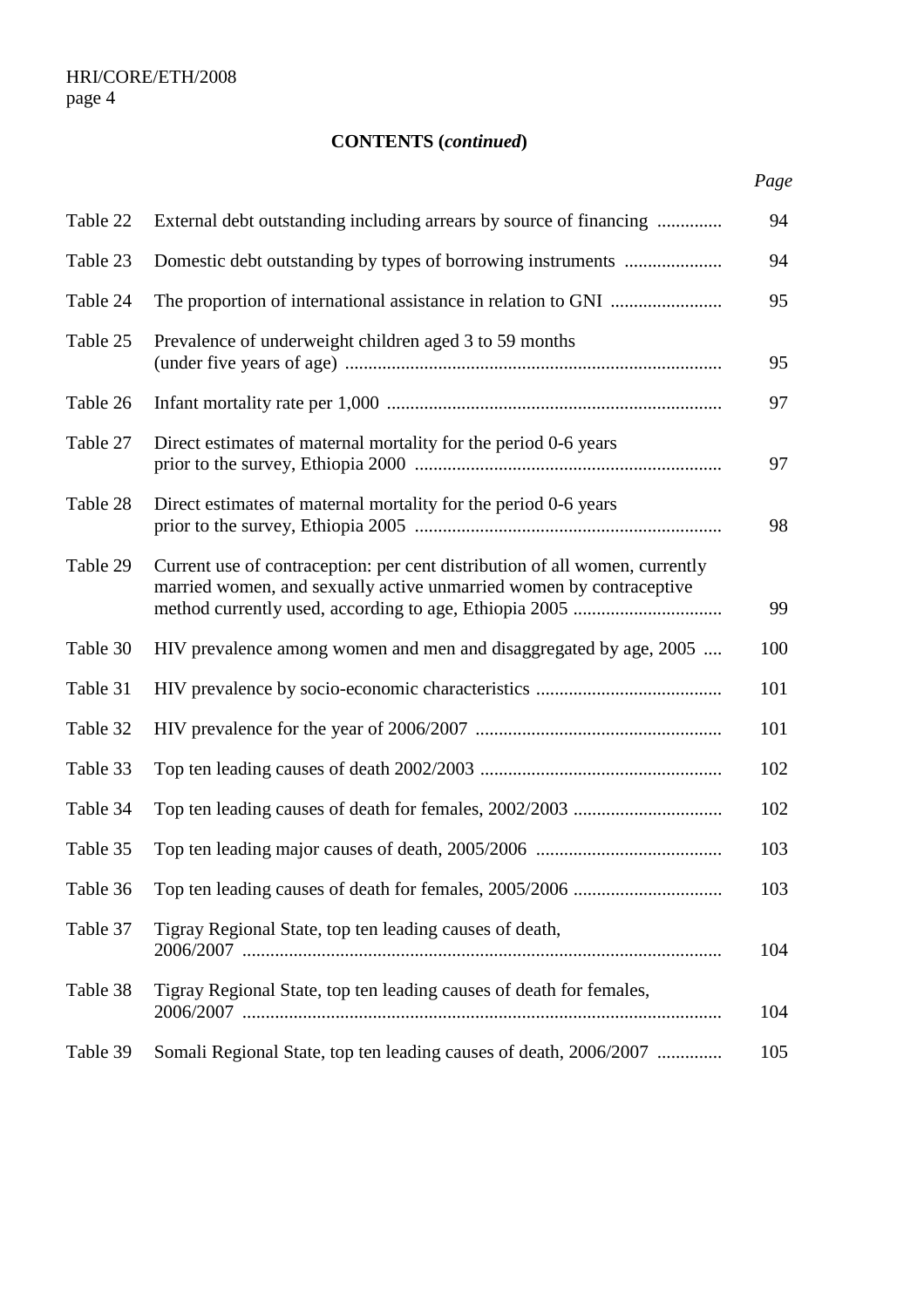**CONTENTS (*continued*)**

| | | *Page* |
|---|---|---|
| Table 22 | External debt outstanding including arrears by source of financing | 94 |
| Table 23 | Domestic debt outstanding by types of borrowing instruments | 94 |
| Table 24 | The proportion of international assistance in relation to GNI | 95 |
| Table 25 | Prevalence of underweight children aged 3 to 59 months (under five years of age) | 95 |
| Table 26 | Infant mortality rate per 1,000 | 97 |
| Table 27 | Direct estimates of maternal mortality for the period 0-6 years prior to the survey, Ethiopia 2000 | 97 |
| Table 28 | Direct estimates of maternal mortality for the period 0-6 years prior to the survey, Ethiopia 2005 | 98 |
| Table 29 | Current use of contraception: per cent distribution of all women, currently married women, and sexually active unmarried women by contraceptive method currently used, according to age, Ethiopia 2005 | 99 |
| Table 30 | HIV prevalence among women and men and disaggregated by age, 2005 | 100 |
| Table 31 | HIV prevalence by socio-economic characteristics | 101 |
| Table 32 | HIV prevalence for the year of 2006/2007 | 101 |
| Table 33 | Top ten leading causes of death 2002/2003 | 102 |
| Table 34 | Top ten leading causes of death for females, 2002/2003 | 102 |
| Table 35 | Top ten leading major causes of death, 2005/2006 | 103 |
| Table 36 | Top ten leading causes of death for females, 2005/2006 | 103 |
| Table 37 | Tigray Regional State, top ten leading causes of death, 2006/2007 | 104 |
| Table 38 | Tigray Regional State, top ten leading causes of death for females, 2006/2007 | 104 |
| Table 39 | Somali Regional State, top ten leading causes of death, 2006/2007 | 105 |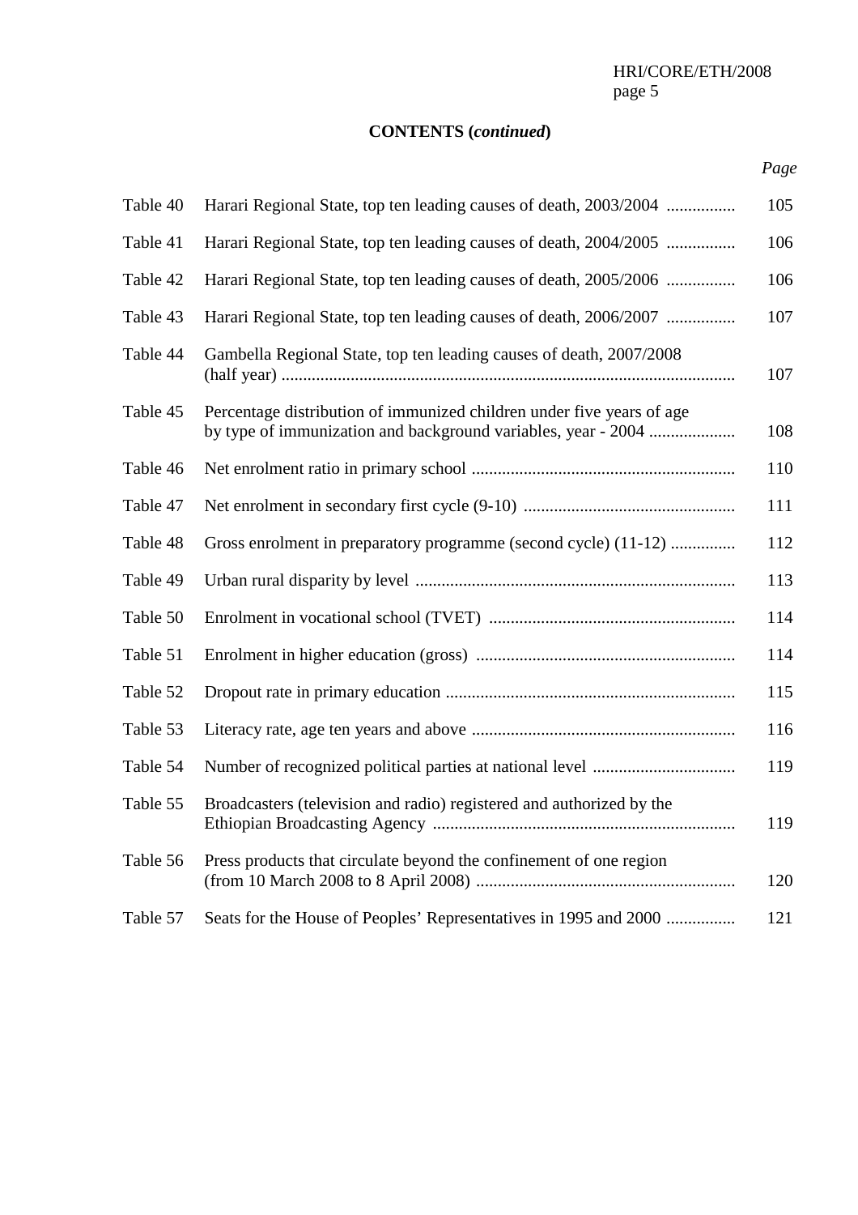**CONTENTS (*continued*)**

| | | *Page* |
|---|---|---|
| Table 40 | Harari Regional State, top ten leading causes of death, 2003/2004 | 105 |
| Table 41 | Harari Regional State, top ten leading causes of death, 2004/2005 | 106 |
| Table 42 | Harari Regional State, top ten leading causes of death, 2005/2006 | 106 |
| Table 43 | Harari Regional State, top ten leading causes of death, 2006/2007 | 107 |
| Table 44 | Gambella Regional State, top ten leading causes of death, 2007/2008 (half year) | 107 |
| Table 45 | Percentage distribution of immunized children under five years of age by type of immunization and background variables, year - 2004 | 108 |
| Table 46 | Net enrolment ratio in primary school | 110 |
| Table 47 | Net enrolment in secondary first cycle (9-10) | 111 |
| Table 48 | Gross enrolment in preparatory programme (second cycle) (11-12) | 112 |
| Table 49 | Urban rural disparity by level | 113 |
| Table 50 | Enrolment in vocational school (TVET) | 114 |
| Table 51 | Enrolment in higher education (gross) | 114 |
| Table 52 | Dropout rate in primary education | 115 |
| Table 53 | Literacy rate, age ten years and above | 116 |
| Table 54 | Number of recognized political parties at national level | 119 |
| Table 55 | Broadcasters (television and radio) registered and authorized by the Ethiopian Broadcasting Agency | 119 |
| Table 56 | Press products that circulate beyond the confinement of one region (from 10 March 2008 to 8 April 2008) | 120 |
| Table 57 | Seats for the House of Peoples' Representatives in 1995 and 2000 | 121 |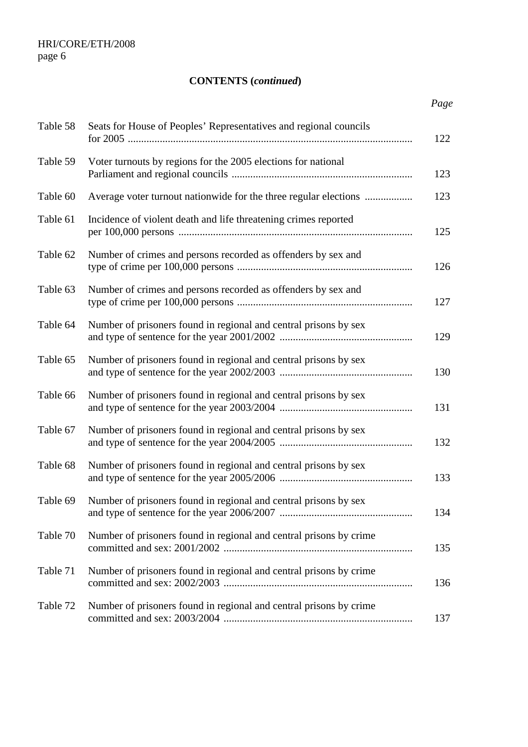**CONTENTS (*continued*)**

| | | *Page* |
|---|---|---|
| Table 58 | Seats for House of Peoples' Representatives and regional councils for 2005 | 122 |
| Table 59 | Voter turnouts by regions for the 2005 elections for national Parliament and regional councils | 123 |
| Table 60 | Average voter turnout nationwide for the three regular elections | 123 |
| Table 61 | Incidence of violent death and life threatening crimes reported per 100,000 persons | 125 |
| Table 62 | Number of crimes and persons recorded as offenders by sex and type of crime per 100,000 persons | 126 |
| Table 63 | Number of crimes and persons recorded as offenders by sex and type of crime per 100,000 persons | 127 |
| Table 64 | Number of prisoners found in regional and central prisons by sex and type of sentence for the year 2001/2002 | 129 |
| Table 65 | Number of prisoners found in regional and central prisons by sex and type of sentence for the year 2002/2003 | 130 |
| Table 66 | Number of prisoners found in regional and central prisons by sex and type of sentence for the year 2003/2004 | 131 |
| Table 67 | Number of prisoners found in regional and central prisons by sex and type of sentence for the year 2004/2005 | 132 |
| Table 68 | Number of prisoners found in regional and central prisons by sex and type of sentence for the year 2005/2006 | 133 |
| Table 69 | Number of prisoners found in regional and central prisons by sex and type of sentence for the year 2006/2007 | 134 |
| Table 70 | Number of prisoners found in regional and central prisons by crime committed and sex: 2001/2002 | 135 |
| Table 71 | Number of prisoners found in regional and central prisons by crime committed and sex: 2002/2003 | 136 |
| Table 72 | Number of prisoners found in regional and central prisons by crime committed and sex: 2003/2004 | 137 |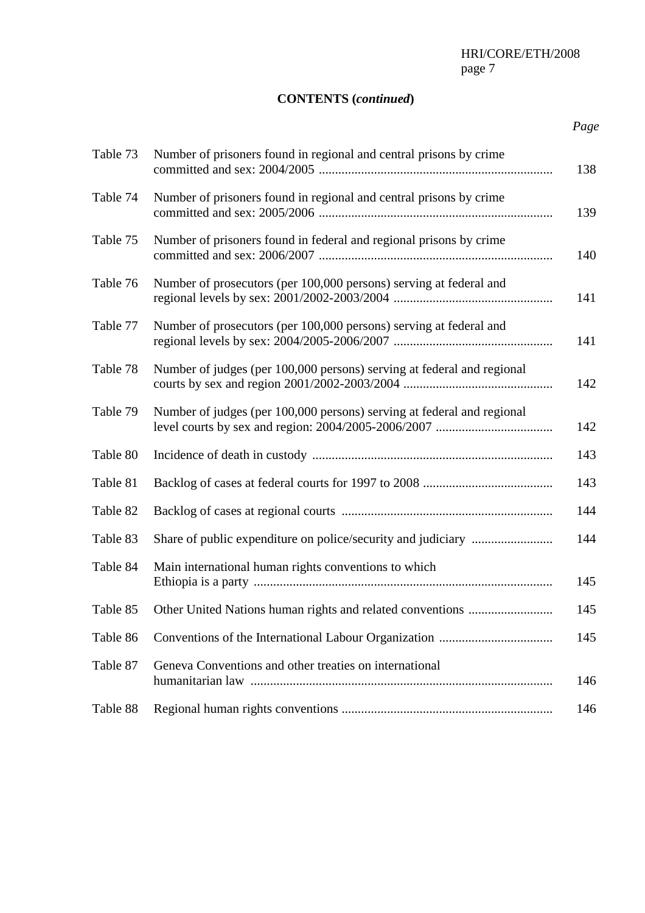**CONTENTS (*continued*)**

| | | *Page* |
|---|---|---|
| Table 73 | Number of prisoners found in regional and central prisons by crime committed and sex: 2004/2005 | 138 |
| Table 74 | Number of prisoners found in regional and central prisons by crime committed and sex: 2005/2006 | 139 |
| Table 75 | Number of prisoners found in federal and regional prisons by crime committed and sex: 2006/2007 | 140 |
| Table 76 | Number of prosecutors (per 100,000 persons) serving at federal and regional levels by sex: 2001/2002-2003/2004 | 141 |
| Table 77 | Number of prosecutors (per 100,000 persons) serving at federal and regional levels by sex: 2004/2005-2006/2007 | 141 |
| Table 78 | Number of judges (per 100,000 persons) serving at federal and regional courts by sex and region 2001/2002-2003/2004 | 142 |
| Table 79 | Number of judges (per 100,000 persons) serving at federal and regional level courts by sex and region: 2004/2005-2006/2007 | 142 |
| Table 80 | Incidence of death in custody | 143 |
| Table 81 | Backlog of cases at federal courts for 1997 to 2008 | 143 |
| Table 82 | Backlog of cases at regional courts | 144 |
| Table 83 | Share of public expenditure on police/security and judiciary | 144 |
| Table 84 | Main international human rights conventions to which Ethiopia is a party | 145 |
| Table 85 | Other United Nations human rights and related conventions | 145 |
| Table 86 | Conventions of the International Labour Organization | 145 |
| Table 87 | Geneva Conventions and other treaties on international humanitarian law | 146 |
| Table 88 | Regional human rights conventions | 146 |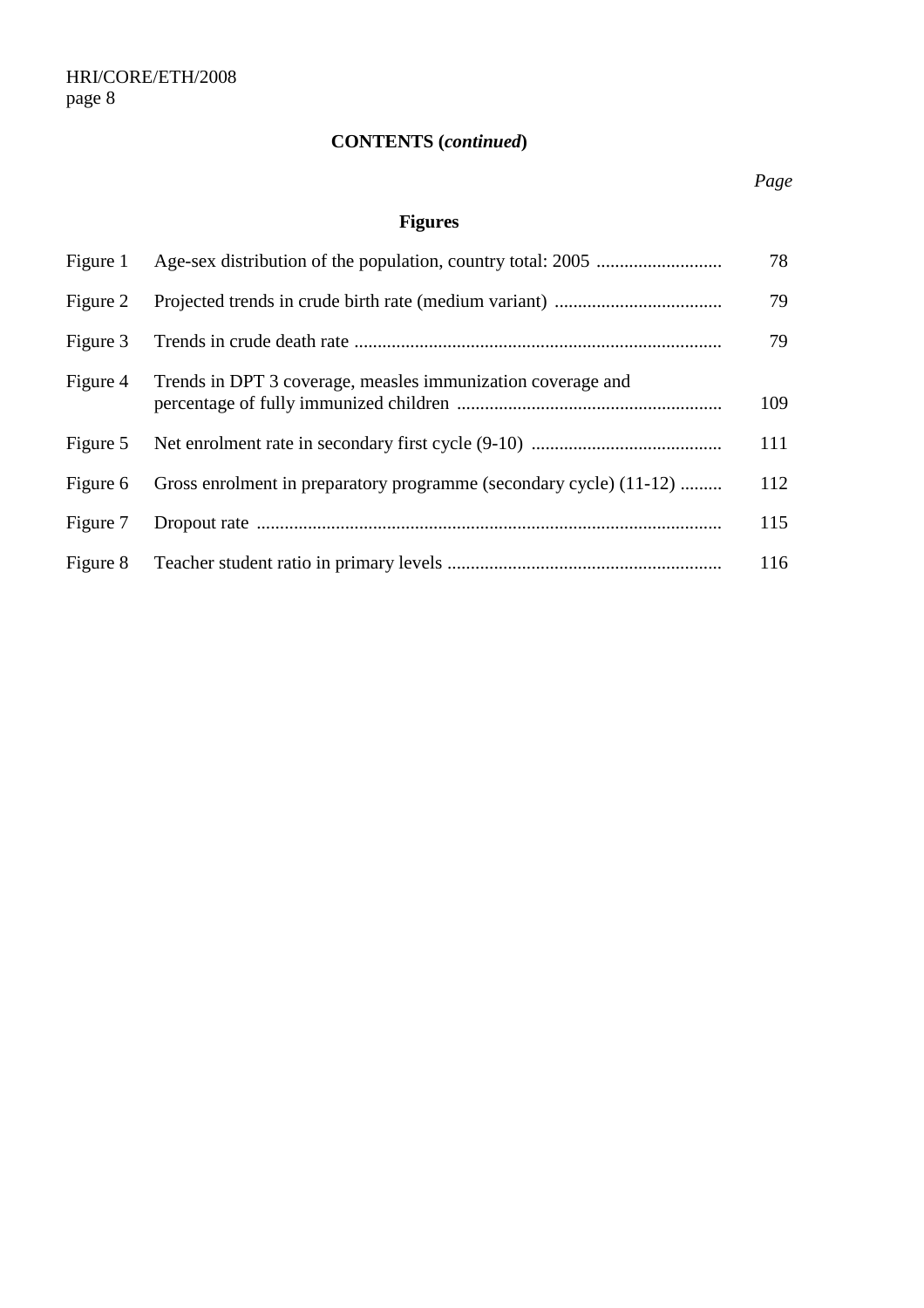**CONTENTS (*continued*)**

| | | *Page* |
|---|---|---|
| | **Figures** | |
| Figure 1 | Age-sex distribution of the population, country total: 2005 | 78 |
| Figure 2 | Projected trends in crude birth rate (medium variant) | 79 |
| Figure 3 | Trends in crude death rate | 79 |
| Figure 4 | Trends in DPT 3 coverage, measles immunization coverage and percentage of fully immunized children | 109 |
| Figure 5 | Net enrolment rate in secondary first cycle (9-10) | 111 |
| Figure 6 | Gross enrolment in preparatory programme (secondary cycle) (11-12) | 112 |
| Figure 7 | Dropout rate | 115 |
| Figure 8 | Teacher student ratio in primary levels | 116 |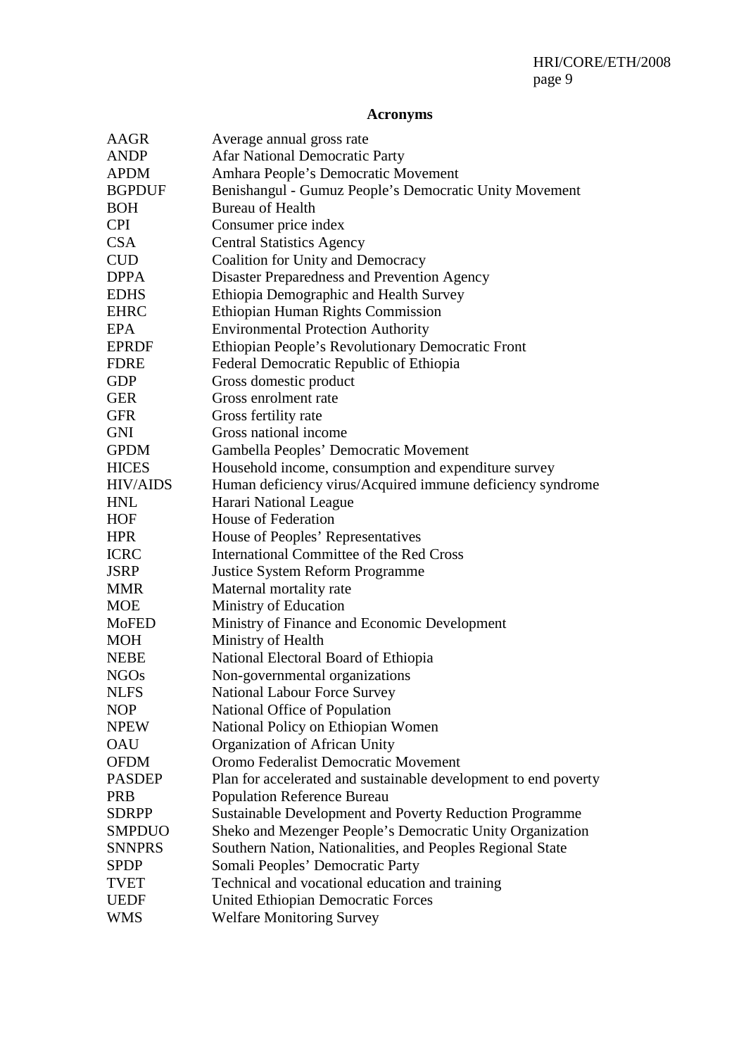## Acronyms

| | |
|---|---|
| AAGR | Average annual gross rate |
| ANDP | Afar National Democratic Party |
| APDM | Amhara People’s Democratic Movement |
| BGPDUF | Benishangul - Gumuz People’s Democratic Unity Movement |
| BOH | Bureau of Health |
| CPI | Consumer price index |
| CSA | Central Statistics Agency |
| CUD | Coalition for Unity and Democracy |
| DPPA | Disaster Preparedness and Prevention Agency |
| EDHS | Ethiopia Demographic and Health Survey |
| EHRC | Ethiopian Human Rights Commission |
| EPA | Environmental Protection Authority |
| EPRDF | Ethiopian People’s Revolutionary Democratic Front |
| FDRE | Federal Democratic Republic of Ethiopia |
| GDP | Gross domestic product |
| GER | Gross enrolment rate |
| GFR | Gross fertility rate |
| GNI | Gross national income |
| GPDM | Gambella Peoples’ Democratic Movement |
| HICES | Household income, consumption and expenditure survey |
| HIV/AIDS | Human deficiency virus/Acquired immune deficiency syndrome |
| HNL | Harari National League |
| HOF | House of Federation |
| HPR | House of Peoples’ Representatives |
| ICRC | International Committee of the Red Cross |
| JSRP | Justice System Reform Programme |
| MMR | Maternal mortality rate |
| MOE | Ministry of Education |
| MoFED | Ministry of Finance and Economic Development |
| MOH | Ministry of Health |
| NEBE | National Electoral Board of Ethiopia |
| NGOs | Non-governmental organizations |
| NLFS | National Labour Force Survey |
| NOP | National Office of Population |
| NPEW | National Policy on Ethiopian Women |
| OAU | Organization of African Unity |
| OFDM | Oromo Federalist Democratic Movement |
| PASDEP | Plan for accelerated and sustainable development to end poverty |
| PRB | Population Reference Bureau |
| SDRPP | Sustainable Development and Poverty Reduction Programme |
| SMPDUO | Sheko and Mezenger People’s Democratic Unity Organization |
| SNNPRS | Southern Nation, Nationalities, and Peoples Regional State |
| SPDP | Somali Peoples’ Democratic Party |
| TVET | Technical and vocational education and training |
| UEDF | United Ethiopian Democratic Forces |
| WMS | Welfare Monitoring Survey |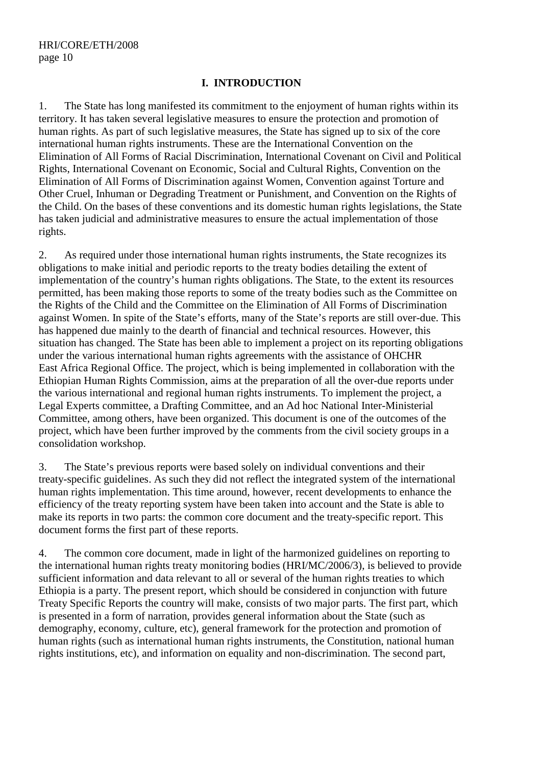# I. INTRODUCTION

1. The State has long manifested its commitment to the enjoyment of human rights within its territory. It has taken several legislative measures to ensure the protection and promotion of human rights. As part of such legislative measures, the State has signed up to six of the core international human rights instruments. These are the International Convention on the Elimination of All Forms of Racial Discrimination, International Covenant on Civil and Political Rights, International Covenant on Economic, Social and Cultural Rights, Convention on the Elimination of All Forms of Discrimination against Women, Convention against Torture and Other Cruel, Inhuman or Degrading Treatment or Punishment, and Convention on the Rights of the Child. On the bases of these conventions and its domestic human rights legislations, the State has taken judicial and administrative measures to ensure the actual implementation of those rights.

2. As required under those international human rights instruments, the State recognizes its obligations to make initial and periodic reports to the treaty bodies detailing the extent of implementation of the country's human rights obligations. The State, to the extent its resources permitted, has been making those reports to some of the treaty bodies such as the Committee on the Rights of the Child and the Committee on the Elimination of All Forms of Discrimination against Women. In spite of the State's efforts, many of the State's reports are still over-due. This has happened due mainly to the dearth of financial and technical resources. However, this situation has changed. The State has been able to implement a project on its reporting obligations under the various international human rights agreements with the assistance of OHCHR East Africa Regional Office. The project, which is being implemented in collaboration with the Ethiopian Human Rights Commission, aims at the preparation of all the over-due reports under the various international and regional human rights instruments. To implement the project, a Legal Experts committee, a Drafting Committee, and an Ad hoc National Inter-Ministerial Committee, among others, have been organized. This document is one of the outcomes of the project, which have been further improved by the comments from the civil society groups in a consolidation workshop.

3. The State's previous reports were based solely on individual conventions and their treaty-specific guidelines. As such they did not reflect the integrated system of the international human rights implementation. This time around, however, recent developments to enhance the efficiency of the treaty reporting system have been taken into account and the State is able to make its reports in two parts: the common core document and the treaty-specific report. This document forms the first part of these reports.

4. The common core document, made in light of the harmonized guidelines on reporting to the international human rights treaty monitoring bodies (HRI/MC/2006/3), is believed to provide sufficient information and data relevant to all or several of the human rights treaties to which Ethiopia is a party. The present report, which should be considered in conjunction with future Treaty Specific Reports the country will make, consists of two major parts. The first part, which is presented in a form of narration, provides general information about the State (such as demography, economy, culture, etc), general framework for the protection and promotion of human rights (such as international human rights instruments, the Constitution, national human rights institutions, etc), and information on equality and non-discrimination. The second part,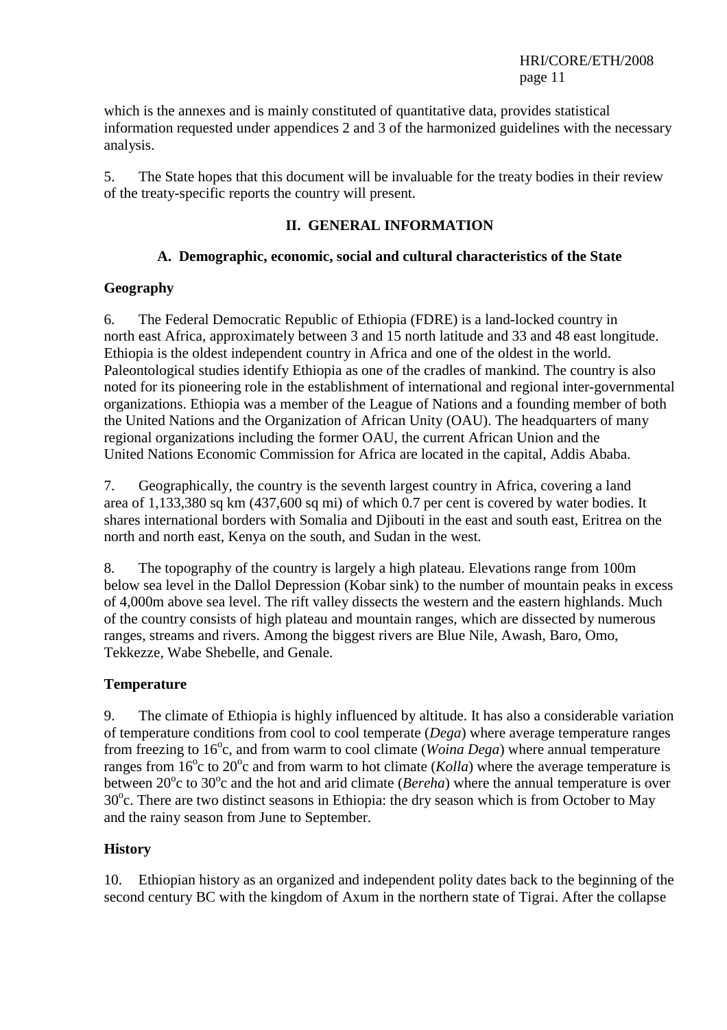which is the annexes and is mainly constituted of quantitative data, provides statistical information requested under appendices 2 and 3 of the harmonized guidelines with the necessary analysis.

5. The State hopes that this document will be invaluable for the treaty bodies in their review of the treaty-specific reports the country will present.

## II. GENERAL INFORMATION

### A. Demographic, economic, social and cultural characteristics of the State

**Geography**

6. The Federal Democratic Republic of Ethiopia (FDRE) is a land-locked country in north east Africa, approximately between 3 and 15 north latitude and 33 and 48 east longitude. Ethiopia is the oldest independent country in Africa and one of the oldest in the world. Paleontological studies identify Ethiopia as one of the cradles of mankind. The country is also noted for its pioneering role in the establishment of international and regional inter-governmental organizations. Ethiopia was a member of the League of Nations and a founding member of both the United Nations and the Organization of African Unity (OAU). The headquarters of many regional organizations including the former OAU, the current African Union and the United Nations Economic Commission for Africa are located in the capital, Addis Ababa.

7. Geographically, the country is the seventh largest country in Africa, covering a land area of 1,133,380 sq km (437,600 sq mi) of which 0.7 per cent is covered by water bodies. It shares international borders with Somalia and Djibouti in the east and south east, Eritrea on the north and north east, Kenya on the south, and Sudan in the west.

8. The topography of the country is largely a high plateau. Elevations range from 100m below sea level in the Dallol Depression (Kobar sink) to the number of mountain peaks in excess of 4,000m above sea level. The rift valley dissects the western and the eastern highlands. Much of the country consists of high plateau and mountain ranges, which are dissected by numerous ranges, streams and rivers. Among the biggest rivers are Blue Nile, Awash, Baro, Omo, Tekkezze, Wabe Shebelle, and Genale.

**Temperature**

9. The climate of Ethiopia is highly influenced by altitude. It has also a considerable variation of temperature conditions from cool to cool temperate (*Dega*) where average temperature ranges from freezing to 16$^{o}$c, and from warm to cool climate (*Woina Dega*) where annual temperature ranges from 16$^{o}$c to 20$^{o}$c and from warm to hot climate (*Kolla*) where the average temperature is between 20$^{o}$c to 30$^{o}$c and the hot and arid climate (*Bereha*) where the annual temperature is over 30$^{o}$c. There are two distinct seasons in Ethiopia: the dry season which is from October to May and the rainy season from June to September.

**History**

10. Ethiopian history as an organized and independent polity dates back to the beginning of the second century BC with the kingdom of Axum in the northern state of Tigrai. After the collapse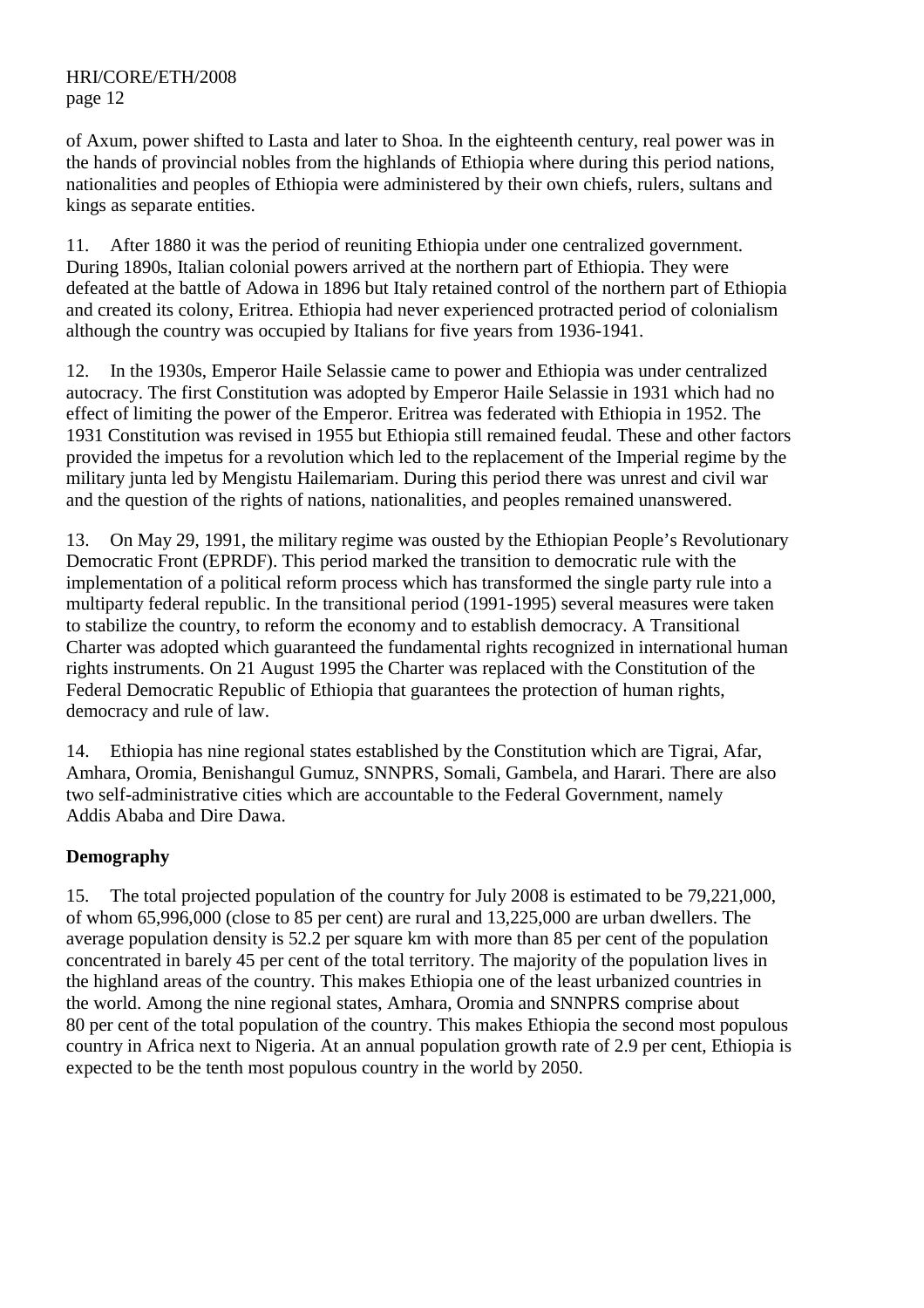of Axum, power shifted to Lasta and later to Shoa. In the eighteenth century, real power was in the hands of provincial nobles from the highlands of Ethiopia where during this period nations, nationalities and peoples of Ethiopia were administered by their own chiefs, rulers, sultans and kings as separate entities.

11. After 1880 it was the period of reuniting Ethiopia under one centralized government. During 1890s, Italian colonial powers arrived at the northern part of Ethiopia. They were defeated at the battle of Adowa in 1896 but Italy retained control of the northern part of Ethiopia and created its colony, Eritrea. Ethiopia had never experienced protracted period of colonialism although the country was occupied by Italians for five years from 1936-1941.

12. In the 1930s, Emperor Haile Selassie came to power and Ethiopia was under centralized autocracy. The first Constitution was adopted by Emperor Haile Selassie in 1931 which had no effect of limiting the power of the Emperor. Eritrea was federated with Ethiopia in 1952. The 1931 Constitution was revised in 1955 but Ethiopia still remained feudal. These and other factors provided the impetus for a revolution which led to the replacement of the Imperial regime by the military junta led by Mengistu Hailemariam. During this period there was unrest and civil war and the question of the rights of nations, nationalities, and peoples remained unanswered.

13. On May 29, 1991, the military regime was ousted by the Ethiopian People's Revolutionary Democratic Front (EPRDF). This period marked the transition to democratic rule with the implementation of a political reform process which has transformed the single party rule into a multiparty federal republic. In the transitional period (1991-1995) several measures were taken to stabilize the country, to reform the economy and to establish democracy. A Transitional Charter was adopted which guaranteed the fundamental rights recognized in international human rights instruments. On 21 August 1995 the Charter was replaced with the Constitution of the Federal Democratic Republic of Ethiopia that guarantees the protection of human rights, democracy and rule of law.

14. Ethiopia has nine regional states established by the Constitution which are Tigrai, Afar, Amhara, Oromia, Benishangul Gumuz, SNNPRS, Somali, Gambela, and Harari. There are also two self-administrative cities which are accountable to the Federal Government, namely Addis Ababa and Dire Dawa.

**Demography**

15. The total projected population of the country for July 2008 is estimated to be 79,221,000, of whom 65,996,000 (close to 85 per cent) are rural and 13,225,000 are urban dwellers. The average population density is 52.2 per square km with more than 85 per cent of the population concentrated in barely 45 per cent of the total territory. The majority of the population lives in the highland areas of the country. This makes Ethiopia one of the least urbanized countries in the world. Among the nine regional states, Amhara, Oromia and SNNPRS comprise about 80 per cent of the total population of the country. This makes Ethiopia the second most populous country in Africa next to Nigeria. At an annual population growth rate of 2.9 per cent, Ethiopia is expected to be the tenth most populous country in the world by 2050.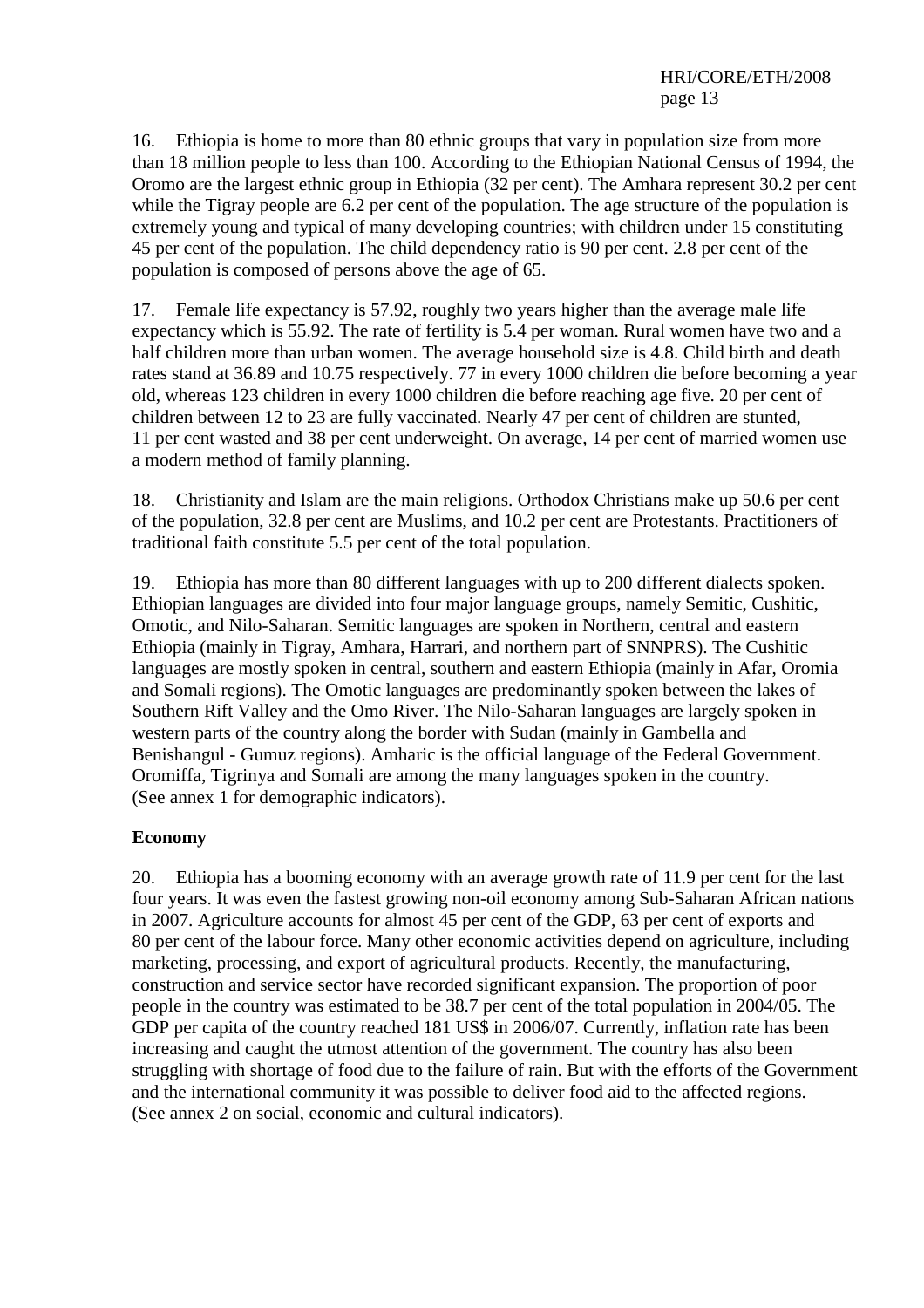16. Ethiopia is home to more than 80 ethnic groups that vary in population size from more than 18 million people to less than 100. According to the Ethiopian National Census of 1994, the Oromo are the largest ethnic group in Ethiopia (32 per cent). The Amhara represent 30.2 per cent while the Tigray people are 6.2 per cent of the population. The age structure of the population is extremely young and typical of many developing countries; with children under 15 constituting 45 per cent of the population. The child dependency ratio is 90 per cent. 2.8 per cent of the population is composed of persons above the age of 65.

17. Female life expectancy is 57.92, roughly two years higher than the average male life expectancy which is 55.92. The rate of fertility is 5.4 per woman. Rural women have two and a half children more than urban women. The average household size is 4.8. Child birth and death rates stand at 36.89 and 10.75 respectively. 77 in every 1000 children die before becoming a year old, whereas 123 children in every 1000 children die before reaching age five. 20 per cent of children between 12 to 23 are fully vaccinated. Nearly 47 per cent of children are stunted, 11 per cent wasted and 38 per cent underweight. On average, 14 per cent of married women use a modern method of family planning.

18. Christianity and Islam are the main religions. Orthodox Christians make up 50.6 per cent of the population, 32.8 per cent are Muslims, and 10.2 per cent are Protestants. Practitioners of traditional faith constitute 5.5 per cent of the total population.

19. Ethiopia has more than 80 different languages with up to 200 different dialects spoken. Ethiopian languages are divided into four major language groups, namely Semitic, Cushitic, Omotic, and Nilo-Saharan. Semitic languages are spoken in Northern, central and eastern Ethiopia (mainly in Tigray, Amhara, Harrari, and northern part of SNNPRS). The Cushitic languages are mostly spoken in central, southern and eastern Ethiopia (mainly in Afar, Oromia and Somali regions). The Omotic languages are predominantly spoken between the lakes of Southern Rift Valley and the Omo River. The Nilo-Saharan languages are largely spoken in western parts of the country along the border with Sudan (mainly in Gambella and Benishangul - Gumuz regions). Amharic is the official language of the Federal Government. Oromiffa, Tigrinya and Somali are among the many languages spoken in the country. (See annex 1 for demographic indicators).

**Economy**

20. Ethiopia has a booming economy with an average growth rate of 11.9 per cent for the last four years. It was even the fastest growing non-oil economy among Sub-Saharan African nations in 2007. Agriculture accounts for almost 45 per cent of the GDP, 63 per cent of exports and 80 per cent of the labour force. Many other economic activities depend on agriculture, including marketing, processing, and export of agricultural products. Recently, the manufacturing, construction and service sector have recorded significant expansion. The proportion of poor people in the country was estimated to be 38.7 per cent of the total population in 2004/05. The GDP per capita of the country reached 181 US$ in 2006/07. Currently, inflation rate has been increasing and caught the utmost attention of the government. The country has also been struggling with shortage of food due to the failure of rain. But with the efforts of the Government and the international community it was possible to deliver food aid to the affected regions. (See annex 2 on social, economic and cultural indicators).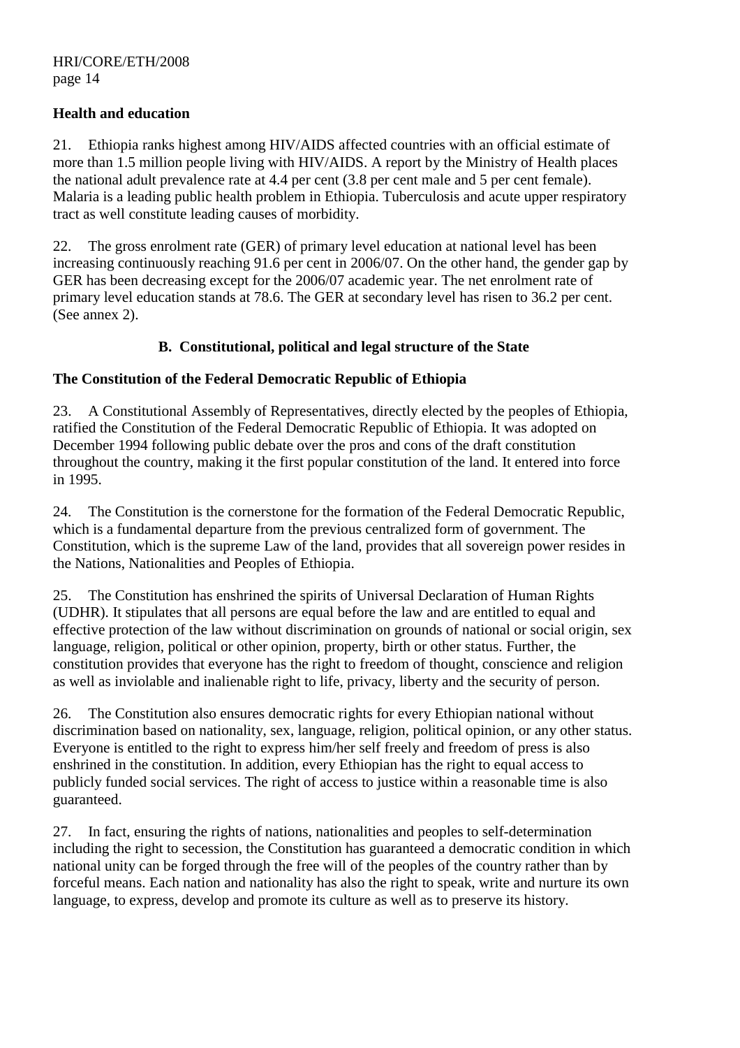**Health and education**

21. Ethiopia ranks highest among HIV/AIDS affected countries with an official estimate of more than 1.5 million people living with HIV/AIDS. A report by the Ministry of Health places the national adult prevalence rate at 4.4 per cent (3.8 per cent male and 5 per cent female). Malaria is a leading public health problem in Ethiopia. Tuberculosis and acute upper respiratory tract as well constitute leading causes of morbidity.

22. The gross enrolment rate (GER) of primary level education at national level has been increasing continuously reaching 91.6 per cent in 2006/07. On the other hand, the gender gap by GER has been decreasing except for the 2006/07 academic year. The net enrolment rate of primary level education stands at 78.6. The GER at secondary level has risen to 36.2 per cent. (See annex 2).

## B. Constitutional, political and legal structure of the State

**The Constitution of the Federal Democratic Republic of Ethiopia**

23. A Constitutional Assembly of Representatives, directly elected by the peoples of Ethiopia, ratified the Constitution of the Federal Democratic Republic of Ethiopia. It was adopted on December 1994 following public debate over the pros and cons of the draft constitution throughout the country, making it the first popular constitution of the land. It entered into force in 1995.

24. The Constitution is the cornerstone for the formation of the Federal Democratic Republic, which is a fundamental departure from the previous centralized form of government. The Constitution, which is the supreme Law of the land, provides that all sovereign power resides in the Nations, Nationalities and Peoples of Ethiopia.

25. The Constitution has enshrined the spirits of Universal Declaration of Human Rights (UDHR). It stipulates that all persons are equal before the law and are entitled to equal and effective protection of the law without discrimination on grounds of national or social origin, sex language, religion, political or other opinion, property, birth or other status. Further, the constitution provides that everyone has the right to freedom of thought, conscience and religion as well as inviolable and inalienable right to life, privacy, liberty and the security of person.

26. The Constitution also ensures democratic rights for every Ethiopian national without discrimination based on nationality, sex, language, religion, political opinion, or any other status. Everyone is entitled to the right to express him/her self freely and freedom of press is also enshrined in the constitution. In addition, every Ethiopian has the right to equal access to publicly funded social services. The right of access to justice within a reasonable time is also guaranteed.

27. In fact, ensuring the rights of nations, nationalities and peoples to self-determination including the right to secession, the Constitution has guaranteed a democratic condition in which national unity can be forged through the free will of the peoples of the country rather than by forceful means. Each nation and nationality has also the right to speak, write and nurture its own language, to express, develop and promote its culture as well as to preserve its history.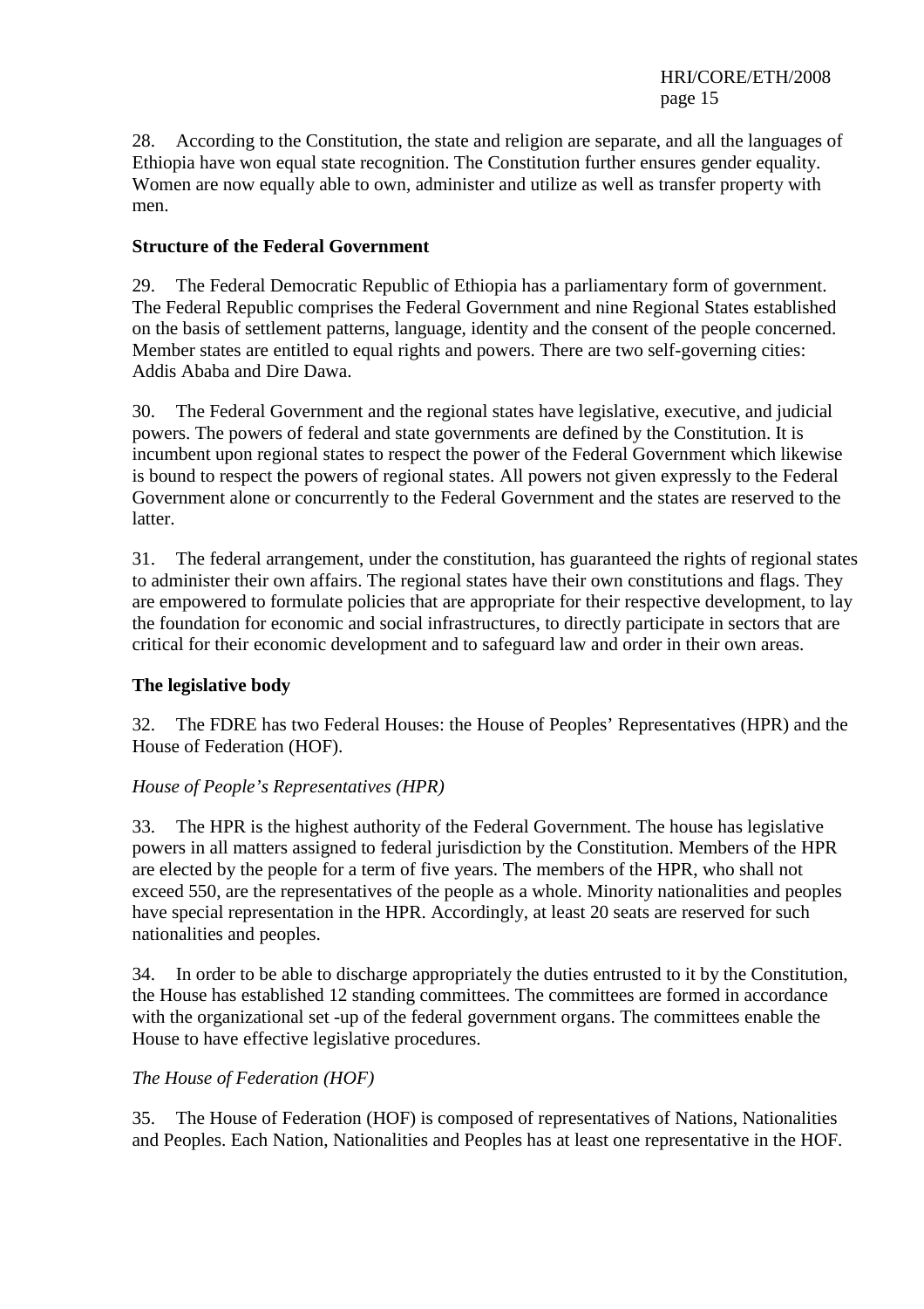28. According to the Constitution, the state and religion are separate, and all the languages of Ethiopia have won equal state recognition. The Constitution further ensures gender equality. Women are now equally able to own, administer and utilize as well as transfer property with men.

**Structure of the Federal Government**

29. The Federal Democratic Republic of Ethiopia has a parliamentary form of government. The Federal Republic comprises the Federal Government and nine Regional States established on the basis of settlement patterns, language, identity and the consent of the people concerned. Member states are entitled to equal rights and powers. There are two self-governing cities: Addis Ababa and Dire Dawa.

30. The Federal Government and the regional states have legislative, executive, and judicial powers. The powers of federal and state governments are defined by the Constitution. It is incumbent upon regional states to respect the power of the Federal Government which likewise is bound to respect the powers of regional states. All powers not given expressly to the Federal Government alone or concurrently to the Federal Government and the states are reserved to the latter.

31. The federal arrangement, under the constitution, has guaranteed the rights of regional states to administer their own affairs. The regional states have their own constitutions and flags. They are empowered to formulate policies that are appropriate for their respective development, to lay the foundation for economic and social infrastructures, to directly participate in sectors that are critical for their economic development and to safeguard law and order in their own areas.

**The legislative body**

32. The FDRE has two Federal Houses: the House of Peoples' Representatives (HPR) and the House of Federation (HOF).

*House of People's Representatives (HPR)*

33. The HPR is the highest authority of the Federal Government. The house has legislative powers in all matters assigned to federal jurisdiction by the Constitution. Members of the HPR are elected by the people for a term of five years. The members of the HPR, who shall not exceed 550, are the representatives of the people as a whole. Minority nationalities and peoples have special representation in the HPR. Accordingly, at least 20 seats are reserved for such nationalities and peoples.

34. In order to be able to discharge appropriately the duties entrusted to it by the Constitution, the House has established 12 standing committees. The committees are formed in accordance with the organizational set -up of the federal government organs. The committees enable the House to have effective legislative procedures.

*The House of Federation (HOF)*

35. The House of Federation (HOF) is composed of representatives of Nations, Nationalities and Peoples. Each Nation, Nationalities and Peoples has at least one representative in the HOF.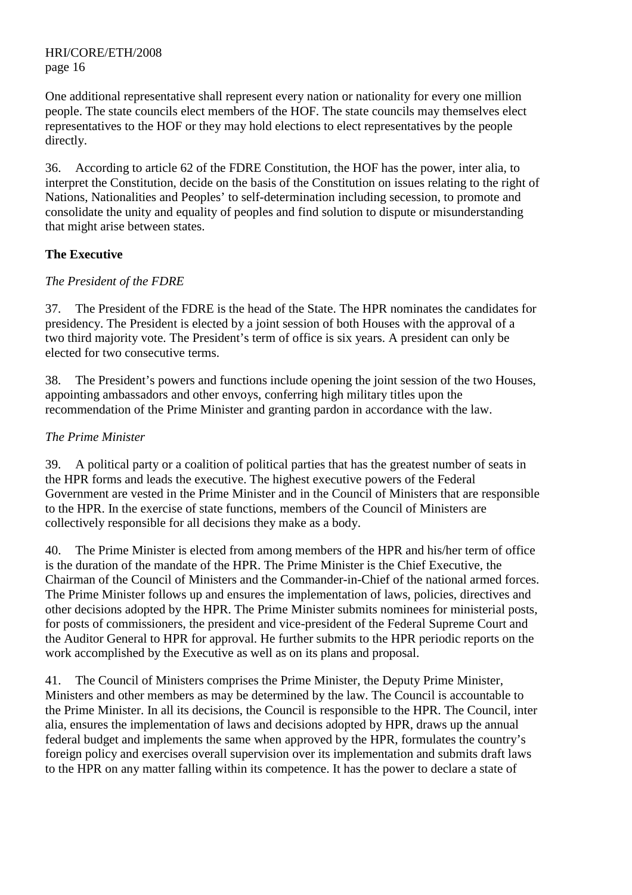One additional representative shall represent every nation or nationality for every one million people. The state councils elect members of the HOF. The state councils may themselves elect representatives to the HOF or they may hold elections to elect representatives by the people directly.

36. According to article 62 of the FDRE Constitution, the HOF has the power, inter alia, to interpret the Constitution, decide on the basis of the Constitution on issues relating to the right of Nations, Nationalities and Peoples' to self-determination including secession, to promote and consolidate the unity and equality of peoples and find solution to dispute or misunderstanding that might arise between states.

**The Executive**

*The President of the FDRE*

37. The President of the FDRE is the head of the State. The HPR nominates the candidates for presidency. The President is elected by a joint session of both Houses with the approval of a two third majority vote. The President's term of office is six years. A president can only be elected for two consecutive terms.

38. The President's powers and functions include opening the joint session of the two Houses, appointing ambassadors and other envoys, conferring high military titles upon the recommendation of the Prime Minister and granting pardon in accordance with the law.

*The Prime Minister*

39. A political party or a coalition of political parties that has the greatest number of seats in the HPR forms and leads the executive. The highest executive powers of the Federal Government are vested in the Prime Minister and in the Council of Ministers that are responsible to the HPR. In the exercise of state functions, members of the Council of Ministers are collectively responsible for all decisions they make as a body.

40. The Prime Minister is elected from among members of the HPR and his/her term of office is the duration of the mandate of the HPR. The Prime Minister is the Chief Executive, the Chairman of the Council of Ministers and the Commander-in-Chief of the national armed forces. The Prime Minister follows up and ensures the implementation of laws, policies, directives and other decisions adopted by the HPR. The Prime Minister submits nominees for ministerial posts, for posts of commissioners, the president and vice-president of the Federal Supreme Court and the Auditor General to HPR for approval. He further submits to the HPR periodic reports on the work accomplished by the Executive as well as on its plans and proposal.

41. The Council of Ministers comprises the Prime Minister, the Deputy Prime Minister, Ministers and other members as may be determined by the law. The Council is accountable to the Prime Minister. In all its decisions, the Council is responsible to the HPR. The Council, inter alia, ensures the implementation of laws and decisions adopted by HPR, draws up the annual federal budget and implements the same when approved by the HPR, formulates the country's foreign policy and exercises overall supervision over its implementation and submits draft laws to the HPR on any matter falling within its competence. It has the power to declare a state of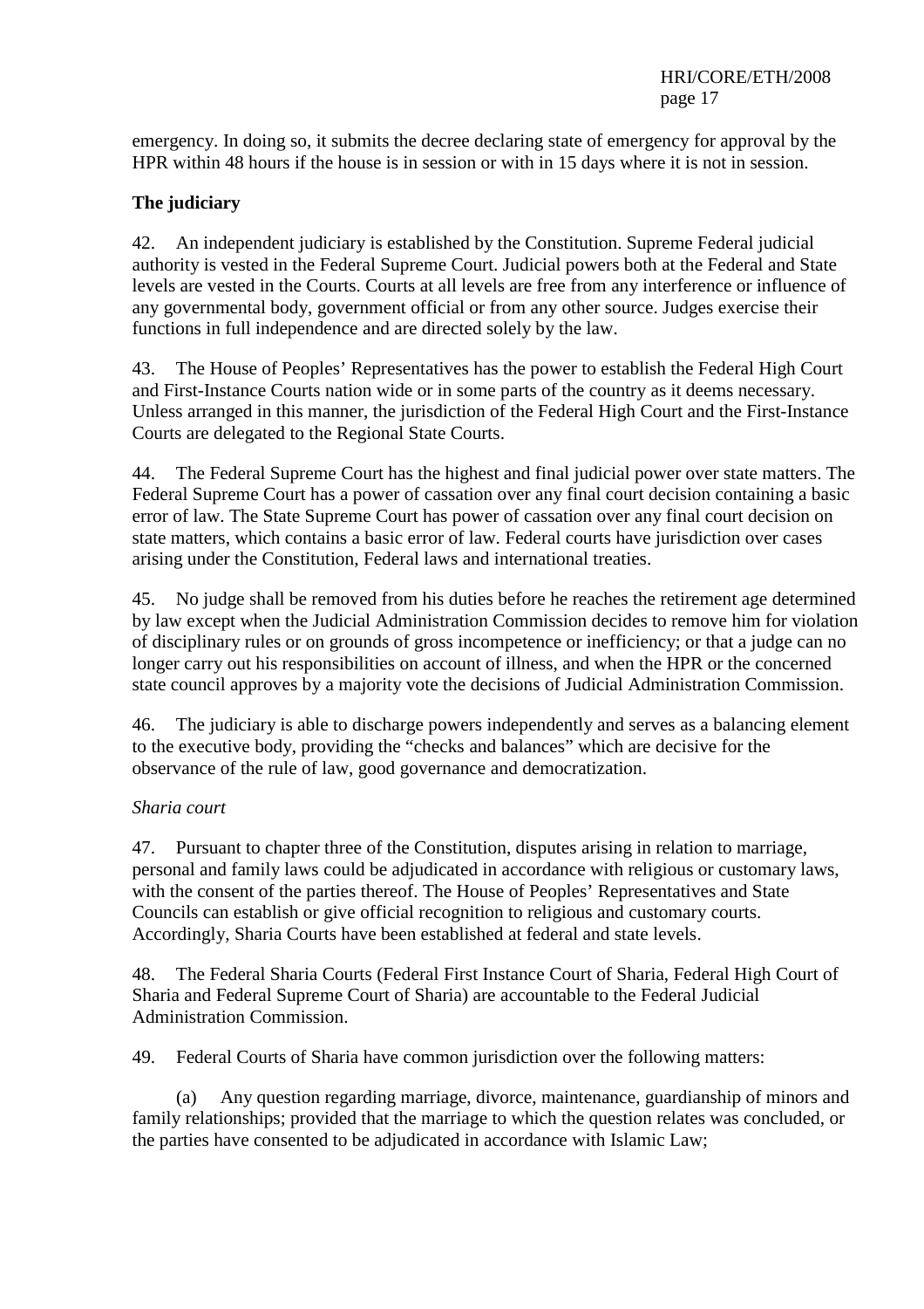emergency. In doing so, it submits the decree declaring state of emergency for approval by the HPR within 48 hours if the house is in session or with in 15 days where it is not in session.

**The judiciary**

42. An independent judiciary is established by the Constitution. Supreme Federal judicial authority is vested in the Federal Supreme Court. Judicial powers both at the Federal and State levels are vested in the Courts. Courts at all levels are free from any interference or influence of any governmental body, government official or from any other source. Judges exercise their functions in full independence and are directed solely by the law.

43. The House of Peoples' Representatives has the power to establish the Federal High Court and First-Instance Courts nation wide or in some parts of the country as it deems necessary. Unless arranged in this manner, the jurisdiction of the Federal High Court and the First-Instance Courts are delegated to the Regional State Courts.

44. The Federal Supreme Court has the highest and final judicial power over state matters. The Federal Supreme Court has a power of cassation over any final court decision containing a basic error of law. The State Supreme Court has power of cassation over any final court decision on state matters, which contains a basic error of law. Federal courts have jurisdiction over cases arising under the Constitution, Federal laws and international treaties.

45. No judge shall be removed from his duties before he reaches the retirement age determined by law except when the Judicial Administration Commission decides to remove him for violation of disciplinary rules or on grounds of gross incompetence or inefficiency; or that a judge can no longer carry out his responsibilities on account of illness, and when the HPR or the concerned state council approves by a majority vote the decisions of Judicial Administration Commission.

46. The judiciary is able to discharge powers independently and serves as a balancing element to the executive body, providing the "checks and balances" which are decisive for the observance of the rule of law, good governance and democratization.

*Sharia court*

47. Pursuant to chapter three of the Constitution, disputes arising in relation to marriage, personal and family laws could be adjudicated in accordance with religious or customary laws, with the consent of the parties thereof. The House of Peoples' Representatives and State Councils can establish or give official recognition to religious and customary courts. Accordingly, Sharia Courts have been established at federal and state levels.

48. The Federal Sharia Courts (Federal First Instance Court of Sharia, Federal High Court of Sharia and Federal Supreme Court of Sharia) are accountable to the Federal Judicial Administration Commission.

49. Federal Courts of Sharia have common jurisdiction over the following matters:

(a) Any question regarding marriage, divorce, maintenance, guardianship of minors and family relationships; provided that the marriage to which the question relates was concluded, or the parties have consented to be adjudicated in accordance with Islamic Law;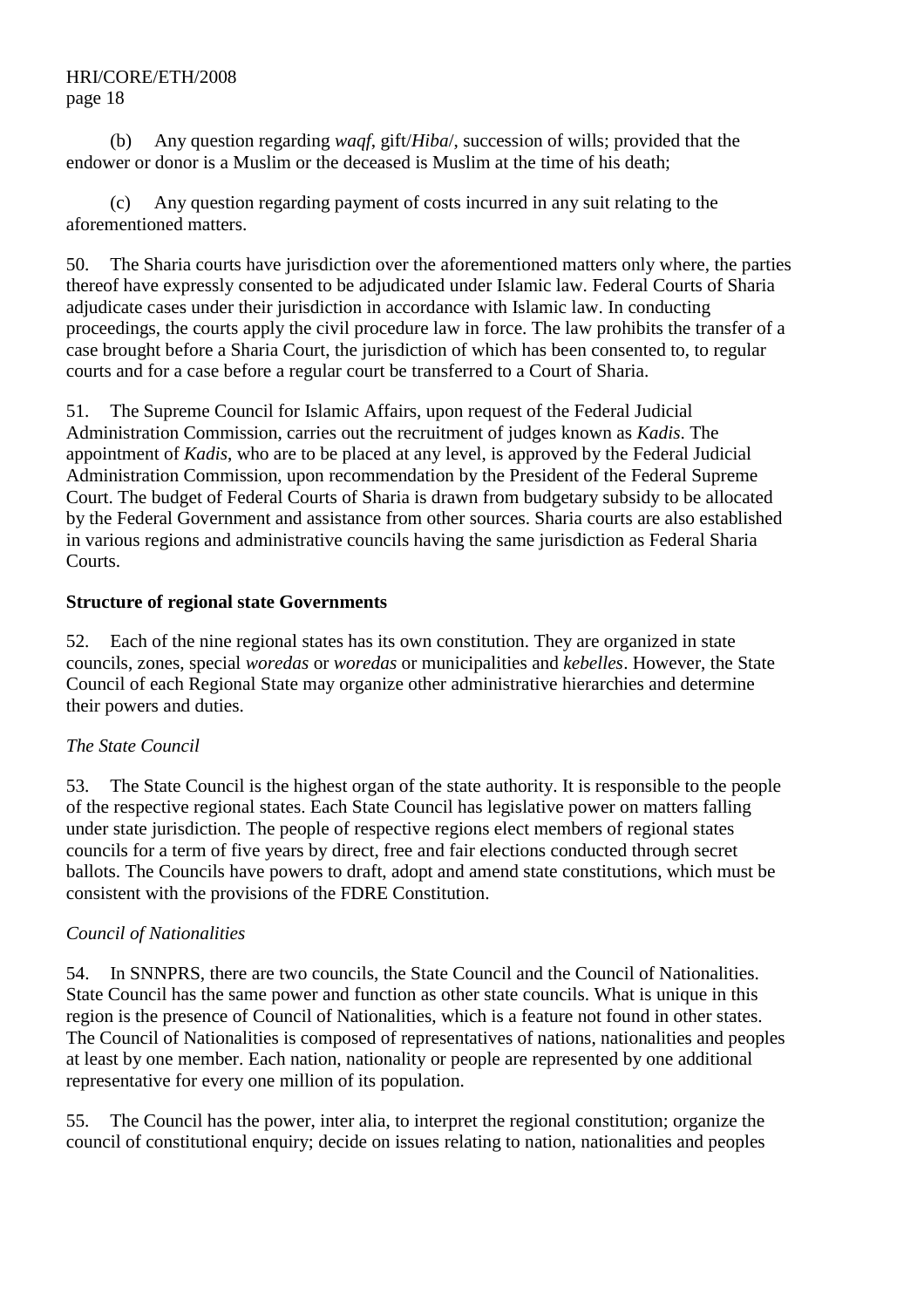(b) Any question regarding *waqf*, gift/*Hiba*/, succession of wills; provided that the endower or donor is a Muslim or the deceased is Muslim at the time of his death;

(c) Any question regarding payment of costs incurred in any suit relating to the aforementioned matters.

50. The Sharia courts have jurisdiction over the aforementioned matters only where, the parties thereof have expressly consented to be adjudicated under Islamic law. Federal Courts of Sharia adjudicate cases under their jurisdiction in accordance with Islamic law. In conducting proceedings, the courts apply the civil procedure law in force. The law prohibits the transfer of a case brought before a Sharia Court, the jurisdiction of which has been consented to, to regular courts and for a case before a regular court be transferred to a Court of Sharia.

51. The Supreme Council for Islamic Affairs, upon request of the Federal Judicial Administration Commission, carries out the recruitment of judges known as *Kadis*. The appointment of *Kadis*, who are to be placed at any level, is approved by the Federal Judicial Administration Commission, upon recommendation by the President of the Federal Supreme Court. The budget of Federal Courts of Sharia is drawn from budgetary subsidy to be allocated by the Federal Government and assistance from other sources. Sharia courts are also established in various regions and administrative councils having the same jurisdiction as Federal Sharia Courts.

**Structure of regional state Governments**

52. Each of the nine regional states has its own constitution. They are organized in state councils, zones, special *woredas* or *woredas* or municipalities and *kebelles*. However, the State Council of each Regional State may organize other administrative hierarchies and determine their powers and duties.

*The State Council*

53. The State Council is the highest organ of the state authority. It is responsible to the people of the respective regional states. Each State Council has legislative power on matters falling under state jurisdiction. The people of respective regions elect members of regional states councils for a term of five years by direct, free and fair elections conducted through secret ballots. The Councils have powers to draft, adopt and amend state constitutions, which must be consistent with the provisions of the FDRE Constitution.

*Council of Nationalities*

54. In SNNPRS, there are two councils, the State Council and the Council of Nationalities. State Council has the same power and function as other state councils. What is unique in this region is the presence of Council of Nationalities, which is a feature not found in other states. The Council of Nationalities is composed of representatives of nations, nationalities and peoples at least by one member. Each nation, nationality or people are represented by one additional representative for every one million of its population.

55. The Council has the power, inter alia, to interpret the regional constitution; organize the council of constitutional enquiry; decide on issues relating to nation, nationalities and peoples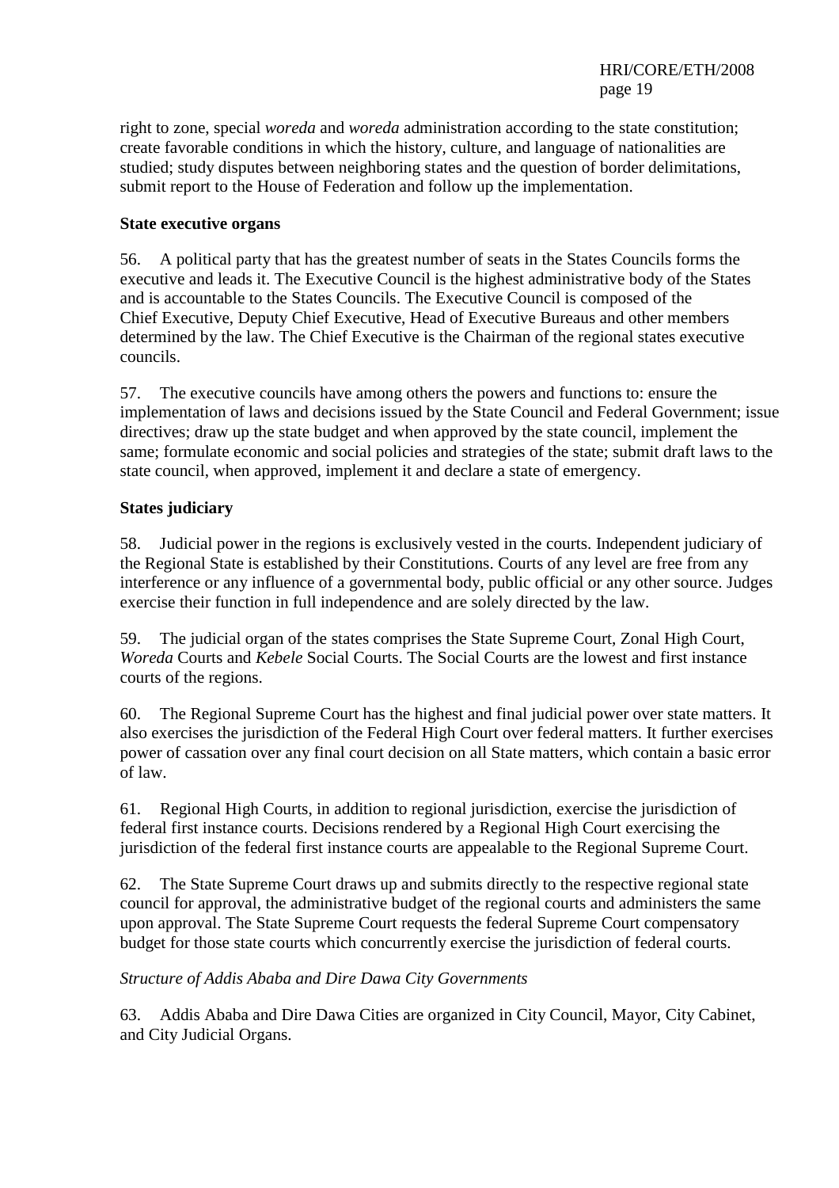right to zone, special *woreda* and *woreda* administration according to the state constitution; create favorable conditions in which the history, culture, and language of nationalities are studied; study disputes between neighboring states and the question of border delimitations, submit report to the House of Federation and follow up the implementation.

**State executive organs**

56. A political party that has the greatest number of seats in the States Councils forms the executive and leads it. The Executive Council is the highest administrative body of the States and is accountable to the States Councils. The Executive Council is composed of the Chief Executive, Deputy Chief Executive, Head of Executive Bureaus and other members determined by the law. The Chief Executive is the Chairman of the regional states executive councils.

57. The executive councils have among others the powers and functions to: ensure the implementation of laws and decisions issued by the State Council and Federal Government; issue directives; draw up the state budget and when approved by the state council, implement the same; formulate economic and social policies and strategies of the state; submit draft laws to the state council, when approved, implement it and declare a state of emergency.

**States judiciary**

58. Judicial power in the regions is exclusively vested in the courts. Independent judiciary of the Regional State is established by their Constitutions. Courts of any level are free from any interference or any influence of a governmental body, public official or any other source. Judges exercise their function in full independence and are solely directed by the law.

59. The judicial organ of the states comprises the State Supreme Court, Zonal High Court, *Woreda* Courts and *Kebele* Social Courts. The Social Courts are the lowest and first instance courts of the regions.

60. The Regional Supreme Court has the highest and final judicial power over state matters. It also exercises the jurisdiction of the Federal High Court over federal matters. It further exercises power of cassation over any final court decision on all State matters, which contain a basic error of law.

61. Regional High Courts, in addition to regional jurisdiction, exercise the jurisdiction of federal first instance courts. Decisions rendered by a Regional High Court exercising the jurisdiction of the federal first instance courts are appealable to the Regional Supreme Court.

62. The State Supreme Court draws up and submits directly to the respective regional state council for approval, the administrative budget of the regional courts and administers the same upon approval. The State Supreme Court requests the federal Supreme Court compensatory budget for those state courts which concurrently exercise the jurisdiction of federal courts.

*Structure of Addis Ababa and Dire Dawa City Governments*

63. Addis Ababa and Dire Dawa Cities are organized in City Council, Mayor, City Cabinet, and City Judicial Organs.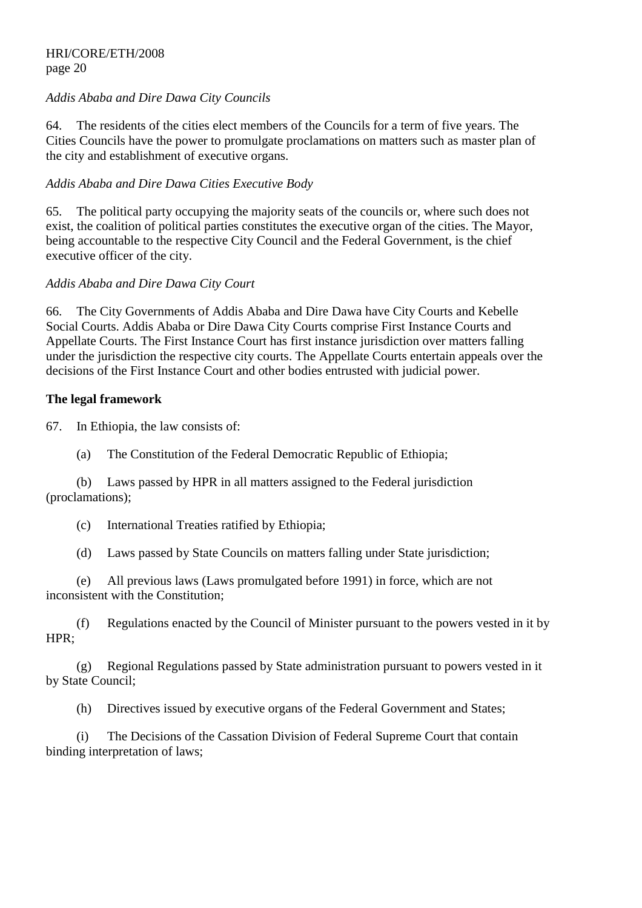*Addis Ababa and Dire Dawa City Councils*

64. The residents of the cities elect members of the Councils for a term of five years. The Cities Councils have the power to promulgate proclamations on matters such as master plan of the city and establishment of executive organs.

*Addis Ababa and Dire Dawa Cities Executive Body*

65. The political party occupying the majority seats of the councils or, where such does not exist, the coalition of political parties constitutes the executive organ of the cities. The Mayor, being accountable to the respective City Council and the Federal Government, is the chief executive officer of the city.

*Addis Ababa and Dire Dawa City Court*

66. The City Governments of Addis Ababa and Dire Dawa have City Courts and Kebelle Social Courts. Addis Ababa or Dire Dawa City Courts comprise First Instance Courts and Appellate Courts. The First Instance Court has first instance jurisdiction over matters falling under the jurisdiction the respective city courts. The Appellate Courts entertain appeals over the decisions of the First Instance Court and other bodies entrusted with judicial power.

**The legal framework**

67. In Ethiopia, the law consists of:

(a) The Constitution of the Federal Democratic Republic of Ethiopia;

(b) Laws passed by HPR in all matters assigned to the Federal jurisdiction (proclamations);

(c) International Treaties ratified by Ethiopia;

(d) Laws passed by State Councils on matters falling under State jurisdiction;

(e) All previous laws (Laws promulgated before 1991) in force, which are not inconsistent with the Constitution;

(f) Regulations enacted by the Council of Minister pursuant to the powers vested in it by HPR;

(g) Regional Regulations passed by State administration pursuant to powers vested in it by State Council;

(h) Directives issued by executive organs of the Federal Government and States;

(i) The Decisions of the Cassation Division of Federal Supreme Court that contain binding interpretation of laws;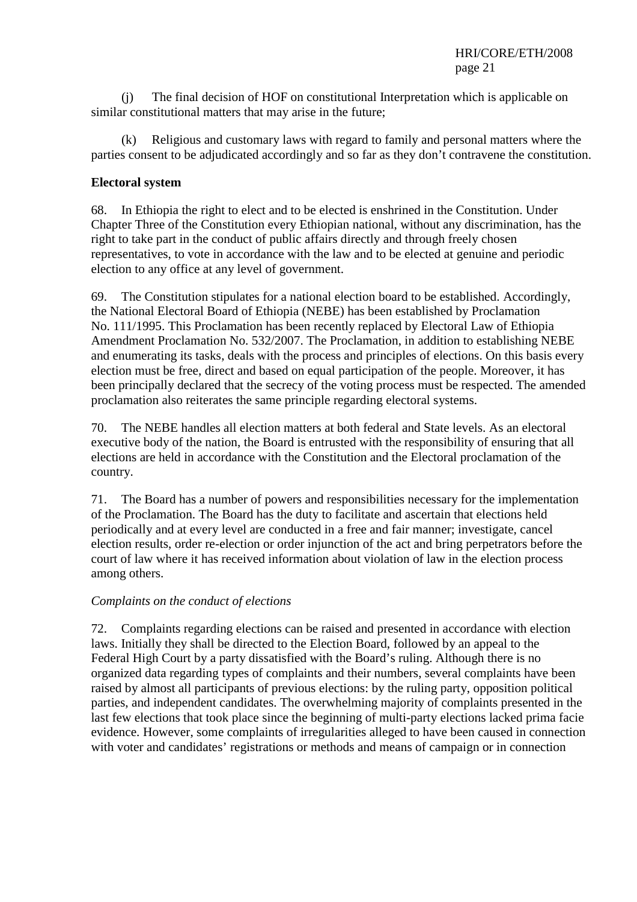(j) The final decision of HOF on constitutional Interpretation which is applicable on similar constitutional matters that may arise in the future;

(k) Religious and customary laws with regard to family and personal matters where the parties consent to be adjudicated accordingly and so far as they don't contravene the constitution.

**Electoral system**

68. In Ethiopia the right to elect and to be elected is enshrined in the Constitution. Under Chapter Three of the Constitution every Ethiopian national, without any discrimination, has the right to take part in the conduct of public affairs directly and through freely chosen representatives, to vote in accordance with the law and to be elected at genuine and periodic election to any office at any level of government.

69. The Constitution stipulates for a national election board to be established. Accordingly, the National Electoral Board of Ethiopia (NEBE) has been established by Proclamation No. 111/1995. This Proclamation has been recently replaced by Electoral Law of Ethiopia Amendment Proclamation No. 532/2007. The Proclamation, in addition to establishing NEBE and enumerating its tasks, deals with the process and principles of elections. On this basis every election must be free, direct and based on equal participation of the people. Moreover, it has been principally declared that the secrecy of the voting process must be respected. The amended proclamation also reiterates the same principle regarding electoral systems.

70. The NEBE handles all election matters at both federal and State levels. As an electoral executive body of the nation, the Board is entrusted with the responsibility of ensuring that all elections are held in accordance with the Constitution and the Electoral proclamation of the country.

71. The Board has a number of powers and responsibilities necessary for the implementation of the Proclamation. The Board has the duty to facilitate and ascertain that elections held periodically and at every level are conducted in a free and fair manner; investigate, cancel election results, order re-election or order injunction of the act and bring perpetrators before the court of law where it has received information about violation of law in the election process among others.

*Complaints on the conduct of elections*

72. Complaints regarding elections can be raised and presented in accordance with election laws. Initially they shall be directed to the Election Board, followed by an appeal to the Federal High Court by a party dissatisfied with the Board's ruling. Although there is no organized data regarding types of complaints and their numbers, several complaints have been raised by almost all participants of previous elections: by the ruling party, opposition political parties, and independent candidates. The overwhelming majority of complaints presented in the last few elections that took place since the beginning of multi-party elections lacked prima facie evidence. However, some complaints of irregularities alleged to have been caused in connection with voter and candidates' registrations or methods and means of campaign or in connection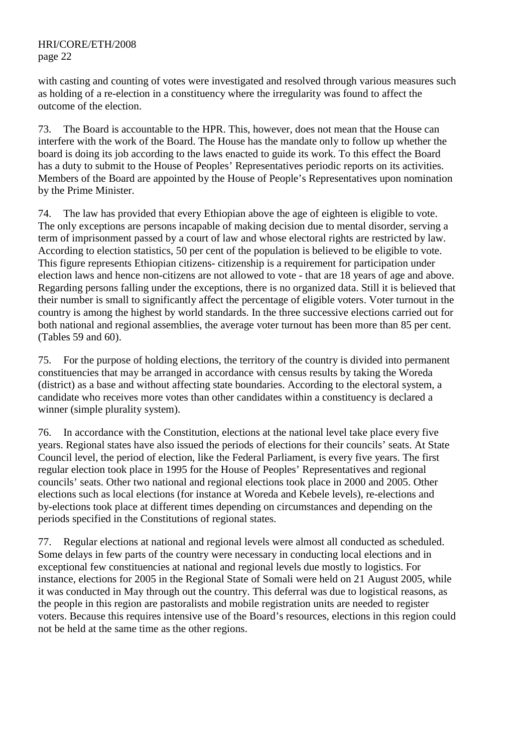with casting and counting of votes were investigated and resolved through various measures such as holding of a re-election in a constituency where the irregularity was found to affect the outcome of the election.

73. The Board is accountable to the HPR. This, however, does not mean that the House can interfere with the work of the Board. The House has the mandate only to follow up whether the board is doing its job according to the laws enacted to guide its work. To this effect the Board has a duty to submit to the House of Peoples' Representatives periodic reports on its activities. Members of the Board are appointed by the House of People's Representatives upon nomination by the Prime Minister.

74. The law has provided that every Ethiopian above the age of eighteen is eligible to vote. The only exceptions are persons incapable of making decision due to mental disorder, serving a term of imprisonment passed by a court of law and whose electoral rights are restricted by law. According to election statistics, 50 per cent of the population is believed to be eligible to vote. This figure represents Ethiopian citizens- citizenship is a requirement for participation under election laws and hence non-citizens are not allowed to vote - that are 18 years of age and above. Regarding persons falling under the exceptions, there is no organized data. Still it is believed that their number is small to significantly affect the percentage of eligible voters. Voter turnout in the country is among the highest by world standards. In the three successive elections carried out for both national and regional assemblies, the average voter turnout has been more than 85 per cent. (Tables 59 and 60).

75. For the purpose of holding elections, the territory of the country is divided into permanent constituencies that may be arranged in accordance with census results by taking the Woreda (district) as a base and without affecting state boundaries. According to the electoral system, a candidate who receives more votes than other candidates within a constituency is declared a winner (simple plurality system).

76. In accordance with the Constitution, elections at the national level take place every five years. Regional states have also issued the periods of elections for their councils' seats. At State Council level, the period of election, like the Federal Parliament, is every five years. The first regular election took place in 1995 for the House of Peoples' Representatives and regional councils' seats. Other two national and regional elections took place in 2000 and 2005. Other elections such as local elections (for instance at Woreda and Kebele levels), re-elections and by-elections took place at different times depending on circumstances and depending on the periods specified in the Constitutions of regional states.

77. Regular elections at national and regional levels were almost all conducted as scheduled. Some delays in few parts of the country were necessary in conducting local elections and in exceptional few constituencies at national and regional levels due mostly to logistics. For instance, elections for 2005 in the Regional State of Somali were held on 21 August 2005, while it was conducted in May through out the country. This deferral was due to logistical reasons, as the people in this region are pastoralists and mobile registration units are needed to register voters. Because this requires intensive use of the Board's resources, elections in this region could not be held at the same time as the other regions.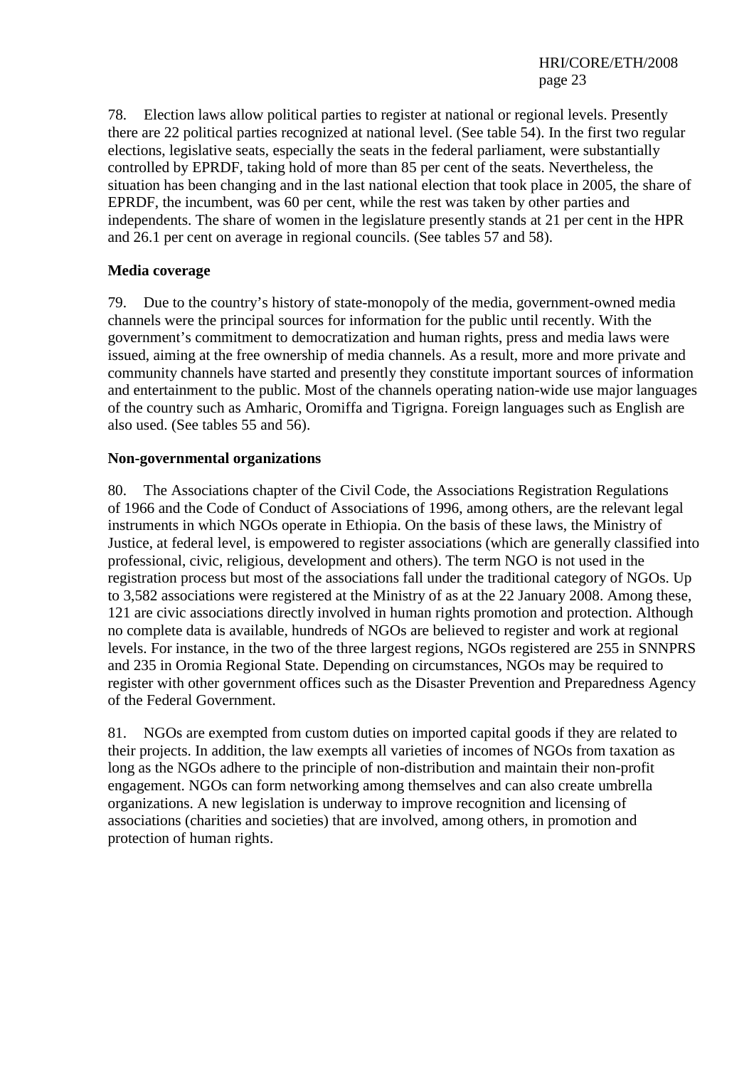78. Election laws allow political parties to register at national or regional levels. Presently there are 22 political parties recognized at national level. (See table 54). In the first two regular elections, legislative seats, especially the seats in the federal parliament, were substantially controlled by EPRDF, taking hold of more than 85 per cent of the seats. Nevertheless, the situation has been changing and in the last national election that took place in 2005, the share of EPRDF, the incumbent, was 60 per cent, while the rest was taken by other parties and independents. The share of women in the legislature presently stands at 21 per cent in the HPR and 26.1 per cent on average in regional councils. (See tables 57 and 58).

**Media coverage**

79. Due to the country's history of state-monopoly of the media, government-owned media channels were the principal sources for information for the public until recently. With the government's commitment to democratization and human rights, press and media laws were issued, aiming at the free ownership of media channels. As a result, more and more private and community channels have started and presently they constitute important sources of information and entertainment to the public. Most of the channels operating nation-wide use major languages of the country such as Amharic, Oromiffa and Tigrigna. Foreign languages such as English are also used. (See tables 55 and 56).

**Non-governmental organizations**

80. The Associations chapter of the Civil Code, the Associations Registration Regulations of 1966 and the Code of Conduct of Associations of 1996, among others, are the relevant legal instruments in which NGOs operate in Ethiopia. On the basis of these laws, the Ministry of Justice, at federal level, is empowered to register associations (which are generally classified into professional, civic, religious, development and others). The term NGO is not used in the registration process but most of the associations fall under the traditional category of NGOs. Up to 3,582 associations were registered at the Ministry of as at the 22 January 2008. Among these, 121 are civic associations directly involved in human rights promotion and protection. Although no complete data is available, hundreds of NGOs are believed to register and work at regional levels. For instance, in the two of the three largest regions, NGOs registered are 255 in SNNPRS and 235 in Oromia Regional State. Depending on circumstances, NGOs may be required to register with other government offices such as the Disaster Prevention and Preparedness Agency of the Federal Government.

81. NGOs are exempted from custom duties on imported capital goods if they are related to their projects. In addition, the law exempts all varieties of incomes of NGOs from taxation as long as the NGOs adhere to the principle of non-distribution and maintain their non-profit engagement. NGOs can form networking among themselves and can also create umbrella organizations. A new legislation is underway to improve recognition and licensing of associations (charities and societies) that are involved, among others, in promotion and protection of human rights.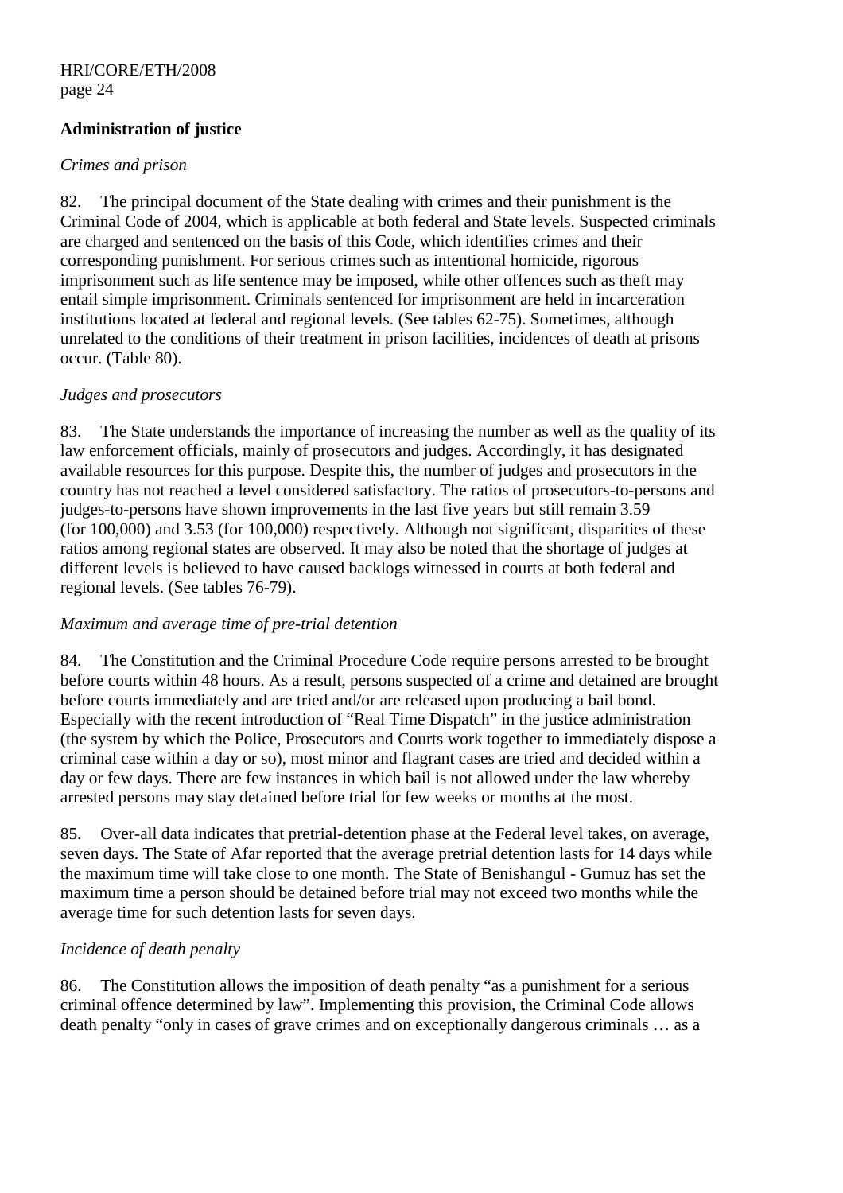**Administration of justice**

*Crimes and prison*

82. The principal document of the State dealing with crimes and their punishment is the Criminal Code of 2004, which is applicable at both federal and State levels. Suspected criminals are charged and sentenced on the basis of this Code, which identifies crimes and their corresponding punishment. For serious crimes such as intentional homicide, rigorous imprisonment such as life sentence may be imposed, while other offences such as theft may entail simple imprisonment. Criminals sentenced for imprisonment are held in incarceration institutions located at federal and regional levels. (See tables 62-75). Sometimes, although unrelated to the conditions of their treatment in prison facilities, incidences of death at prisons occur. (Table 80).

*Judges and prosecutors*

83. The State understands the importance of increasing the number as well as the quality of its law enforcement officials, mainly of prosecutors and judges. Accordingly, it has designated available resources for this purpose. Despite this, the number of judges and prosecutors in the country has not reached a level considered satisfactory. The ratios of prosecutors-to-persons and judges-to-persons have shown improvements in the last five years but still remain 3.59 (for 100,000) and 3.53 (for 100,000) respectively. Although not significant, disparities of these ratios among regional states are observed. It may also be noted that the shortage of judges at different levels is believed to have caused backlogs witnessed in courts at both federal and regional levels. (See tables 76-79).

*Maximum and average time of pre-trial detention*

84. The Constitution and the Criminal Procedure Code require persons arrested to be brought before courts within 48 hours. As a result, persons suspected of a crime and detained are brought before courts immediately and are tried and/or are released upon producing a bail bond. Especially with the recent introduction of "Real Time Dispatch" in the justice administration (the system by which the Police, Prosecutors and Courts work together to immediately dispose a criminal case within a day or so), most minor and flagrant cases are tried and decided within a day or few days. There are few instances in which bail is not allowed under the law whereby arrested persons may stay detained before trial for few weeks or months at the most.

85. Over-all data indicates that pretrial-detention phase at the Federal level takes, on average, seven days. The State of Afar reported that the average pretrial detention lasts for 14 days while the maximum time will take close to one month. The State of Benishangul - Gumuz has set the maximum time a person should be detained before trial may not exceed two months while the average time for such detention lasts for seven days.

*Incidence of death penalty*

86. The Constitution allows the imposition of death penalty "as a punishment for a serious criminal offence determined by law". Implementing this provision, the Criminal Code allows death penalty "only in cases of grave crimes and on exceptionally dangerous criminals … as a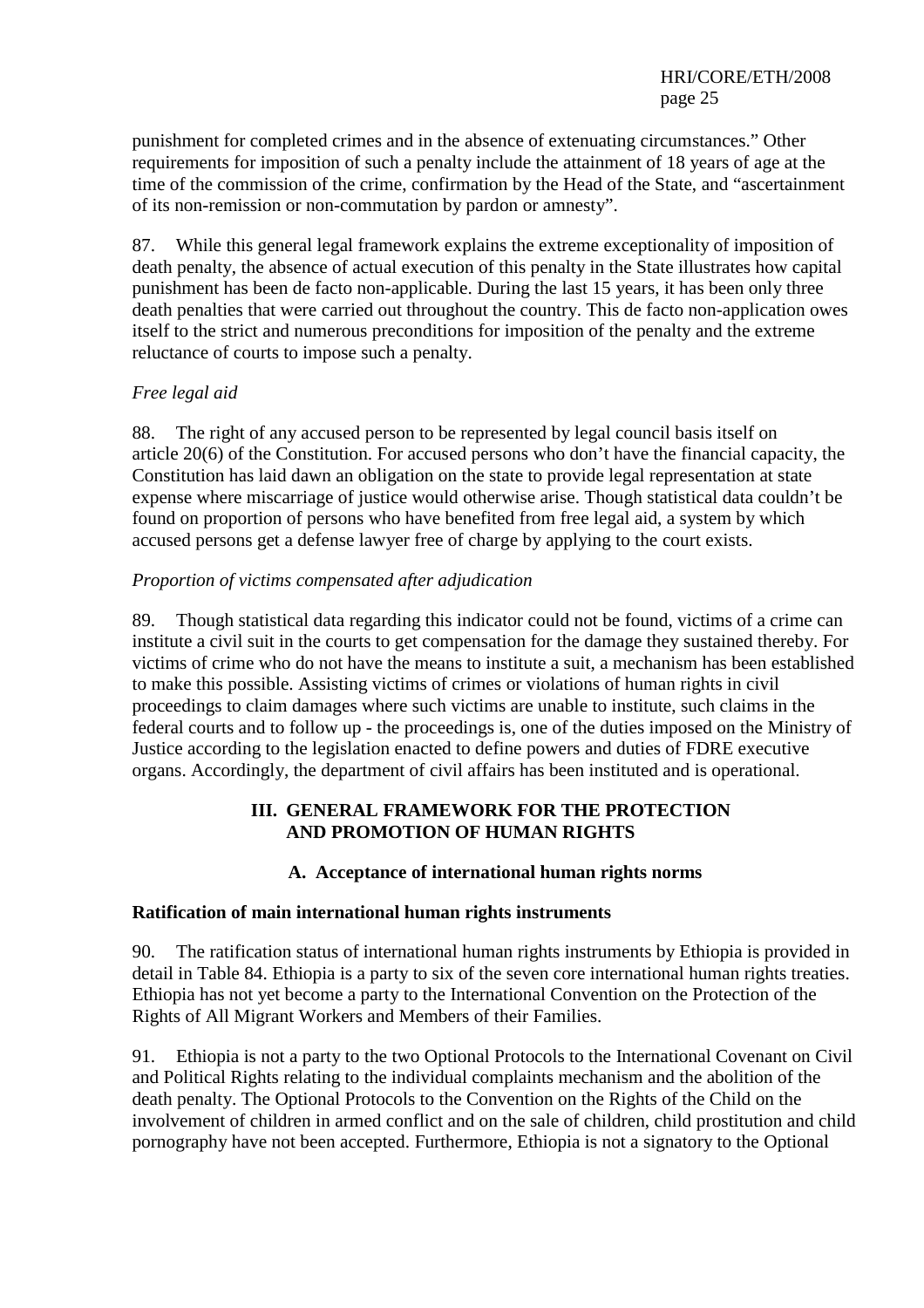punishment for completed crimes and in the absence of extenuating circumstances." Other requirements for imposition of such a penalty include the attainment of 18 years of age at the time of the commission of the crime, confirmation by the Head of the State, and "ascertainment of its non-remission or non-commutation by pardon or amnesty".

87. While this general legal framework explains the extreme exceptionality of imposition of death penalty, the absence of actual execution of this penalty in the State illustrates how capital punishment has been de facto non-applicable. During the last 15 years, it has been only three death penalties that were carried out throughout the country. This de facto non-application owes itself to the strict and numerous preconditions for imposition of the penalty and the extreme reluctance of courts to impose such a penalty.

*Free legal aid*

88. The right of any accused person to be represented by legal council basis itself on article 20(6) of the Constitution. For accused persons who don't have the financial capacity, the Constitution has laid dawn an obligation on the state to provide legal representation at state expense where miscarriage of justice would otherwise arise. Though statistical data couldn't be found on proportion of persons who have benefited from free legal aid, a system by which accused persons get a defense lawyer free of charge by applying to the court exists.

*Proportion of victims compensated after adjudication*

89. Though statistical data regarding this indicator could not be found, victims of a crime can institute a civil suit in the courts to get compensation for the damage they sustained thereby. For victims of crime who do not have the means to institute a suit, a mechanism has been established to make this possible. Assisting victims of crimes or violations of human rights in civil proceedings to claim damages where such victims are unable to institute, such claims in the federal courts and to follow up - the proceedings is, one of the duties imposed on the Ministry of Justice according to the legislation enacted to define powers and duties of FDRE executive organs. Accordingly, the department of civil affairs has been instituted and is operational.

## III. GENERAL FRAMEWORK FOR THE PROTECTION AND PROMOTION OF HUMAN RIGHTS

### A. Acceptance of international human rights norms

**Ratification of main international human rights instruments**

90. The ratification status of international human rights instruments by Ethiopia is provided in detail in Table 84. Ethiopia is a party to six of the seven core international human rights treaties. Ethiopia has not yet become a party to the International Convention on the Protection of the Rights of All Migrant Workers and Members of their Families.

91. Ethiopia is not a party to the two Optional Protocols to the International Covenant on Civil and Political Rights relating to the individual complaints mechanism and the abolition of the death penalty. The Optional Protocols to the Convention on the Rights of the Child on the involvement of children in armed conflict and on the sale of children, child prostitution and child pornography have not been accepted. Furthermore, Ethiopia is not a signatory to the Optional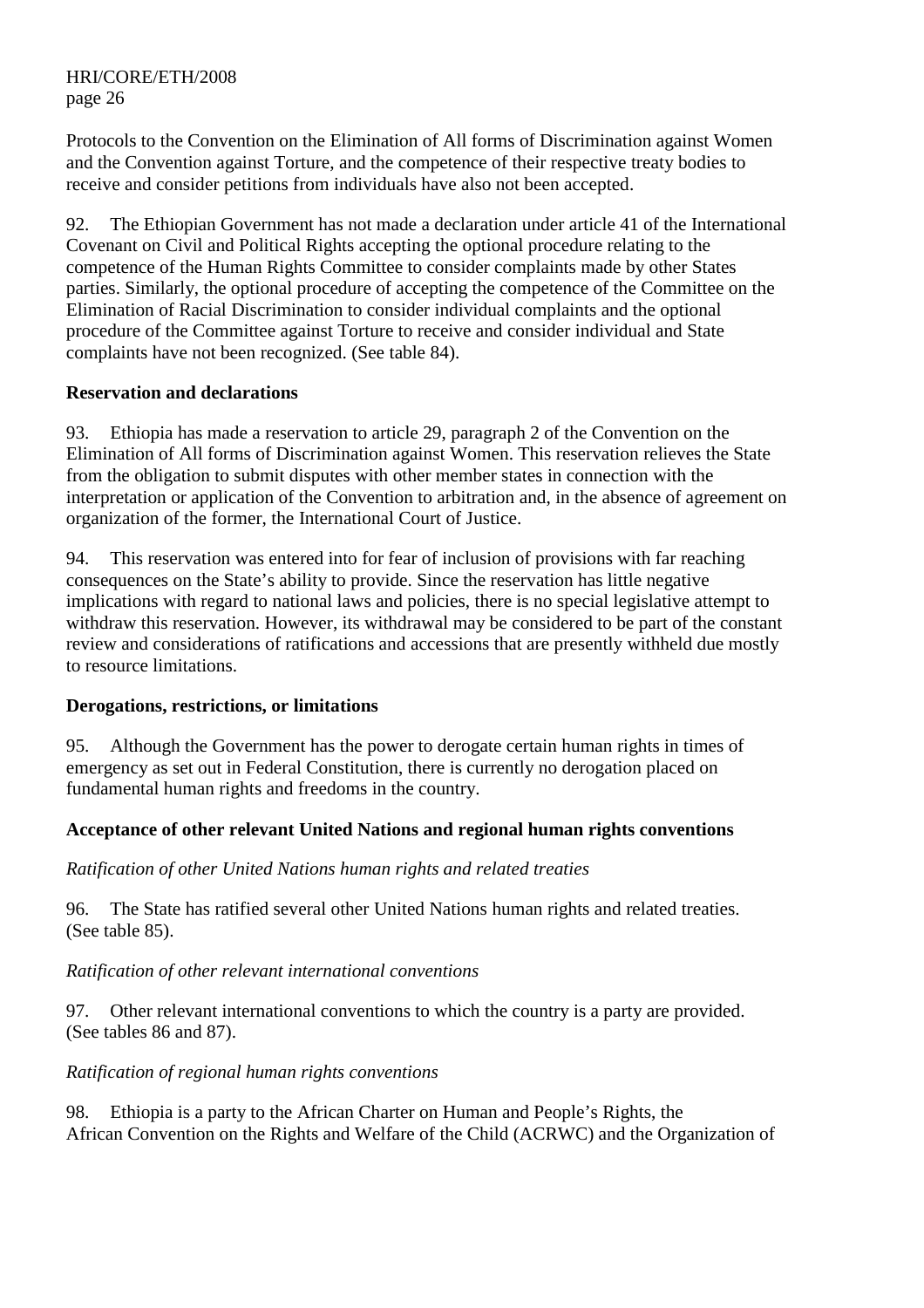Protocols to the Convention on the Elimination of All forms of Discrimination against Women and the Convention against Torture, and the competence of their respective treaty bodies to receive and consider petitions from individuals have also not been accepted.

92. The Ethiopian Government has not made a declaration under article 41 of the International Covenant on Civil and Political Rights accepting the optional procedure relating to the competence of the Human Rights Committee to consider complaints made by other States parties. Similarly, the optional procedure of accepting the competence of the Committee on the Elimination of Racial Discrimination to consider individual complaints and the optional procedure of the Committee against Torture to receive and consider individual and State complaints have not been recognized. (See table 84).

**Reservation and declarations**

93. Ethiopia has made a reservation to article 29, paragraph 2 of the Convention on the Elimination of All forms of Discrimination against Women. This reservation relieves the State from the obligation to submit disputes with other member states in connection with the interpretation or application of the Convention to arbitration and, in the absence of agreement on organization of the former, the International Court of Justice.

94. This reservation was entered into for fear of inclusion of provisions with far reaching consequences on the State's ability to provide. Since the reservation has little negative implications with regard to national laws and policies, there is no special legislative attempt to withdraw this reservation. However, its withdrawal may be considered to be part of the constant review and considerations of ratifications and accessions that are presently withheld due mostly to resource limitations.

**Derogations, restrictions, or limitations**

95. Although the Government has the power to derogate certain human rights in times of emergency as set out in Federal Constitution, there is currently no derogation placed on fundamental human rights and freedoms in the country.

**Acceptance of other relevant United Nations and regional human rights conventions**

*Ratification of other United Nations human rights and related treaties*

96. The State has ratified several other United Nations human rights and related treaties. (See table 85).

*Ratification of other relevant international conventions*

97. Other relevant international conventions to which the country is a party are provided. (See tables 86 and 87).

*Ratification of regional human rights conventions*

98. Ethiopia is a party to the African Charter on Human and People's Rights, the African Convention on the Rights and Welfare of the Child (ACRWC) and the Organization of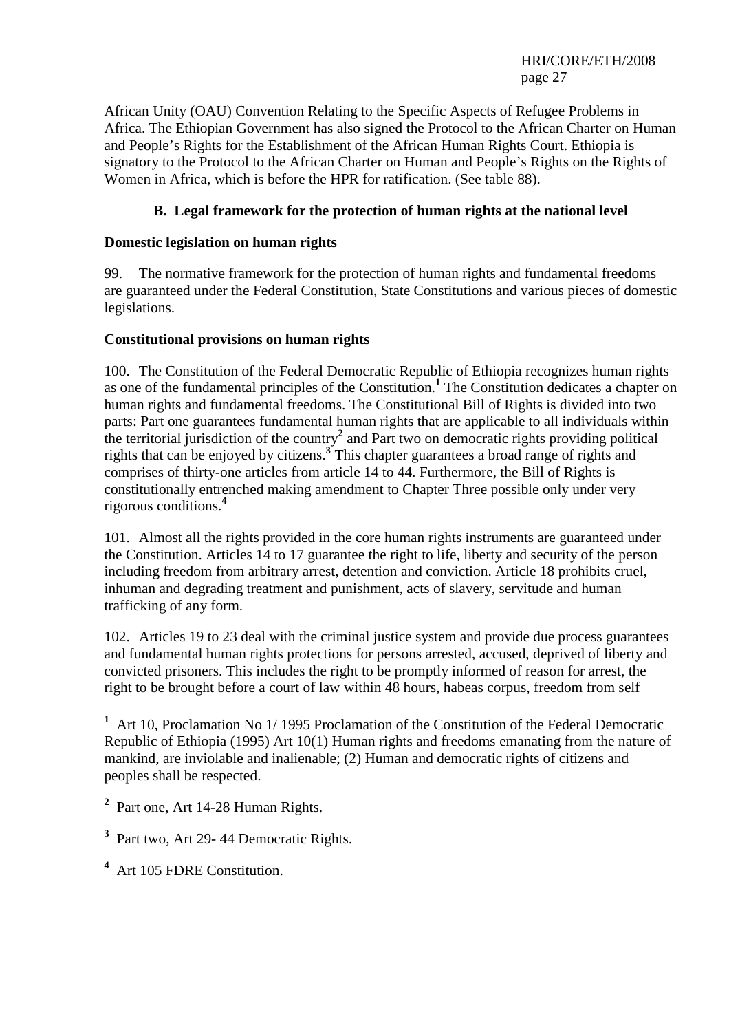African Unity (OAU) Convention Relating to the Specific Aspects of Refugee Problems in Africa. The Ethiopian Government has also signed the Protocol to the African Charter on Human and People's Rights for the Establishment of the African Human Rights Court. Ethiopia is signatory to the Protocol to the African Charter on Human and People's Rights on the Rights of Women in Africa, which is before the HPR for ratification. (See table 88).

## B. Legal framework for the protection of human rights at the national level

### Domestic legislation on human rights

99. The normative framework for the protection of human rights and fundamental freedoms are guaranteed under the Federal Constitution, State Constitutions and various pieces of domestic legislations.

### Constitutional provisions on human rights

100. The Constitution of the Federal Democratic Republic of Ethiopia recognizes human rights as one of the fundamental principles of the Constitution.[1] The Constitution dedicates a chapter on human rights and fundamental freedoms. The Constitutional Bill of Rights is divided into two parts: Part one guarantees fundamental human rights that are applicable to all individuals within the territorial jurisdiction of the country[2] and Part two on democratic rights providing political rights that can be enjoyed by citizens.[3] This chapter guarantees a broad range of rights and comprises of thirty-one articles from article 14 to 44. Furthermore, the Bill of Rights is constitutionally entrenched making amendment to Chapter Three possible only under very rigorous conditions.[4]

101. Almost all the rights provided in the core human rights instruments are guaranteed under the Constitution. Articles 14 to 17 guarantee the right to life, liberty and security of the person including freedom from arbitrary arrest, detention and conviction. Article 18 prohibits cruel, inhuman and degrading treatment and punishment, acts of slavery, servitude and human trafficking of any form.

102. Articles 19 to 23 deal with the criminal justice system and provide due process guarantees and fundamental human rights protections for persons arrested, accused, deprived of liberty and convicted prisoners. This includes the right to be promptly informed of reason for arrest, the right to be brought before a court of law within 48 hours, habeas corpus, freedom from self

---

[1] Art 10, Proclamation No 1/ 1995 Proclamation of the Constitution of the Federal Democratic Republic of Ethiopia (1995) Art 10(1) Human rights and freedoms emanating from the nature of mankind, are inviolable and inalienable; (2) Human and democratic rights of citizens and peoples shall be respected.

[2] Part one, Art 14-28 Human Rights.

[3] Part two, Art 29- 44 Democratic Rights.

[4] Art 105 FDRE Constitution.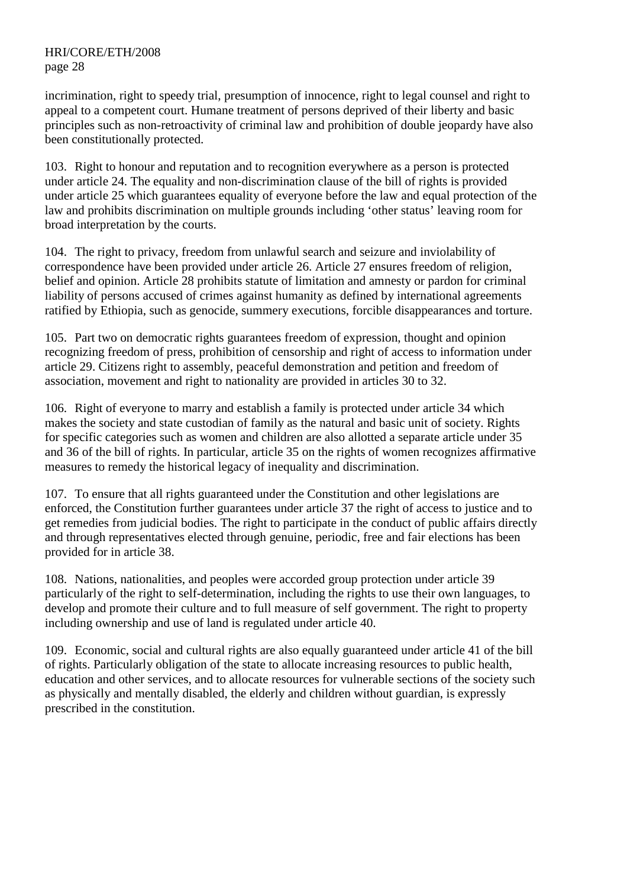incrimination, right to speedy trial, presumption of innocence, right to legal counsel and right to appeal to a competent court. Humane treatment of persons deprived of their liberty and basic principles such as non-retroactivity of criminal law and prohibition of double jeopardy have also been constitutionally protected.

103. Right to honour and reputation and to recognition everywhere as a person is protected under article 24. The equality and non-discrimination clause of the bill of rights is provided under article 25 which guarantees equality of everyone before the law and equal protection of the law and prohibits discrimination on multiple grounds including 'other status' leaving room for broad interpretation by the courts.

104. The right to privacy, freedom from unlawful search and seizure and inviolability of correspondence have been provided under article 26. Article 27 ensures freedom of religion, belief and opinion. Article 28 prohibits statute of limitation and amnesty or pardon for criminal liability of persons accused of crimes against humanity as defined by international agreements ratified by Ethiopia, such as genocide, summery executions, forcible disappearances and torture.

105. Part two on democratic rights guarantees freedom of expression, thought and opinion recognizing freedom of press, prohibition of censorship and right of access to information under article 29. Citizens right to assembly, peaceful demonstration and petition and freedom of association, movement and right to nationality are provided in articles 30 to 32.

106. Right of everyone to marry and establish a family is protected under article 34 which makes the society and state custodian of family as the natural and basic unit of society. Rights for specific categories such as women and children are also allotted a separate article under 35 and 36 of the bill of rights. In particular, article 35 on the rights of women recognizes affirmative measures to remedy the historical legacy of inequality and discrimination.

107. To ensure that all rights guaranteed under the Constitution and other legislations are enforced, the Constitution further guarantees under article 37 the right of access to justice and to get remedies from judicial bodies. The right to participate in the conduct of public affairs directly and through representatives elected through genuine, periodic, free and fair elections has been provided for in article 38.

108. Nations, nationalities, and peoples were accorded group protection under article 39 particularly of the right to self-determination, including the rights to use their own languages, to develop and promote their culture and to full measure of self government. The right to property including ownership and use of land is regulated under article 40.

109. Economic, social and cultural rights are also equally guaranteed under article 41 of the bill of rights. Particularly obligation of the state to allocate increasing resources to public health, education and other services, and to allocate resources for vulnerable sections of the society such as physically and mentally disabled, the elderly and children without guardian, is expressly prescribed in the constitution.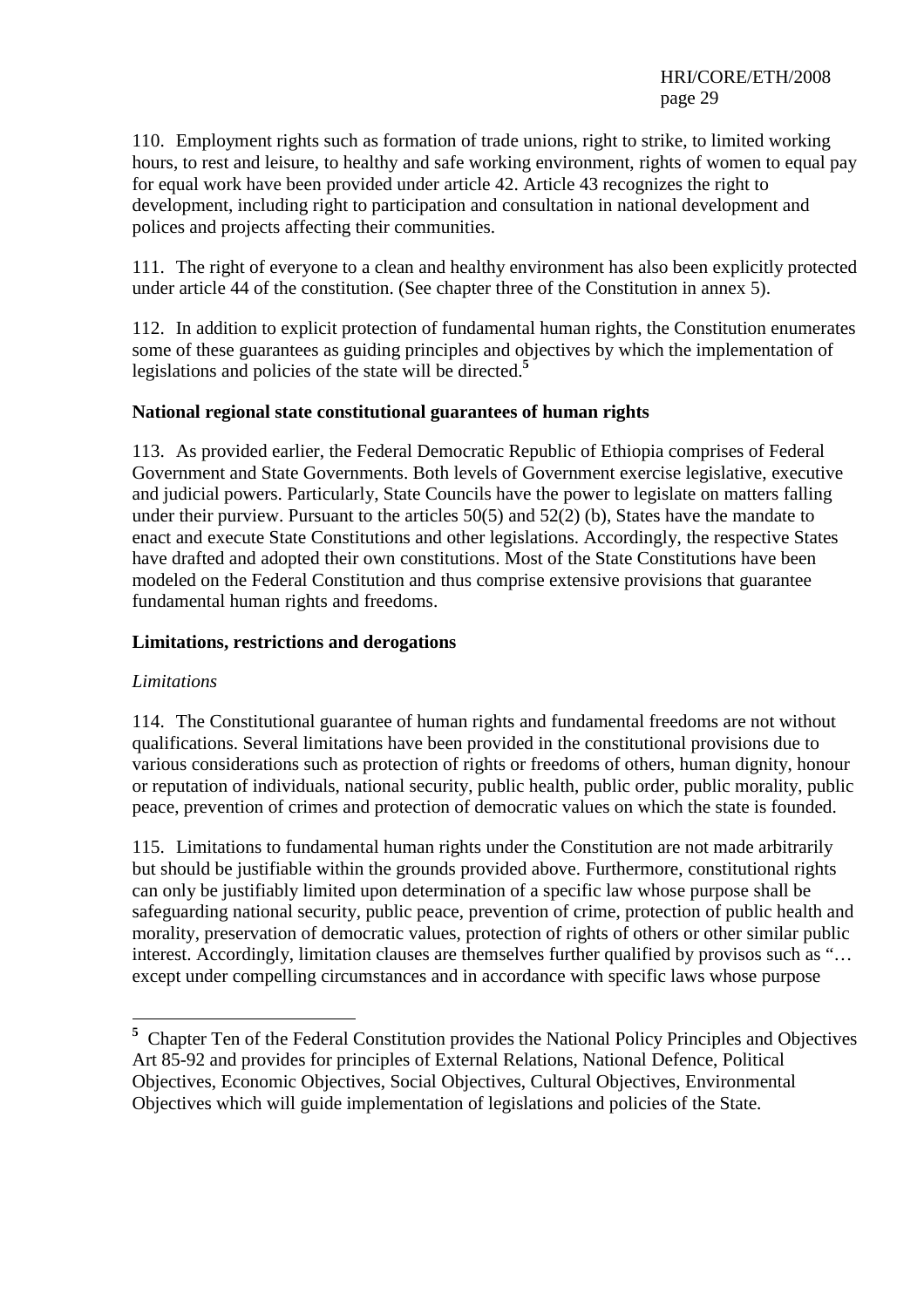110. Employment rights such as formation of trade unions, right to strike, to limited working hours, to rest and leisure, to healthy and safe working environment, rights of women to equal pay for equal work have been provided under article 42. Article 43 recognizes the right to development, including right to participation and consultation in national development and polices and projects affecting their communities.

111. The right of everyone to a clean and healthy environment has also been explicitly protected under article 44 of the constitution. (See chapter three of the Constitution in annex 5).

112. In addition to explicit protection of fundamental human rights, the Constitution enumerates some of these guarantees as guiding principles and objectives by which the implementation of legislations and policies of the state will be directed.[5]

**National regional state constitutional guarantees of human rights**

113. As provided earlier, the Federal Democratic Republic of Ethiopia comprises of Federal Government and State Governments. Both levels of Government exercise legislative, executive and judicial powers. Particularly, State Councils have the power to legislate on matters falling under their purview. Pursuant to the articles 50(5) and 52(2) (b), States have the mandate to enact and execute State Constitutions and other legislations. Accordingly, the respective States have drafted and adopted their own constitutions. Most of the State Constitutions have been modeled on the Federal Constitution and thus comprise extensive provisions that guarantee fundamental human rights and freedoms.

**Limitations, restrictions and derogations**

*Limitations*

114. The Constitutional guarantee of human rights and fundamental freedoms are not without qualifications. Several limitations have been provided in the constitutional provisions due to various considerations such as protection of rights or freedoms of others, human dignity, honour or reputation of individuals, national security, public health, public order, public morality, public peace, prevention of crimes and protection of democratic values on which the state is founded.

115. Limitations to fundamental human rights under the Constitution are not made arbitrarily but should be justifiable within the grounds provided above. Furthermore, constitutional rights can only be justifiably limited upon determination of a specific law whose purpose shall be safeguarding national security, public peace, prevention of crime, protection of public health and morality, preservation of democratic values, protection of rights of others or other similar public interest. Accordingly, limitation clauses are themselves further qualified by provisos such as "… except under compelling circumstances and in accordance with specific laws whose purpose

---

[5] Chapter Ten of the Federal Constitution provides the National Policy Principles and Objectives Art 85-92 and provides for principles of External Relations, National Defence, Political Objectives, Economic Objectives, Social Objectives, Cultural Objectives, Environmental Objectives which will guide implementation of legislations and policies of the State.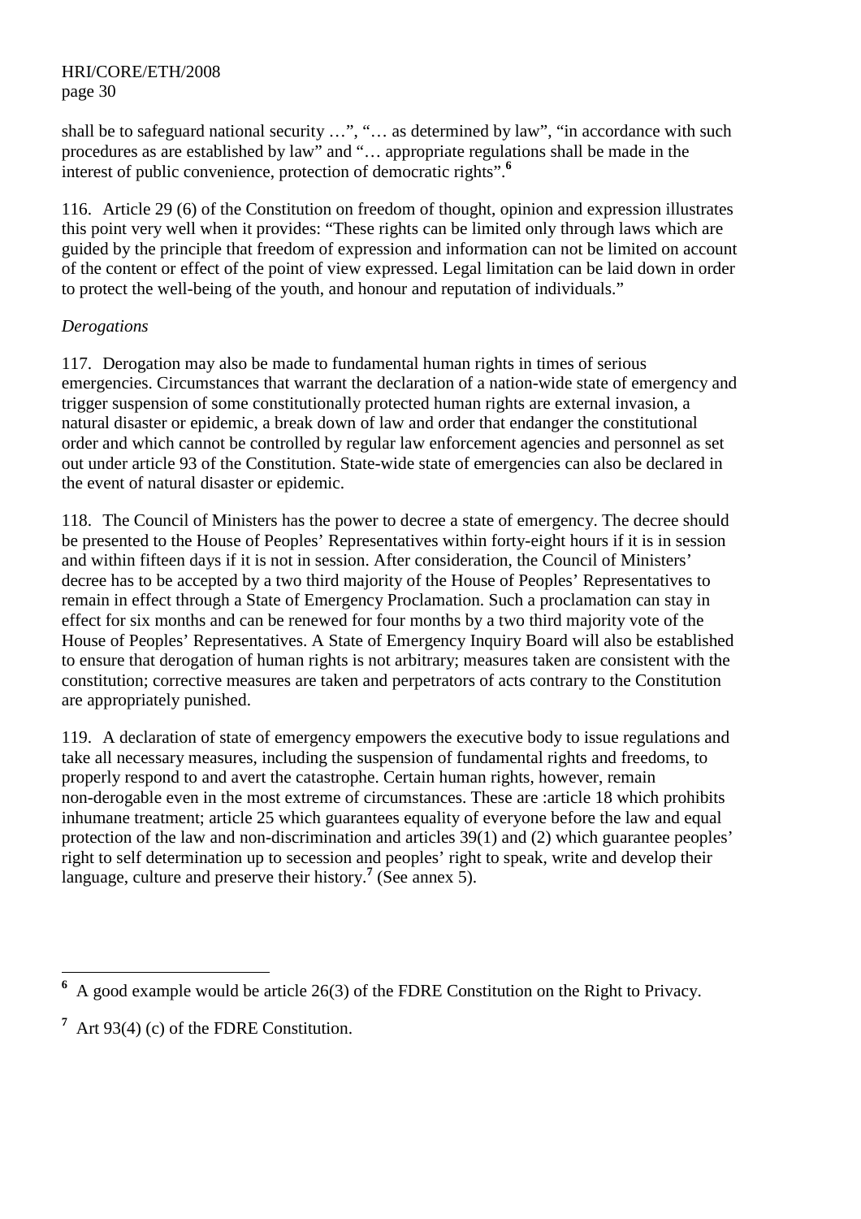shall be to safeguard national security …", "… as determined by law", "in accordance with such procedures as are established by law" and "… appropriate regulations shall be made in the interest of public convenience, protection of democratic rights".[6]

116. Article 29 (6) of the Constitution on freedom of thought, opinion and expression illustrates this point very well when it provides: "These rights can be limited only through laws which are guided by the principle that freedom of expression and information can not be limited on account of the content or effect of the point of view expressed. Legal limitation can be laid down in order to protect the well-being of the youth, and honour and reputation of individuals."

*Derogations*

117. Derogation may also be made to fundamental human rights in times of serious emergencies. Circumstances that warrant the declaration of a nation-wide state of emergency and trigger suspension of some constitutionally protected human rights are external invasion, a natural disaster or epidemic, a break down of law and order that endanger the constitutional order and which cannot be controlled by regular law enforcement agencies and personnel as set out under article 93 of the Constitution. State-wide state of emergencies can also be declared in the event of natural disaster or epidemic.

118. The Council of Ministers has the power to decree a state of emergency. The decree should be presented to the House of Peoples' Representatives within forty-eight hours if it is in session and within fifteen days if it is not in session. After consideration, the Council of Ministers' decree has to be accepted by a two third majority of the House of Peoples' Representatives to remain in effect through a State of Emergency Proclamation. Such a proclamation can stay in effect for six months and can be renewed for four months by a two third majority vote of the House of Peoples' Representatives. A State of Emergency Inquiry Board will also be established to ensure that derogation of human rights is not arbitrary; measures taken are consistent with the constitution; corrective measures are taken and perpetrators of acts contrary to the Constitution are appropriately punished.

119. A declaration of state of emergency empowers the executive body to issue regulations and take all necessary measures, including the suspension of fundamental rights and freedoms, to properly respond to and avert the catastrophe. Certain human rights, however, remain non-derogable even in the most extreme of circumstances. These are :article 18 which prohibits inhumane treatment; article 25 which guarantees equality of everyone before the law and equal protection of the law and non-discrimination and articles 39(1) and (2) which guarantee peoples' right to self determination up to secession and peoples' right to speak, write and develop their language, culture and preserve their history.[7] (See annex 5).

---

[6] A good example would be article 26(3) of the FDRE Constitution on the Right to Privacy.

[7] Art 93(4) (c) of the FDRE Constitution.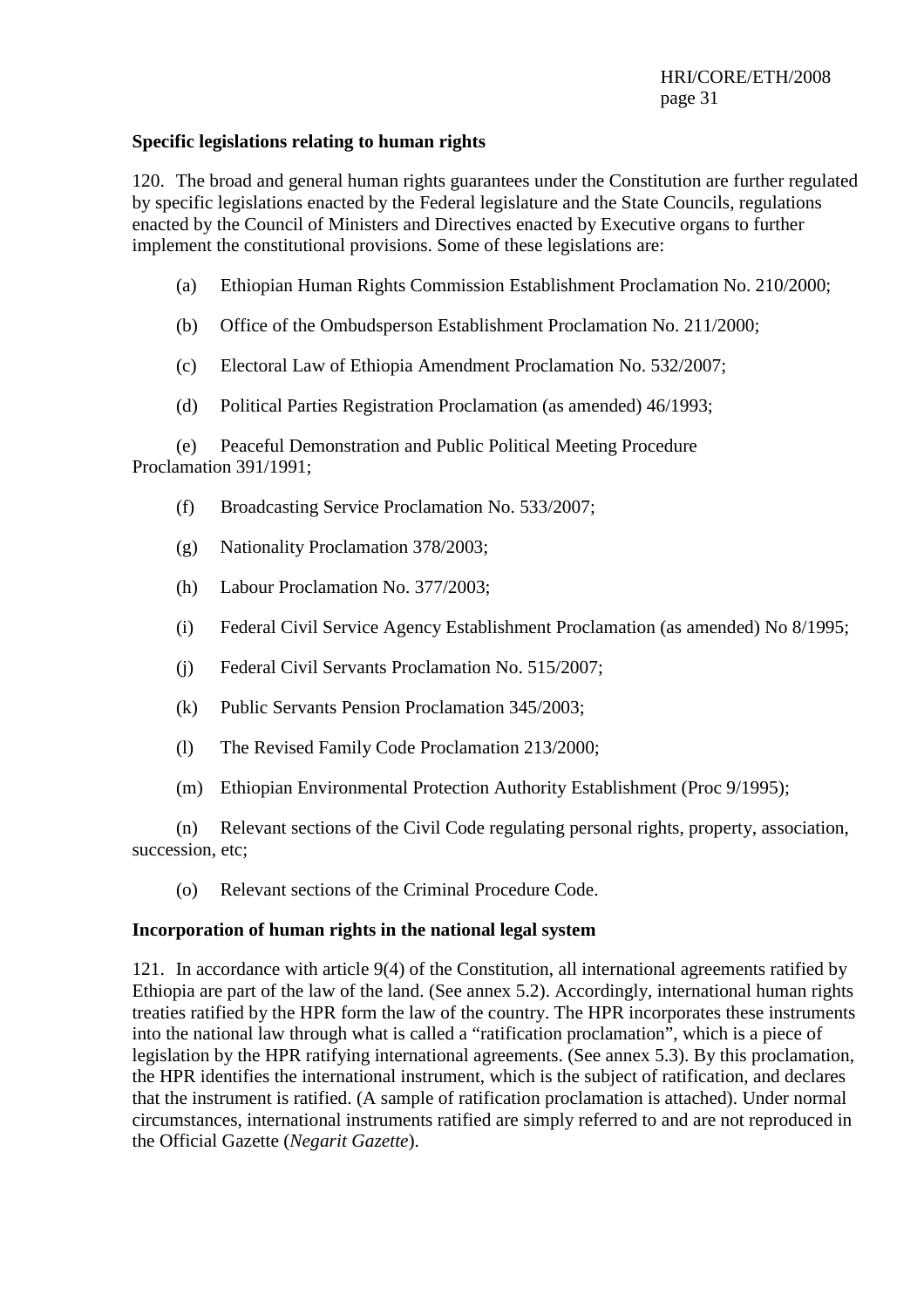**Specific legislations relating to human rights**

120. The broad and general human rights guarantees under the Constitution are further regulated by specific legislations enacted by the Federal legislature and the State Councils, regulations enacted by the Council of Ministers and Directives enacted by Executive organs to further implement the constitutional provisions. Some of these legislations are:

(a) Ethiopian Human Rights Commission Establishment Proclamation No. 210/2000;

(b) Office of the Ombudsperson Establishment Proclamation No. 211/2000;

(c) Electoral Law of Ethiopia Amendment Proclamation No. 532/2007;

(d) Political Parties Registration Proclamation (as amended) 46/1993;

(e) Peaceful Demonstration and Public Political Meeting Procedure Proclamation 391/1991;

(f) Broadcasting Service Proclamation No. 533/2007;

(g) Nationality Proclamation 378/2003;

(h) Labour Proclamation No. 377/2003;

(i) Federal Civil Service Agency Establishment Proclamation (as amended) No 8/1995;

(j) Federal Civil Servants Proclamation No. 515/2007;

(k) Public Servants Pension Proclamation 345/2003;

(l) The Revised Family Code Proclamation 213/2000;

(m) Ethiopian Environmental Protection Authority Establishment (Proc 9/1995);

(n) Relevant sections of the Civil Code regulating personal rights, property, association, succession, etc;

(o) Relevant sections of the Criminal Procedure Code.

**Incorporation of human rights in the national legal system**

121. In accordance with article 9(4) of the Constitution, all international agreements ratified by Ethiopia are part of the law of the land. (See annex 5.2). Accordingly, international human rights treaties ratified by the HPR form the law of the country. The HPR incorporates these instruments into the national law through what is called a "ratification proclamation", which is a piece of legislation by the HPR ratifying international agreements. (See annex 5.3). By this proclamation, the HPR identifies the international instrument, which is the subject of ratification, and declares that the instrument is ratified. (A sample of ratification proclamation is attached). Under normal circumstances, international instruments ratified are simply referred to and are not reproduced in the Official Gazette (*Negarit Gazette*).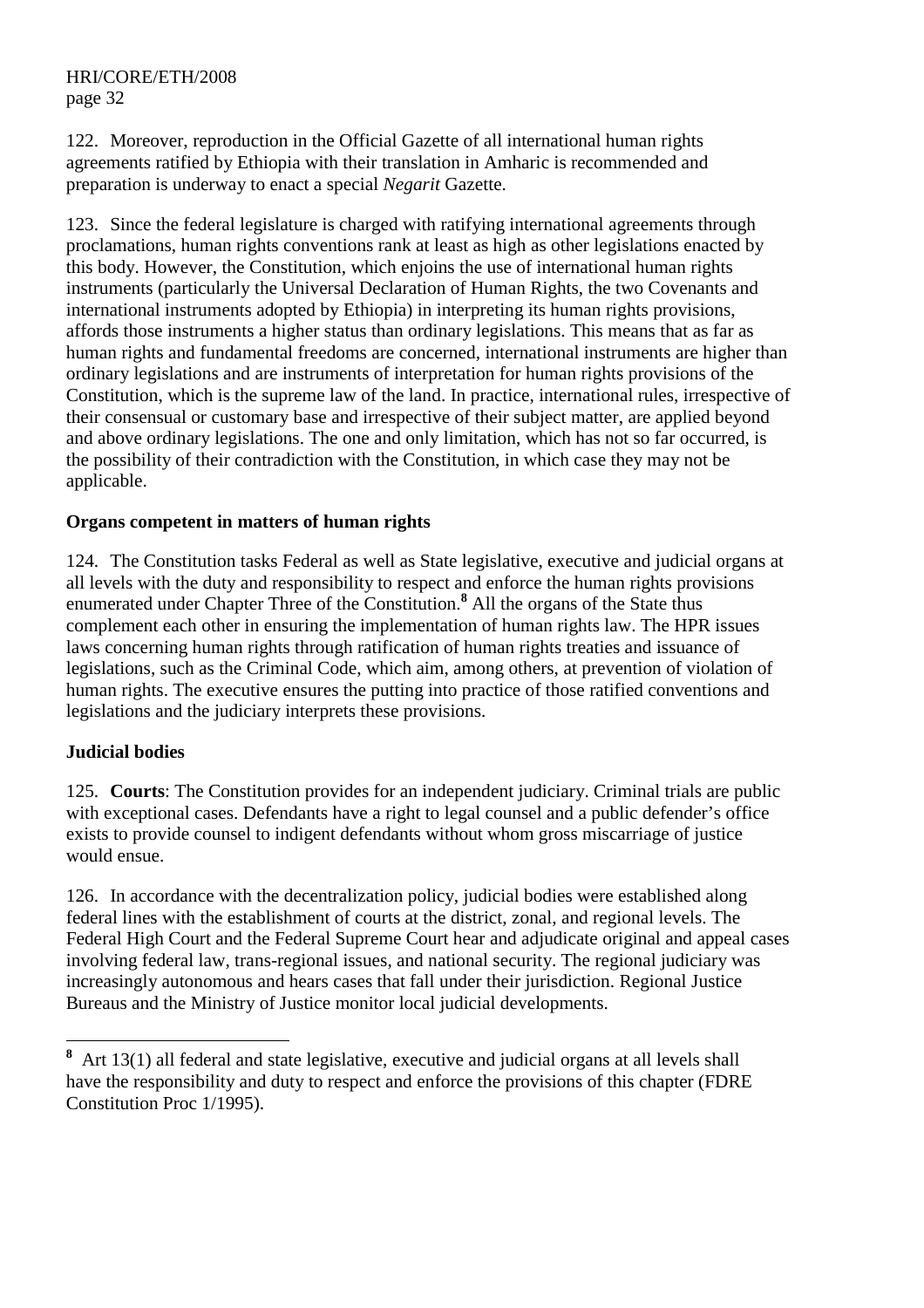122. Moreover, reproduction in the Official Gazette of all international human rights agreements ratified by Ethiopia with their translation in Amharic is recommended and preparation is underway to enact a special *Negarit* Gazette.

123. Since the federal legislature is charged with ratifying international agreements through proclamations, human rights conventions rank at least as high as other legislations enacted by this body. However, the Constitution, which enjoins the use of international human rights instruments (particularly the Universal Declaration of Human Rights, the two Covenants and international instruments adopted by Ethiopia) in interpreting its human rights provisions, affords those instruments a higher status than ordinary legislations. This means that as far as human rights and fundamental freedoms are concerned, international instruments are higher than ordinary legislations and are instruments of interpretation for human rights provisions of the Constitution, which is the supreme law of the land. In practice, international rules, irrespective of their consensual or customary base and irrespective of their subject matter, are applied beyond and above ordinary legislations. The one and only limitation, which has not so far occurred, is the possibility of their contradiction with the Constitution, in which case they may not be applicable.

**Organs competent in matters of human rights**

124. The Constitution tasks Federal as well as State legislative, executive and judicial organs at all levels with the duty and responsibility to respect and enforce the human rights provisions enumerated under Chapter Three of the Constitution.[8] All the organs of the State thus complement each other in ensuring the implementation of human rights law. The HPR issues laws concerning human rights through ratification of human rights treaties and issuance of legislations, such as the Criminal Code, which aim, among others, at prevention of violation of human rights. The executive ensures the putting into practice of those ratified conventions and legislations and the judiciary interprets these provisions.

**Judicial bodies**

125. **Courts**: The Constitution provides for an independent judiciary. Criminal trials are public with exceptional cases. Defendants have a right to legal counsel and a public defender's office exists to provide counsel to indigent defendants without whom gross miscarriage of justice would ensue.

126. In accordance with the decentralization policy, judicial bodies were established along federal lines with the establishment of courts at the district, zonal, and regional levels. The Federal High Court and the Federal Supreme Court hear and adjudicate original and appeal cases involving federal law, trans-regional issues, and national security. The regional judiciary was increasingly autonomous and hears cases that fall under their jurisdiction. Regional Justice Bureaus and the Ministry of Justice monitor local judicial developments.

---

[8] Art 13(1) all federal and state legislative, executive and judicial organs at all levels shall have the responsibility and duty to respect and enforce the provisions of this chapter (FDRE Constitution Proc 1/1995).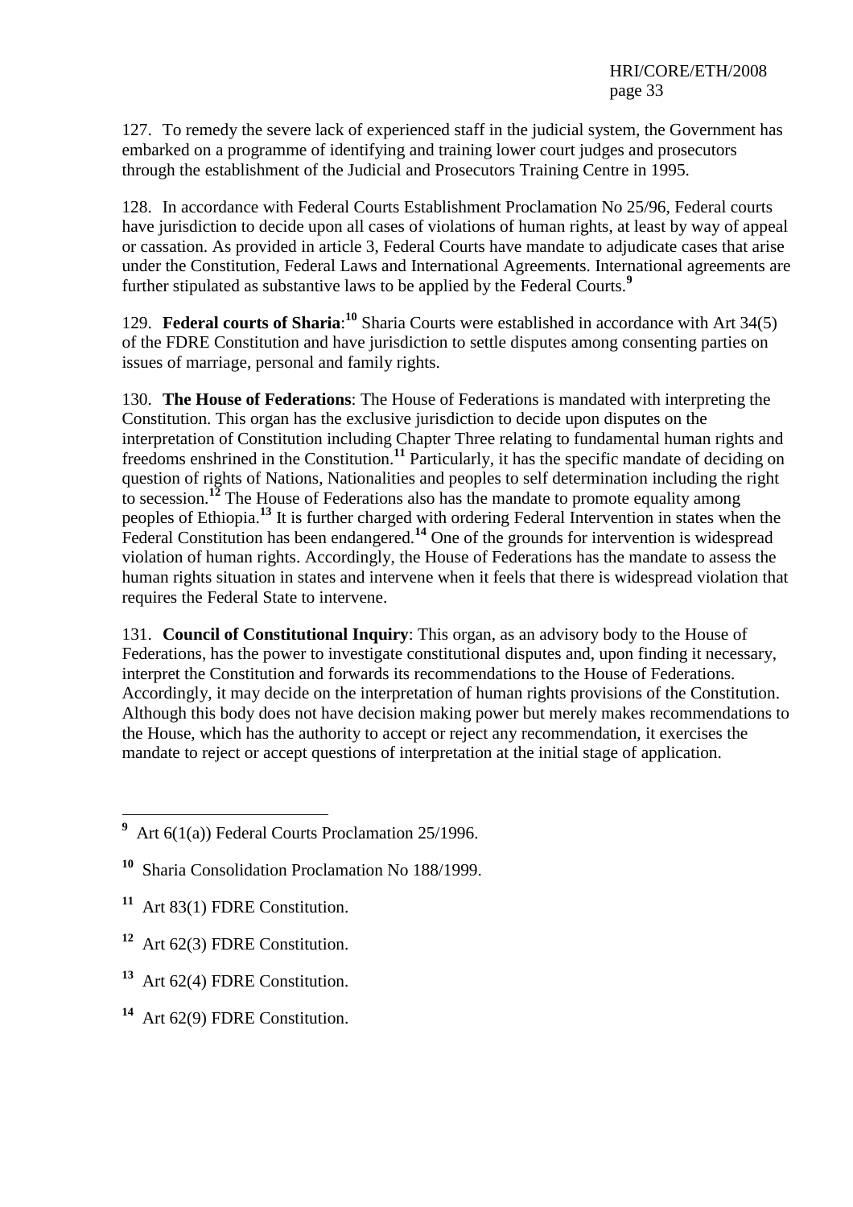127. To remedy the severe lack of experienced staff in the judicial system, the Government has embarked on a programme of identifying and training lower court judges and prosecutors through the establishment of the Judicial and Prosecutors Training Centre in 1995.

128. In accordance with Federal Courts Establishment Proclamation No 25/96, Federal courts have jurisdiction to decide upon all cases of violations of human rights, at least by way of appeal or cassation. As provided in article 3, Federal Courts have mandate to adjudicate cases that arise under the Constitution, Federal Laws and International Agreements. International agreements are further stipulated as substantive laws to be applied by the Federal Courts.[9]

129. **Federal courts of Sharia**:[10] Sharia Courts were established in accordance with Art 34(5) of the FDRE Constitution and have jurisdiction to settle disputes among consenting parties on issues of marriage, personal and family rights.

130. **The House of Federations**: The House of Federations is mandated with interpreting the Constitution. This organ has the exclusive jurisdiction to decide upon disputes on the interpretation of Constitution including Chapter Three relating to fundamental human rights and freedoms enshrined in the Constitution.[11] Particularly, it has the specific mandate of deciding on question of rights of Nations, Nationalities and peoples to self determination including the right to secession.[12] The House of Federations also has the mandate to promote equality among peoples of Ethiopia.[13] It is further charged with ordering Federal Intervention in states when the Federal Constitution has been endangered.[14] One of the grounds for intervention is widespread violation of human rights. Accordingly, the House of Federations has the mandate to assess the human rights situation in states and intervene when it feels that there is widespread violation that requires the Federal State to intervene.

131. **Council of Constitutional Inquiry**: This organ, as an advisory body to the House of Federations, has the power to investigate constitutional disputes and, upon finding it necessary, interpret the Constitution and forwards its recommendations to the House of Federations. Accordingly, it may decide on the interpretation of human rights provisions of the Constitution. Although this body does not have decision making power but merely makes recommendations to the House, which has the authority to accept or reject any recommendation, it exercises the mandate to reject or accept questions of interpretation at the initial stage of application.

---

[9] Art 6(1(a)) Federal Courts Proclamation 25/1996.

[10] Sharia Consolidation Proclamation No 188/1999.

[11] Art 83(1) FDRE Constitution.

[12] Art 62(3) FDRE Constitution.

[13] Art 62(4) FDRE Constitution.

[14] Art 62(9) FDRE Constitution.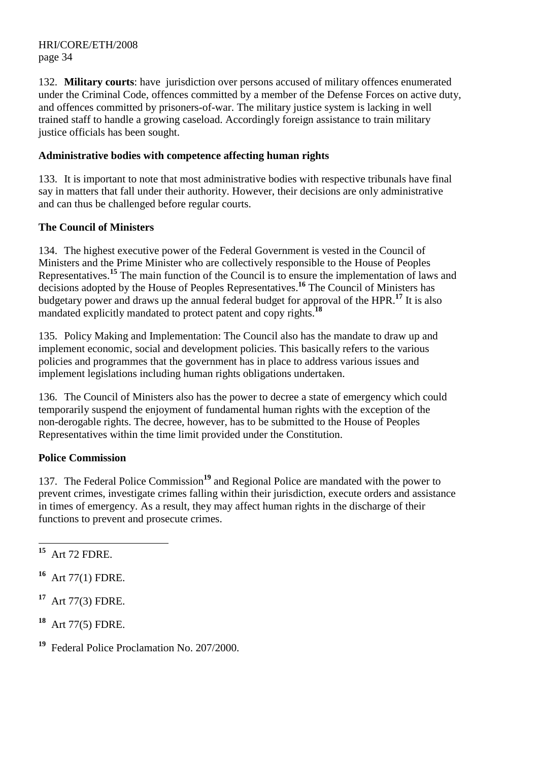132. **Military courts**: have jurisdiction over persons accused of military offences enumerated under the Criminal Code, offences committed by a member of the Defense Forces on active duty, and offences committed by prisoners-of-war. The military justice system is lacking in well trained staff to handle a growing caseload. Accordingly foreign assistance to train military justice officials has been sought.

### Administrative bodies with competence affecting human rights

133. It is important to note that most administrative bodies with respective tribunals have final say in matters that fall under their authority. However, their decisions are only administrative and can thus be challenged before regular courts.

### The Council of Ministers

134. The highest executive power of the Federal Government is vested in the Council of Ministers and the Prime Minister who are collectively responsible to the House of Peoples Representatives.[15] The main function of the Council is to ensure the implementation of laws and decisions adopted by the House of Peoples Representatives.[16] The Council of Ministers has budgetary power and draws up the annual federal budget for approval of the HPR.[17] It is also mandated explicitly mandated to protect patent and copy rights.[18]

135. Policy Making and Implementation: The Council also has the mandate to draw up and implement economic, social and development policies. This basically refers to the various policies and programmes that the government has in place to address various issues and implement legislations including human rights obligations undertaken.

136. The Council of Ministers also has the power to decree a state of emergency which could temporarily suspend the enjoyment of fundamental human rights with the exception of the non-derogable rights. The decree, however, has to be submitted to the House of Peoples Representatives within the time limit provided under the Constitution.

### Police Commission

137. The Federal Police Commission[19] and Regional Police are mandated with the power to prevent crimes, investigate crimes falling within their jurisdiction, execute orders and assistance in times of emergency. As a result, they may affect human rights in the discharge of their functions to prevent and prosecute crimes.

---

[15] Art 72 FDRE.

[16] Art 77(1) FDRE.

[17] Art 77(3) FDRE.

[18] Art 77(5) FDRE.

[19] Federal Police Proclamation No. 207/2000.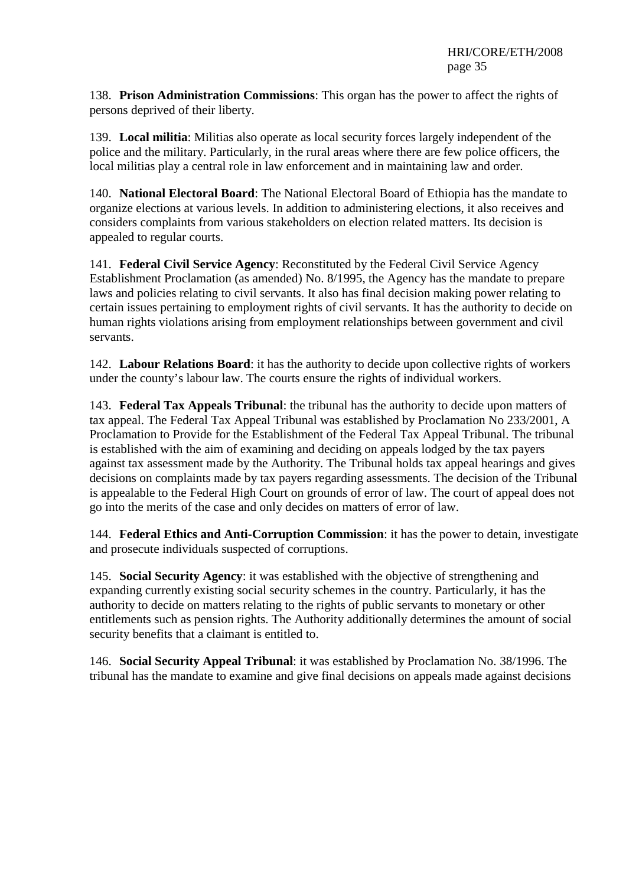138. **Prison Administration Commissions**: This organ has the power to affect the rights of persons deprived of their liberty.

139. **Local militia**: Militias also operate as local security forces largely independent of the police and the military. Particularly, in the rural areas where there are few police officers, the local militias play a central role in law enforcement and in maintaining law and order.

140. **National Electoral Board**: The National Electoral Board of Ethiopia has the mandate to organize elections at various levels. In addition to administering elections, it also receives and considers complaints from various stakeholders on election related matters. Its decision is appealed to regular courts.

141. **Federal Civil Service Agency**: Reconstituted by the Federal Civil Service Agency Establishment Proclamation (as amended) No. 8/1995, the Agency has the mandate to prepare laws and policies relating to civil servants. It also has final decision making power relating to certain issues pertaining to employment rights of civil servants. It has the authority to decide on human rights violations arising from employment relationships between government and civil servants.

142. **Labour Relations Board**: it has the authority to decide upon collective rights of workers under the county's labour law. The courts ensure the rights of individual workers.

143. **Federal Tax Appeals Tribunal**: the tribunal has the authority to decide upon matters of tax appeal. The Federal Tax Appeal Tribunal was established by Proclamation No 233/2001, A Proclamation to Provide for the Establishment of the Federal Tax Appeal Tribunal. The tribunal is established with the aim of examining and deciding on appeals lodged by the tax payers against tax assessment made by the Authority. The Tribunal holds tax appeal hearings and gives decisions on complaints made by tax payers regarding assessments. The decision of the Tribunal is appealable to the Federal High Court on grounds of error of law. The court of appeal does not go into the merits of the case and only decides on matters of error of law.

144. **Federal Ethics and Anti-Corruption Commission**: it has the power to detain, investigate and prosecute individuals suspected of corruptions.

145. **Social Security Agency**: it was established with the objective of strengthening and expanding currently existing social security schemes in the country. Particularly, it has the authority to decide on matters relating to the rights of public servants to monetary or other entitlements such as pension rights. The Authority additionally determines the amount of social security benefits that a claimant is entitled to.

146. **Social Security Appeal Tribunal**: it was established by Proclamation No. 38/1996. The tribunal has the mandate to examine and give final decisions on appeals made against decisions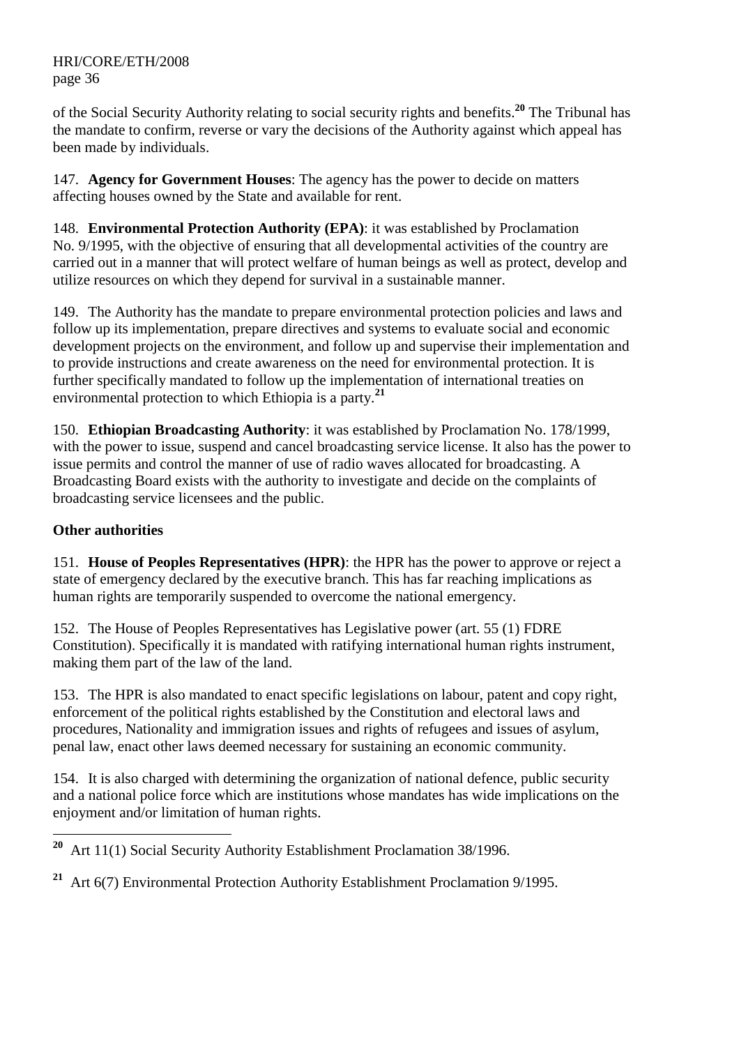of the Social Security Authority relating to social security rights and benefits.[20] The Tribunal has the mandate to confirm, reverse or vary the decisions of the Authority against which appeal has been made by individuals.

147. **Agency for Government Houses**: The agency has the power to decide on matters affecting houses owned by the State and available for rent.

148. **Environmental Protection Authority (EPA)**: it was established by Proclamation No. 9/1995, with the objective of ensuring that all developmental activities of the country are carried out in a manner that will protect welfare of human beings as well as protect, develop and utilize resources on which they depend for survival in a sustainable manner.

149. The Authority has the mandate to prepare environmental protection policies and laws and follow up its implementation, prepare directives and systems to evaluate social and economic development projects on the environment, and follow up and supervise their implementation and to provide instructions and create awareness on the need for environmental protection. It is further specifically mandated to follow up the implementation of international treaties on environmental protection to which Ethiopia is a party.[21]

150. **Ethiopian Broadcasting Authority**: it was established by Proclamation No. 178/1999, with the power to issue, suspend and cancel broadcasting service license. It also has the power to issue permits and control the manner of use of radio waves allocated for broadcasting. A Broadcasting Board exists with the authority to investigate and decide on the complaints of broadcasting service licensees and the public.

**Other authorities**

151. **House of Peoples Representatives (HPR)**: the HPR has the power to approve or reject a state of emergency declared by the executive branch. This has far reaching implications as human rights are temporarily suspended to overcome the national emergency.

152. The House of Peoples Representatives has Legislative power (art. 55 (1) FDRE Constitution). Specifically it is mandated with ratifying international human rights instrument, making them part of the law of the land.

153. The HPR is also mandated to enact specific legislations on labour, patent and copy right, enforcement of the political rights established by the Constitution and electoral laws and procedures, Nationality and immigration issues and rights of refugees and issues of asylum, penal law, enact other laws deemed necessary for sustaining an economic community.

154. It is also charged with determining the organization of national defence, public security and a national police force which are institutions whose mandates has wide implications on the enjoyment and/or limitation of human rights.

---

[20] Art 11(1) Social Security Authority Establishment Proclamation 38/1996.

[21] Art 6(7) Environmental Protection Authority Establishment Proclamation 9/1995.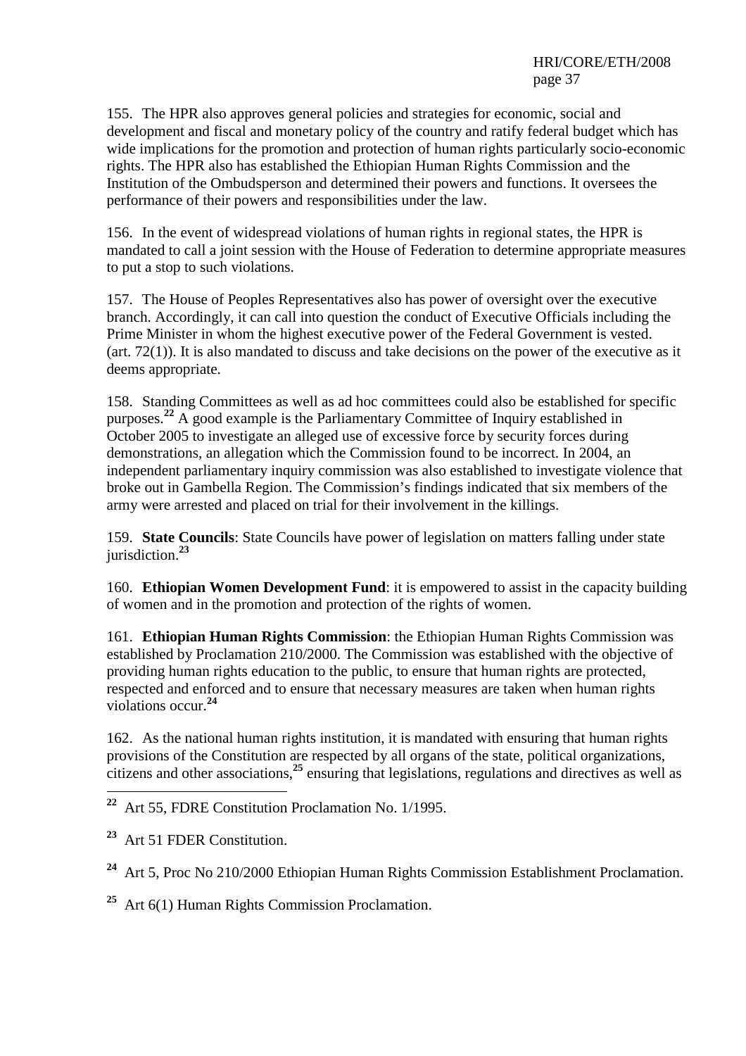155. The HPR also approves general policies and strategies for economic, social and development and fiscal and monetary policy of the country and ratify federal budget which has wide implications for the promotion and protection of human rights particularly socio-economic rights. The HPR also has established the Ethiopian Human Rights Commission and the Institution of the Ombudsperson and determined their powers and functions. It oversees the performance of their powers and responsibilities under the law.

156. In the event of widespread violations of human rights in regional states, the HPR is mandated to call a joint session with the House of Federation to determine appropriate measures to put a stop to such violations.

157. The House of Peoples Representatives also has power of oversight over the executive branch. Accordingly, it can call into question the conduct of Executive Officials including the Prime Minister in whom the highest executive power of the Federal Government is vested. (art. 72(1)). It is also mandated to discuss and take decisions on the power of the executive as it deems appropriate.

158. Standing Committees as well as ad hoc committees could also be established for specific purposes.[22] A good example is the Parliamentary Committee of Inquiry established in October 2005 to investigate an alleged use of excessive force by security forces during demonstrations, an allegation which the Commission found to be incorrect. In 2004, an independent parliamentary inquiry commission was also established to investigate violence that broke out in Gambella Region. The Commission's findings indicated that six members of the army were arrested and placed on trial for their involvement in the killings.

159. **State Councils**: State Councils have power of legislation on matters falling under state jurisdiction.[23]

160. **Ethiopian Women Development Fund**: it is empowered to assist in the capacity building of women and in the promotion and protection of the rights of women.

161. **Ethiopian Human Rights Commission**: the Ethiopian Human Rights Commission was established by Proclamation 210/2000. The Commission was established with the objective of providing human rights education to the public, to ensure that human rights are protected, respected and enforced and to ensure that necessary measures are taken when human rights violations occur.[24]

162. As the national human rights institution, it is mandated with ensuring that human rights provisions of the Constitution are respected by all organs of the state, political organizations, citizens and other associations,[25] ensuring that legislations, regulations and directives as well as

---

[22] Art 55, FDRE Constitution Proclamation No. 1/1995.

[23] Art 51 FDER Constitution.

[24] Art 5, Proc No 210/2000 Ethiopian Human Rights Commission Establishment Proclamation.

[25] Art 6(1) Human Rights Commission Proclamation.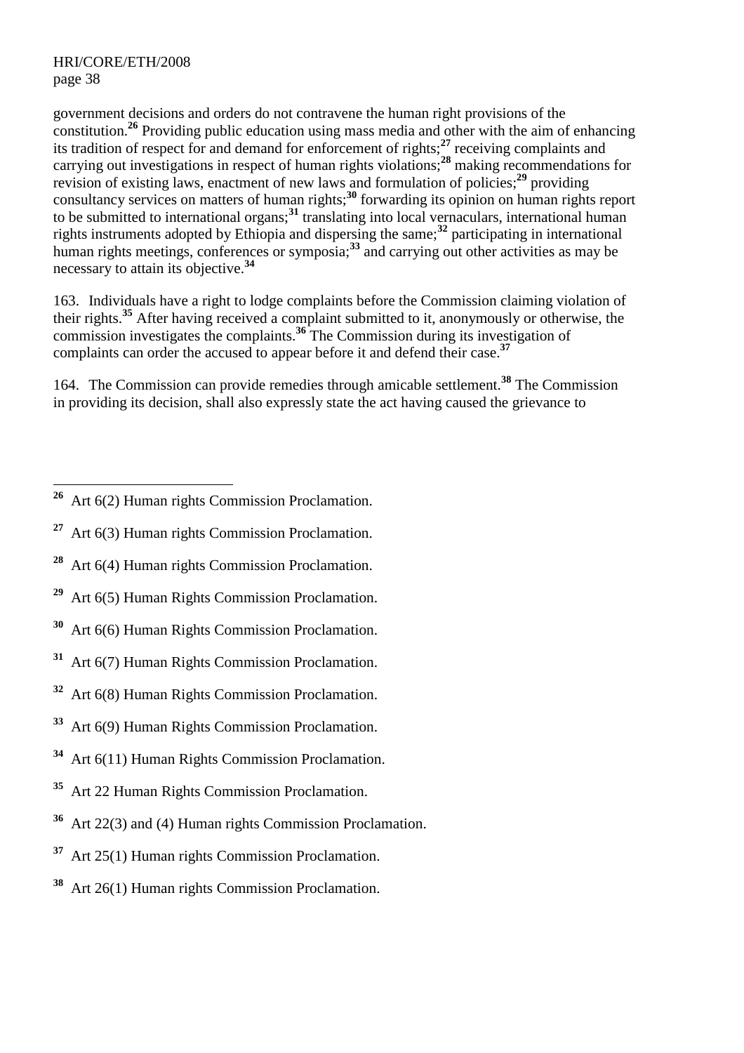government decisions and orders do not contravene the human right provisions of the constitution.[26] Providing public education using mass media and other with the aim of enhancing its tradition of respect for and demand for enforcement of rights;[27] receiving complaints and carrying out investigations in respect of human rights violations;[28] making recommendations for revision of existing laws, enactment of new laws and formulation of policies;[29] providing consultancy services on matters of human rights;[30] forwarding its opinion on human rights report to be submitted to international organs;[31] translating into local vernaculars, international human rights instruments adopted by Ethiopia and dispersing the same;[32] participating in international human rights meetings, conferences or symposia;[33] and carrying out other activities as may be necessary to attain its objective.[34]

163. Individuals have a right to lodge complaints before the Commission claiming violation of their rights.[35] After having received a complaint submitted to it, anonymously or otherwise, the commission investigates the complaints.[36] The Commission during its investigation of complaints can order the accused to appear before it and defend their case.[37]

164. The Commission can provide remedies through amicable settlement.[38] The Commission in providing its decision, shall also expressly state the act having caused the grievance to

---

[26] Art 6(2) Human rights Commission Proclamation.

[27] Art 6(3) Human rights Commission Proclamation.

[28] Art 6(4) Human rights Commission Proclamation.

[29] Art 6(5) Human Rights Commission Proclamation.

[30] Art 6(6) Human Rights Commission Proclamation.

[31] Art 6(7) Human Rights Commission Proclamation.

[32] Art 6(8) Human Rights Commission Proclamation.

[33] Art 6(9) Human Rights Commission Proclamation.

[34] Art 6(11) Human Rights Commission Proclamation.

[35] Art 22 Human Rights Commission Proclamation.

[36] Art 22(3) and (4) Human rights Commission Proclamation.

[37] Art 25(1) Human rights Commission Proclamation.

[38] Art 26(1) Human rights Commission Proclamation.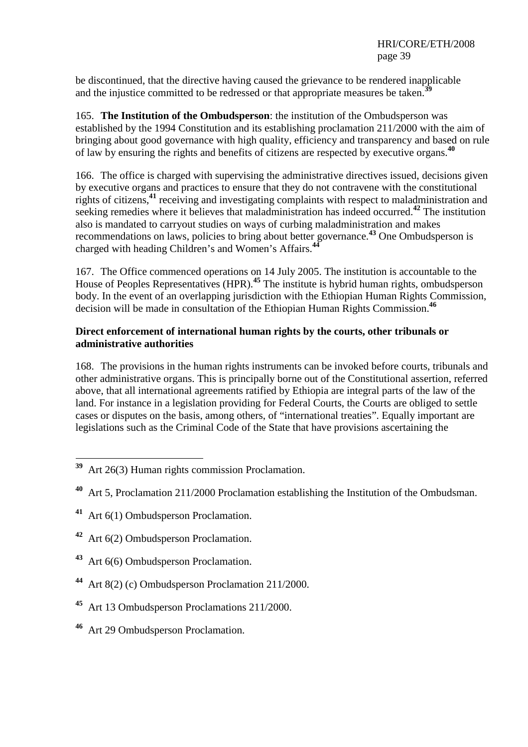be discontinued, that the directive having caused the grievance to be rendered inapplicable and the injustice committed to be redressed or that appropriate measures be taken.[39]

165. **The Institution of the Ombudsperson**: the institution of the Ombudsperson was established by the 1994 Constitution and its establishing proclamation 211/2000 with the aim of bringing about good governance with high quality, efficiency and transparency and based on rule of law by ensuring the rights and benefits of citizens are respected by executive organs.[40]

166. The office is charged with supervising the administrative directives issued, decisions given by executive organs and practices to ensure that they do not contravene with the constitutional rights of citizens,[41] receiving and investigating complaints with respect to maladministration and seeking remedies where it believes that maladministration has indeed occurred.[42] The institution also is mandated to carryout studies on ways of curbing maladministration and makes recommendations on laws, policies to bring about better governance.[43] One Ombudsperson is charged with heading Children's and Women's Affairs.[44]

167. The Office commenced operations on 14 July 2005. The institution is accountable to the House of Peoples Representatives (HPR).[45] The institute is hybrid human rights, ombudsperson body. In the event of an overlapping jurisdiction with the Ethiopian Human Rights Commission, decision will be made in consultation of the Ethiopian Human Rights Commission.[46]

**Direct enforcement of international human rights by the courts, other tribunals or administrative authorities**

168. The provisions in the human rights instruments can be invoked before courts, tribunals and other administrative organs. This is principally borne out of the Constitutional assertion, referred above, that all international agreements ratified by Ethiopia are integral parts of the law of the land. For instance in a legislation providing for Federal Courts, the Courts are obliged to settle cases or disputes on the basis, among others, of "international treaties". Equally important are legislations such as the Criminal Code of the State that have provisions ascertaining the

---

[39] Art 26(3) Human rights commission Proclamation.

[40] Art 5, Proclamation 211/2000 Proclamation establishing the Institution of the Ombudsman.

[41] Art 6(1) Ombudsperson Proclamation.

[42] Art 6(2) Ombudsperson Proclamation.

[43] Art 6(6) Ombudsperson Proclamation.

[44] Art 8(2) (c) Ombudsperson Proclamation 211/2000.

[45] Art 13 Ombudsperson Proclamations 211/2000.

[46] Art 29 Ombudsperson Proclamation.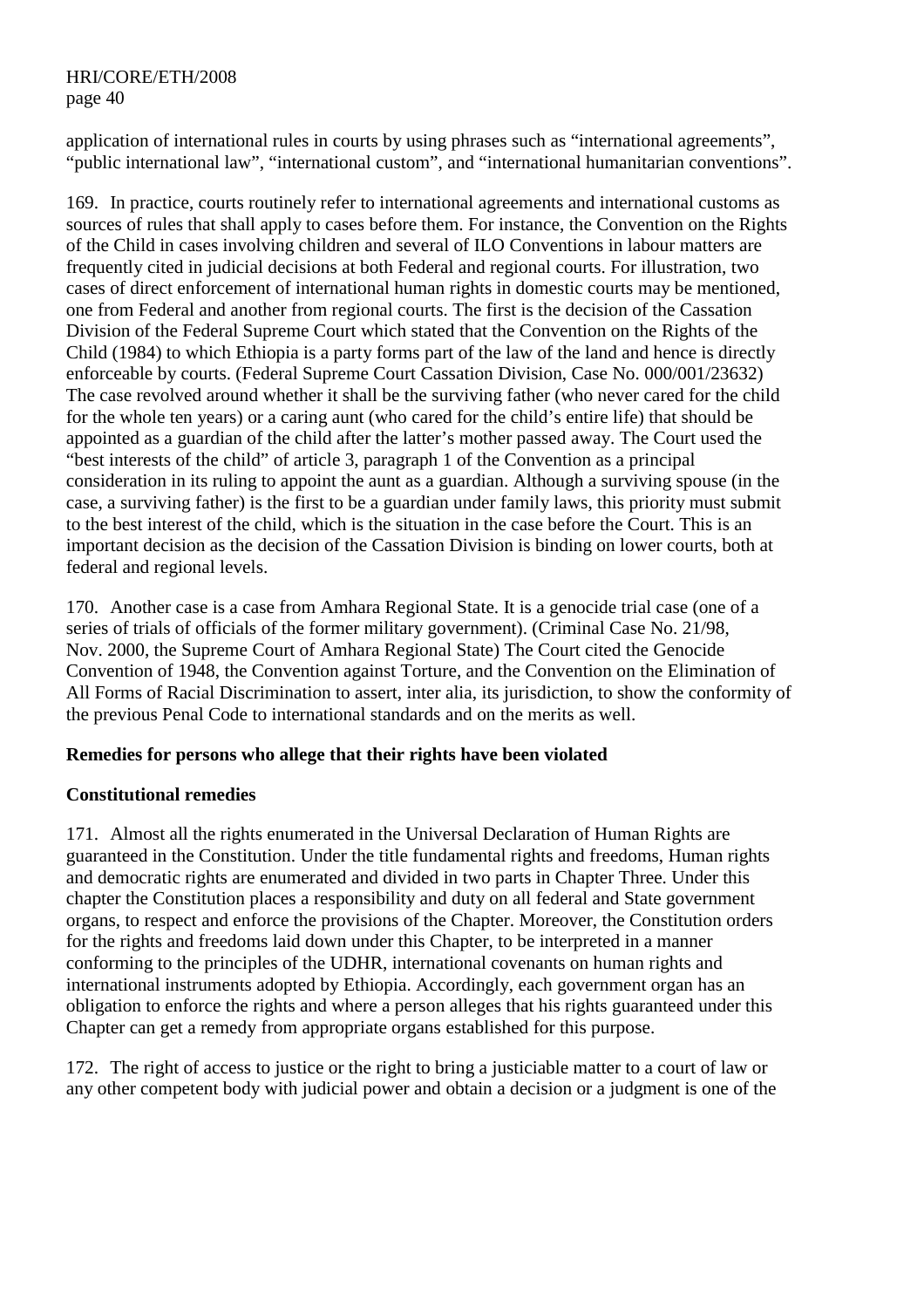application of international rules in courts by using phrases such as "international agreements", "public international law", "international custom", and "international humanitarian conventions".

169. In practice, courts routinely refer to international agreements and international customs as sources of rules that shall apply to cases before them. For instance, the Convention on the Rights of the Child in cases involving children and several of ILO Conventions in labour matters are frequently cited in judicial decisions at both Federal and regional courts. For illustration, two cases of direct enforcement of international human rights in domestic courts may be mentioned, one from Federal and another from regional courts. The first is the decision of the Cassation Division of the Federal Supreme Court which stated that the Convention on the Rights of the Child (1984) to which Ethiopia is a party forms part of the law of the land and hence is directly enforceable by courts. (Federal Supreme Court Cassation Division, Case No. 000/001/23632) The case revolved around whether it shall be the surviving father (who never cared for the child for the whole ten years) or a caring aunt (who cared for the child's entire life) that should be appointed as a guardian of the child after the latter's mother passed away. The Court used the "best interests of the child" of article 3, paragraph 1 of the Convention as a principal consideration in its ruling to appoint the aunt as a guardian. Although a surviving spouse (in the case, a surviving father) is the first to be a guardian under family laws, this priority must submit to the best interest of the child, which is the situation in the case before the Court. This is an important decision as the decision of the Cassation Division is binding on lower courts, both at federal and regional levels.

170. Another case is a case from Amhara Regional State. It is a genocide trial case (one of a series of trials of officials of the former military government). (Criminal Case No. 21/98, Nov. 2000, the Supreme Court of Amhara Regional State) The Court cited the Genocide Convention of 1948, the Convention against Torture, and the Convention on the Elimination of All Forms of Racial Discrimination to assert, inter alia, its jurisdiction, to show the conformity of the previous Penal Code to international standards and on the merits as well.

**Remedies for persons who allege that their rights have been violated**

**Constitutional remedies**

171. Almost all the rights enumerated in the Universal Declaration of Human Rights are guaranteed in the Constitution. Under the title fundamental rights and freedoms, Human rights and democratic rights are enumerated and divided in two parts in Chapter Three. Under this chapter the Constitution places a responsibility and duty on all federal and State government organs, to respect and enforce the provisions of the Chapter. Moreover, the Constitution orders for the rights and freedoms laid down under this Chapter, to be interpreted in a manner conforming to the principles of the UDHR, international covenants on human rights and international instruments adopted by Ethiopia. Accordingly, each government organ has an obligation to enforce the rights and where a person alleges that his rights guaranteed under this Chapter can get a remedy from appropriate organs established for this purpose.

172. The right of access to justice or the right to bring a justiciable matter to a court of law or any other competent body with judicial power and obtain a decision or a judgment is one of the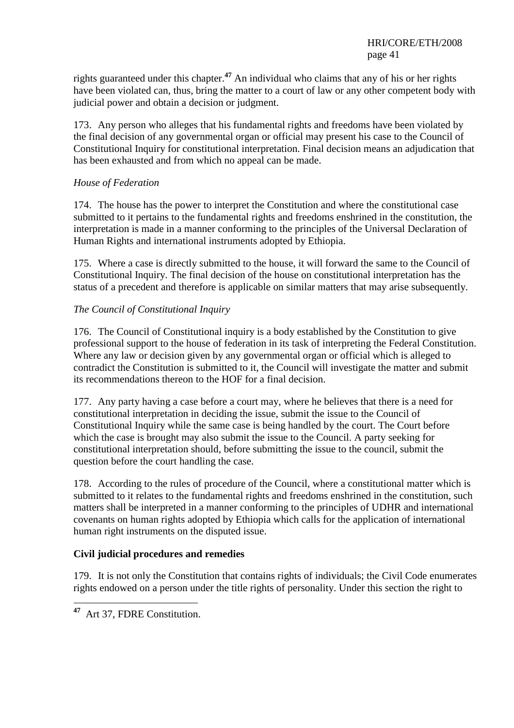rights guaranteed under this chapter.[47] An individual who claims that any of his or her rights have been violated can, thus, bring the matter to a court of law or any other competent body with judicial power and obtain a decision or judgment.

173. Any person who alleges that his fundamental rights and freedoms have been violated by the final decision of any governmental organ or official may present his case to the Council of Constitutional Inquiry for constitutional interpretation. Final decision means an adjudication that has been exhausted and from which no appeal can be made.

*House of Federation*

174. The house has the power to interpret the Constitution and where the constitutional case submitted to it pertains to the fundamental rights and freedoms enshrined in the constitution, the interpretation is made in a manner conforming to the principles of the Universal Declaration of Human Rights and international instruments adopted by Ethiopia.

175. Where a case is directly submitted to the house, it will forward the same to the Council of Constitutional Inquiry. The final decision of the house on constitutional interpretation has the status of a precedent and therefore is applicable on similar matters that may arise subsequently.

*The Council of Constitutional Inquiry*

176. The Council of Constitutional inquiry is a body established by the Constitution to give professional support to the house of federation in its task of interpreting the Federal Constitution. Where any law or decision given by any governmental organ or official which is alleged to contradict the Constitution is submitted to it, the Council will investigate the matter and submit its recommendations thereon to the HOF for a final decision.

177. Any party having a case before a court may, where he believes that there is a need for constitutional interpretation in deciding the issue, submit the issue to the Council of Constitutional Inquiry while the same case is being handled by the court. The Court before which the case is brought may also submit the issue to the Council. A party seeking for constitutional interpretation should, before submitting the issue to the council, submit the question before the court handling the case.

178. According to the rules of procedure of the Council, where a constitutional matter which is submitted to it relates to the fundamental rights and freedoms enshrined in the constitution, such matters shall be interpreted in a manner conforming to the principles of UDHR and international covenants on human rights adopted by Ethiopia which calls for the application of international human right instruments on the disputed issue.

**Civil judicial procedures and remedies**

179. It is not only the Constitution that contains rights of individuals; the Civil Code enumerates rights endowed on a person under the title rights of personality. Under this section the right to

---

[47] Art 37, FDRE Constitution.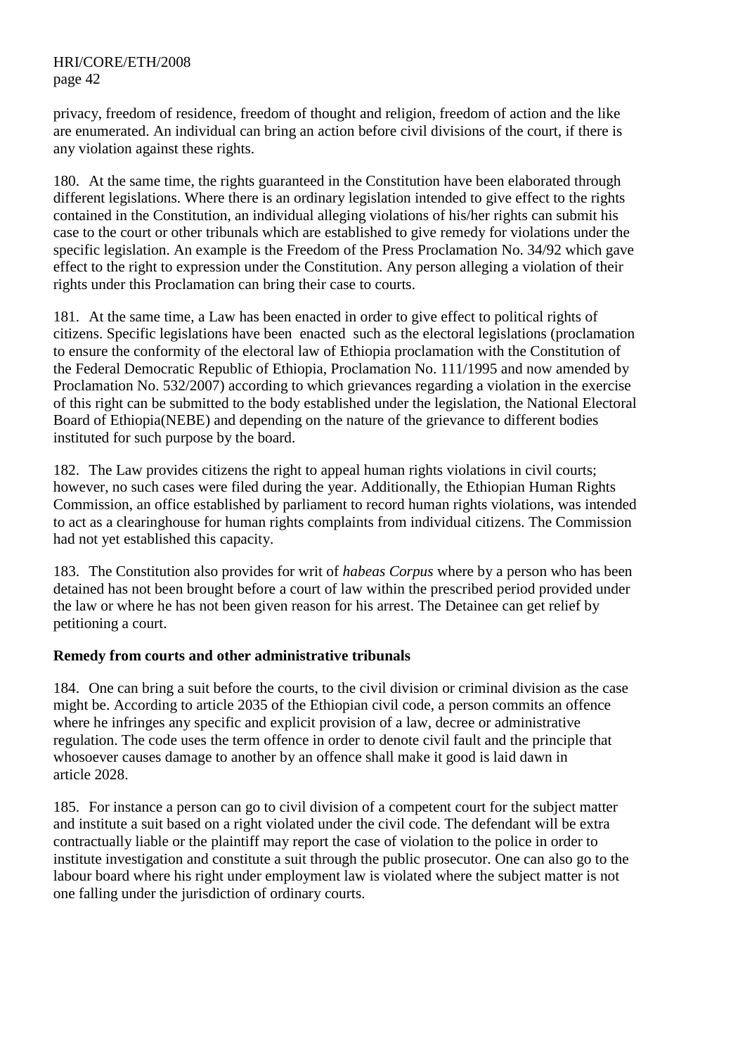privacy, freedom of residence, freedom of thought and religion, freedom of action and the like are enumerated. An individual can bring an action before civil divisions of the court, if there is any violation against these rights.

180. At the same time, the rights guaranteed in the Constitution have been elaborated through different legislations. Where there is an ordinary legislation intended to give effect to the rights contained in the Constitution, an individual alleging violations of his/her rights can submit his case to the court or other tribunals which are established to give remedy for violations under the specific legislation. An example is the Freedom of the Press Proclamation No. 34/92 which gave effect to the right to expression under the Constitution. Any person alleging a violation of their rights under this Proclamation can bring their case to courts.

181. At the same time, a Law has been enacted in order to give effect to political rights of citizens. Specific legislations have been enacted such as the electoral legislations (proclamation to ensure the conformity of the electoral law of Ethiopia proclamation with the Constitution of the Federal Democratic Republic of Ethiopia, Proclamation No. 111/1995 and now amended by Proclamation No. 532/2007) according to which grievances regarding a violation in the exercise of this right can be submitted to the body established under the legislation, the National Electoral Board of Ethiopia(NEBE) and depending on the nature of the grievance to different bodies instituted for such purpose by the board.

182. The Law provides citizens the right to appeal human rights violations in civil courts; however, no such cases were filed during the year. Additionally, the Ethiopian Human Rights Commission, an office established by parliament to record human rights violations, was intended to act as a clearinghouse for human rights complaints from individual citizens. The Commission had not yet established this capacity.

183. The Constitution also provides for writ of *habeas Corpus* where by a person who has been detained has not been brought before a court of law within the prescribed period provided under the law or where he has not been given reason for his arrest. The Detainee can get relief by petitioning a court.

**Remedy from courts and other administrative tribunals**

184. One can bring a suit before the courts, to the civil division or criminal division as the case might be. According to article 2035 of the Ethiopian civil code, a person commits an offence where he infringes any specific and explicit provision of a law, decree or administrative regulation. The code uses the term offence in order to denote civil fault and the principle that whosoever causes damage to another by an offence shall make it good is laid dawn in article 2028.

185. For instance a person can go to civil division of a competent court for the subject matter and institute a suit based on a right violated under the civil code. The defendant will be extra contractually liable or the plaintiff may report the case of violation to the police in order to institute investigation and constitute a suit through the public prosecutor. One can also go to the labour board where his right under employment law is violated where the subject matter is not one falling under the jurisdiction of ordinary courts.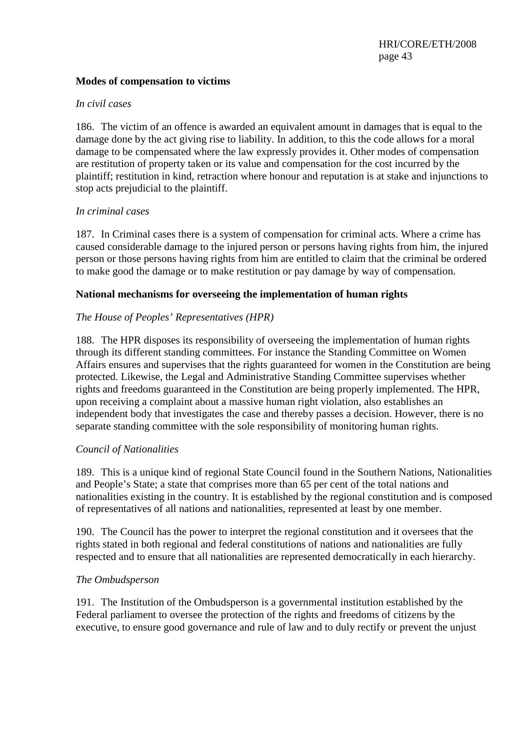**Modes of compensation to victims**

*In civil cases*

186. The victim of an offence is awarded an equivalent amount in damages that is equal to the damage done by the act giving rise to liability. In addition, to this the code allows for a moral damage to be compensated where the law expressly provides it. Other modes of compensation are restitution of property taken or its value and compensation for the cost incurred by the plaintiff; restitution in kind, retraction where honour and reputation is at stake and injunctions to stop acts prejudicial to the plaintiff.

*In criminal cases*

187. In Criminal cases there is a system of compensation for criminal acts. Where a crime has caused considerable damage to the injured person or persons having rights from him, the injured person or those persons having rights from him are entitled to claim that the criminal be ordered to make good the damage or to make restitution or pay damage by way of compensation.

**National mechanisms for overseeing the implementation of human rights**

*The House of Peoples' Representatives (HPR)*

188. The HPR disposes its responsibility of overseeing the implementation of human rights through its different standing committees. For instance the Standing Committee on Women Affairs ensures and supervises that the rights guaranteed for women in the Constitution are being protected. Likewise, the Legal and Administrative Standing Committee supervises whether rights and freedoms guaranteed in the Constitution are being properly implemented. The HPR, upon receiving a complaint about a massive human right violation, also establishes an independent body that investigates the case and thereby passes a decision. However, there is no separate standing committee with the sole responsibility of monitoring human rights.

*Council of Nationalities*

189. This is a unique kind of regional State Council found in the Southern Nations, Nationalities and People's State; a state that comprises more than 65 per cent of the total nations and nationalities existing in the country. It is established by the regional constitution and is composed of representatives of all nations and nationalities, represented at least by one member.

190. The Council has the power to interpret the regional constitution and it oversees that the rights stated in both regional and federal constitutions of nations and nationalities are fully respected and to ensure that all nationalities are represented democratically in each hierarchy.

*The Ombudsperson*

191. The Institution of the Ombudsperson is a governmental institution established by the Federal parliament to oversee the protection of the rights and freedoms of citizens by the executive, to ensure good governance and rule of law and to duly rectify or prevent the unjust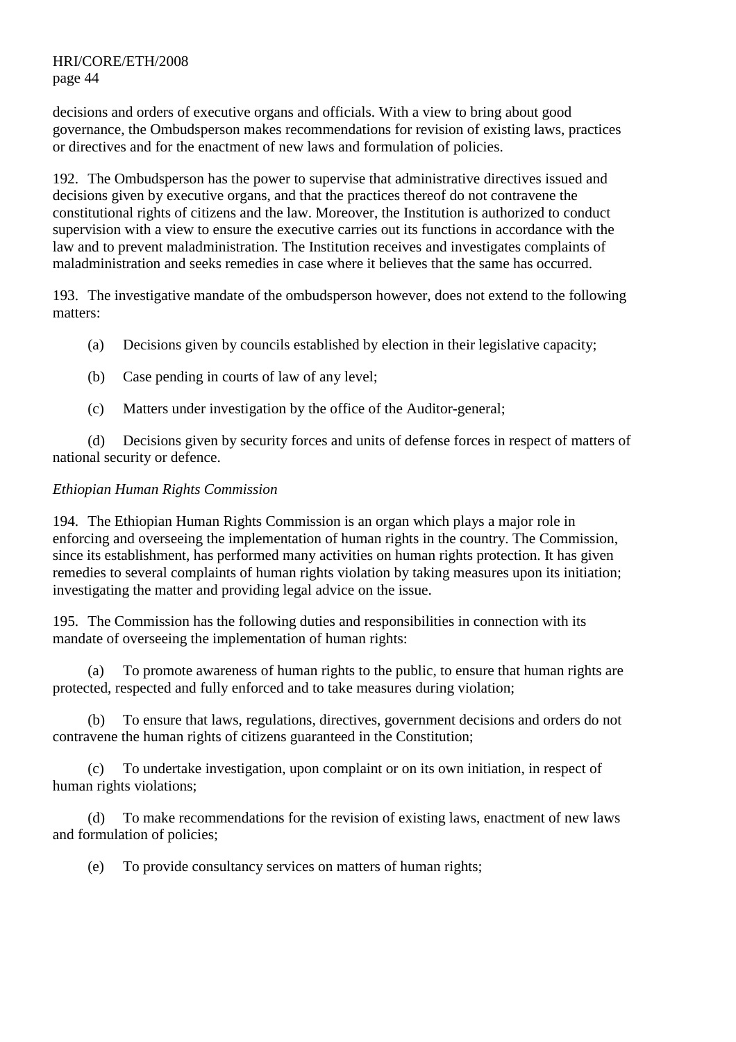decisions and orders of executive organs and officials. With a view to bring about good governance, the Ombudsperson makes recommendations for revision of existing laws, practices or directives and for the enactment of new laws and formulation of policies.

192. The Ombudsperson has the power to supervise that administrative directives issued and decisions given by executive organs, and that the practices thereof do not contravene the constitutional rights of citizens and the law. Moreover, the Institution is authorized to conduct supervision with a view to ensure the executive carries out its functions in accordance with the law and to prevent maladministration. The Institution receives and investigates complaints of maladministration and seeks remedies in case where it believes that the same has occurred.

193. The investigative mandate of the ombudsperson however, does not extend to the following matters:

(a) Decisions given by councils established by election in their legislative capacity;

(b) Case pending in courts of law of any level;

(c) Matters under investigation by the office of the Auditor-general;

(d) Decisions given by security forces and units of defense forces in respect of matters of national security or defence.

*Ethiopian Human Rights Commission*

194. The Ethiopian Human Rights Commission is an organ which plays a major role in enforcing and overseeing the implementation of human rights in the country. The Commission, since its establishment, has performed many activities on human rights protection. It has given remedies to several complaints of human rights violation by taking measures upon its initiation; investigating the matter and providing legal advice on the issue.

195. The Commission has the following duties and responsibilities in connection with its mandate of overseeing the implementation of human rights:

(a) To promote awareness of human rights to the public, to ensure that human rights are protected, respected and fully enforced and to take measures during violation;

(b) To ensure that laws, regulations, directives, government decisions and orders do not contravene the human rights of citizens guaranteed in the Constitution;

(c) To undertake investigation, upon complaint or on its own initiation, in respect of human rights violations;

(d) To make recommendations for the revision of existing laws, enactment of new laws and formulation of policies;

(e) To provide consultancy services on matters of human rights;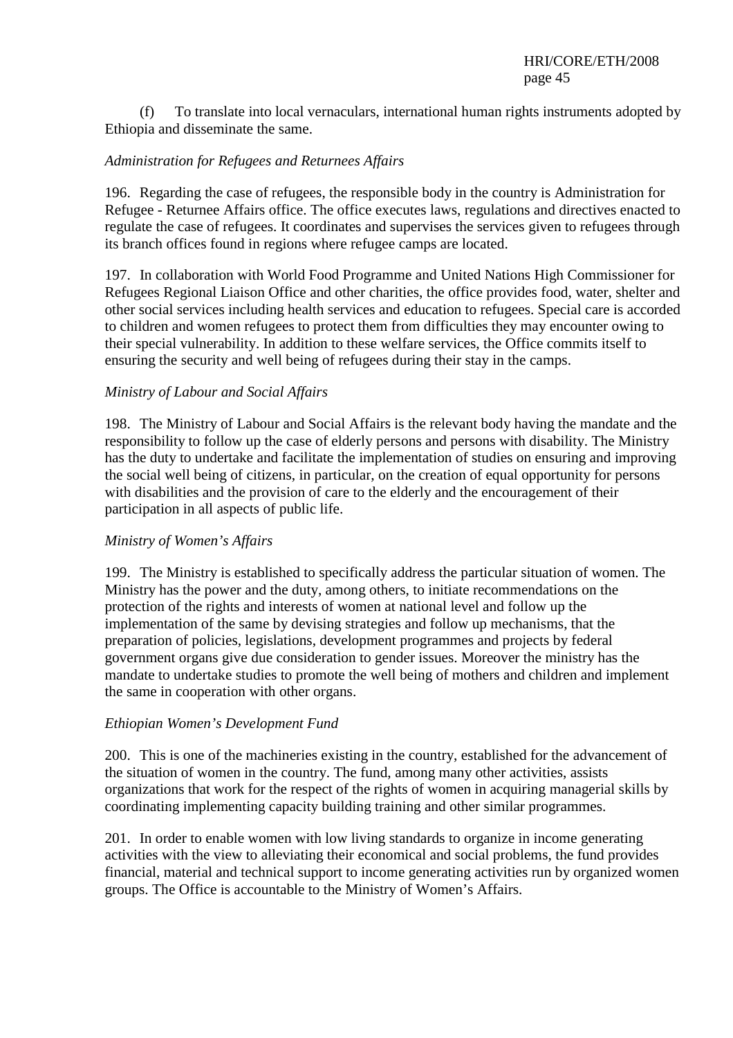(f) To translate into local vernaculars, international human rights instruments adopted by Ethiopia and disseminate the same.

*Administration for Refugees and Returnees Affairs*

196. Regarding the case of refugees, the responsible body in the country is Administration for Refugee - Returnee Affairs office. The office executes laws, regulations and directives enacted to regulate the case of refugees. It coordinates and supervises the services given to refugees through its branch offices found in regions where refugee camps are located.

197. In collaboration with World Food Programme and United Nations High Commissioner for Refugees Regional Liaison Office and other charities, the office provides food, water, shelter and other social services including health services and education to refugees. Special care is accorded to children and women refugees to protect them from difficulties they may encounter owing to their special vulnerability. In addition to these welfare services, the Office commits itself to ensuring the security and well being of refugees during their stay in the camps.

*Ministry of Labour and Social Affairs*

198. The Ministry of Labour and Social Affairs is the relevant body having the mandate and the responsibility to follow up the case of elderly persons and persons with disability. The Ministry has the duty to undertake and facilitate the implementation of studies on ensuring and improving the social well being of citizens, in particular, on the creation of equal opportunity for persons with disabilities and the provision of care to the elderly and the encouragement of their participation in all aspects of public life.

*Ministry of Women's Affairs*

199. The Ministry is established to specifically address the particular situation of women. The Ministry has the power and the duty, among others, to initiate recommendations on the protection of the rights and interests of women at national level and follow up the implementation of the same by devising strategies and follow up mechanisms, that the preparation of policies, legislations, development programmes and projects by federal government organs give due consideration to gender issues. Moreover the ministry has the mandate to undertake studies to promote the well being of mothers and children and implement the same in cooperation with other organs.

*Ethiopian Women's Development Fund*

200. This is one of the machineries existing in the country, established for the advancement of the situation of women in the country. The fund, among many other activities, assists organizations that work for the respect of the rights of women in acquiring managerial skills by coordinating implementing capacity building training and other similar programmes.

201. In order to enable women with low living standards to organize in income generating activities with the view to alleviating their economical and social problems, the fund provides financial, material and technical support to income generating activities run by organized women groups. The Office is accountable to the Ministry of Women's Affairs.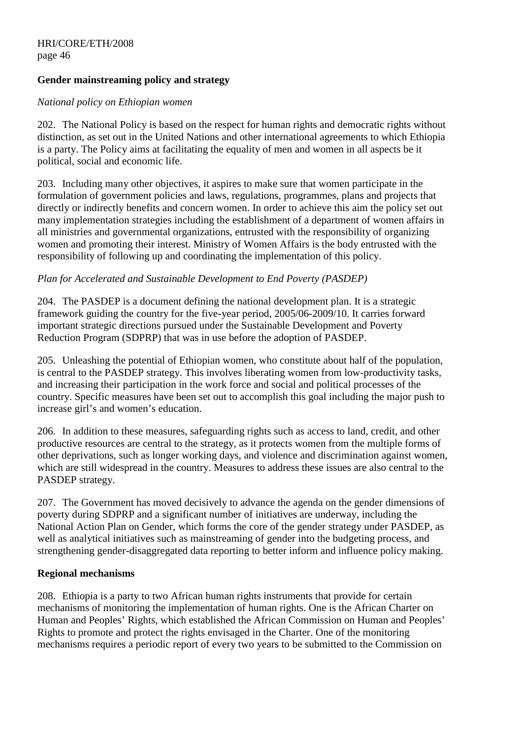**Gender mainstreaming policy and strategy**

*National policy on Ethiopian women*

202. The National Policy is based on the respect for human rights and democratic rights without distinction, as set out in the United Nations and other international agreements to which Ethiopia is a party. The Policy aims at facilitating the equality of men and women in all aspects be it political, social and economic life.

203. Including many other objectives, it aspires to make sure that women participate in the formulation of government policies and laws, regulations, programmes, plans and projects that directly or indirectly benefits and concern women. In order to achieve this aim the policy set out many implementation strategies including the establishment of a department of women affairs in all ministries and governmental organizations, entrusted with the responsibility of organizing women and promoting their interest. Ministry of Women Affairs is the body entrusted with the responsibility of following up and coordinating the implementation of this policy.

*Plan for Accelerated and Sustainable Development to End Poverty (PASDEP)*

204. The PASDEP is a document defining the national development plan. It is a strategic framework guiding the country for the five-year period, 2005/06-2009/10. It carries forward important strategic directions pursued under the Sustainable Development and Poverty Reduction Program (SDPRP) that was in use before the adoption of PASDEP.

205. Unleashing the potential of Ethiopian women, who constitute about half of the population, is central to the PASDEP strategy. This involves liberating women from low-productivity tasks, and increasing their participation in the work force and social and political processes of the country. Specific measures have been set out to accomplish this goal including the major push to increase girl's and women's education.

206. In addition to these measures, safeguarding rights such as access to land, credit, and other productive resources are central to the strategy, as it protects women from the multiple forms of other deprivations, such as longer working days, and violence and discrimination against women, which are still widespread in the country. Measures to address these issues are also central to the PASDEP strategy.

207. The Government has moved decisively to advance the agenda on the gender dimensions of poverty during SDPRP and a significant number of initiatives are underway, including the National Action Plan on Gender, which forms the core of the gender strategy under PASDEP, as well as analytical initiatives such as mainstreaming of gender into the budgeting process, and strengthening gender-disaggregated data reporting to better inform and influence policy making.

**Regional mechanisms**

208. Ethiopia is a party to two African human rights instruments that provide for certain mechanisms of monitoring the implementation of human rights. One is the African Charter on Human and Peoples' Rights, which established the African Commission on Human and Peoples' Rights to promote and protect the rights envisaged in the Charter. One of the monitoring mechanisms requires a periodic report of every two years to be submitted to the Commission on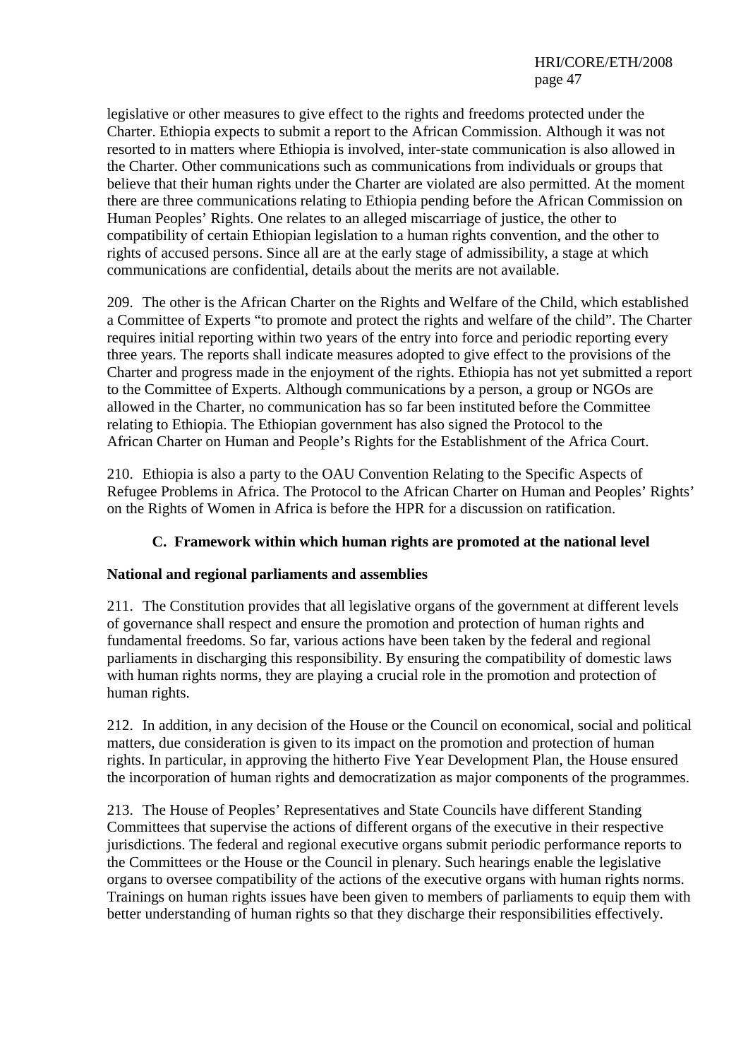legislative or other measures to give effect to the rights and freedoms protected under the Charter. Ethiopia expects to submit a report to the African Commission. Although it was not resorted to in matters where Ethiopia is involved, inter-state communication is also allowed in the Charter. Other communications such as communications from individuals or groups that believe that their human rights under the Charter are violated are also permitted. At the moment there are three communications relating to Ethiopia pending before the African Commission on Human Peoples' Rights. One relates to an alleged miscarriage of justice, the other to compatibility of certain Ethiopian legislation to a human rights convention, and the other to rights of accused persons. Since all are at the early stage of admissibility, a stage at which communications are confidential, details about the merits are not available.

209. The other is the African Charter on the Rights and Welfare of the Child, which established a Committee of Experts "to promote and protect the rights and welfare of the child". The Charter requires initial reporting within two years of the entry into force and periodic reporting every three years. The reports shall indicate measures adopted to give effect to the provisions of the Charter and progress made in the enjoyment of the rights. Ethiopia has not yet submitted a report to the Committee of Experts. Although communications by a person, a group or NGOs are allowed in the Charter, no communication has so far been instituted before the Committee relating to Ethiopia. The Ethiopian government has also signed the Protocol to the African Charter on Human and People's Rights for the Establishment of the Africa Court.

210. Ethiopia is also a party to the OAU Convention Relating to the Specific Aspects of Refugee Problems in Africa. The Protocol to the African Charter on Human and Peoples' Rights' on the Rights of Women in Africa is before the HPR for a discussion on ratification.

## C. Framework within which human rights are promoted at the national level

**National and regional parliaments and assemblies**

211. The Constitution provides that all legislative organs of the government at different levels of governance shall respect and ensure the promotion and protection of human rights and fundamental freedoms. So far, various actions have been taken by the federal and regional parliaments in discharging this responsibility. By ensuring the compatibility of domestic laws with human rights norms, they are playing a crucial role in the promotion and protection of human rights.

212. In addition, in any decision of the House or the Council on economical, social and political matters, due consideration is given to its impact on the promotion and protection of human rights. In particular, in approving the hitherto Five Year Development Plan, the House ensured the incorporation of human rights and democratization as major components of the programmes.

213. The House of Peoples' Representatives and State Councils have different Standing Committees that supervise the actions of different organs of the executive in their respective jurisdictions. The federal and regional executive organs submit periodic performance reports to the Committees or the House or the Council in plenary. Such hearings enable the legislative organs to oversee compatibility of the actions of the executive organs with human rights norms. Trainings on human rights issues have been given to members of parliaments to equip them with better understanding of human rights so that they discharge their responsibilities effectively.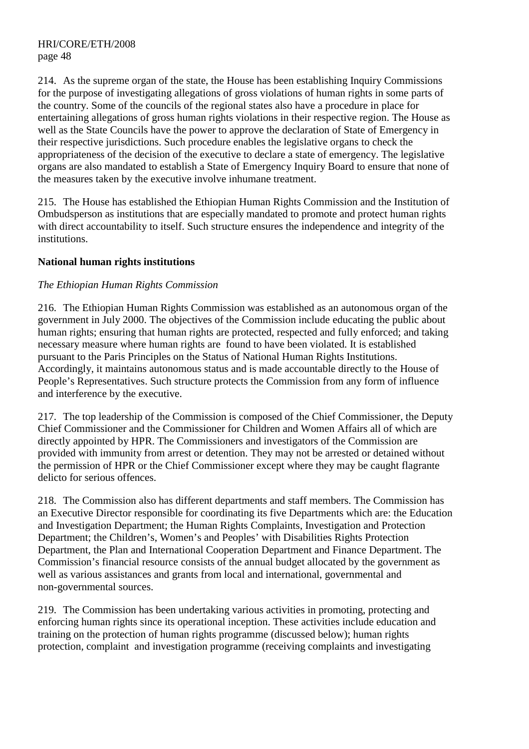214. As the supreme organ of the state, the House has been establishing Inquiry Commissions for the purpose of investigating allegations of gross violations of human rights in some parts of the country. Some of the councils of the regional states also have a procedure in place for entertaining allegations of gross human rights violations in their respective region. The House as well as the State Councils have the power to approve the declaration of State of Emergency in their respective jurisdictions. Such procedure enables the legislative organs to check the appropriateness of the decision of the executive to declare a state of emergency. The legislative organs are also mandated to establish a State of Emergency Inquiry Board to ensure that none of the measures taken by the executive involve inhumane treatment.

215. The House has established the Ethiopian Human Rights Commission and the Institution of Ombudsperson as institutions that are especially mandated to promote and protect human rights with direct accountability to itself. Such structure ensures the independence and integrity of the institutions.

**National human rights institutions**

*The Ethiopian Human Rights Commission*

216. The Ethiopian Human Rights Commission was established as an autonomous organ of the government in July 2000. The objectives of the Commission include educating the public about human rights; ensuring that human rights are protected, respected and fully enforced; and taking necessary measure where human rights are found to have been violated. It is established pursuant to the Paris Principles on the Status of National Human Rights Institutions. Accordingly, it maintains autonomous status and is made accountable directly to the House of People's Representatives. Such structure protects the Commission from any form of influence and interference by the executive.

217. The top leadership of the Commission is composed of the Chief Commissioner, the Deputy Chief Commissioner and the Commissioner for Children and Women Affairs all of which are directly appointed by HPR. The Commissioners and investigators of the Commission are provided with immunity from arrest or detention. They may not be arrested or detained without the permission of HPR or the Chief Commissioner except where they may be caught flagrante delicto for serious offences.

218. The Commission also has different departments and staff members. The Commission has an Executive Director responsible for coordinating its five Departments which are: the Education and Investigation Department; the Human Rights Complaints, Investigation and Protection Department; the Children's, Women's and Peoples' with Disabilities Rights Protection Department, the Plan and International Cooperation Department and Finance Department. The Commission's financial resource consists of the annual budget allocated by the government as well as various assistances and grants from local and international, governmental and non-governmental sources.

219. The Commission has been undertaking various activities in promoting, protecting and enforcing human rights since its operational inception. These activities include education and training on the protection of human rights programme (discussed below); human rights protection, complaint and investigation programme (receiving complaints and investigating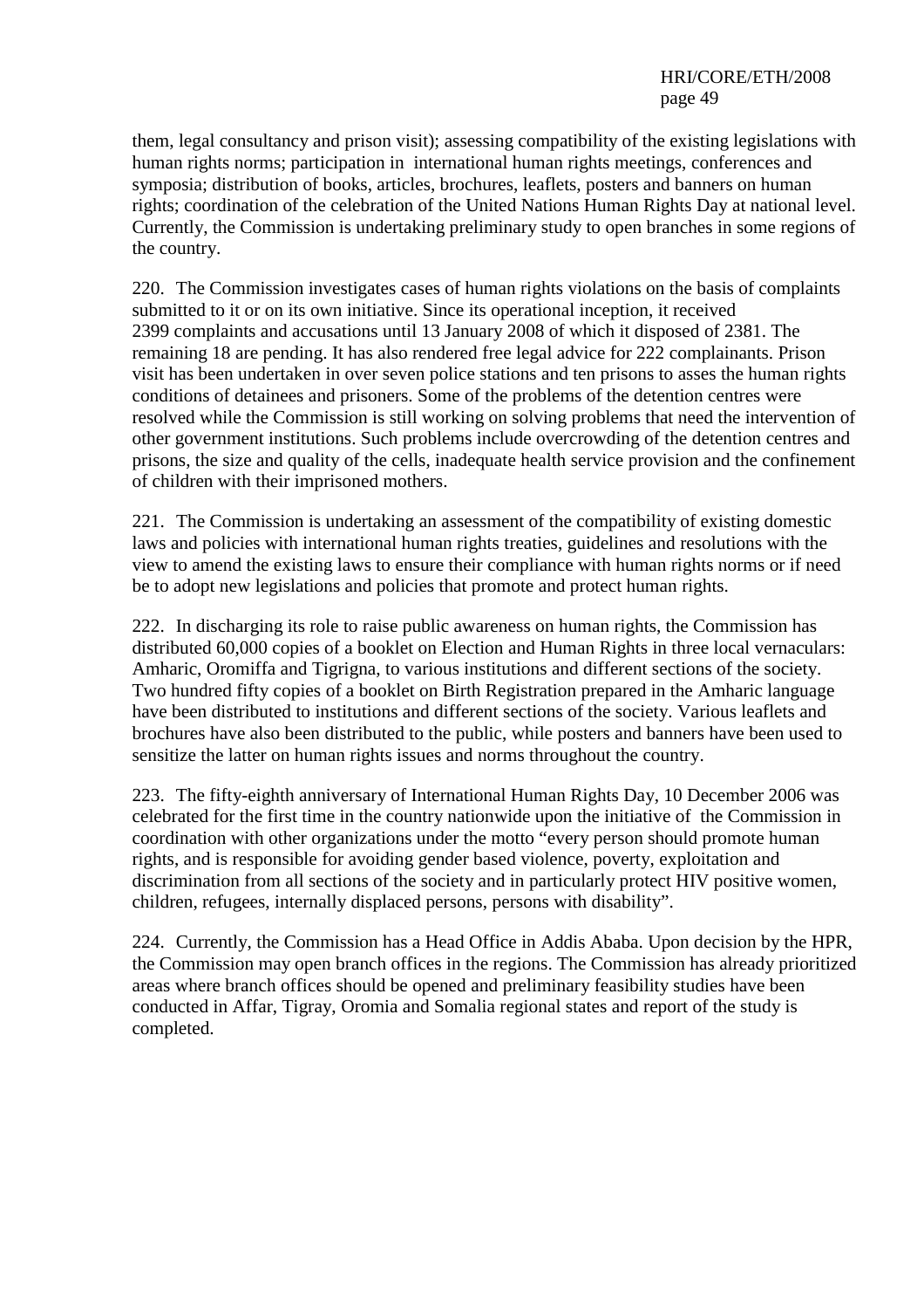them, legal consultancy and prison visit); assessing compatibility of the existing legislations with human rights norms; participation in international human rights meetings, conferences and symposia; distribution of books, articles, brochures, leaflets, posters and banners on human rights; coordination of the celebration of the United Nations Human Rights Day at national level. Currently, the Commission is undertaking preliminary study to open branches in some regions of the country.

220. The Commission investigates cases of human rights violations on the basis of complaints submitted to it or on its own initiative. Since its operational inception, it received 2399 complaints and accusations until 13 January 2008 of which it disposed of 2381. The remaining 18 are pending. It has also rendered free legal advice for 222 complainants. Prison visit has been undertaken in over seven police stations and ten prisons to asses the human rights conditions of detainees and prisoners. Some of the problems of the detention centres were resolved while the Commission is still working on solving problems that need the intervention of other government institutions. Such problems include overcrowding of the detention centres and prisons, the size and quality of the cells, inadequate health service provision and the confinement of children with their imprisoned mothers.

221. The Commission is undertaking an assessment of the compatibility of existing domestic laws and policies with international human rights treaties, guidelines and resolutions with the view to amend the existing laws to ensure their compliance with human rights norms or if need be to adopt new legislations and policies that promote and protect human rights.

222. In discharging its role to raise public awareness on human rights, the Commission has distributed 60,000 copies of a booklet on Election and Human Rights in three local vernaculars: Amharic, Oromiffa and Tigrigna, to various institutions and different sections of the society. Two hundred fifty copies of a booklet on Birth Registration prepared in the Amharic language have been distributed to institutions and different sections of the society. Various leaflets and brochures have also been distributed to the public, while posters and banners have been used to sensitize the latter on human rights issues and norms throughout the country.

223. The fifty-eighth anniversary of International Human Rights Day, 10 December 2006 was celebrated for the first time in the country nationwide upon the initiative of the Commission in coordination with other organizations under the motto "every person should promote human rights, and is responsible for avoiding gender based violence, poverty, exploitation and discrimination from all sections of the society and in particularly protect HIV positive women, children, refugees, internally displaced persons, persons with disability".

224. Currently, the Commission has a Head Office in Addis Ababa. Upon decision by the HPR, the Commission may open branch offices in the regions. The Commission has already prioritized areas where branch offices should be opened and preliminary feasibility studies have been conducted in Affar, Tigray, Oromia and Somalia regional states and report of the study is completed.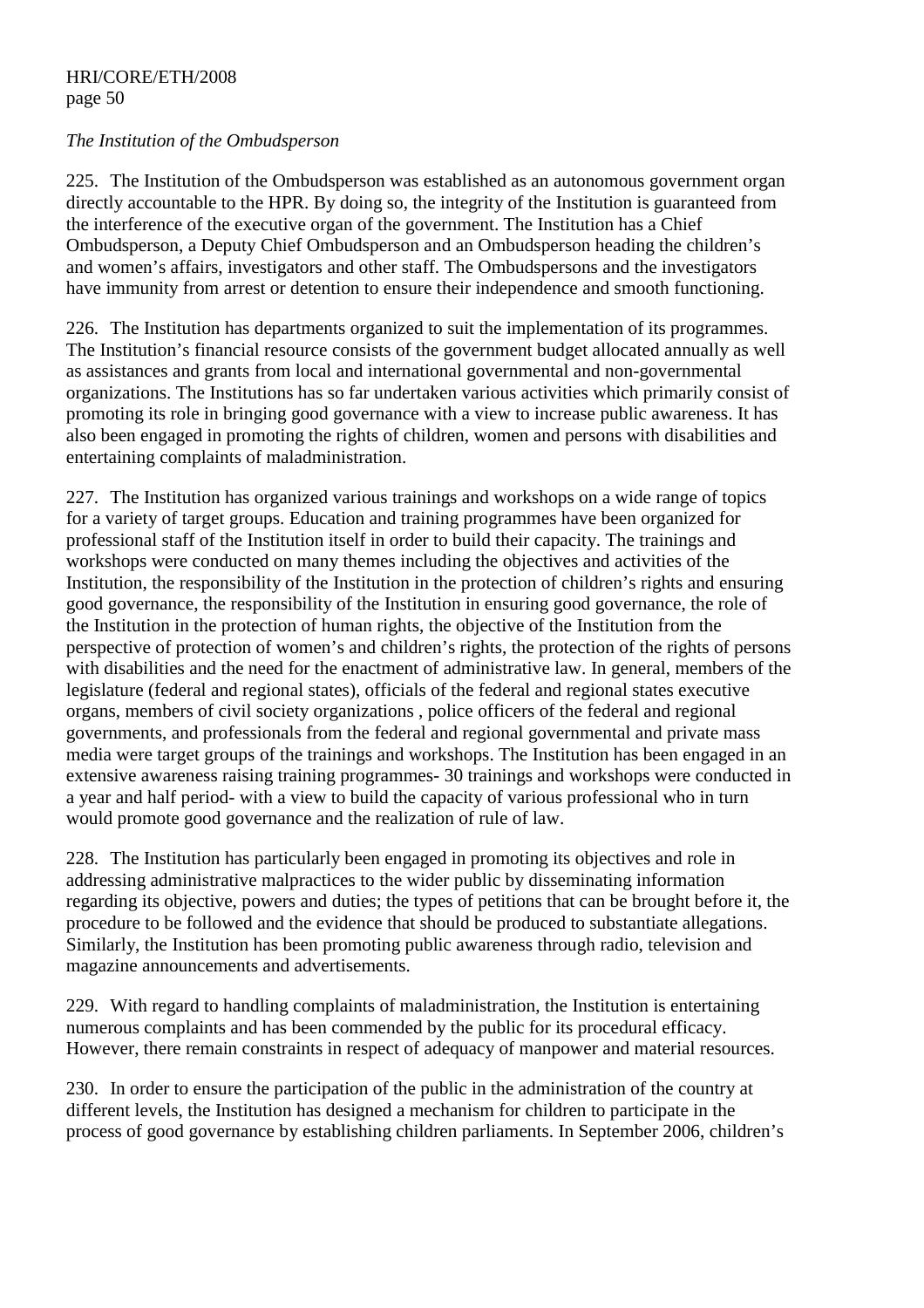*The Institution of the Ombudsperson*

225. The Institution of the Ombudsperson was established as an autonomous government organ directly accountable to the HPR. By doing so, the integrity of the Institution is guaranteed from the interference of the executive organ of the government. The Institution has a Chief Ombudsperson, a Deputy Chief Ombudsperson and an Ombudsperson heading the children's and women's affairs, investigators and other staff. The Ombudspersons and the investigators have immunity from arrest or detention to ensure their independence and smooth functioning.

226. The Institution has departments organized to suit the implementation of its programmes. The Institution's financial resource consists of the government budget allocated annually as well as assistances and grants from local and international governmental and non-governmental organizations. The Institutions has so far undertaken various activities which primarily consist of promoting its role in bringing good governance with a view to increase public awareness. It has also been engaged in promoting the rights of children, women and persons with disabilities and entertaining complaints of maladministration.

227. The Institution has organized various trainings and workshops on a wide range of topics for a variety of target groups. Education and training programmes have been organized for professional staff of the Institution itself in order to build their capacity. The trainings and workshops were conducted on many themes including the objectives and activities of the Institution, the responsibility of the Institution in the protection of children's rights and ensuring good governance, the responsibility of the Institution in ensuring good governance, the role of the Institution in the protection of human rights, the objective of the Institution from the perspective of protection of women's and children's rights, the protection of the rights of persons with disabilities and the need for the enactment of administrative law. In general, members of the legislature (federal and regional states), officials of the federal and regional states executive organs, members of civil society organizations , police officers of the federal and regional governments, and professionals from the federal and regional governmental and private mass media were target groups of the trainings and workshops. The Institution has been engaged in an extensive awareness raising training programmes- 30 trainings and workshops were conducted in a year and half period- with a view to build the capacity of various professional who in turn would promote good governance and the realization of rule of law.

228. The Institution has particularly been engaged in promoting its objectives and role in addressing administrative malpractices to the wider public by disseminating information regarding its objective, powers and duties; the types of petitions that can be brought before it, the procedure to be followed and the evidence that should be produced to substantiate allegations. Similarly, the Institution has been promoting public awareness through radio, television and magazine announcements and advertisements.

229. With regard to handling complaints of maladministration, the Institution is entertaining numerous complaints and has been commended by the public for its procedural efficacy. However, there remain constraints in respect of adequacy of manpower and material resources.

230. In order to ensure the participation of the public in the administration of the country at different levels, the Institution has designed a mechanism for children to participate in the process of good governance by establishing children parliaments. In September 2006, children's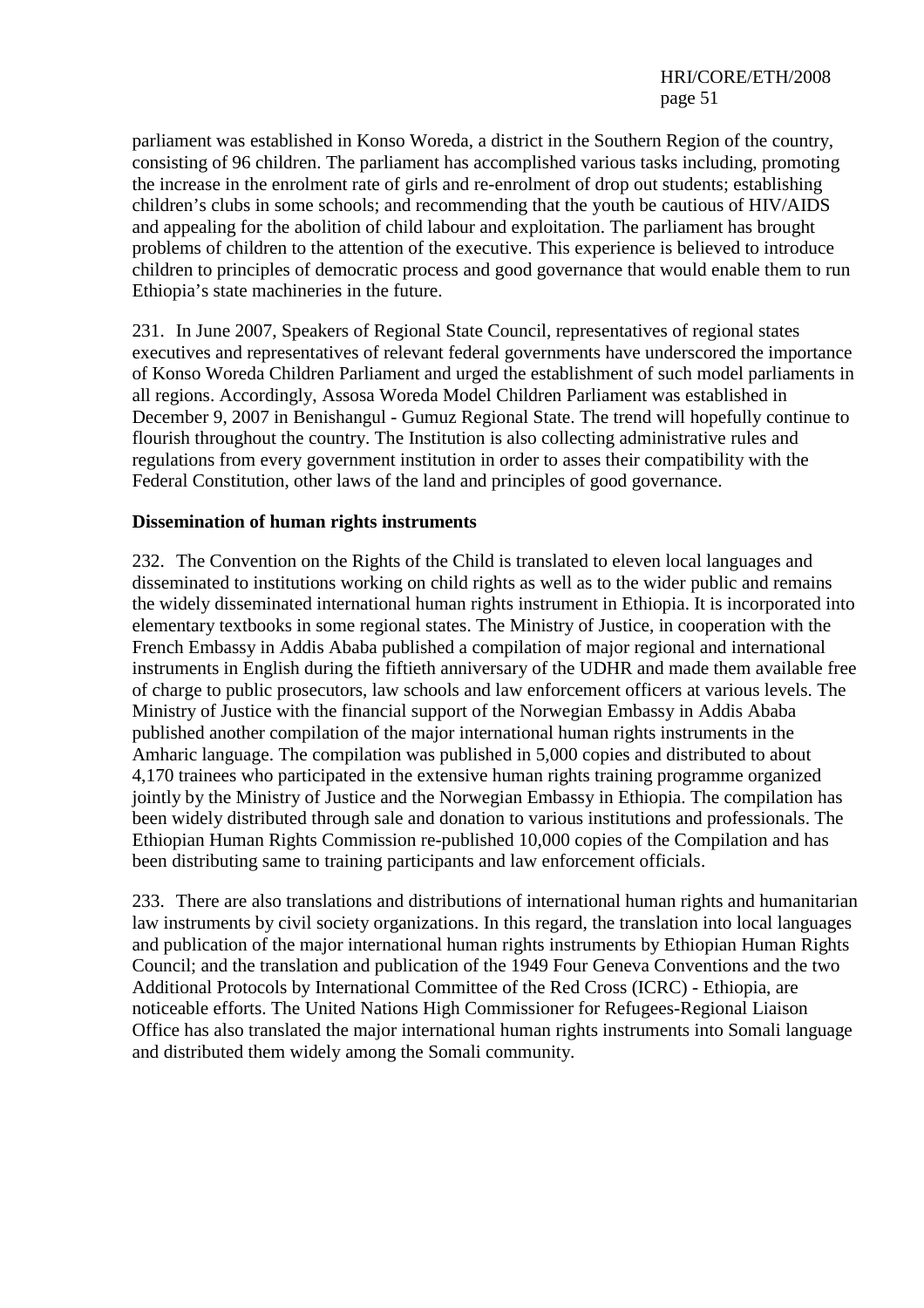parliament was established in Konso Woreda, a district in the Southern Region of the country, consisting of 96 children. The parliament has accomplished various tasks including, promoting the increase in the enrolment rate of girls and re-enrolment of drop out students; establishing children's clubs in some schools; and recommending that the youth be cautious of HIV/AIDS and appealing for the abolition of child labour and exploitation. The parliament has brought problems of children to the attention of the executive. This experience is believed to introduce children to principles of democratic process and good governance that would enable them to run Ethiopia's state machineries in the future.

231. In June 2007, Speakers of Regional State Council, representatives of regional states executives and representatives of relevant federal governments have underscored the importance of Konso Woreda Children Parliament and urged the establishment of such model parliaments in all regions. Accordingly, Assosa Woreda Model Children Parliament was established in December 9, 2007 in Benishangul - Gumuz Regional State. The trend will hopefully continue to flourish throughout the country. The Institution is also collecting administrative rules and regulations from every government institution in order to asses their compatibility with the Federal Constitution, other laws of the land and principles of good governance.

**Dissemination of human rights instruments**

232. The Convention on the Rights of the Child is translated to eleven local languages and disseminated to institutions working on child rights as well as to the wider public and remains the widely disseminated international human rights instrument in Ethiopia. It is incorporated into elementary textbooks in some regional states. The Ministry of Justice, in cooperation with the French Embassy in Addis Ababa published a compilation of major regional and international instruments in English during the fiftieth anniversary of the UDHR and made them available free of charge to public prosecutors, law schools and law enforcement officers at various levels. The Ministry of Justice with the financial support of the Norwegian Embassy in Addis Ababa published another compilation of the major international human rights instruments in the Amharic language. The compilation was published in 5,000 copies and distributed to about 4,170 trainees who participated in the extensive human rights training programme organized jointly by the Ministry of Justice and the Norwegian Embassy in Ethiopia. The compilation has been widely distributed through sale and donation to various institutions and professionals. The Ethiopian Human Rights Commission re-published 10,000 copies of the Compilation and has been distributing same to training participants and law enforcement officials.

233. There are also translations and distributions of international human rights and humanitarian law instruments by civil society organizations. In this regard, the translation into local languages and publication of the major international human rights instruments by Ethiopian Human Rights Council; and the translation and publication of the 1949 Four Geneva Conventions and the two Additional Protocols by International Committee of the Red Cross (ICRC) - Ethiopia, are noticeable efforts. The United Nations High Commissioner for Refugees-Regional Liaison Office has also translated the major international human rights instruments into Somali language and distributed them widely among the Somali community.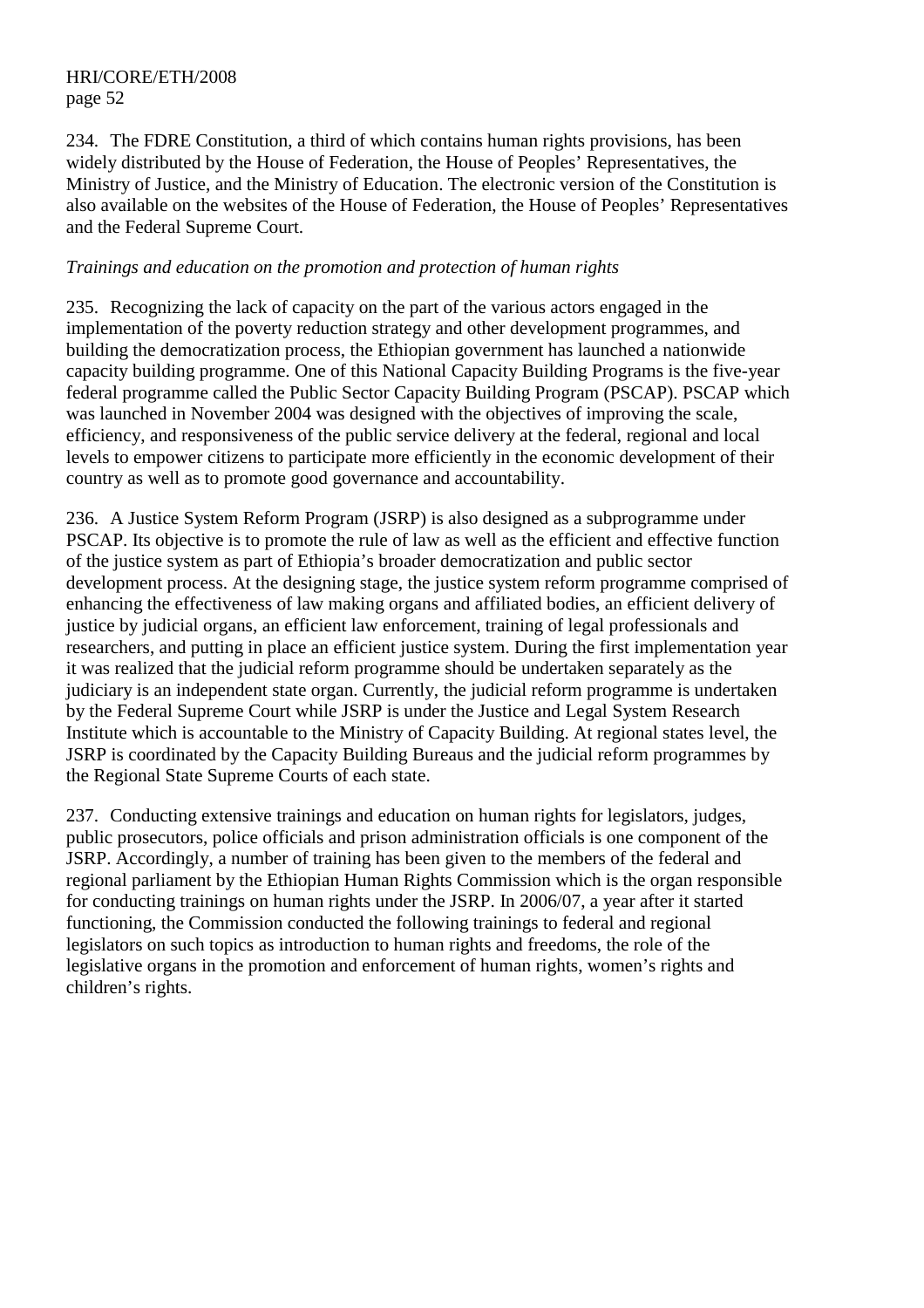234. The FDRE Constitution, a third of which contains human rights provisions, has been widely distributed by the House of Federation, the House of Peoples' Representatives, the Ministry of Justice, and the Ministry of Education. The electronic version of the Constitution is also available on the websites of the House of Federation, the House of Peoples' Representatives and the Federal Supreme Court.

*Trainings and education on the promotion and protection of human rights*

235. Recognizing the lack of capacity on the part of the various actors engaged in the implementation of the poverty reduction strategy and other development programmes, and building the democratization process, the Ethiopian government has launched a nationwide capacity building programme. One of this National Capacity Building Programs is the five-year federal programme called the Public Sector Capacity Building Program (PSCAP). PSCAP which was launched in November 2004 was designed with the objectives of improving the scale, efficiency, and responsiveness of the public service delivery at the federal, regional and local levels to empower citizens to participate more efficiently in the economic development of their country as well as to promote good governance and accountability.

236. A Justice System Reform Program (JSRP) is also designed as a subprogramme under PSCAP. Its objective is to promote the rule of law as well as the efficient and effective function of the justice system as part of Ethiopia's broader democratization and public sector development process. At the designing stage, the justice system reform programme comprised of enhancing the effectiveness of law making organs and affiliated bodies, an efficient delivery of justice by judicial organs, an efficient law enforcement, training of legal professionals and researchers, and putting in place an efficient justice system. During the first implementation year it was realized that the judicial reform programme should be undertaken separately as the judiciary is an independent state organ. Currently, the judicial reform programme is undertaken by the Federal Supreme Court while JSRP is under the Justice and Legal System Research Institute which is accountable to the Ministry of Capacity Building. At regional states level, the JSRP is coordinated by the Capacity Building Bureaus and the judicial reform programmes by the Regional State Supreme Courts of each state.

237. Conducting extensive trainings and education on human rights for legislators, judges, public prosecutors, police officials and prison administration officials is one component of the JSRP. Accordingly, a number of training has been given to the members of the federal and regional parliament by the Ethiopian Human Rights Commission which is the organ responsible for conducting trainings on human rights under the JSRP. In 2006/07, a year after it started functioning, the Commission conducted the following trainings to federal and regional legislators on such topics as introduction to human rights and freedoms, the role of the legislative organs in the promotion and enforcement of human rights, women's rights and children's rights.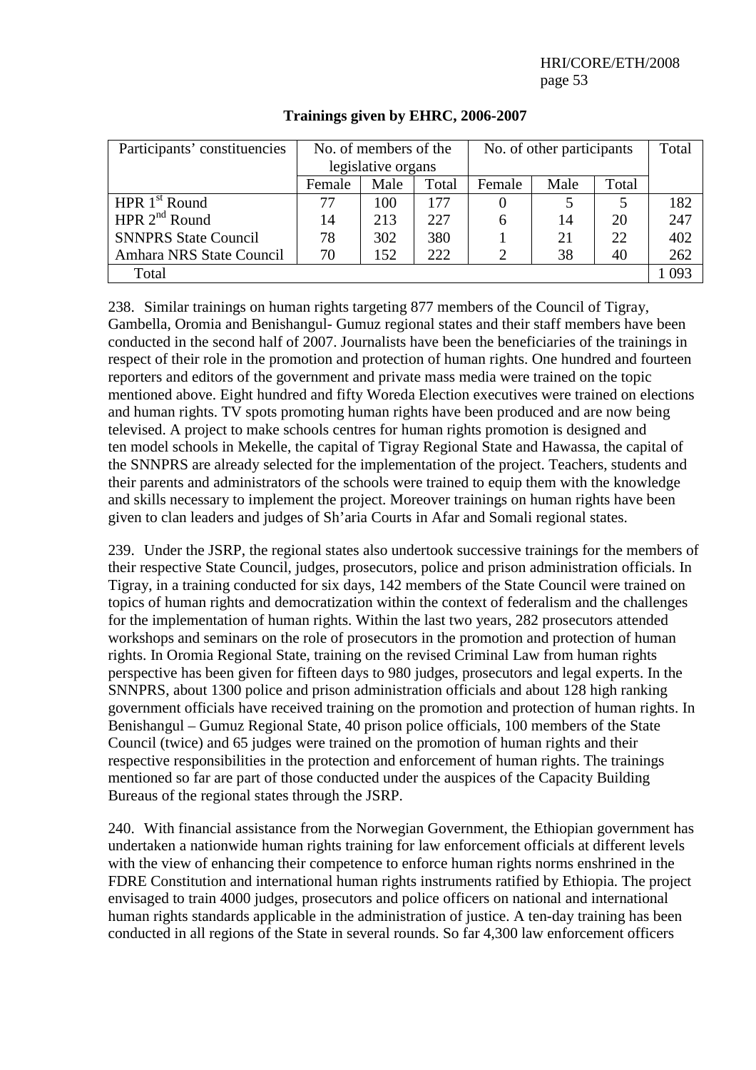**Trainings given by EHRC, 2006-2007**

| Participants' constituencies | No. of members of the legislative organs | | | No. of other participants | | | Total |
|---|---|---|---|---|---|---|---|
| | Female | Male | Total | Female | Male | Total | |
| HPR 1st Round | 77 | 100 | 177 | 0 | 5 | 5 | 182 |
| HPR 2nd Round | 14 | 213 | 227 | 6 | 14 | 20 | 247 |
| SNNPRS State Council | 78 | 302 | 380 | 1 | 21 | 22 | 402 |
| Amhara NRS State Council | 70 | 152 | 222 | 2 | 38 | 40 | 262 |
| Total | | | | | | | 1 093 |

238. Similar trainings on human rights targeting 877 members of the Council of Tigray, Gambella, Oromia and Benishangul- Gumuz regional states and their staff members have been conducted in the second half of 2007. Journalists have been the beneficiaries of the trainings in respect of their role in the promotion and protection of human rights. One hundred and fourteen reporters and editors of the government and private mass media were trained on the topic mentioned above. Eight hundred and fifty Woreda Election executives were trained on elections and human rights. TV spots promoting human rights have been produced and are now being televised. A project to make schools centres for human rights promotion is designed and ten model schools in Mekelle, the capital of Tigray Regional State and Hawassa, the capital of the SNNPRS are already selected for the implementation of the project. Teachers, students and their parents and administrators of the schools were trained to equip them with the knowledge and skills necessary to implement the project. Moreover trainings on human rights have been given to clan leaders and judges of Sh'aria Courts in Afar and Somali regional states.

239. Under the JSRP, the regional states also undertook successive trainings for the members of their respective State Council, judges, prosecutors, police and prison administration officials. In Tigray, in a training conducted for six days, 142 members of the State Council were trained on topics of human rights and democratization within the context of federalism and the challenges for the implementation of human rights. Within the last two years, 282 prosecutors attended workshops and seminars on the role of prosecutors in the promotion and protection of human rights. In Oromia Regional State, training on the revised Criminal Law from human rights perspective has been given for fifteen days to 980 judges, prosecutors and legal experts. In the SNNPRS, about 1300 police and prison administration officials and about 128 high ranking government officials have received training on the promotion and protection of human rights. In Benishangul – Gumuz Regional State, 40 prison police officials, 100 members of the State Council (twice) and 65 judges were trained on the promotion of human rights and their respective responsibilities in the protection and enforcement of human rights. The trainings mentioned so far are part of those conducted under the auspices of the Capacity Building Bureaus of the regional states through the JSRP.

240. With financial assistance from the Norwegian Government, the Ethiopian government has undertaken a nationwide human rights training for law enforcement officials at different levels with the view of enhancing their competence to enforce human rights norms enshrined in the FDRE Constitution and international human rights instruments ratified by Ethiopia. The project envisaged to train 4000 judges, prosecutors and police officers on national and international human rights standards applicable in the administration of justice. A ten-day training has been conducted in all regions of the State in several rounds. So far 4,300 law enforcement officers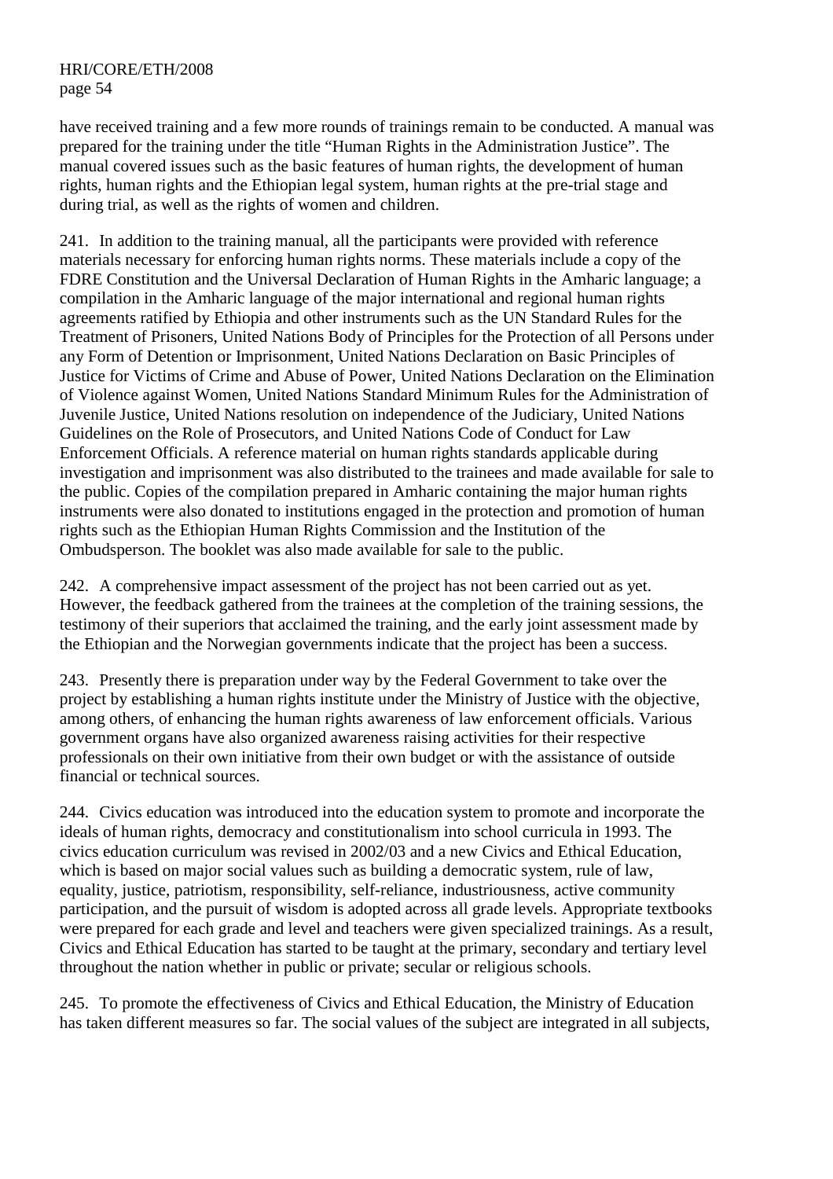have received training and a few more rounds of trainings remain to be conducted. A manual was prepared for the training under the title "Human Rights in the Administration Justice". The manual covered issues such as the basic features of human rights, the development of human rights, human rights and the Ethiopian legal system, human rights at the pre-trial stage and during trial, as well as the rights of women and children.

241. In addition to the training manual, all the participants were provided with reference materials necessary for enforcing human rights norms. These materials include a copy of the FDRE Constitution and the Universal Declaration of Human Rights in the Amharic language; a compilation in the Amharic language of the major international and regional human rights agreements ratified by Ethiopia and other instruments such as the UN Standard Rules for the Treatment of Prisoners, United Nations Body of Principles for the Protection of all Persons under any Form of Detention or Imprisonment, United Nations Declaration on Basic Principles of Justice for Victims of Crime and Abuse of Power, United Nations Declaration on the Elimination of Violence against Women, United Nations Standard Minimum Rules for the Administration of Juvenile Justice, United Nations resolution on independence of the Judiciary, United Nations Guidelines on the Role of Prosecutors, and United Nations Code of Conduct for Law Enforcement Officials. A reference material on human rights standards applicable during investigation and imprisonment was also distributed to the trainees and made available for sale to the public. Copies of the compilation prepared in Amharic containing the major human rights instruments were also donated to institutions engaged in the protection and promotion of human rights such as the Ethiopian Human Rights Commission and the Institution of the Ombudsperson. The booklet was also made available for sale to the public.

242. A comprehensive impact assessment of the project has not been carried out as yet. However, the feedback gathered from the trainees at the completion of the training sessions, the testimony of their superiors that acclaimed the training, and the early joint assessment made by the Ethiopian and the Norwegian governments indicate that the project has been a success.

243. Presently there is preparation under way by the Federal Government to take over the project by establishing a human rights institute under the Ministry of Justice with the objective, among others, of enhancing the human rights awareness of law enforcement officials. Various government organs have also organized awareness raising activities for their respective professionals on their own initiative from their own budget or with the assistance of outside financial or technical sources.

244. Civics education was introduced into the education system to promote and incorporate the ideals of human rights, democracy and constitutionalism into school curricula in 1993. The civics education curriculum was revised in 2002/03 and a new Civics and Ethical Education, which is based on major social values such as building a democratic system, rule of law, equality, justice, patriotism, responsibility, self-reliance, industriousness, active community participation, and the pursuit of wisdom is adopted across all grade levels. Appropriate textbooks were prepared for each grade and level and teachers were given specialized trainings. As a result, Civics and Ethical Education has started to be taught at the primary, secondary and tertiary level throughout the nation whether in public or private; secular or religious schools.

245. To promote the effectiveness of Civics and Ethical Education, the Ministry of Education has taken different measures so far. The social values of the subject are integrated in all subjects,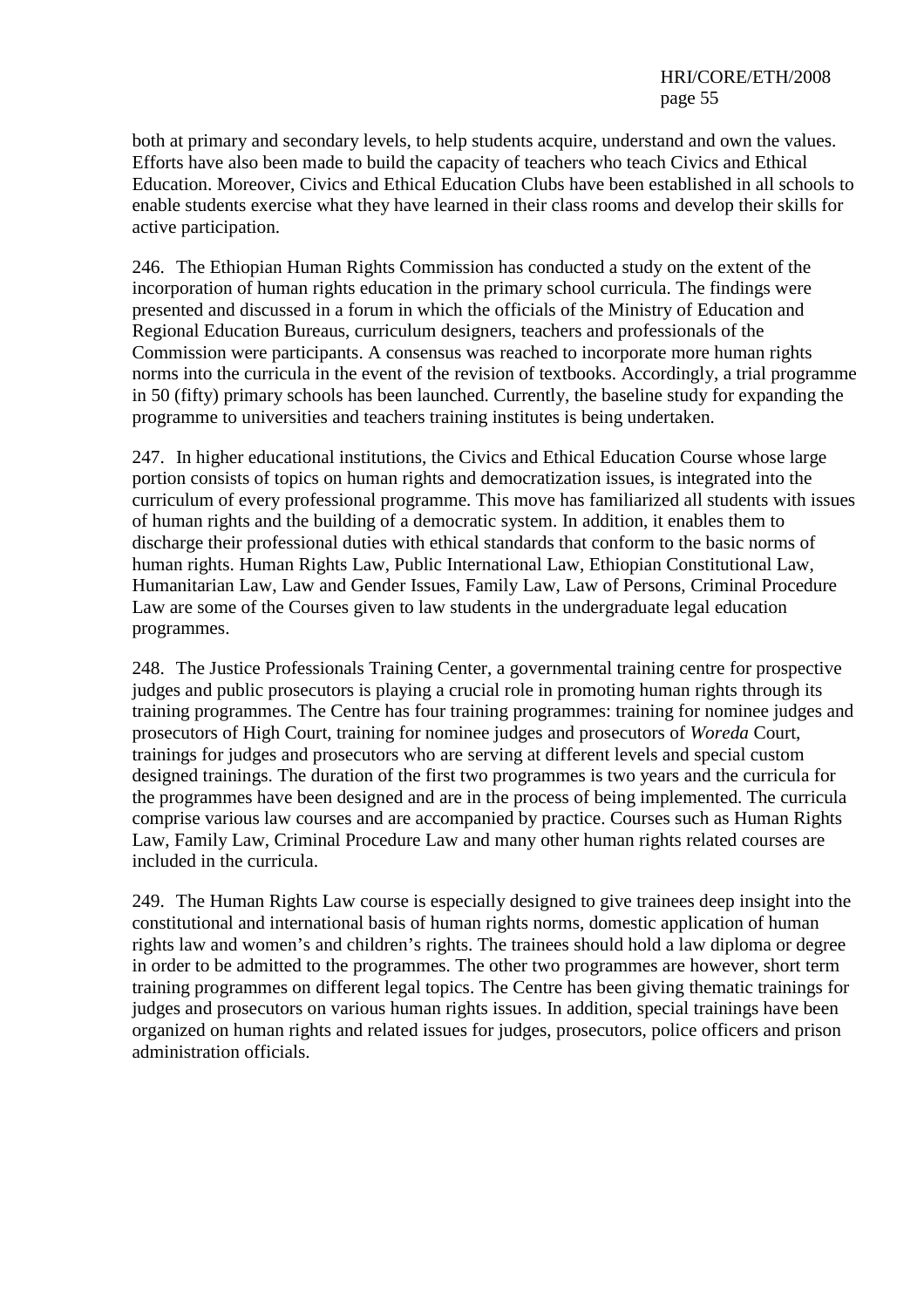both at primary and secondary levels, to help students acquire, understand and own the values. Efforts have also been made to build the capacity of teachers who teach Civics and Ethical Education. Moreover, Civics and Ethical Education Clubs have been established in all schools to enable students exercise what they have learned in their class rooms and develop their skills for active participation.

246. The Ethiopian Human Rights Commission has conducted a study on the extent of the incorporation of human rights education in the primary school curricula. The findings were presented and discussed in a forum in which the officials of the Ministry of Education and Regional Education Bureaus, curriculum designers, teachers and professionals of the Commission were participants. A consensus was reached to incorporate more human rights norms into the curricula in the event of the revision of textbooks. Accordingly, a trial programme in 50 (fifty) primary schools has been launched. Currently, the baseline study for expanding the programme to universities and teachers training institutes is being undertaken.

247. In higher educational institutions, the Civics and Ethical Education Course whose large portion consists of topics on human rights and democratization issues, is integrated into the curriculum of every professional programme. This move has familiarized all students with issues of human rights and the building of a democratic system. In addition, it enables them to discharge their professional duties with ethical standards that conform to the basic norms of human rights. Human Rights Law, Public International Law, Ethiopian Constitutional Law, Humanitarian Law, Law and Gender Issues, Family Law, Law of Persons, Criminal Procedure Law are some of the Courses given to law students in the undergraduate legal education programmes.

248. The Justice Professionals Training Center, a governmental training centre for prospective judges and public prosecutors is playing a crucial role in promoting human rights through its training programmes. The Centre has four training programmes: training for nominee judges and prosecutors of High Court, training for nominee judges and prosecutors of *Woreda* Court, trainings for judges and prosecutors who are serving at different levels and special custom designed trainings. The duration of the first two programmes is two years and the curricula for the programmes have been designed and are in the process of being implemented. The curricula comprise various law courses and are accompanied by practice. Courses such as Human Rights Law, Family Law, Criminal Procedure Law and many other human rights related courses are included in the curricula.

249. The Human Rights Law course is especially designed to give trainees deep insight into the constitutional and international basis of human rights norms, domestic application of human rights law and women's and children's rights. The trainees should hold a law diploma or degree in order to be admitted to the programmes. The other two programmes are however, short term training programmes on different legal topics. The Centre has been giving thematic trainings for judges and prosecutors on various human rights issues. In addition, special trainings have been organized on human rights and related issues for judges, prosecutors, police officers and prison administration officials.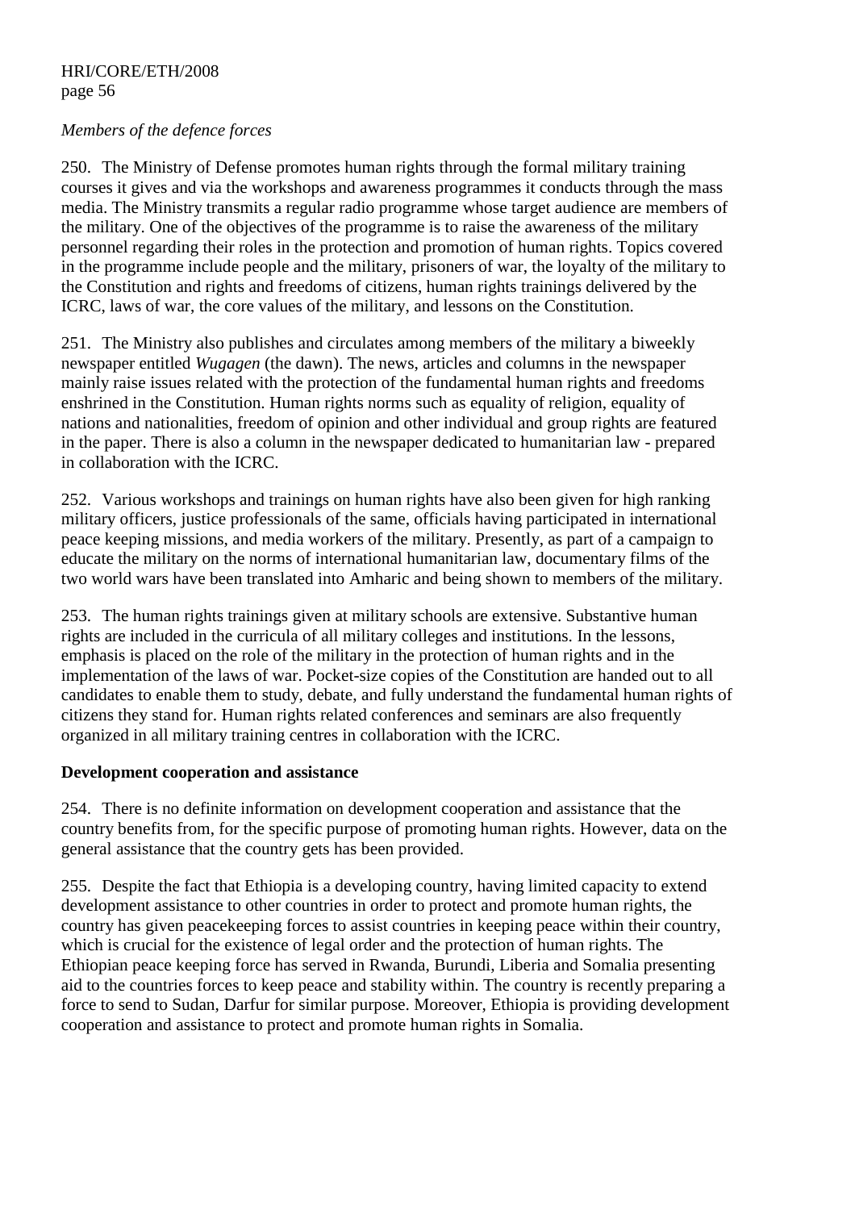*Members of the defence forces*

250. The Ministry of Defense promotes human rights through the formal military training courses it gives and via the workshops and awareness programmes it conducts through the mass media. The Ministry transmits a regular radio programme whose target audience are members of the military. One of the objectives of the programme is to raise the awareness of the military personnel regarding their roles in the protection and promotion of human rights. Topics covered in the programme include people and the military, prisoners of war, the loyalty of the military to the Constitution and rights and freedoms of citizens, human rights trainings delivered by the ICRC, laws of war, the core values of the military, and lessons on the Constitution.

251. The Ministry also publishes and circulates among members of the military a biweekly newspaper entitled *Wugagen* (the dawn). The news, articles and columns in the newspaper mainly raise issues related with the protection of the fundamental human rights and freedoms enshrined in the Constitution. Human rights norms such as equality of religion, equality of nations and nationalities, freedom of opinion and other individual and group rights are featured in the paper. There is also a column in the newspaper dedicated to humanitarian law - prepared in collaboration with the ICRC.

252. Various workshops and trainings on human rights have also been given for high ranking military officers, justice professionals of the same, officials having participated in international peace keeping missions, and media workers of the military. Presently, as part of a campaign to educate the military on the norms of international humanitarian law, documentary films of the two world wars have been translated into Amharic and being shown to members of the military.

253. The human rights trainings given at military schools are extensive. Substantive human rights are included in the curricula of all military colleges and institutions. In the lessons, emphasis is placed on the role of the military in the protection of human rights and in the implementation of the laws of war. Pocket-size copies of the Constitution are handed out to all candidates to enable them to study, debate, and fully understand the fundamental human rights of citizens they stand for. Human rights related conferences and seminars are also frequently organized in all military training centres in collaboration with the ICRC.

**Development cooperation and assistance**

254. There is no definite information on development cooperation and assistance that the country benefits from, for the specific purpose of promoting human rights. However, data on the general assistance that the country gets has been provided.

255. Despite the fact that Ethiopia is a developing country, having limited capacity to extend development assistance to other countries in order to protect and promote human rights, the country has given peacekeeping forces to assist countries in keeping peace within their country, which is crucial for the existence of legal order and the protection of human rights. The Ethiopian peace keeping force has served in Rwanda, Burundi, Liberia and Somalia presenting aid to the countries forces to keep peace and stability within. The country is recently preparing a force to send to Sudan, Darfur for similar purpose. Moreover, Ethiopia is providing development cooperation and assistance to protect and promote human rights in Somalia.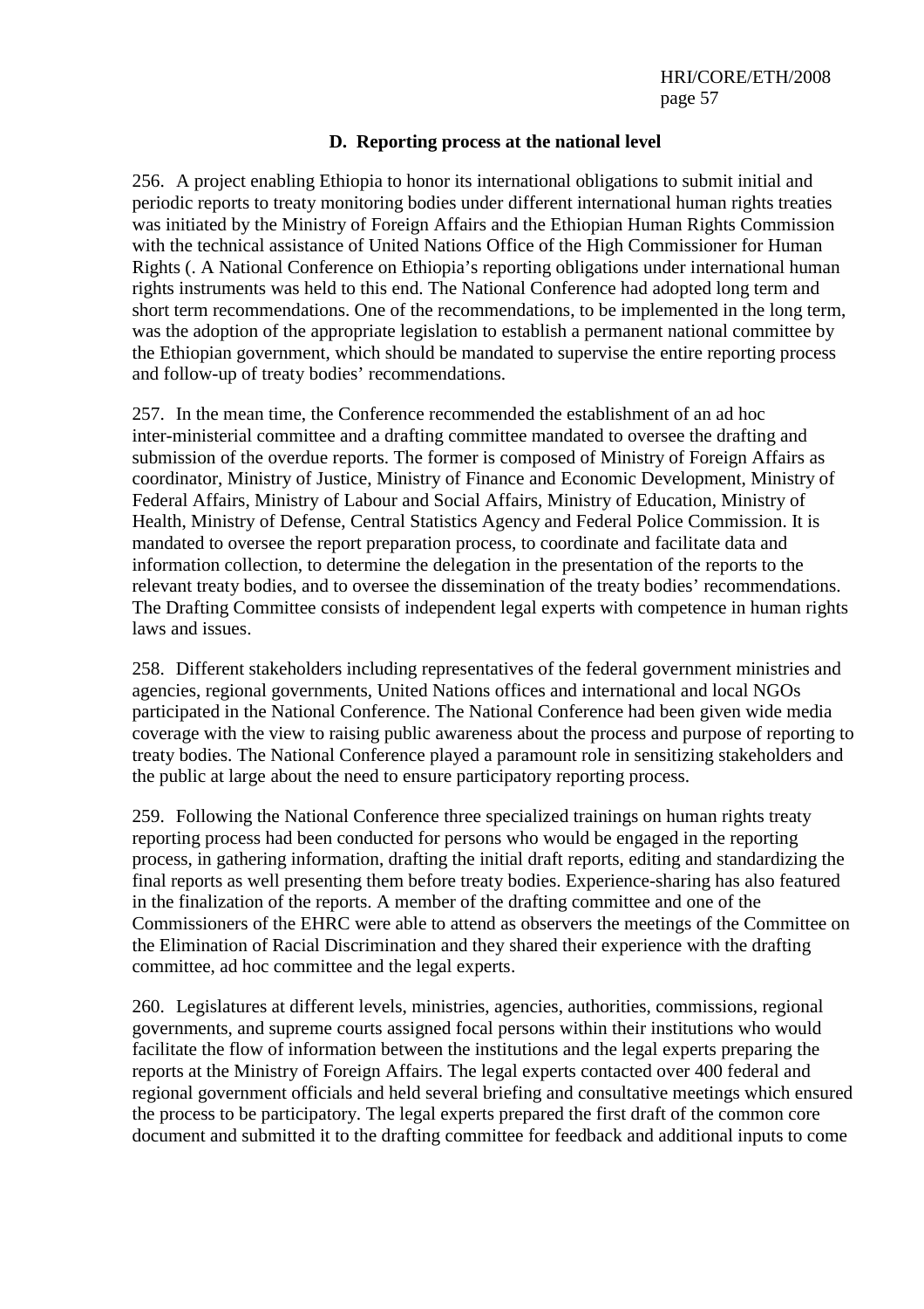### D. Reporting process at the national level

256. A project enabling Ethiopia to honor its international obligations to submit initial and periodic reports to treaty monitoring bodies under different international human rights treaties was initiated by the Ministry of Foreign Affairs and the Ethiopian Human Rights Commission with the technical assistance of United Nations Office of the High Commissioner for Human Rights (. A National Conference on Ethiopia's reporting obligations under international human rights instruments was held to this end. The National Conference had adopted long term and short term recommendations. One of the recommendations, to be implemented in the long term, was the adoption of the appropriate legislation to establish a permanent national committee by the Ethiopian government, which should be mandated to supervise the entire reporting process and follow-up of treaty bodies' recommendations.

257. In the mean time, the Conference recommended the establishment of an ad hoc inter-ministerial committee and a drafting committee mandated to oversee the drafting and submission of the overdue reports. The former is composed of Ministry of Foreign Affairs as coordinator, Ministry of Justice, Ministry of Finance and Economic Development, Ministry of Federal Affairs, Ministry of Labour and Social Affairs, Ministry of Education, Ministry of Health, Ministry of Defense, Central Statistics Agency and Federal Police Commission. It is mandated to oversee the report preparation process, to coordinate and facilitate data and information collection, to determine the delegation in the presentation of the reports to the relevant treaty bodies, and to oversee the dissemination of the treaty bodies' recommendations. The Drafting Committee consists of independent legal experts with competence in human rights laws and issues.

258. Different stakeholders including representatives of the federal government ministries and agencies, regional governments, United Nations offices and international and local NGOs participated in the National Conference. The National Conference had been given wide media coverage with the view to raising public awareness about the process and purpose of reporting to treaty bodies. The National Conference played a paramount role in sensitizing stakeholders and the public at large about the need to ensure participatory reporting process.

259. Following the National Conference three specialized trainings on human rights treaty reporting process had been conducted for persons who would be engaged in the reporting process, in gathering information, drafting the initial draft reports, editing and standardizing the final reports as well presenting them before treaty bodies. Experience-sharing has also featured in the finalization of the reports. A member of the drafting committee and one of the Commissioners of the EHRC were able to attend as observers the meetings of the Committee on the Elimination of Racial Discrimination and they shared their experience with the drafting committee, ad hoc committee and the legal experts.

260. Legislatures at different levels, ministries, agencies, authorities, commissions, regional governments, and supreme courts assigned focal persons within their institutions who would facilitate the flow of information between the institutions and the legal experts preparing the reports at the Ministry of Foreign Affairs. The legal experts contacted over 400 federal and regional government officials and held several briefing and consultative meetings which ensured the process to be participatory. The legal experts prepared the first draft of the common core document and submitted it to the drafting committee for feedback and additional inputs to come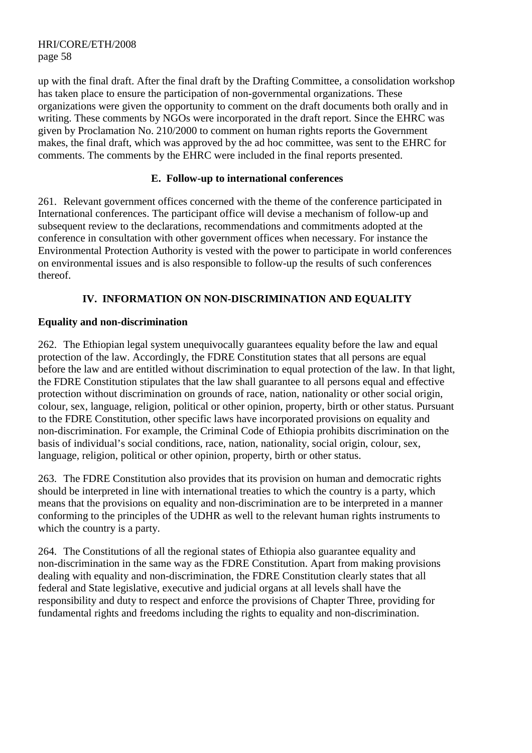up with the final draft. After the final draft by the Drafting Committee, a consolidation workshop has taken place to ensure the participation of non-governmental organizations. These organizations were given the opportunity to comment on the draft documents both orally and in writing. These comments by NGOs were incorporated in the draft report. Since the EHRC was given by Proclamation No. 210/2000 to comment on human rights reports the Government makes, the final draft, which was approved by the ad hoc committee, was sent to the EHRC for comments. The comments by the EHRC were included in the final reports presented.

### E. Follow-up to international conferences

261. Relevant government offices concerned with the theme of the conference participated in International conferences. The participant office will devise a mechanism of follow-up and subsequent review to the declarations, recommendations and commitments adopted at the conference in consultation with other government offices when necessary. For instance the Environmental Protection Authority is vested with the power to participate in world conferences on environmental issues and is also responsible to follow-up the results of such conferences thereof.

## IV. INFORMATION ON NON-DISCRIMINATION AND EQUALITY

### Equality and non-discrimination

262. The Ethiopian legal system unequivocally guarantees equality before the law and equal protection of the law. Accordingly, the FDRE Constitution states that all persons are equal before the law and are entitled without discrimination to equal protection of the law. In that light, the FDRE Constitution stipulates that the law shall guarantee to all persons equal and effective protection without discrimination on grounds of race, nation, nationality or other social origin, colour, sex, language, religion, political or other opinion, property, birth or other status. Pursuant to the FDRE Constitution, other specific laws have incorporated provisions on equality and non-discrimination. For example, the Criminal Code of Ethiopia prohibits discrimination on the basis of individual's social conditions, race, nation, nationality, social origin, colour, sex, language, religion, political or other opinion, property, birth or other status.

263. The FDRE Constitution also provides that its provision on human and democratic rights should be interpreted in line with international treaties to which the country is a party, which means that the provisions on equality and non-discrimination are to be interpreted in a manner conforming to the principles of the UDHR as well to the relevant human rights instruments to which the country is a party.

264. The Constitutions of all the regional states of Ethiopia also guarantee equality and non-discrimination in the same way as the FDRE Constitution. Apart from making provisions dealing with equality and non-discrimination, the FDRE Constitution clearly states that all federal and State legislative, executive and judicial organs at all levels shall have the responsibility and duty to respect and enforce the provisions of Chapter Three, providing for fundamental rights and freedoms including the rights to equality and non-discrimination.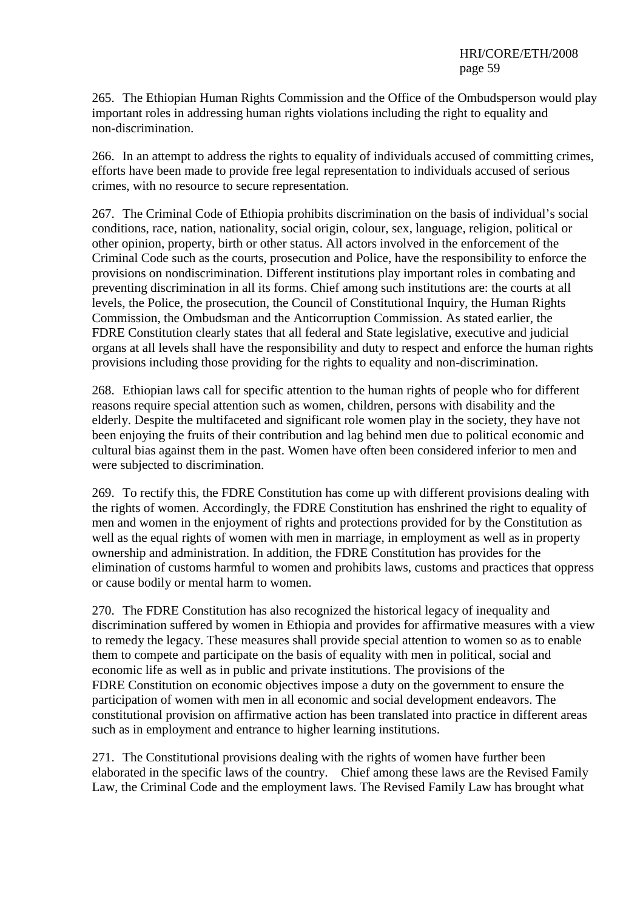265. The Ethiopian Human Rights Commission and the Office of the Ombudsperson would play important roles in addressing human rights violations including the right to equality and non-discrimination.

266. In an attempt to address the rights to equality of individuals accused of committing crimes, efforts have been made to provide free legal representation to individuals accused of serious crimes, with no resource to secure representation.

267. The Criminal Code of Ethiopia prohibits discrimination on the basis of individual's social conditions, race, nation, nationality, social origin, colour, sex, language, religion, political or other opinion, property, birth or other status. All actors involved in the enforcement of the Criminal Code such as the courts, prosecution and Police, have the responsibility to enforce the provisions on nondiscrimination. Different institutions play important roles in combating and preventing discrimination in all its forms. Chief among such institutions are: the courts at all levels, the Police, the prosecution, the Council of Constitutional Inquiry, the Human Rights Commission, the Ombudsman and the Anticorruption Commission. As stated earlier, the FDRE Constitution clearly states that all federal and State legislative, executive and judicial organs at all levels shall have the responsibility and duty to respect and enforce the human rights provisions including those providing for the rights to equality and non-discrimination.

268. Ethiopian laws call for specific attention to the human rights of people who for different reasons require special attention such as women, children, persons with disability and the elderly. Despite the multifaceted and significant role women play in the society, they have not been enjoying the fruits of their contribution and lag behind men due to political economic and cultural bias against them in the past. Women have often been considered inferior to men and were subjected to discrimination.

269. To rectify this, the FDRE Constitution has come up with different provisions dealing with the rights of women. Accordingly, the FDRE Constitution has enshrined the right to equality of men and women in the enjoyment of rights and protections provided for by the Constitution as well as the equal rights of women with men in marriage, in employment as well as in property ownership and administration. In addition, the FDRE Constitution has provides for the elimination of customs harmful to women and prohibits laws, customs and practices that oppress or cause bodily or mental harm to women.

270. The FDRE Constitution has also recognized the historical legacy of inequality and discrimination suffered by women in Ethiopia and provides for affirmative measures with a view to remedy the legacy. These measures shall provide special attention to women so as to enable them to compete and participate on the basis of equality with men in political, social and economic life as well as in public and private institutions. The provisions of the FDRE Constitution on economic objectives impose a duty on the government to ensure the participation of women with men in all economic and social development endeavors. The constitutional provision on affirmative action has been translated into practice in different areas such as in employment and entrance to higher learning institutions.

271. The Constitutional provisions dealing with the rights of women have further been elaborated in the specific laws of the country. Chief among these laws are the Revised Family Law, the Criminal Code and the employment laws. The Revised Family Law has brought what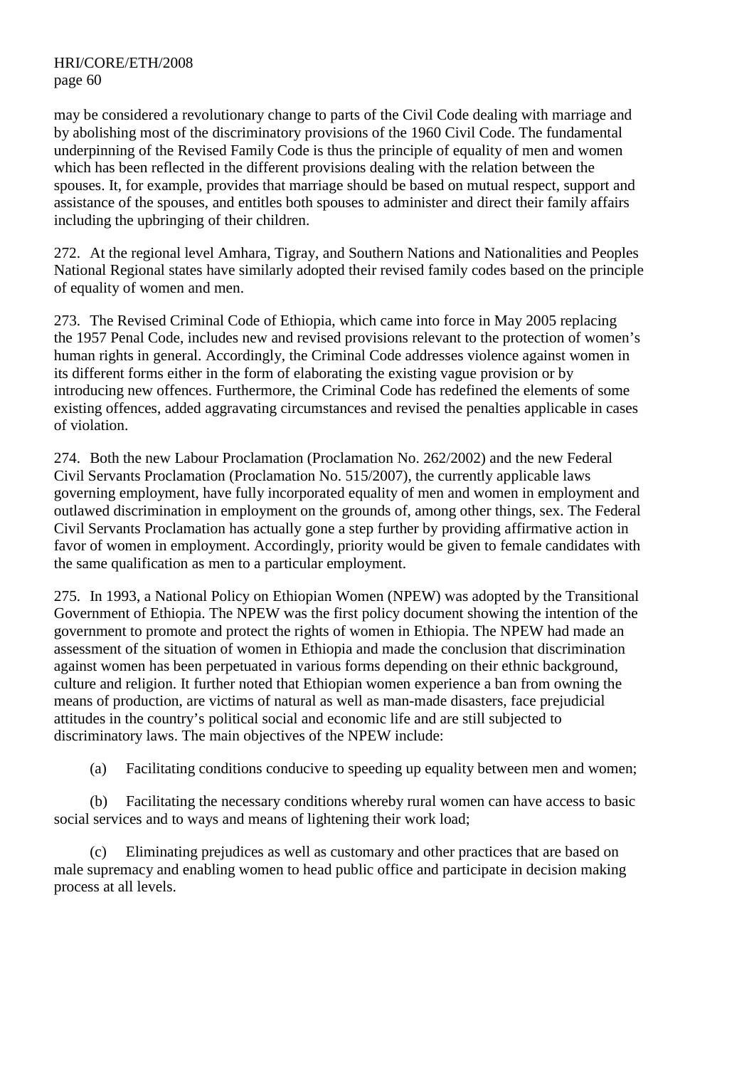may be considered a revolutionary change to parts of the Civil Code dealing with marriage and by abolishing most of the discriminatory provisions of the 1960 Civil Code. The fundamental underpinning of the Revised Family Code is thus the principle of equality of men and women which has been reflected in the different provisions dealing with the relation between the spouses. It, for example, provides that marriage should be based on mutual respect, support and assistance of the spouses, and entitles both spouses to administer and direct their family affairs including the upbringing of their children.

272. At the regional level Amhara, Tigray, and Southern Nations and Nationalities and Peoples National Regional states have similarly adopted their revised family codes based on the principle of equality of women and men.

273. The Revised Criminal Code of Ethiopia, which came into force in May 2005 replacing the 1957 Penal Code, includes new and revised provisions relevant to the protection of women's human rights in general. Accordingly, the Criminal Code addresses violence against women in its different forms either in the form of elaborating the existing vague provision or by introducing new offences. Furthermore, the Criminal Code has redefined the elements of some existing offences, added aggravating circumstances and revised the penalties applicable in cases of violation.

274. Both the new Labour Proclamation (Proclamation No. 262/2002) and the new Federal Civil Servants Proclamation (Proclamation No. 515/2007), the currently applicable laws governing employment, have fully incorporated equality of men and women in employment and outlawed discrimination in employment on the grounds of, among other things, sex. The Federal Civil Servants Proclamation has actually gone a step further by providing affirmative action in favor of women in employment. Accordingly, priority would be given to female candidates with the same qualification as men to a particular employment.

275. In 1993, a National Policy on Ethiopian Women (NPEW) was adopted by the Transitional Government of Ethiopia. The NPEW was the first policy document showing the intention of the government to promote and protect the rights of women in Ethiopia. The NPEW had made an assessment of the situation of women in Ethiopia and made the conclusion that discrimination against women has been perpetuated in various forms depending on their ethnic background, culture and religion. It further noted that Ethiopian women experience a ban from owning the means of production, are victims of natural as well as man-made disasters, face prejudicial attitudes in the country's political social and economic life and are still subjected to discriminatory laws. The main objectives of the NPEW include:

(a) Facilitating conditions conducive to speeding up equality between men and women;

(b) Facilitating the necessary conditions whereby rural women can have access to basic social services and to ways and means of lightening their work load;

(c) Eliminating prejudices as well as customary and other practices that are based on male supremacy and enabling women to head public office and participate in decision making process at all levels.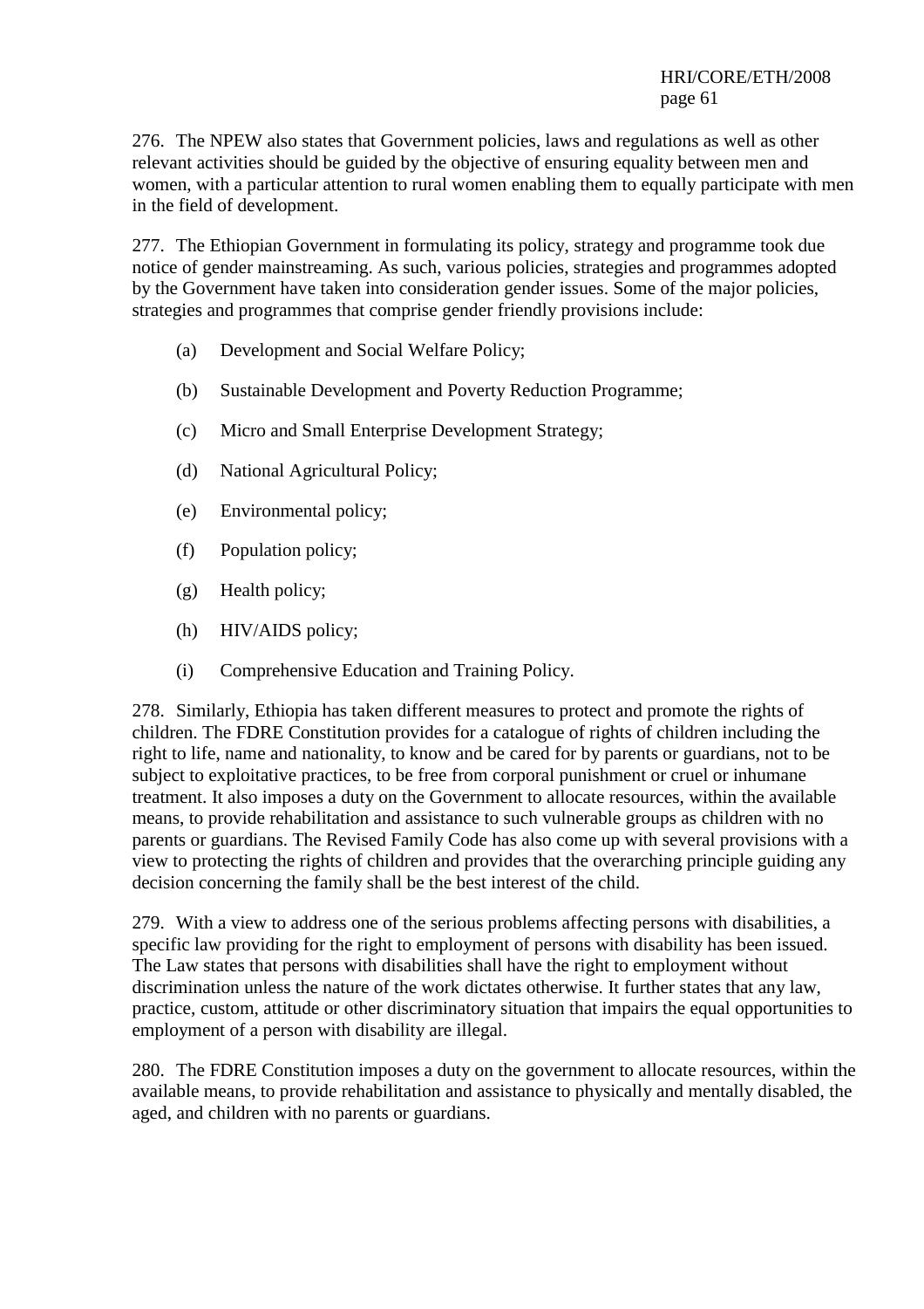276. The NPEW also states that Government policies, laws and regulations as well as other relevant activities should be guided by the objective of ensuring equality between men and women, with a particular attention to rural women enabling them to equally participate with men in the field of development.

277. The Ethiopian Government in formulating its policy, strategy and programme took due notice of gender mainstreaming. As such, various policies, strategies and programmes adopted by the Government have taken into consideration gender issues. Some of the major policies, strategies and programmes that comprise gender friendly provisions include:

(a) Development and Social Welfare Policy;

(b) Sustainable Development and Poverty Reduction Programme;

(c) Micro and Small Enterprise Development Strategy;

(d) National Agricultural Policy;

(e) Environmental policy;

(f) Population policy;

(g) Health policy;

(h) HIV/AIDS policy;

(i) Comprehensive Education and Training Policy.

278. Similarly, Ethiopia has taken different measures to protect and promote the rights of children. The FDRE Constitution provides for a catalogue of rights of children including the right to life, name and nationality, to know and be cared for by parents or guardians, not to be subject to exploitative practices, to be free from corporal punishment or cruel or inhumane treatment. It also imposes a duty on the Government to allocate resources, within the available means, to provide rehabilitation and assistance to such vulnerable groups as children with no parents or guardians. The Revised Family Code has also come up with several provisions with a view to protecting the rights of children and provides that the overarching principle guiding any decision concerning the family shall be the best interest of the child.

279. With a view to address one of the serious problems affecting persons with disabilities, a specific law providing for the right to employment of persons with disability has been issued. The Law states that persons with disabilities shall have the right to employment without discrimination unless the nature of the work dictates otherwise. It further states that any law, practice, custom, attitude or other discriminatory situation that impairs the equal opportunities to employment of a person with disability are illegal.

280. The FDRE Constitution imposes a duty on the government to allocate resources, within the available means, to provide rehabilitation and assistance to physically and mentally disabled, the aged, and children with no parents or guardians.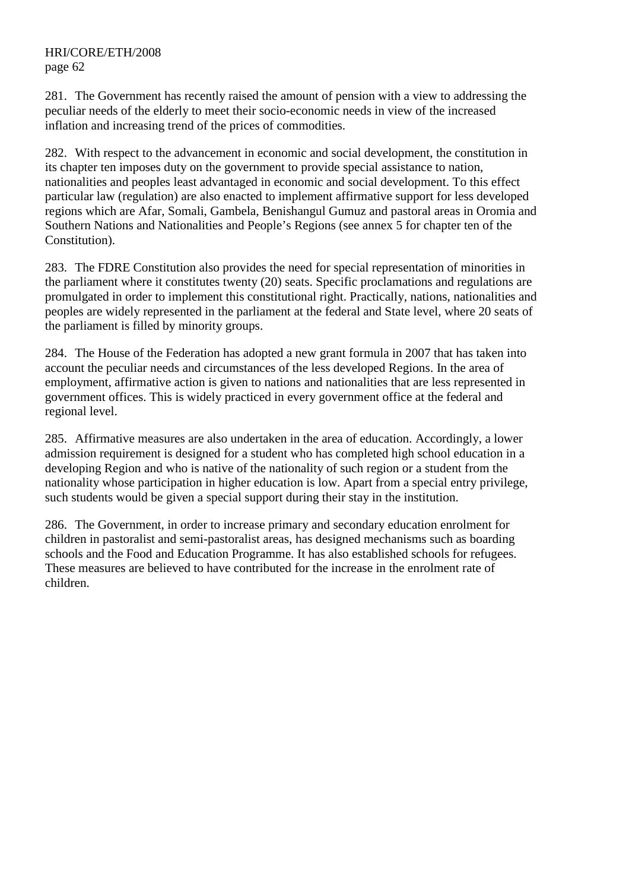281. The Government has recently raised the amount of pension with a view to addressing the peculiar needs of the elderly to meet their socio-economic needs in view of the increased inflation and increasing trend of the prices of commodities.

282. With respect to the advancement in economic and social development, the constitution in its chapter ten imposes duty on the government to provide special assistance to nation, nationalities and peoples least advantaged in economic and social development. To this effect particular law (regulation) are also enacted to implement affirmative support for less developed regions which are Afar, Somali, Gambela, Benishangul Gumuz and pastoral areas in Oromia and Southern Nations and Nationalities and People's Regions (see annex 5 for chapter ten of the Constitution).

283. The FDRE Constitution also provides the need for special representation of minorities in the parliament where it constitutes twenty (20) seats. Specific proclamations and regulations are promulgated in order to implement this constitutional right. Practically, nations, nationalities and peoples are widely represented in the parliament at the federal and State level, where 20 seats of the parliament is filled by minority groups.

284. The House of the Federation has adopted a new grant formula in 2007 that has taken into account the peculiar needs and circumstances of the less developed Regions. In the area of employment, affirmative action is given to nations and nationalities that are less represented in government offices. This is widely practiced in every government office at the federal and regional level.

285. Affirmative measures are also undertaken in the area of education. Accordingly, a lower admission requirement is designed for a student who has completed high school education in a developing Region and who is native of the nationality of such region or a student from the nationality whose participation in higher education is low. Apart from a special entry privilege, such students would be given a special support during their stay in the institution.

286. The Government, in order to increase primary and secondary education enrolment for children in pastoralist and semi-pastoralist areas, has designed mechanisms such as boarding schools and the Food and Education Programme. It has also established schools for refugees. These measures are believed to have contributed for the increase in the enrolment rate of children.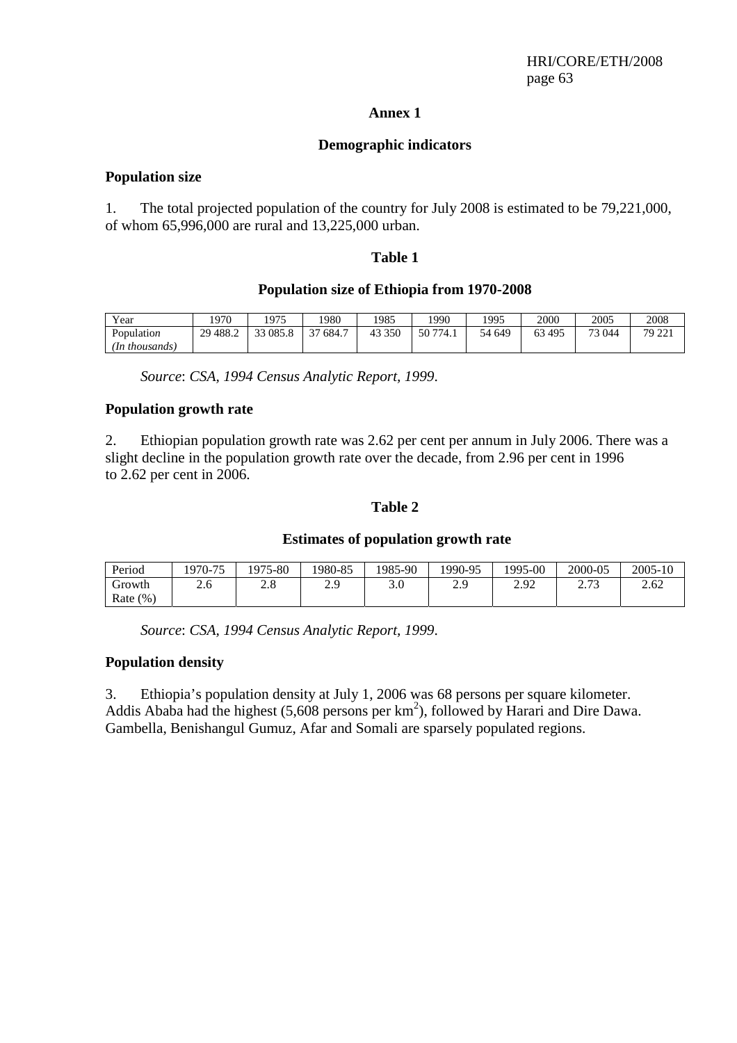## Annex 1

### Demographic indicators

**Population size**

1. The total projected population of the country for July 2008 is estimated to be 79,221,000, of whom 65,996,000 are rural and 13,225,000 urban.

**Table 1**

**Population size of Ethiopia from 1970-2008**

| Year | 1970 | 1975 | 1980 | 1985 | 1990 | 1995 | 2000 | 2005 | 2008 |
|---|---|---|---|---|---|---|---|---|---|
| Population *(In thousands)* | 29 488.2 | 33 085.8 | 37 684.7 | 43 350 | 50 774.1 | 54 649 | 63 495 | 73 044 | 79 221 |

*Source*: *CSA, 1994 Census Analytic Report, 1999*.

**Population growth rate**

2. Ethiopian population growth rate was 2.62 per cent per annum in July 2006. There was a slight decline in the population growth rate over the decade, from 2.96 per cent in 1996 to 2.62 per cent in 2006.

**Table 2**

**Estimates of population growth rate**

| Period | 1970-75 | 1975-80 | 1980-85 | 1985-90 | 1990-95 | 1995-00 | 2000-05 | 2005-10 |
|---|---|---|---|---|---|---|---|---|
| Growth Rate (%) | 2.6 | 2.8 | 2.9 | 3.0 | 2.9 | 2.92 | 2.73 | 2.62 |

*Source*: *CSA, 1994 Census Analytic Report, 1999*.

**Population density**

3. Ethiopia's population density at July 1, 2006 was 68 persons per square kilometer. Addis Ababa had the highest (5,608 persons per $km^2$), followed by Harari and Dire Dawa. Gambella, Benishangul Gumuz, Afar and Somali are sparsely populated regions.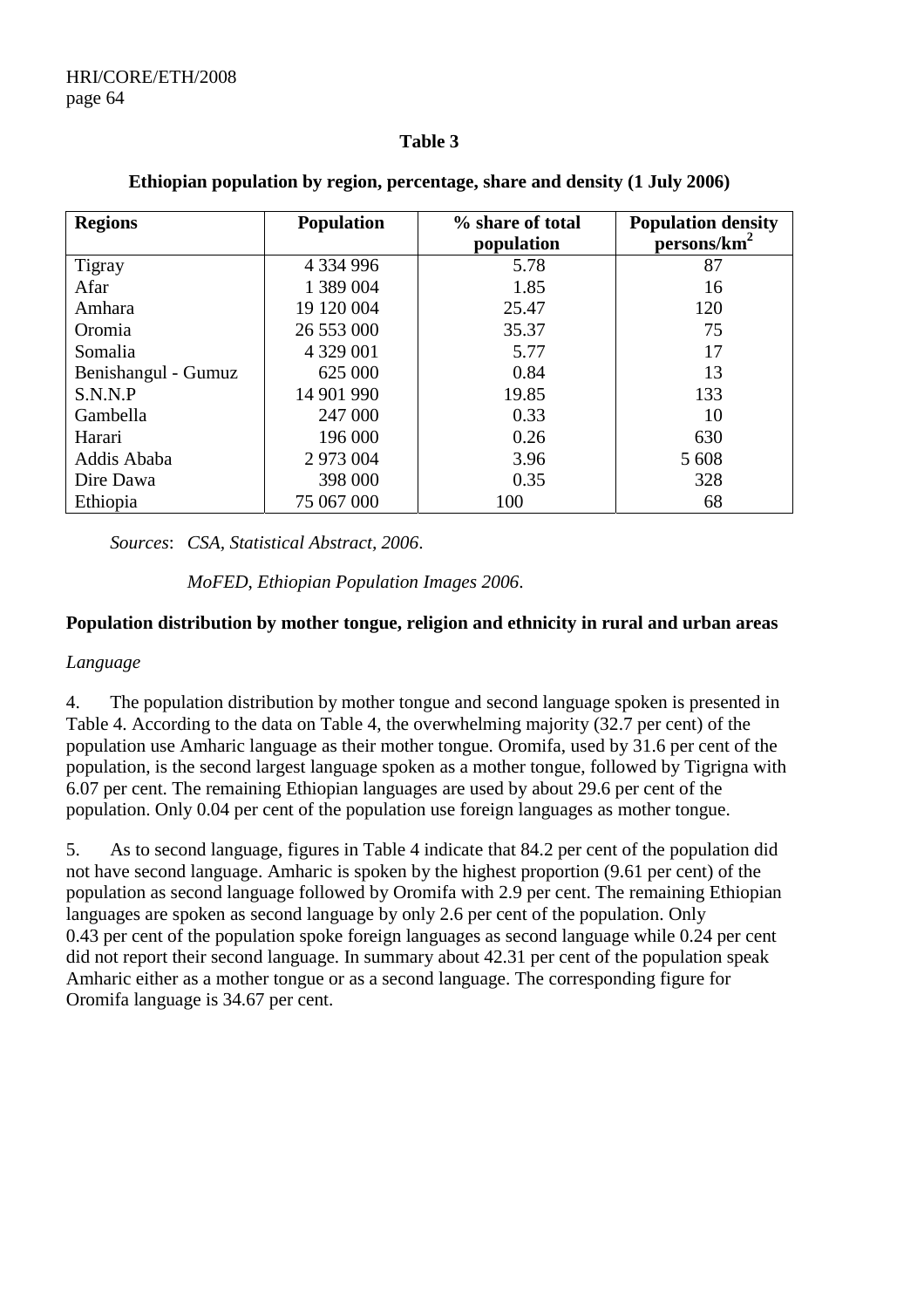**Table 3**

**Ethiopian population by region, percentage, share and density (1 July 2006)**

| Regions | Population | % share of total population | Population density persons/km$^2$ |
|---|---|---|---|
| Tigray | 4 334 996 | 5.78 | 87 |
| Afar | 1 389 004 | 1.85 | 16 |
| Amhara | 19 120 004 | 25.47 | 120 |
| Oromia | 26 553 000 | 35.37 | 75 |
| Somalia | 4 329 001 | 5.77 | 17 |
| Benishangul - Gumuz | 625 000 | 0.84 | 13 |
| S.N.N.P | 14 901 990 | 19.85 | 133 |
| Gambella | 247 000 | 0.33 | 10 |
| Harari | 196 000 | 0.26 | 630 |
| Addis Ababa | 2 973 004 | 3.96 | 5 608 |
| Dire Dawa | 398 000 | 0.35 | 328 |
| Ethiopia | 75 067 000 | 100 | 68 |

*Sources*: *CSA, Statistical Abstract, 2006*.

*MoFED, Ethiopian Population Images 2006*.

**Population distribution by mother tongue, religion and ethnicity in rural and urban areas**

*Language*

4. The population distribution by mother tongue and second language spoken is presented in Table 4. According to the data on Table 4, the overwhelming majority (32.7 per cent) of the population use Amharic language as their mother tongue. Oromifa, used by 31.6 per cent of the population, is the second largest language spoken as a mother tongue, followed by Tigrigna with 6.07 per cent. The remaining Ethiopian languages are used by about 29.6 per cent of the population. Only 0.04 per cent of the population use foreign languages as mother tongue.

5. As to second language, figures in Table 4 indicate that 84.2 per cent of the population did not have second language. Amharic is spoken by the highest proportion (9.61 per cent) of the population as second language followed by Oromifa with 2.9 per cent. The remaining Ethiopian languages are spoken as second language by only 2.6 per cent of the population. Only 0.43 per cent of the population spoke foreign languages as second language while 0.24 per cent did not report their second language. In summary about 42.31 per cent of the population speak Amharic either as a mother tongue or as a second language. The corresponding figure for Oromifa language is 34.67 per cent.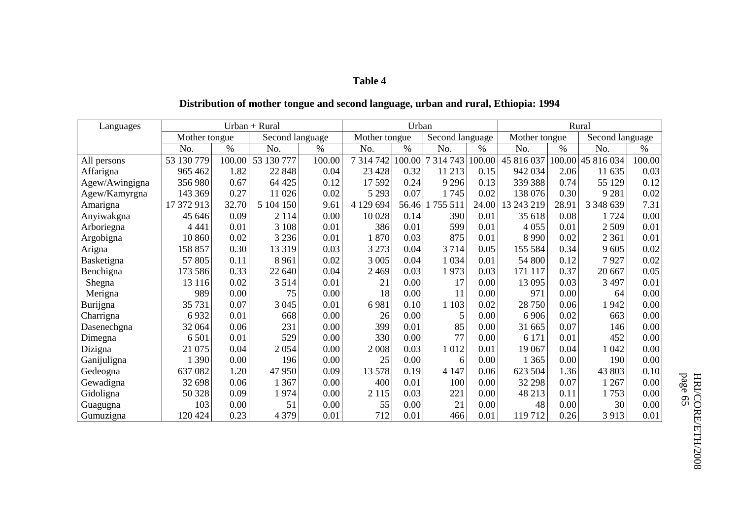**Table 4**

**Distribution of mother tongue and second language, urban and rural, Ethiopia: 1994**

| Languages | Urban + Rural | | | | Urban | | | | Rural | | | |
|---|---|---|---|---|---|---|---|---|---|---|---|---|
| | Mother tongue | | Second language | | Mother tongue | | Second language | | Mother tongue | | Second language | |
| | No. | % | No. | % | No. | % | No. | % | No. | % | No. | % |
| All persons | 53 130 779 | 100.00 | 53 130 777 | 100.00 | 7 314 742 | 100.00 | 7 314 743 | 100.00 | 45 816 037 | 100.00 | 45 816 034 | 100.00 |
| Affarigna | 965 462 | 1.82 | 22 848 | 0.04 | 23 428 | 0.32 | 11 213 | 0.15 | 942 034 | 2.06 | 11 635 | 0.03 |
| Agew/Awingigna | 356 980 | 0.67 | 64 425 | 0.12 | 17 592 | 0.24 | 9 296 | 0.13 | 339 388 | 0.74 | 55 129 | 0.12 |
| Agew/Kamyrgna | 143 369 | 0.27 | 11 026 | 0.02 | 5 293 | 0.07 | 1 745 | 0.02 | 138 076 | 0.30 | 9 281 | 0.02 |
| Amarigna | 17 372 913 | 32.70 | 5 104 150 | 9.61 | 4 129 694 | 56.46 | 1 755 511 | 24.00 | 13 243 219 | 28.91 | 3 348 639 | 7.31 |
| Anyiwakgna | 45 646 | 0.09 | 2 114 | 0.00 | 10 028 | 0.14 | 390 | 0.01 | 35 618 | 0.08 | 1 724 | 0.00 |
| Arboriegna | 4 441 | 0.01 | 3 108 | 0.01 | 386 | 0.01 | 599 | 0.01 | 4 055 | 0.01 | 2 509 | 0.01 |
| Argobigna | 10 860 | 0.02 | 3 236 | 0.01 | 1 870 | 0.03 | 875 | 0.01 | 8 990 | 0.02 | 2 361 | 0.01 |
| Arigna | 158 857 | 0.30 | 13 319 | 0.03 | 3 273 | 0.04 | 3 714 | 0.05 | 155 584 | 0.34 | 9 605 | 0.02 |
| Basketigna | 57 805 | 0.11 | 8 961 | 0.02 | 3 005 | 0.04 | 1 034 | 0.01 | 54 800 | 0.12 | 7 927 | 0.02 |
| Benchigna | 173 586 | 0.33 | 22 640 | 0.04 | 2 469 | 0.03 | 1 973 | 0.03 | 171 117 | 0.37 | 20 667 | 0.05 |
| Shegna | 13 116 | 0.02 | 3 514 | 0.01 | 21 | 0.00 | 17 | 0.00 | 13 095 | 0.03 | 3 497 | 0.01 |
| Merigna | 989 | 0.00 | 75 | 0.00 | 18 | 0.00 | 11 | 0.00 | 971 | 0.00 | 64 | 0.00 |
| Burijgna | 35 731 | 0.07 | 3 045 | 0.01 | 6 981 | 0.10 | 1 103 | 0.02 | 28 750 | 0.06 | 1 942 | 0.00 |
| Charrigna | 6 932 | 0.01 | 668 | 0.00 | 26 | 0.00 | 5 | 0.00 | 6 906 | 0.02 | 663 | 0.00 |
| Dasenechgna | 32 064 | 0.06 | 231 | 0.00 | 399 | 0.01 | 85 | 0.00 | 31 665 | 0.07 | 146 | 0.00 |
| Dimegna | 6 501 | 0.01 | 529 | 0.00 | 330 | 0.00 | 77 | 0.00 | 6 171 | 0.01 | 452 | 0.00 |
| Dizigna | 21 075 | 0.04 | 2 054 | 0.00 | 2 008 | 0.03 | 1 012 | 0.01 | 19 067 | 0.04 | 1 042 | 0.00 |
| Ganijuligna | 1 390 | 0.00 | 196 | 0.00 | 25 | 0.00 | 6 | 0.00 | 1 365 | 0.00 | 190 | 0.00 |
| Gedeogna | 637 082 | 1.20 | 47 950 | 0.09 | 13 578 | 0.19 | 4 147 | 0.06 | 623 504 | 1.36 | 43 803 | 0.10 |
| Gewadigna | 32 698 | 0.06 | 1 367 | 0.00 | 400 | 0.01 | 100 | 0.00 | 32 298 | 0.07 | 1 267 | 0.00 |
| Gidoligna | 50 328 | 0.09 | 1 974 | 0.00 | 2 115 | 0.03 | 221 | 0.00 | 48 213 | 0.11 | 1 753 | 0.00 |
| Guagugna | 103 | 0.00 | 51 | 0.00 | 55 | 0.00 | 21 | 0.00 | 48 | 0.00 | 30 | 0.00 |
| Gumuzigna | 120 424 | 0.23 | 4 379 | 0.01 | 712 | 0.01 | 466 | 0.01 | 119 712 | 0.26 | 3 913 | 0.01 |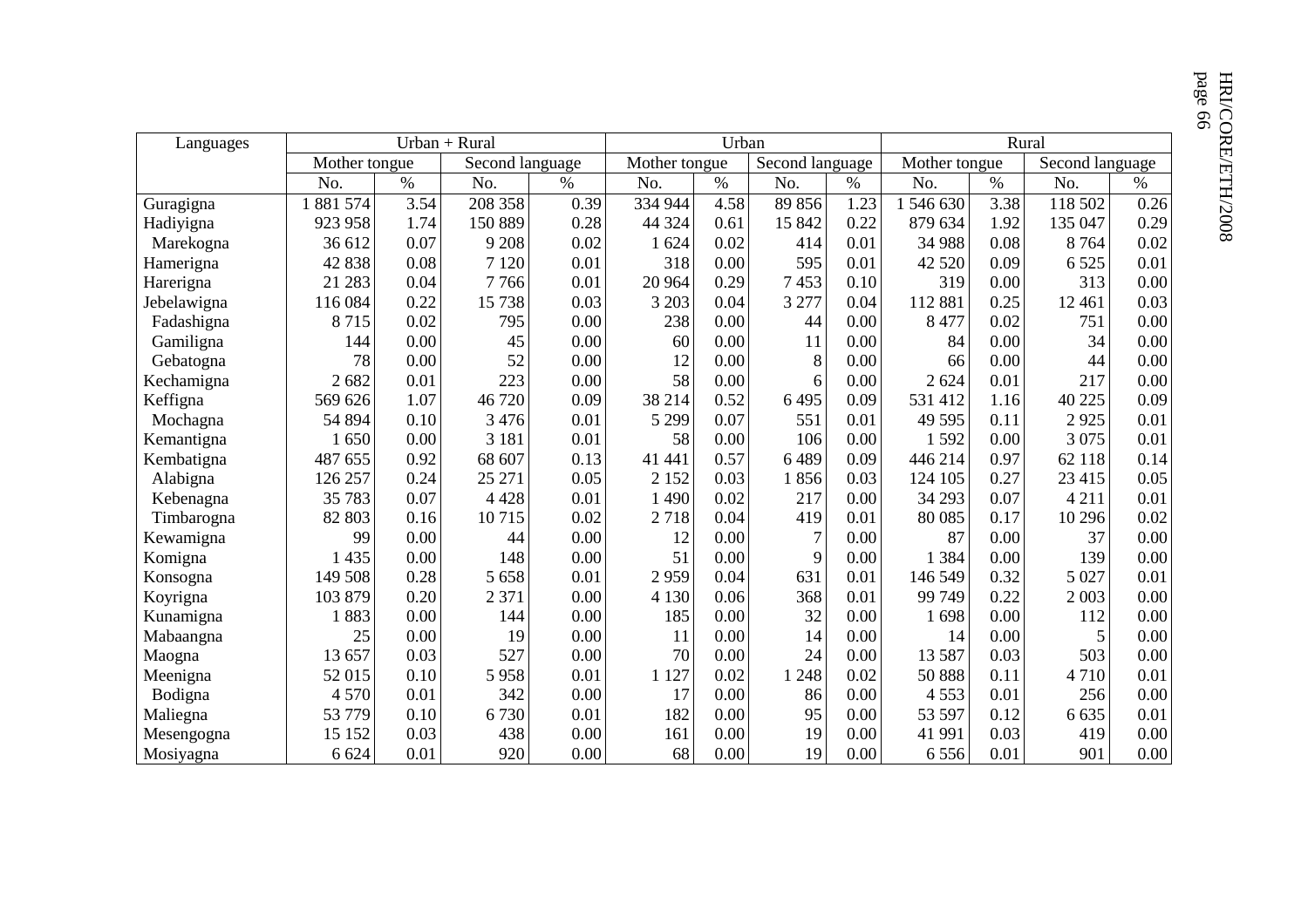| Languages | Urban + Rural | | | | Urban | | | | Rural | | | |
|---|---|---|---|---|---|---|---|---|---|---|---|---|
| | Mother tongue | | Second language | | Mother tongue | | Second language | | Mother tongue | | Second language | |
| | No. | % | No. | % | No. | % | No. | % | No. | % | No. | % |
| Guragigna | 1 881 574 | 3.54 | 208 358 | 0.39 | 334 944 | 4.58 | 89 856 | 1.23 | 1 546 630 | 3.38 | 118 502 | 0.26 |
| Hadiyigna | 923 958 | 1.74 | 150 889 | 0.28 | 44 324 | 0.61 | 15 842 | 0.22 | 879 634 | 1.92 | 135 047 | 0.29 |
| Marekogna | 36 612 | 0.07 | 9 208 | 0.02 | 1 624 | 0.02 | 414 | 0.01 | 34 988 | 0.08 | 8 764 | 0.02 |
| Hamerigna | 42 838 | 0.08 | 7 120 | 0.01 | 318 | 0.00 | 595 | 0.01 | 42 520 | 0.09 | 6 525 | 0.01 |
| Harerigna | 21 283 | 0.04 | 7 766 | 0.01 | 20 964 | 0.29 | 7 453 | 0.10 | 319 | 0.00 | 313 | 0.00 |
| Jebelawigna | 116 084 | 0.22 | 15 738 | 0.03 | 3 203 | 0.04 | 3 277 | 0.04 | 112 881 | 0.25 | 12 461 | 0.03 |
| Fadashigna | 8 715 | 0.02 | 795 | 0.00 | 238 | 0.00 | 44 | 0.00 | 8 477 | 0.02 | 751 | 0.00 |
| Gamiligna | 144 | 0.00 | 45 | 0.00 | 60 | 0.00 | 11 | 0.00 | 84 | 0.00 | 34 | 0.00 |
| Gebatogna | 78 | 0.00 | 52 | 0.00 | 12 | 0.00 | 8 | 0.00 | 66 | 0.00 | 44 | 0.00 |
| Kechamigna | 2 682 | 0.01 | 223 | 0.00 | 58 | 0.00 | 6 | 0.00 | 2 624 | 0.01 | 217 | 0.00 |
| Keffigna | 569 626 | 1.07 | 46 720 | 0.09 | 38 214 | 0.52 | 6 495 | 0.09 | 531 412 | 1.16 | 40 225 | 0.09 |
| Mochagna | 54 894 | 0.10 | 3 476 | 0.01 | 5 299 | 0.07 | 551 | 0.01 | 49 595 | 0.11 | 2 925 | 0.01 |
| Kemantigna | 1 650 | 0.00 | 3 181 | 0.01 | 58 | 0.00 | 106 | 0.00 | 1 592 | 0.00 | 3 075 | 0.01 |
| Kembatigna | 487 655 | 0.92 | 68 607 | 0.13 | 41 441 | 0.57 | 6 489 | 0.09 | 446 214 | 0.97 | 62 118 | 0.14 |
| Alabigna | 126 257 | 0.24 | 25 271 | 0.05 | 2 152 | 0.03 | 1 856 | 0.03 | 124 105 | 0.27 | 23 415 | 0.05 |
| Kebenagna | 35 783 | 0.07 | 4 428 | 0.01 | 1 490 | 0.02 | 217 | 0.00 | 34 293 | 0.07 | 4 211 | 0.01 |
| Timbarogna | 82 803 | 0.16 | 10 715 | 0.02 | 2 718 | 0.04 | 419 | 0.01 | 80 085 | 0.17 | 10 296 | 0.02 |
| Kewamigna | 99 | 0.00 | 44 | 0.00 | 12 | 0.00 | 7 | 0.00 | 87 | 0.00 | 37 | 0.00 |
| Komigna | 1 435 | 0.00 | 148 | 0.00 | 51 | 0.00 | 9 | 0.00 | 1 384 | 0.00 | 139 | 0.00 |
| Konsogna | 149 508 | 0.28 | 5 658 | 0.01 | 2 959 | 0.04 | 631 | 0.01 | 146 549 | 0.32 | 5 027 | 0.01 |
| Koyrigna | 103 879 | 0.20 | 2 371 | 0.00 | 4 130 | 0.06 | 368 | 0.01 | 99 749 | 0.22 | 2 003 | 0.00 |
| Kunamigna | 1 883 | 0.00 | 144 | 0.00 | 185 | 0.00 | 32 | 0.00 | 1 698 | 0.00 | 112 | 0.00 |
| Mabaangna | 25 | 0.00 | 19 | 0.00 | 11 | 0.00 | 14 | 0.00 | 14 | 0.00 | 5 | 0.00 |
| Maogna | 13 657 | 0.03 | 527 | 0.00 | 70 | 0.00 | 24 | 0.00 | 13 587 | 0.03 | 503 | 0.00 |
| Meenigna | 52 015 | 0.10 | 5 958 | 0.01 | 1 127 | 0.02 | 1 248 | 0.02 | 50 888 | 0.11 | 4 710 | 0.01 |
| Bodigna | 4 570 | 0.01 | 342 | 0.00 | 17 | 0.00 | 86 | 0.00 | 4 553 | 0.01 | 256 | 0.00 |
| Maliegna | 53 779 | 0.10 | 6 730 | 0.01 | 182 | 0.00 | 95 | 0.00 | 53 597 | 0.12 | 6 635 | 0.01 |
| Mesengogna | 15 152 | 0.03 | 438 | 0.00 | 161 | 0.00 | 19 | 0.00 | 41 991 | 0.03 | 419 | 0.00 |
| Mosiyagna | 6 624 | 0.01 | 920 | 0.00 | 68 | 0.00 | 19 | 0.00 | 6 556 | 0.01 | 901 | 0.00 |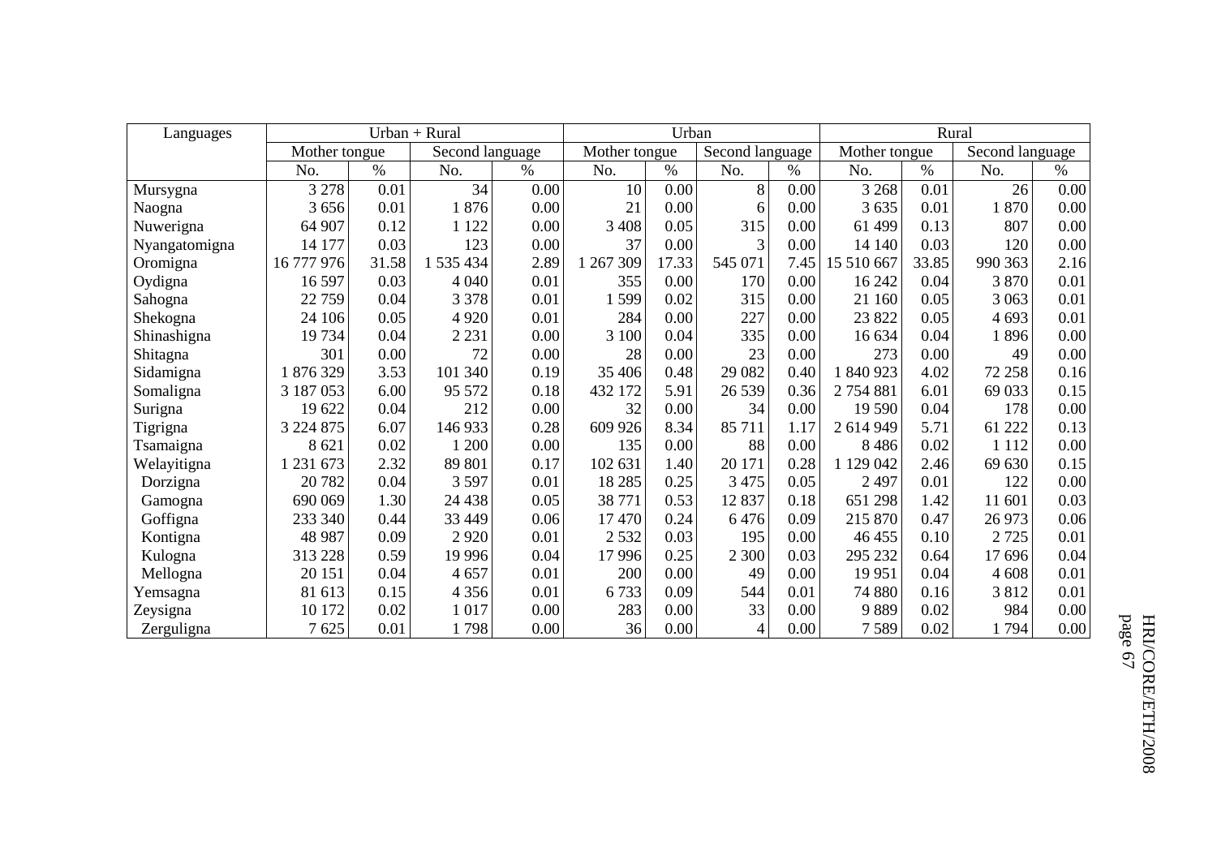| Languages | Urban + Rural | | | | Urban | | | | Rural | | | |
|---|---|---|---|---|---|---|---|---|---|---|---|---|
| | Mother tongue | | Second language | | Mother tongue | | Second language | | Mother tongue | | Second language | |
| | No. | % | No. | % | No. | % | No. | % | No. | % | No. | % |
| Mursygna | 3 278 | 0.01 | 34 | 0.00 | 10 | 0.00 | 8 | 0.00 | 3 268 | 0.01 | 26 | 0.00 |
| Naogna | 3 656 | 0.01 | 1 876 | 0.00 | 21 | 0.00 | 6 | 0.00 | 3 635 | 0.01 | 1 870 | 0.00 |
| Nuwerigna | 64 907 | 0.12 | 1 122 | 0.00 | 3 408 | 0.05 | 315 | 0.00 | 61 499 | 0.13 | 807 | 0.00 |
| Nyangatomigna | 14 177 | 0.03 | 123 | 0.00 | 37 | 0.00 | 3 | 0.00 | 14 140 | 0.03 | 120 | 0.00 |
| Oromigna | 16 777 976 | 31.58 | 1 535 434 | 2.89 | 1 267 309 | 17.33 | 545 071 | 7.45 | 15 510 667 | 33.85 | 990 363 | 2.16 |
| Oydigna | 16 597 | 0.03 | 4 040 | 0.01 | 355 | 0.00 | 170 | 0.00 | 16 242 | 0.04 | 3 870 | 0.01 |
| Sahogna | 22 759 | 0.04 | 3 378 | 0.01 | 1 599 | 0.02 | 315 | 0.00 | 21 160 | 0.05 | 3 063 | 0.01 |
| Shekogna | 24 106 | 0.05 | 4 920 | 0.01 | 284 | 0.00 | 227 | 0.00 | 23 822 | 0.05 | 4 693 | 0.01 |
| Shinashigna | 19 734 | 0.04 | 2 231 | 0.00 | 3 100 | 0.04 | 335 | 0.00 | 16 634 | 0.04 | 1 896 | 0.00 |
| Shitagna | 301 | 0.00 | 72 | 0.00 | 28 | 0.00 | 23 | 0.00 | 273 | 0.00 | 49 | 0.00 |
| Sidamigna | 1 876 329 | 3.53 | 101 340 | 0.19 | 35 406 | 0.48 | 29 082 | 0.40 | 1 840 923 | 4.02 | 72 258 | 0.16 |
| Somaligna | 3 187 053 | 6.00 | 95 572 | 0.18 | 432 172 | 5.91 | 26 539 | 0.36 | 2 754 881 | 6.01 | 69 033 | 0.15 |
| Surigna | 19 622 | 0.04 | 212 | 0.00 | 32 | 0.00 | 34 | 0.00 | 19 590 | 0.04 | 178 | 0.00 |
| Tigrigna | 3 224 875 | 6.07 | 146 933 | 0.28 | 609 926 | 8.34 | 85 711 | 1.17 | 2 614 949 | 5.71 | 61 222 | 0.13 |
| Tsamaigna | 8 621 | 0.02 | 1 200 | 0.00 | 135 | 0.00 | 88 | 0.00 | 8 486 | 0.02 | 1 112 | 0.00 |
| Welayitigna | 1 231 673 | 2.32 | 89 801 | 0.17 | 102 631 | 1.40 | 20 171 | 0.28 | 1 129 042 | 2.46 | 69 630 | 0.15 |
| Dorzigna | 20 782 | 0.04 | 3 597 | 0.01 | 18 285 | 0.25 | 3 475 | 0.05 | 2 497 | 0.01 | 122 | 0.00 |
| Gamogna | 690 069 | 1.30 | 24 438 | 0.05 | 38 771 | 0.53 | 12 837 | 0.18 | 651 298 | 1.42 | 11 601 | 0.03 |
| Goffigna | 233 340 | 0.44 | 33 449 | 0.06 | 17 470 | 0.24 | 6 476 | 0.09 | 215 870 | 0.47 | 26 973 | 0.06 |
| Kontigna | 48 987 | 0.09 | 2 920 | 0.01 | 2 532 | 0.03 | 195 | 0.00 | 46 455 | 0.10 | 2 725 | 0.01 |
| Kulogna | 313 228 | 0.59 | 19 996 | 0.04 | 17 996 | 0.25 | 2 300 | 0.03 | 295 232 | 0.64 | 17 696 | 0.04 |
| Mellogna | 20 151 | 0.04 | 4 657 | 0.01 | 200 | 0.00 | 49 | 0.00 | 19 951 | 0.04 | 4 608 | 0.01 |
| Yemsagna | 81 613 | 0.15 | 4 356 | 0.01 | 6 733 | 0.09 | 544 | 0.01 | 74 880 | 0.16 | 3 812 | 0.01 |
| Zeysigna | 10 172 | 0.02 | 1 017 | 0.00 | 283 | 0.00 | 33 | 0.00 | 9 889 | 0.02 | 984 | 0.00 |
| Zerguligna | 7 625 | 0.01 | 1 798 | 0.00 | 36 | 0.00 | 4 | 0.00 | 7 589 | 0.02 | 1 794 | 0.00 |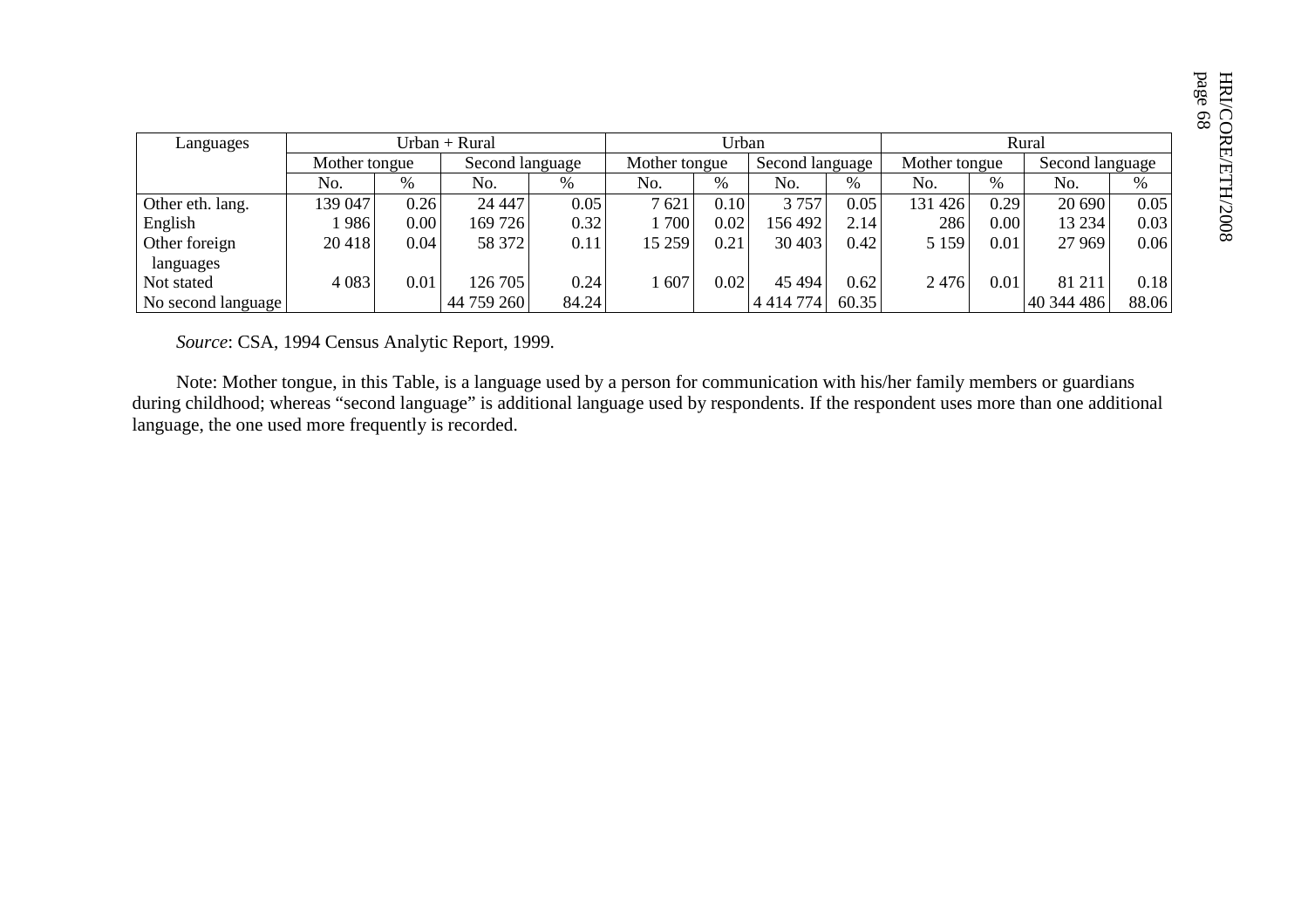| Languages | Urban + Rural | | | | Urban | | | | Rural | | | |
|---|---|---|---|---|---|---|---|---|---|---|---|---|
| | Mother tongue | | Second language | | Mother tongue | | Second language | | Mother tongue | | Second language | |
| | No. | % | No. | % | No. | % | No. | % | No. | % | No. | % |
| Other eth. lang. | 139 047 | 0.26 | 24 447 | 0.05 | 7 621 | 0.10 | 3 757 | 0.05 | 131 426 | 0.29 | 20 690 | 0.05 |
| English | 1 986 | 0.00 | 169 726 | 0.32 | 1 700 | 0.02 | 156 492 | 2.14 | 286 | 0.00 | 13 234 | 0.03 |
| Other foreign languages | 20 418 | 0.04 | 58 372 | 0.11 | 15 259 | 0.21 | 30 403 | 0.42 | 5 159 | 0.01 | 27 969 | 0.06 |
| Not stated | 4 083 | 0.01 | 126 705 | 0.24 | 1 607 | 0.02 | 45 494 | 0.62 | 2 476 | 0.01 | 81 211 | 0.18 |
| No second language | | | 44 759 260 | 84.24 | | | 4 414 774 | 60.35 | | | 40 344 486 | 88.06 |

*Source*: CSA, 1994 Census Analytic Report, 1999.

Note: Mother tongue, in this Table, is a language used by a person for communication with his/her family members or guardians during childhood; whereas "second language" is additional language used by respondents. If the respondent uses more than one additional language, the one used more frequently is recorded.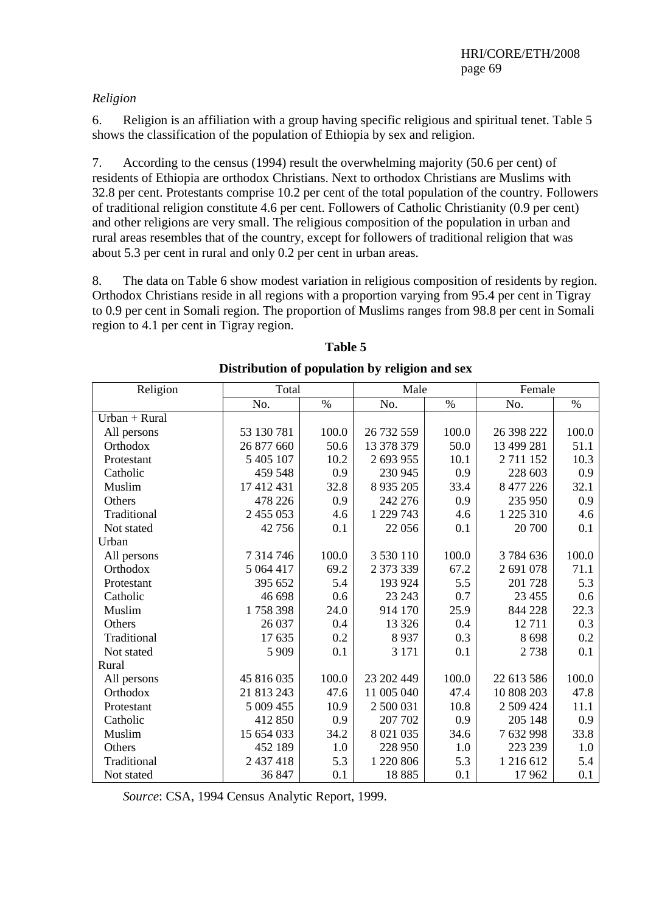*Religion*

6. Religion is an affiliation with a group having specific religious and spiritual tenet. Table 5 shows the classification of the population of Ethiopia by sex and religion.

7. According to the census (1994) result the overwhelming majority (50.6 per cent) of residents of Ethiopia are orthodox Christians. Next to orthodox Christians are Muslims with 32.8 per cent. Protestants comprise 10.2 per cent of the total population of the country. Followers of traditional religion constitute 4.6 per cent. Followers of Catholic Christianity (0.9 per cent) and other religions are very small. The religious composition of the population in urban and rural areas resembles that of the country, except for followers of traditional religion that was about 5.3 per cent in rural and only 0.2 per cent in urban areas.

8. The data on Table 6 show modest variation in religious composition of residents by region. Orthodox Christians reside in all regions with a proportion varying from 95.4 per cent in Tigray to 0.9 per cent in Somali region. The proportion of Muslims ranges from 98.8 per cent in Somali region to 4.1 per cent in Tigray region.

**Table 5**

**Distribution of population by religion and sex**

| Religion | Total | | Male | | Female | |
|---|---|---|---|---|---|---|
| | No. | % | No. | % | No. | % |
| Urban + Rural | | | | | | |
| All persons | 53 130 781 | 100.0 | 26 732 559 | 100.0 | 26 398 222 | 100.0 |
| Orthodox | 26 877 660 | 50.6 | 13 378 379 | 50.0 | 13 499 281 | 51.1 |
| Protestant | 5 405 107 | 10.2 | 2 693 955 | 10.1 | 2 711 152 | 10.3 |
| Catholic | 459 548 | 0.9 | 230 945 | 0.9 | 228 603 | 0.9 |
| Muslim | 17 412 431 | 32.8 | 8 935 205 | 33.4 | 8 477 226 | 32.1 |
| Others | 478 226 | 0.9 | 242 276 | 0.9 | 235 950 | 0.9 |
| Traditional | 2 455 053 | 4.6 | 1 229 743 | 4.6 | 1 225 310 | 4.6 |
| Not stated | 42 756 | 0.1 | 22 056 | 0.1 | 20 700 | 0.1 |
| Urban | | | | | | |
| All persons | 7 314 746 | 100.0 | 3 530 110 | 100.0 | 3 784 636 | 100.0 |
| Orthodox | 5 064 417 | 69.2 | 2 373 339 | 67.2 | 2 691 078 | 71.1 |
| Protestant | 395 652 | 5.4 | 193 924 | 5.5 | 201 728 | 5.3 |
| Catholic | 46 698 | 0.6 | 23 243 | 0.7 | 23 455 | 0.6 |
| Muslim | 1 758 398 | 24.0 | 914 170 | 25.9 | 844 228 | 22.3 |
| Others | 26 037 | 0.4 | 13 326 | 0.4 | 12 711 | 0.3 |
| Traditional | 17 635 | 0.2 | 8 937 | 0.3 | 8 698 | 0.2 |
| Not stated | 5 909 | 0.1 | 3 171 | 0.1 | 2 738 | 0.1 |
| Rural | | | | | | |
| All persons | 45 816 035 | 100.0 | 23 202 449 | 100.0 | 22 613 586 | 100.0 |
| Orthodox | 21 813 243 | 47.6 | 11 005 040 | 47.4 | 10 808 203 | 47.8 |
| Protestant | 5 009 455 | 10.9 | 2 500 031 | 10.8 | 2 509 424 | 11.1 |
| Catholic | 412 850 | 0.9 | 207 702 | 0.9 | 205 148 | 0.9 |
| Muslim | 15 654 033 | 34.2 | 8 021 035 | 34.6 | 7 632 998 | 33.8 |
| Others | 452 189 | 1.0 | 228 950 | 1.0 | 223 239 | 1.0 |
| Traditional | 2 437 418 | 5.3 | 1 220 806 | 5.3 | 1 216 612 | 5.4 |
| Not stated | 36 847 | 0.1 | 18 885 | 0.1 | 17 962 | 0.1 |

*Source*: CSA, 1994 Census Analytic Report, 1999.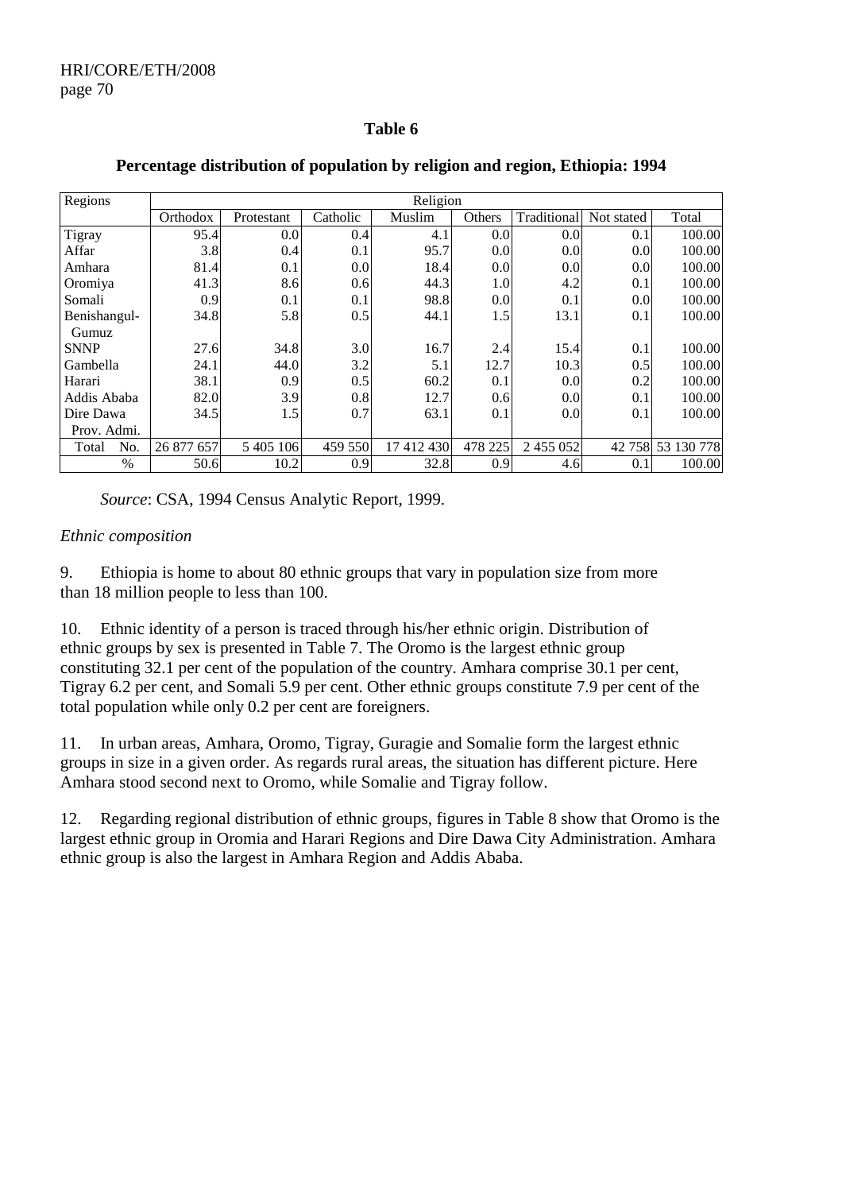**Table 6**

**Percentage distribution of population by religion and region, Ethiopia: 1994**

| Regions | Religion | | | | | | | |
|---|---|---|---|---|---|---|---|---|
| | Orthodox | Protestant | Catholic | Muslim | Others | Traditional | Not stated | Total |
| Tigray | 95.4 | 0.0 | 0.4 | 4.1 | 0.0 | 0.0 | 0.1 | 100.00 |
| Affar | 3.8 | 0.4 | 0.1 | 95.7 | 0.0 | 0.0 | 0.0 | 100.00 |
| Amhara | 81.4 | 0.1 | 0.0 | 18.4 | 0.0 | 0.0 | 0.0 | 100.00 |
| Oromiya | 41.3 | 8.6 | 0.6 | 44.3 | 1.0 | 4.2 | 0.1 | 100.00 |
| Somali | 0.9 | 0.1 | 0.1 | 98.8 | 0.0 | 0.1 | 0.0 | 100.00 |
| Benishangul-Gumuz | 34.8 | 5.8 | 0.5 | 44.1 | 1.5 | 13.1 | 0.1 | 100.00 |
| SNNP | 27.6 | 34.8 | 3.0 | 16.7 | 2.4 | 15.4 | 0.1 | 100.00 |
| Gambella | 24.1 | 44.0 | 3.2 | 5.1 | 12.7 | 10.3 | 0.5 | 100.00 |
| Harari | 38.1 | 0.9 | 0.5 | 60.2 | 0.1 | 0.0 | 0.2 | 100.00 |
| Addis Ababa | 82.0 | 3.9 | 0.8 | 12.7 | 0.6 | 0.0 | 0.1 | 100.00 |
| Dire Dawa Prov. Admi. | 34.5 | 1.5 | 0.7 | 63.1 | 0.1 | 0.0 | 0.1 | 100.00 |
| Total No. | 26 877 657 | 5 405 106 | 459 550 | 17 412 430 | 478 225 | 2 455 052 | 42 758 | 53 130 778 |
| % | 50.6 | 10.2 | 0.9 | 32.8 | 0.9 | 4.6 | 0.1 | 100.00 |

*Source*: CSA, 1994 Census Analytic Report, 1999.

*Ethnic composition*

9. Ethiopia is home to about 80 ethnic groups that vary in population size from more than 18 million people to less than 100.

10. Ethnic identity of a person is traced through his/her ethnic origin. Distribution of ethnic groups by sex is presented in Table 7. The Oromo is the largest ethnic group constituting 32.1 per cent of the population of the country. Amhara comprise 30.1 per cent, Tigray 6.2 per cent, and Somali 5.9 per cent. Other ethnic groups constitute 7.9 per cent of the total population while only 0.2 per cent are foreigners.

11. In urban areas, Amhara, Oromo, Tigray, Guragie and Somalie form the largest ethnic groups in size in a given order. As regards rural areas, the situation has different picture. Here Amhara stood second next to Oromo, while Somalie and Tigray follow.

12. Regarding regional distribution of ethnic groups, figures in Table 8 show that Oromo is the largest ethnic group in Oromia and Harari Regions and Dire Dawa City Administration. Amhara ethnic group is also the largest in Amhara Region and Addis Ababa.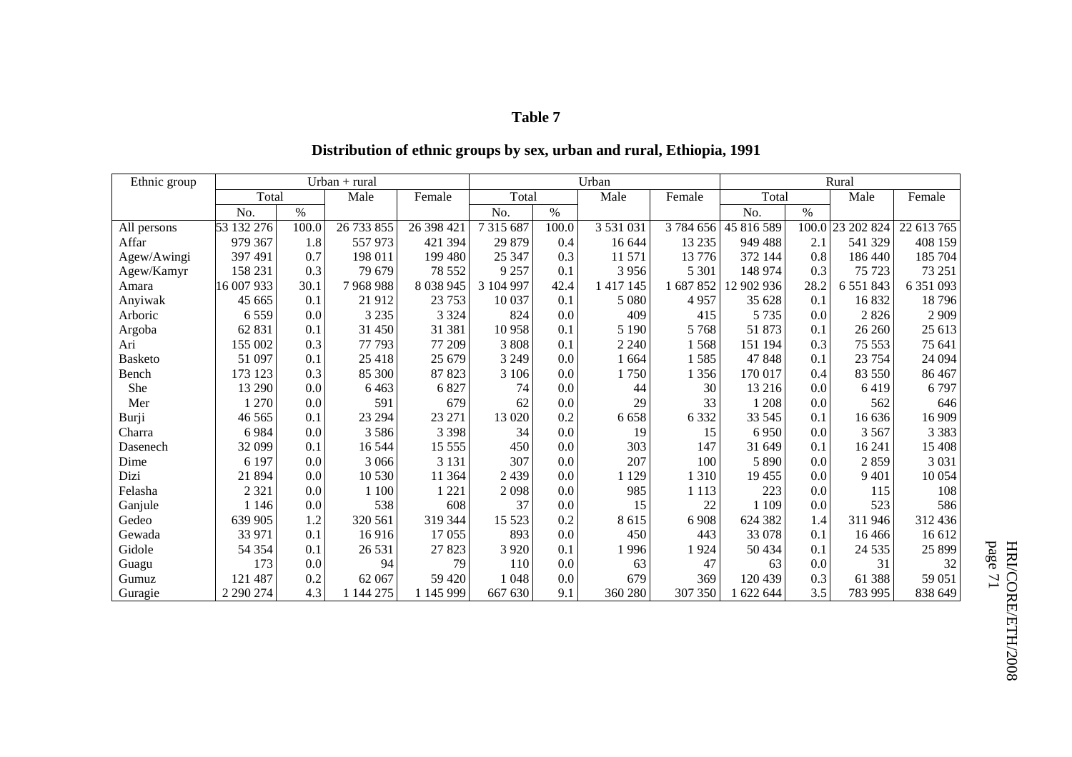**Table 7**

**Distribution of ethnic groups by sex, urban and rural, Ethiopia, 1991**

| Ethnic group | Urban + rural | | | | Urban | | | | Rural | | | |
|---|---|---|---|---|---|---|---|---|---|---|---|---|
| | Total | | Male | Female | Total | | Male | Female | Total | | Male | Female |
| | No. | % | | | No. | % | | | No. | % | | |
| All persons | 53 132 276 | 100.0 | 26 733 855 | 26 398 421 | 7 315 687 | 100.0 | 3 531 031 | 3 784 656 | 45 816 589 | 100.0 | 23 202 824 | 22 613 765 |
| Affar | 979 367 | 1.8 | 557 973 | 421 394 | 29 879 | 0.4 | 16 644 | 13 235 | 949 488 | 2.1 | 541 329 | 408 159 |
| Agew/Awingi | 397 491 | 0.7 | 198 011 | 199 480 | 25 347 | 0.3 | 11 571 | 13 776 | 372 144 | 0.8 | 186 440 | 185 704 |
| Agew/Kamyr | 158 231 | 0.3 | 79 679 | 78 552 | 9 257 | 0.1 | 3 956 | 5 301 | 148 974 | 0.3 | 75 723 | 73 251 |
| Amara | 16 007 933 | 30.1 | 7 968 988 | 8 038 945 | 3 104 997 | 42.4 | 1 417 145 | 1 687 852 | 12 902 936 | 28.2 | 6 551 843 | 6 351 093 |
| Anyiwak | 45 665 | 0.1 | 21 912 | 23 753 | 10 037 | 0.1 | 5 080 | 4 957 | 35 628 | 0.1 | 16 832 | 18 796 |
| Arboric | 6 559 | 0.0 | 3 235 | 3 324 | 824 | 0.0 | 409 | 415 | 5 735 | 0.0 | 2 826 | 2 909 |
| Argoba | 62 831 | 0.1 | 31 450 | 31 381 | 10 958 | 0.1 | 5 190 | 5 768 | 51 873 | 0.1 | 26 260 | 25 613 |
| Ari | 155 002 | 0.3 | 77 793 | 77 209 | 3 808 | 0.1 | 2 240 | 1 568 | 151 194 | 0.3 | 75 553 | 75 641 |
| Basketo | 51 097 | 0.1 | 25 418 | 25 679 | 3 249 | 0.0 | 1 664 | 1 585 | 47 848 | 0.1 | 23 754 | 24 094 |
| Bench | 173 123 | 0.3 | 85 300 | 87 823 | 3 106 | 0.0 | 1 750 | 1 356 | 170 017 | 0.4 | 83 550 | 86 467 |
| She | 13 290 | 0.0 | 6 463 | 6 827 | 74 | 0.0 | 44 | 30 | 13 216 | 0.0 | 6 419 | 6 797 |
| Mer | 1 270 | 0.0 | 591 | 679 | 62 | 0.0 | 29 | 33 | 1 208 | 0.0 | 562 | 646 |
| Burji | 46 565 | 0.1 | 23 294 | 23 271 | 13 020 | 0.2 | 6 658 | 6 332 | 33 545 | 0.1 | 16 636 | 16 909 |
| Charra | 6 984 | 0.0 | 3 586 | 3 398 | 34 | 0.0 | 19 | 15 | 6 950 | 0.0 | 3 567 | 3 383 |
| Dasenech | 32 099 | 0.1 | 16 544 | 15 555 | 450 | 0.0 | 303 | 147 | 31 649 | 0.1 | 16 241 | 15 408 |
| Dime | 6 197 | 0.0 | 3 066 | 3 131 | 307 | 0.0 | 207 | 100 | 5 890 | 0.0 | 2 859 | 3 031 |
| Dizi | 21 894 | 0.0 | 10 530 | 11 364 | 2 439 | 0.0 | 1 129 | 1 310 | 19 455 | 0.0 | 9 401 | 10 054 |
| Felasha | 2 321 | 0.0 | 1 100 | 1 221 | 2 098 | 0.0 | 985 | 1 113 | 223 | 0.0 | 115 | 108 |
| Ganjule | 1 146 | 0.0 | 538 | 608 | 37 | 0.0 | 15 | 22 | 1 109 | 0.0 | 523 | 586 |
| Gedeo | 639 905 | 1.2 | 320 561 | 319 344 | 15 523 | 0.2 | 8 615 | 6 908 | 624 382 | 1.4 | 311 946 | 312 436 |
| Gewada | 33 971 | 0.1 | 16 916 | 17 055 | 893 | 0.0 | 450 | 443 | 33 078 | 0.1 | 16 466 | 16 612 |
| Gidole | 54 354 | 0.1 | 26 531 | 27 823 | 3 920 | 0.1 | 1 996 | 1 924 | 50 434 | 0.1 | 24 535 | 25 899 |
| Guagu | 173 | 0.0 | 94 | 79 | 110 | 0.0 | 63 | 47 | 63 | 0.0 | 31 | 32 |
| Gumuz | 121 487 | 0.2 | 62 067 | 59 420 | 1 048 | 0.0 | 679 | 369 | 120 439 | 0.3 | 61 388 | 59 051 |
| Guragie | 2 290 274 | 4.3 | 1 144 275 | 1 145 999 | 667 630 | 9.1 | 360 280 | 307 350 | 1 622 644 | 3.5 | 783 995 | 838 649 |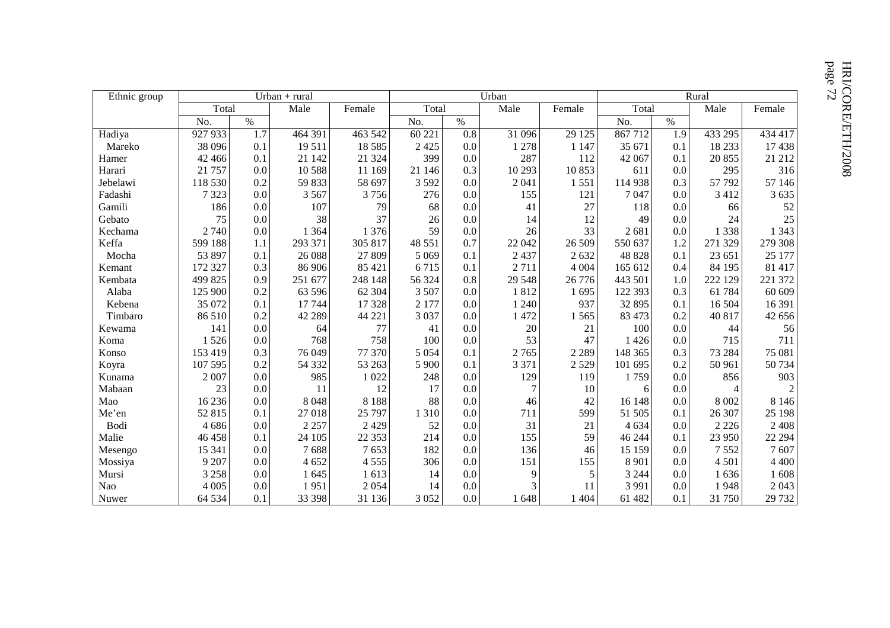| Ethnic group | Urban + rural | | | | Urban | | | | Rural | | | |
|---|---|---|---|---|---|---|---|---|---|---|---|---|
| | Total | | Male | Female | Total | | Male | Female | Total | | Male | Female |
| | No. | % | | | No. | % | | | No. | % | | |
| Hadiya | 927 933 | 1.7 | 464 391 | 463 542 | 60 221 | 0.8 | 31 096 | 29 125 | 867 712 | 1.9 | 433 295 | 434 417 |
| Mareko | 38 096 | 0.1 | 19 511 | 18 585 | 2 425 | 0.0 | 1 278 | 1 147 | 35 671 | 0.1 | 18 233 | 17 438 |
| Hamer | 42 466 | 0.1 | 21 142 | 21 324 | 399 | 0.0 | 287 | 112 | 42 067 | 0.1 | 20 855 | 21 212 |
| Harari | 21 757 | 0.0 | 10 588 | 11 169 | 21 146 | 0.3 | 10 293 | 10 853 | 611 | 0.0 | 295 | 316 |
| Jebelawi | 118 530 | 0.2 | 59 833 | 58 697 | 3 592 | 0.0 | 2 041 | 1 551 | 114 938 | 0.3 | 57 792 | 57 146 |
| Fadashi | 7 323 | 0.0 | 3 567 | 3 756 | 276 | 0.0 | 155 | 121 | 7 047 | 0.0 | 3 412 | 3 635 |
| Gamili | 186 | 0.0 | 107 | 79 | 68 | 0.0 | 41 | 27 | 118 | 0.0 | 66 | 52 |
| Gebato | 75 | 0.0 | 38 | 37 | 26 | 0.0 | 14 | 12 | 49 | 0.0 | 24 | 25 |
| Kechama | 2 740 | 0.0 | 1 364 | 1 376 | 59 | 0.0 | 26 | 33 | 2 681 | 0.0 | 1 338 | 1 343 |
| Keffa | 599 188 | 1.1 | 293 371 | 305 817 | 48 551 | 0.7 | 22 042 | 26 509 | 550 637 | 1.2 | 271 329 | 279 308 |
| Mocha | 53 897 | 0.1 | 26 088 | 27 809 | 5 069 | 0.1 | 2 437 | 2 632 | 48 828 | 0.1 | 23 651 | 25 177 |
| Kemant | 172 327 | 0.3 | 86 906 | 85 421 | 6 715 | 0.1 | 2 711 | 4 004 | 165 612 | 0.4 | 84 195 | 81 417 |
| Kembata | 499 825 | 0.9 | 251 677 | 248 148 | 56 324 | 0.8 | 29 548 | 26 776 | 443 501 | 1.0 | 222 129 | 221 372 |
| Alaba | 125 900 | 0.2 | 63 596 | 62 304 | 3 507 | 0.0 | 1 812 | 1 695 | 122 393 | 0.3 | 61 784 | 60 609 |
| Kebena | 35 072 | 0.1 | 17 744 | 17 328 | 2 177 | 0.0 | 1 240 | 937 | 32 895 | 0.1 | 16 504 | 16 391 |
| Timbaro | 86 510 | 0.2 | 42 289 | 44 221 | 3 037 | 0.0 | 1 472 | 1 565 | 83 473 | 0.2 | 40 817 | 42 656 |
| Kewama | 141 | 0.0 | 64 | 77 | 41 | 0.0 | 20 | 21 | 100 | 0.0 | 44 | 56 |
| Koma | 1 526 | 0.0 | 768 | 758 | 100 | 0.0 | 53 | 47 | 1 426 | 0.0 | 715 | 711 |
| Konso | 153 419 | 0.3 | 76 049 | 77 370 | 5 054 | 0.1 | 2 765 | 2 289 | 148 365 | 0.3 | 73 284 | 75 081 |
| Koyra | 107 595 | 0.2 | 54 332 | 53 263 | 5 900 | 0.1 | 3 371 | 2 529 | 101 695 | 0.2 | 50 961 | 50 734 |
| Kunama | 2 007 | 0.0 | 985 | 1 022 | 248 | 0.0 | 129 | 119 | 1 759 | 0.0 | 856 | 903 |
| Mabaan | 23 | 0.0 | 11 | 12 | 17 | 0.0 | 7 | 10 | 6 | 0.0 | 4 | 2 |
| Mao | 16 236 | 0.0 | 8 048 | 8 188 | 88 | 0.0 | 46 | 42 | 16 148 | 0.0 | 8 002 | 8 146 |
| Me'en | 52 815 | 0.1 | 27 018 | 25 797 | 1 310 | 0.0 | 711 | 599 | 51 505 | 0.1 | 26 307 | 25 198 |
| Bodi | 4 686 | 0.0 | 2 257 | 2 429 | 52 | 0.0 | 31 | 21 | 4 634 | 0.0 | 2 226 | 2 408 |
| Malie | 46 458 | 0.1 | 24 105 | 22 353 | 214 | 0.0 | 155 | 59 | 46 244 | 0.1 | 23 950 | 22 294 |
| Mesengo | 15 341 | 0.0 | 7 688 | 7 653 | 182 | 0.0 | 136 | 46 | 15 159 | 0.0 | 7 552 | 7 607 |
| Mossiya | 9 207 | 0.0 | 4 652 | 4 555 | 306 | 0.0 | 151 | 155 | 8 901 | 0.0 | 4 501 | 4 400 |
| Mursi | 3 258 | 0.0 | 1 645 | 1 613 | 14 | 0.0 | 9 | 5 | 3 244 | 0.0 | 1 636 | 1 608 |
| Nao | 4 005 | 0.0 | 1 951 | 2 054 | 14 | 0.0 | 3 | 11 | 3 991 | 0.0 | 1 948 | 2 043 |
| Nuwer | 64 534 | 0.1 | 33 398 | 31 136 | 3 052 | 0.0 | 1 648 | 1 404 | 61 482 | 0.1 | 31 750 | 29 732 |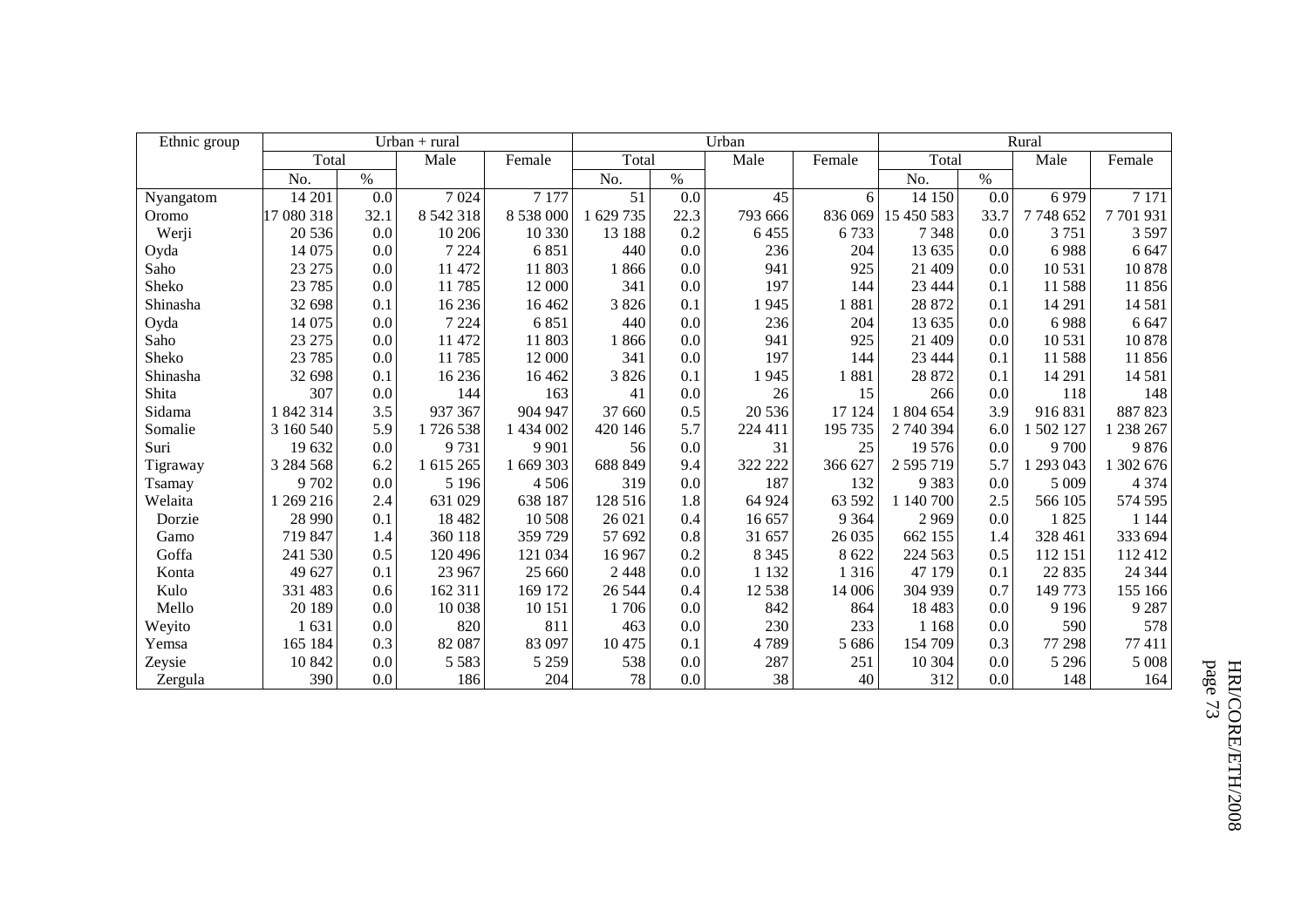| Ethnic group | Urban + rural | | | | Urban | | | | Rural | | | |
|---|---|---|---|---|---|---|---|---|---|---|---|---|
| | Total | | Male | Female | Total | | Male | Female | Total | | Male | Female |
| | No. | % | | | No. | % | | | No. | % | | |
| Nyangatom | 14 201 | 0.0 | 7 024 | 7 177 | 51 | 0.0 | 45 | 6 | 14 150 | 0.0 | 6 979 | 7 171 |
| Oromo | 17 080 318 | 32.1 | 8 542 318 | 8 538 000 | 1 629 735 | 22.3 | 793 666 | 836 069 | 15 450 583 | 33.7 | 7 748 652 | 7 701 931 |
| Werji | 20 536 | 0.0 | 10 206 | 10 330 | 13 188 | 0.2 | 6 455 | 6 733 | 7 348 | 0.0 | 3 751 | 3 597 |
| Oyda | 14 075 | 0.0 | 7 224 | 6 851 | 440 | 0.0 | 236 | 204 | 13 635 | 0.0 | 6 988 | 6 647 |
| Saho | 23 275 | 0.0 | 11 472 | 11 803 | 1 866 | 0.0 | 941 | 925 | 21 409 | 0.0 | 10 531 | 10 878 |
| Sheko | 23 785 | 0.0 | 11 785 | 12 000 | 341 | 0.0 | 197 | 144 | 23 444 | 0.1 | 11 588 | 11 856 |
| Shinasha | 32 698 | 0.1 | 16 236 | 16 462 | 3 826 | 0.1 | 1 945 | 1 881 | 28 872 | 0.1 | 14 291 | 14 581 |
| Oyda | 14 075 | 0.0 | 7 224 | 6 851 | 440 | 0.0 | 236 | 204 | 13 635 | 0.0 | 6 988 | 6 647 |
| Saho | 23 275 | 0.0 | 11 472 | 11 803 | 1 866 | 0.0 | 941 | 925 | 21 409 | 0.0 | 10 531 | 10 878 |
| Sheko | 23 785 | 0.0 | 11 785 | 12 000 | 341 | 0.0 | 197 | 144 | 23 444 | 0.1 | 11 588 | 11 856 |
| Shinasha | 32 698 | 0.1 | 16 236 | 16 462 | 3 826 | 0.1 | 1 945 | 1 881 | 28 872 | 0.1 | 14 291 | 14 581 |
| Shita | 307 | 0.0 | 144 | 163 | 41 | 0.0 | 26 | 15 | 266 | 0.0 | 118 | 148 |
| Sidama | 1 842 314 | 3.5 | 937 367 | 904 947 | 37 660 | 0.5 | 20 536 | 17 124 | 1 804 654 | 3.9 | 916 831 | 887 823 |
| Somalie | 3 160 540 | 5.9 | 1 726 538 | 1 434 002 | 420 146 | 5.7 | 224 411 | 195 735 | 2 740 394 | 6.0 | 1 502 127 | 1 238 267 |
| Suri | 19 632 | 0.0 | 9 731 | 9 901 | 56 | 0.0 | 31 | 25 | 19 576 | 0.0 | 9 700 | 9 876 |
| Tigraway | 3 284 568 | 6.2 | 1 615 265 | 1 669 303 | 688 849 | 9.4 | 322 222 | 366 627 | 2 595 719 | 5.7 | 1 293 043 | 1 302 676 |
| Tsamay | 9 702 | 0.0 | 5 196 | 4 506 | 319 | 0.0 | 187 | 132 | 9 383 | 0.0 | 5 009 | 4 374 |
| Welaita | 1 269 216 | 2.4 | 631 029 | 638 187 | 128 516 | 1.8 | 64 924 | 63 592 | 1 140 700 | 2.5 | 566 105 | 574 595 |
| Dorzie | 28 990 | 0.1 | 18 482 | 10 508 | 26 021 | 0.4 | 16 657 | 9 364 | 2 969 | 0.0 | 1 825 | 1 144 |
| Gamo | 719 847 | 1.4 | 360 118 | 359 729 | 57 692 | 0.8 | 31 657 | 26 035 | 662 155 | 1.4 | 328 461 | 333 694 |
| Goffa | 241 530 | 0.5 | 120 496 | 121 034 | 16 967 | 0.2 | 8 345 | 8 622 | 224 563 | 0.5 | 112 151 | 112 412 |
| Konta | 49 627 | 0.1 | 23 967 | 25 660 | 2 448 | 0.0 | 1 132 | 1 316 | 47 179 | 0.1 | 22 835 | 24 344 |
| Kulo | 331 483 | 0.6 | 162 311 | 169 172 | 26 544 | 0.4 | 12 538 | 14 006 | 304 939 | 0.7 | 149 773 | 155 166 |
| Mello | 20 189 | 0.0 | 10 038 | 10 151 | 1 706 | 0.0 | 842 | 864 | 18 483 | 0.0 | 9 196 | 9 287 |
| Weyito | 1 631 | 0.0 | 820 | 811 | 463 | 0.0 | 230 | 233 | 1 168 | 0.0 | 590 | 578 |
| Yemsa | 165 184 | 0.3 | 82 087 | 83 097 | 10 475 | 0.1 | 4 789 | 5 686 | 154 709 | 0.3 | 77 298 | 77 411 |
| Zeysie | 10 842 | 0.0 | 5 583 | 5 259 | 538 | 0.0 | 287 | 251 | 10 304 | 0.0 | 5 296 | 5 008 |
| Zergula | 390 | 0.0 | 186 | 204 | 78 | 0.0 | 38 | 40 | 312 | 0.0 | 148 | 164 |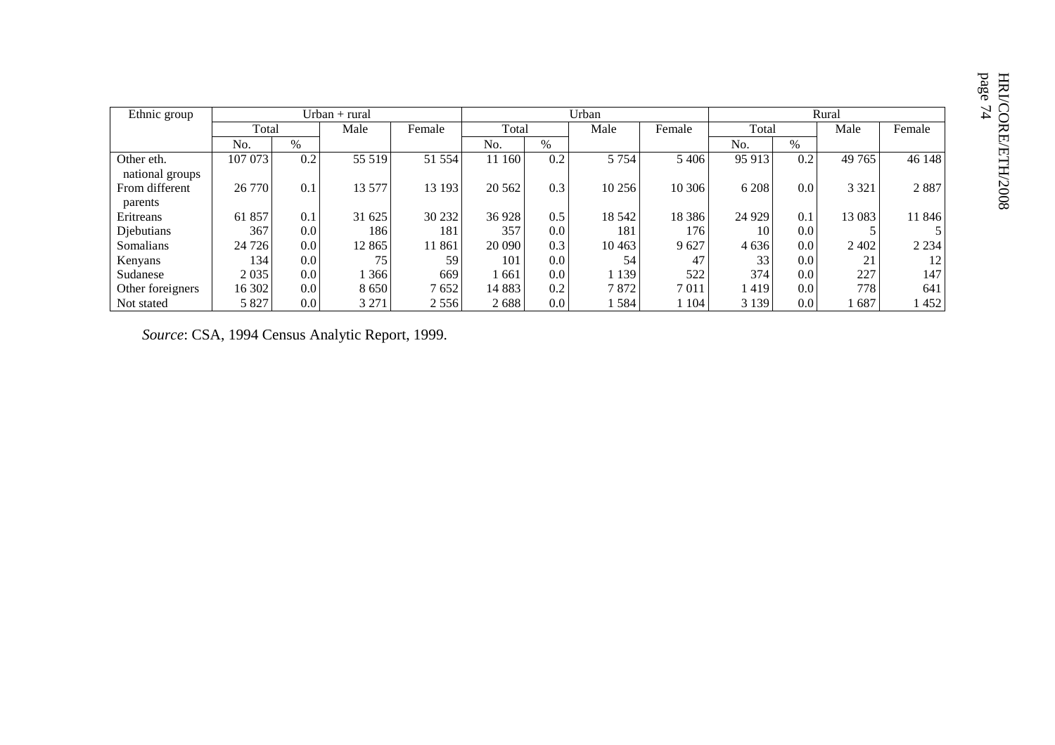| Ethnic group | Urban + rural | | | | Urban | | | | Rural | | | |
|---|---|---|---|---|---|---|---|---|---|---|---|---|
| | Total | | Male | Female | Total | | Male | Female | Total | | Male | Female |
| | No. | % | | | No. | % | | | No. | % | | |
| Other eth. national groups | 107 073 | 0.2 | 55 519 | 51 554 | 11 160 | 0.2 | 5 754 | 5 406 | 95 913 | 0.2 | 49 765 | 46 148 |
| From different parents | 26 770 | 0.1 | 13 577 | 13 193 | 20 562 | 0.3 | 10 256 | 10 306 | 6 208 | 0.0 | 3 321 | 2 887 |
| Eritreans | 61 857 | 0.1 | 31 625 | 30 232 | 36 928 | 0.5 | 18 542 | 18 386 | 24 929 | 0.1 | 13 083 | 11 846 |
| Djebutians | 367 | 0.0 | 186 | 181 | 357 | 0.0 | 181 | 176 | 10 | 0.0 | 5 | 5 |
| Somalians | 24 726 | 0.0 | 12 865 | 11 861 | 20 090 | 0.3 | 10 463 | 9 627 | 4 636 | 0.0 | 2 402 | 2 234 |
| Kenyans | 134 | 0.0 | 75 | 59 | 101 | 0.0 | 54 | 47 | 33 | 0.0 | 21 | 12 |
| Sudanese | 2 035 | 0.0 | 1 366 | 669 | 1 661 | 0.0 | 1 139 | 522 | 374 | 0.0 | 227 | 147 |
| Other foreigners | 16 302 | 0.0 | 8 650 | 7 652 | 14 883 | 0.2 | 7 872 | 7 011 | 1 419 | 0.0 | 778 | 641 |
| Not stated | 5 827 | 0.0 | 3 271 | 2 556 | 2 688 | 0.0 | 1 584 | 1 104 | 3 139 | 0.0 | 1 687 | 1 452 |

*Source*: CSA, 1994 Census Analytic Report, 1999.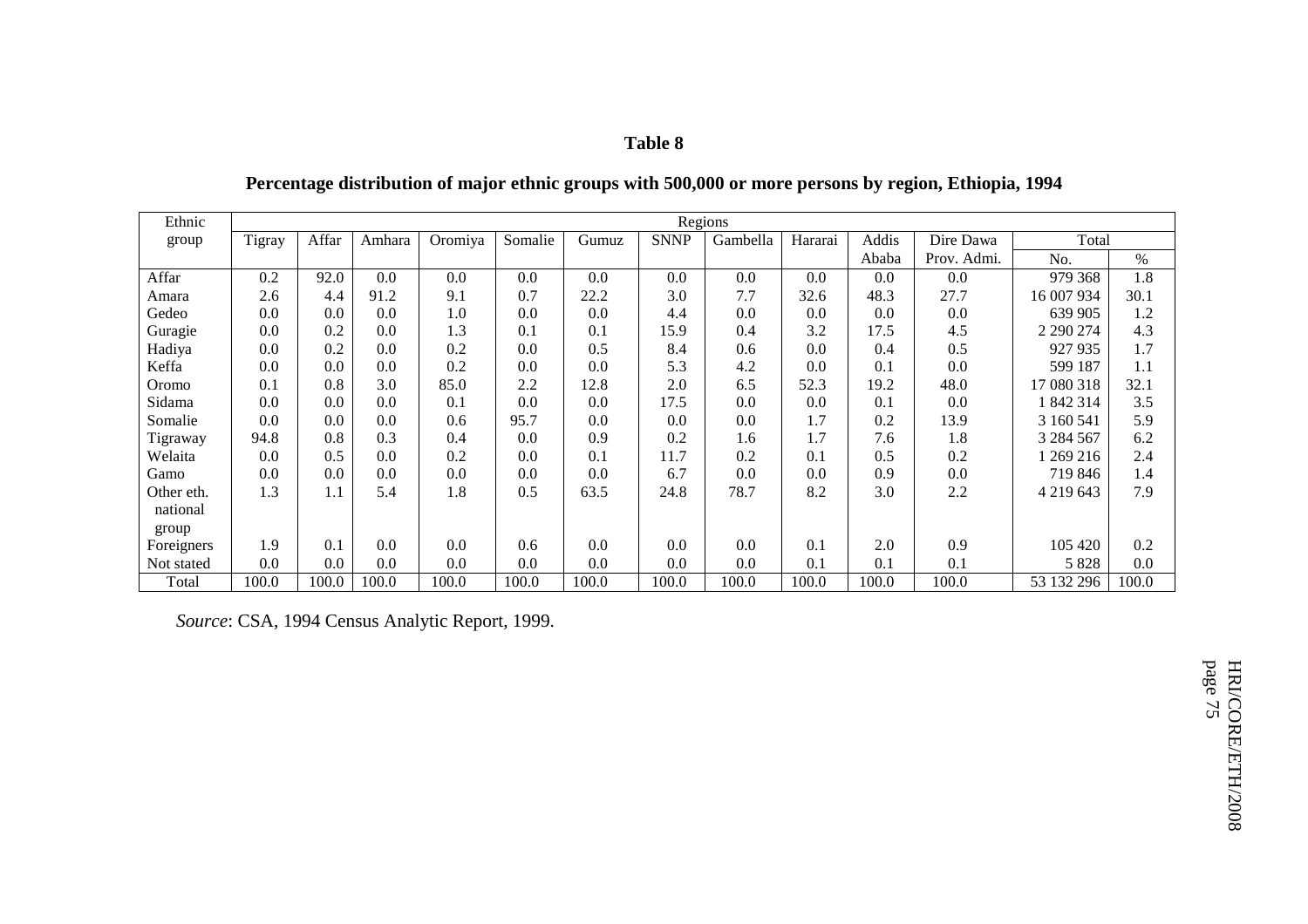**Table 8**

**Percentage distribution of major ethnic groups with 500,000 or more persons by region, Ethiopia, 1994**

| Ethnic group | Regions | | | | | | | | | | | | |
|---|---|---|---|---|---|---|---|---|---|---|---|---|---|
| | Tigray | Affar | Amhara | Oromiya | Somalie | Gumuz | SNNP | Gambella | Hararai | Addis Ababa | Dire Dawa Prov. Admi. | Total | |
| | | | | | | | | | | | | No. | % |
| Affar | 0.2 | 92.0 | 0.0 | 0.0 | 0.0 | 0.0 | 0.0 | 0.0 | 0.0 | 0.0 | 0.0 | 979 368 | 1.8 |
| Amara | 2.6 | 4.4 | 91.2 | 9.1 | 0.7 | 22.2 | 3.0 | 7.7 | 32.6 | 48.3 | 27.7 | 16 007 934 | 30.1 |
| Gedeo | 0.0 | 0.0 | 0.0 | 1.0 | 0.0 | 0.0 | 4.4 | 0.0 | 0.0 | 0.0 | 0.0 | 639 905 | 1.2 |
| Guragie | 0.0 | 0.2 | 0.0 | 1.3 | 0.1 | 0.1 | 15.9 | 0.4 | 3.2 | 17.5 | 4.5 | 2 290 274 | 4.3 |
| Hadiya | 0.0 | 0.2 | 0.0 | 0.2 | 0.0 | 0.5 | 8.4 | 0.6 | 0.0 | 0.4 | 0.5 | 927 935 | 1.7 |
| Keffa | 0.0 | 0.0 | 0.0 | 0.2 | 0.0 | 0.0 | 5.3 | 4.2 | 0.0 | 0.1 | 0.0 | 599 187 | 1.1 |
| Oromo | 0.1 | 0.8 | 3.0 | 85.0 | 2.2 | 12.8 | 2.0 | 6.5 | 52.3 | 19.2 | 48.0 | 17 080 318 | 32.1 |
| Sidama | 0.0 | 0.0 | 0.0 | 0.1 | 0.0 | 0.0 | 17.5 | 0.0 | 0.0 | 0.1 | 0.0 | 1 842 314 | 3.5 |
| Somalie | 0.0 | 0.0 | 0.0 | 0.6 | 95.7 | 0.0 | 0.0 | 0.0 | 1.7 | 0.2 | 13.9 | 3 160 541 | 5.9 |
| Tigraway | 94.8 | 0.8 | 0.3 | 0.4 | 0.0 | 0.9 | 0.2 | 1.6 | 1.7 | 7.6 | 1.8 | 3 284 567 | 6.2 |
| Welaita | 0.0 | 0.5 | 0.0 | 0.2 | 0.0 | 0.1 | 11.7 | 0.2 | 0.1 | 0.5 | 0.2 | 1 269 216 | 2.4 |
| Gamo | 0.0 | 0.0 | 0.0 | 0.0 | 0.0 | 0.0 | 6.7 | 0.0 | 0.0 | 0.9 | 0.0 | 719 846 | 1.4 |
| Other eth. national group | 1.3 | 1.1 | 5.4 | 1.8 | 0.5 | 63.5 | 24.8 | 78.7 | 8.2 | 3.0 | 2.2 | 4 219 643 | 7.9 |
| Foreigners | 1.9 | 0.1 | 0.0 | 0.0 | 0.6 | 0.0 | 0.0 | 0.0 | 0.1 | 2.0 | 0.9 | 105 420 | 0.2 |
| Not stated | 0.0 | 0.0 | 0.0 | 0.0 | 0.0 | 0.0 | 0.0 | 0.0 | 0.1 | 0.1 | 0.1 | 5 828 | 0.0 |
| Total | 100.0 | 100.0 | 100.0 | 100.0 | 100.0 | 100.0 | 100.0 | 100.0 | 100.0 | 100.0 | 100.0 | 53 132 296 | 100.0 |

*Source*: CSA, 1994 Census Analytic Report, 1999.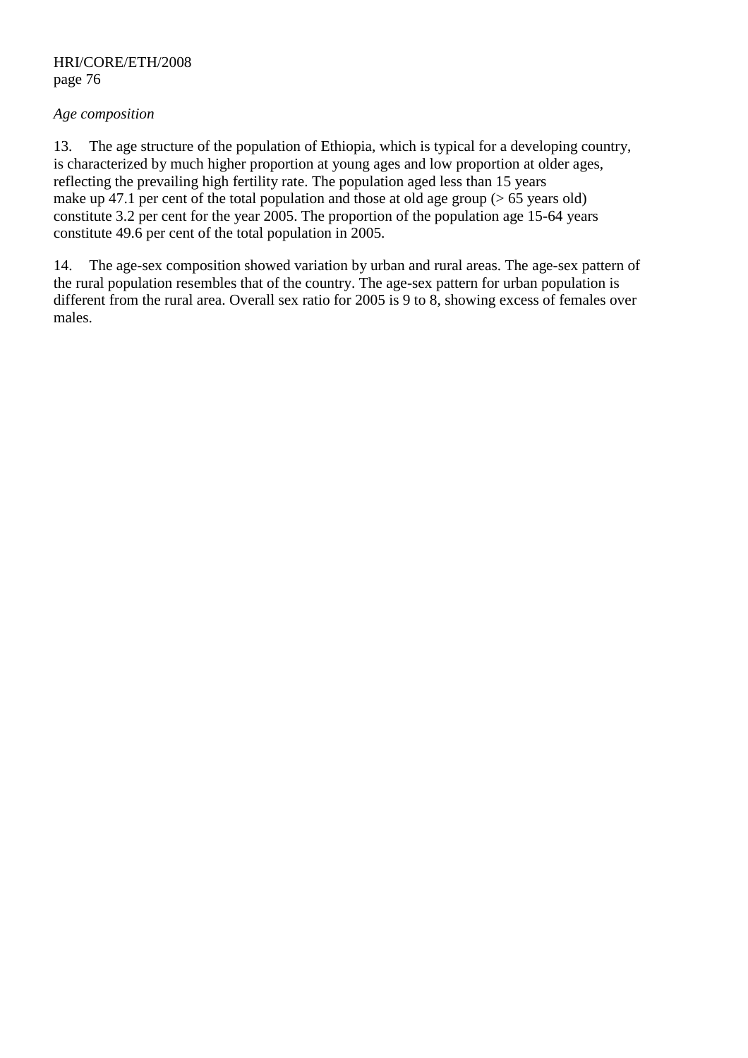*Age composition*

13. The age structure of the population of Ethiopia, which is typical for a developing country, is characterized by much higher proportion at young ages and low proportion at older ages, reflecting the prevailing high fertility rate. The population aged less than 15 years make up 47.1 per cent of the total population and those at old age group (> 65 years old) constitute 3.2 per cent for the year 2005. The proportion of the population age 15-64 years constitute 49.6 per cent of the total population in 2005.

14. The age-sex composition showed variation by urban and rural areas. The age-sex pattern of the rural population resembles that of the country. The age-sex pattern for urban population is different from the rural area. Overall sex ratio for 2005 is 9 to 8, showing excess of females over males.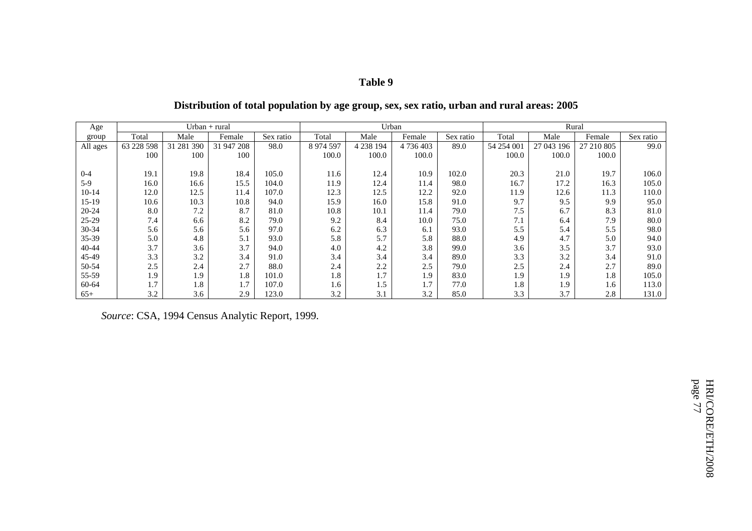# Table 9

## Distribution of total population by age group, sex, sex ratio, urban and rural areas: 2005

| Age group | Urban + rural | | | | Urban | | | | Rural | | | |
|---|---|---|---|---|---|---|---|---|---|---|---|---|
| | Total | Male | Female | Sex ratio | Total | Male | Female | Sex ratio | Total | Male | Female | Sex ratio |
| All ages | 63 228 598 | 31 281 390 | 31 947 208 | 98.0 | 8 974 597 | 4 238 194 | 4 736 403 | 89.0 | 54 254 001 | 27 043 196 | 27 210 805 | 99.0 |
| | 100 | 100 | 100 | | 100.0 | 100.0 | 100.0 | | 100.0 | 100.0 | 100.0 | |
| 0-4 | 19.1 | 19.8 | 18.4 | 105.0 | 11.6 | 12.4 | 10.9 | 102.0 | 20.3 | 21.0 | 19.7 | 106.0 |
| 5-9 | 16.0 | 16.6 | 15.5 | 104.0 | 11.9 | 12.4 | 11.4 | 98.0 | 16.7 | 17.2 | 16.3 | 105.0 |
| 10-14 | 12.0 | 12.5 | 11.4 | 107.0 | 12.3 | 12.5 | 12.2 | 92.0 | 11.9 | 12.6 | 11.3 | 110.0 |
| 15-19 | 10.6 | 10.3 | 10.8 | 94.0 | 15.9 | 16.0 | 15.8 | 91.0 | 9.7 | 9.5 | 9.9 | 95.0 |
| 20-24 | 8.0 | 7.2 | 8.7 | 81.0 | 10.8 | 10.1 | 11.4 | 79.0 | 7.5 | 6.7 | 8.3 | 81.0 |
| 25-29 | 7.4 | 6.6 | 8.2 | 79.0 | 9.2 | 8.4 | 10.0 | 75.0 | 7.1 | 6.4 | 7.9 | 80.0 |
| 30-34 | 5.6 | 5.6 | 5.6 | 97.0 | 6.2 | 6.3 | 6.1 | 93.0 | 5.5 | 5.4 | 5.5 | 98.0 |
| 35-39 | 5.0 | 4.8 | 5.1 | 93.0 | 5.8 | 5.7 | 5.8 | 88.0 | 4.9 | 4.7 | 5.0 | 94.0 |
| 40-44 | 3.7 | 3.6 | 3.7 | 94.0 | 4.0 | 4.2 | 3.8 | 99.0 | 3.6 | 3.5 | 3.7 | 93.0 |
| 45-49 | 3.3 | 3.2 | 3.4 | 91.0 | 3.4 | 3.4 | 3.4 | 89.0 | 3.3 | 3.2 | 3.4 | 91.0 |
| 50-54 | 2.5 | 2.4 | 2.7 | 88.0 | 2.4 | 2.2 | 2.5 | 79.0 | 2.5 | 2.4 | 2.7 | 89.0 |
| 55-59 | 1.9 | 1.9 | 1.8 | 101.0 | 1.8 | 1.7 | 1.9 | 83.0 | 1.9 | 1.9 | 1.8 | 105.0 |
| 60-64 | 1.7 | 1.8 | 1.7 | 107.0 | 1.6 | 1.5 | 1.7 | 77.0 | 1.8 | 1.9 | 1.6 | 113.0 |
| 65+ | 3.2 | 3.6 | 2.9 | 123.0 | 3.2 | 3.1 | 3.2 | 85.0 | 3.3 | 3.7 | 2.8 | 131.0 |

*Source*: CSA, 1994 Census Analytic Report, 1999.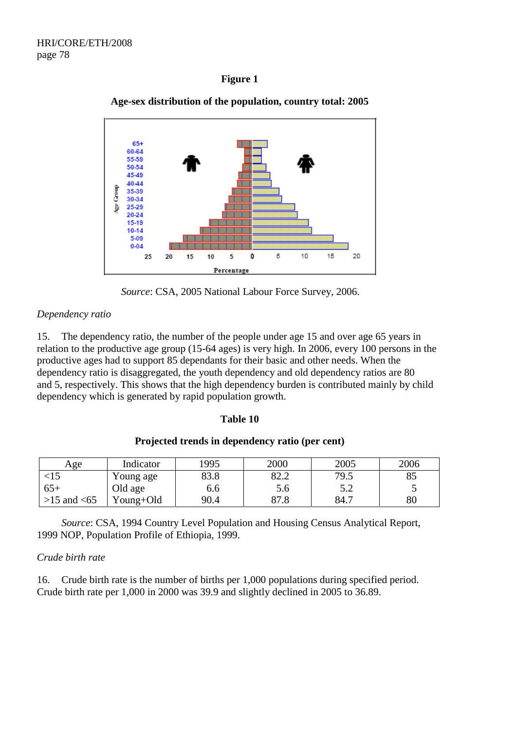**Figure 1**

**Age-sex distribution of the population, country total: 2005**

*Source*: CSA, 2005 National Labour Force Survey, 2006.

*Dependency ratio*

15. The dependency ratio, the number of the people under age 15 and over age 65 years in relation to the productive age group (15-64 ages) is very high. In 2006, every 100 persons in the productive ages had to support 85 dependants for their basic and other needs. When the dependency ratio is disaggregated, the youth dependency and old dependency ratios are 80 and 5, respectively. This shows that the high dependency burden is contributed mainly by child dependency which is generated by rapid population growth.

**Table 10**

**Projected trends in dependency ratio (per cent)**

| Age | Indicator | 1995 | 2000 | 2005 | 2006 |
|---|---|---|---|---|---|
| <15 | Young age | 83.8 | 82.2 | 79.5 | 85 |
| 65+ | Old age | 6.6 | 5.6 | 5.2 | 5 |
| >15 and <65 | Young+Old | 90.4 | 87.8 | 84.7 | 80 |

*Source*: CSA, 1994 Country Level Population and Housing Census Analytical Report, 1999 NOP, Population Profile of Ethiopia, 1999.

*Crude birth rate*

16. Crude birth rate is the number of births per 1,000 populations during specified period. Crude birth rate per 1,000 in 2000 was 39.9 and slightly declined in 2005 to 36.89.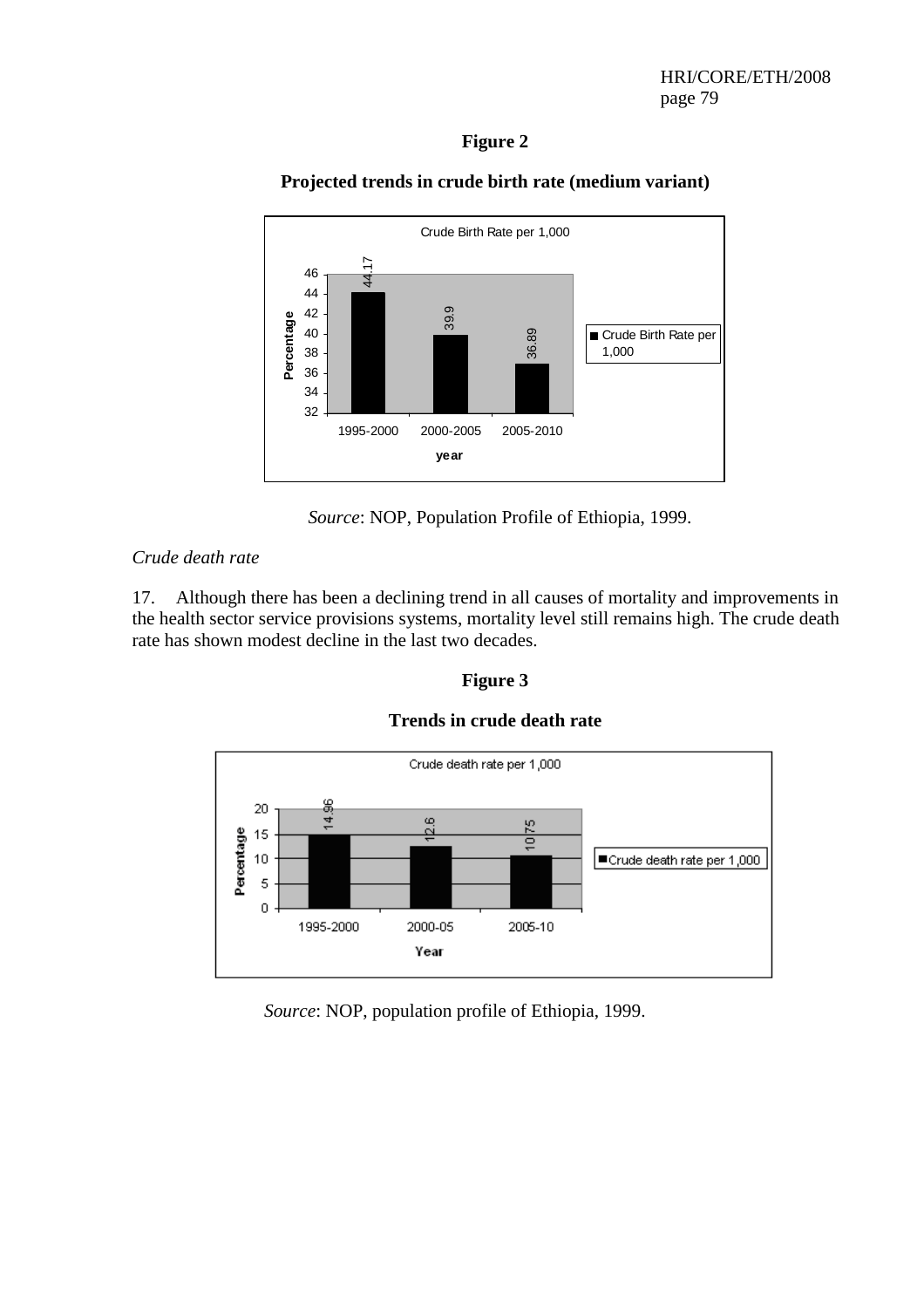**Figure 2**

**Projected trends in crude birth rate (medium variant)**

| Year | Crude Birth Rate per 1,000 |
|---|---|
| 1995-2000 | 44.17 |
| 2000-2005 | 39.9 |
| 2005-2010 | 36.89 |

*Source*: NOP, Population Profile of Ethiopia, 1999.

*Crude death rate*

17. Although there has been a declining trend in all causes of mortality and improvements in the health sector service provisions systems, mortality level still remains high. The crude death rate has shown modest decline in the last two decades.

**Figure 3**

**Trends in crude death rate**

| Year | Crude death rate per 1,000 |
|---|---|
| 1995-2000 | 14.96 |
| 2000-05 | 12.6 |
| 2005-10 | 10.75 |

*Source*: NOP, population profile of Ethiopia, 1999.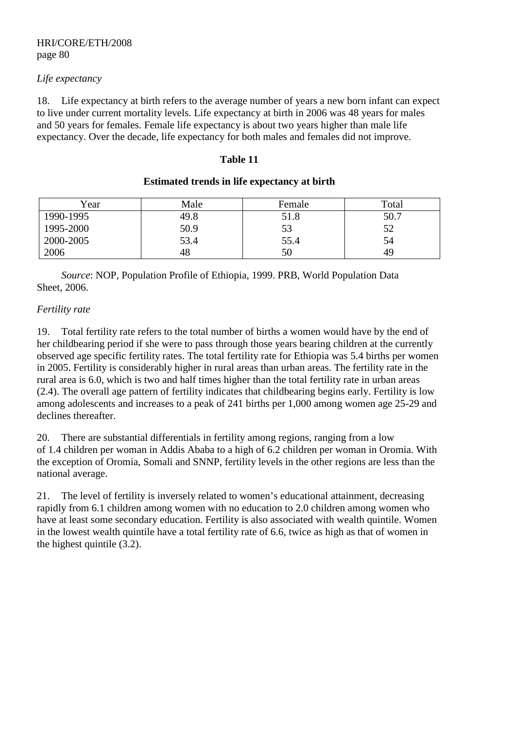*Life expectancy*

18. Life expectancy at birth refers to the average number of years a new born infant can expect to live under current mortality levels. Life expectancy at birth in 2006 was 48 years for males and 50 years for females. Female life expectancy is about two years higher than male life expectancy. Over the decade, life expectancy for both males and females did not improve.

**Table 11**

**Estimated trends in life expectancy at birth**

| Year | Male | Female | Total |
|---|---|---|---|
| 1990-1995 | 49.8 | 51.8 | 50.7 |
| 1995-2000 | 50.9 | 53 | 52 |
| 2000-2005 | 53.4 | 55.4 | 54 |
| 2006 | 48 | 50 | 49 |

*Source*: NOP, Population Profile of Ethiopia, 1999. PRB, World Population Data Sheet, 2006.

*Fertility rate*

19. Total fertility rate refers to the total number of births a women would have by the end of her childbearing period if she were to pass through those years bearing children at the currently observed age specific fertility rates. The total fertility rate for Ethiopia was 5.4 births per women in 2005. Fertility is considerably higher in rural areas than urban areas. The fertility rate in the rural area is 6.0, which is two and half times higher than the total fertility rate in urban areas (2.4). The overall age pattern of fertility indicates that childbearing begins early. Fertility is low among adolescents and increases to a peak of 241 births per 1,000 among women age 25-29 and declines thereafter.

20. There are substantial differentials in fertility among regions, ranging from a low of 1.4 children per woman in Addis Ababa to a high of 6.2 children per woman in Oromia. With the exception of Oromia, Somali and SNNP, fertility levels in the other regions are less than the national average.

21. The level of fertility is inversely related to women's educational attainment, decreasing rapidly from 6.1 children among women with no education to 2.0 children among women who have at least some secondary education. Fertility is also associated with wealth quintile. Women in the lowest wealth quintile have a total fertility rate of 6.6, twice as high as that of women in the highest quintile (3.2).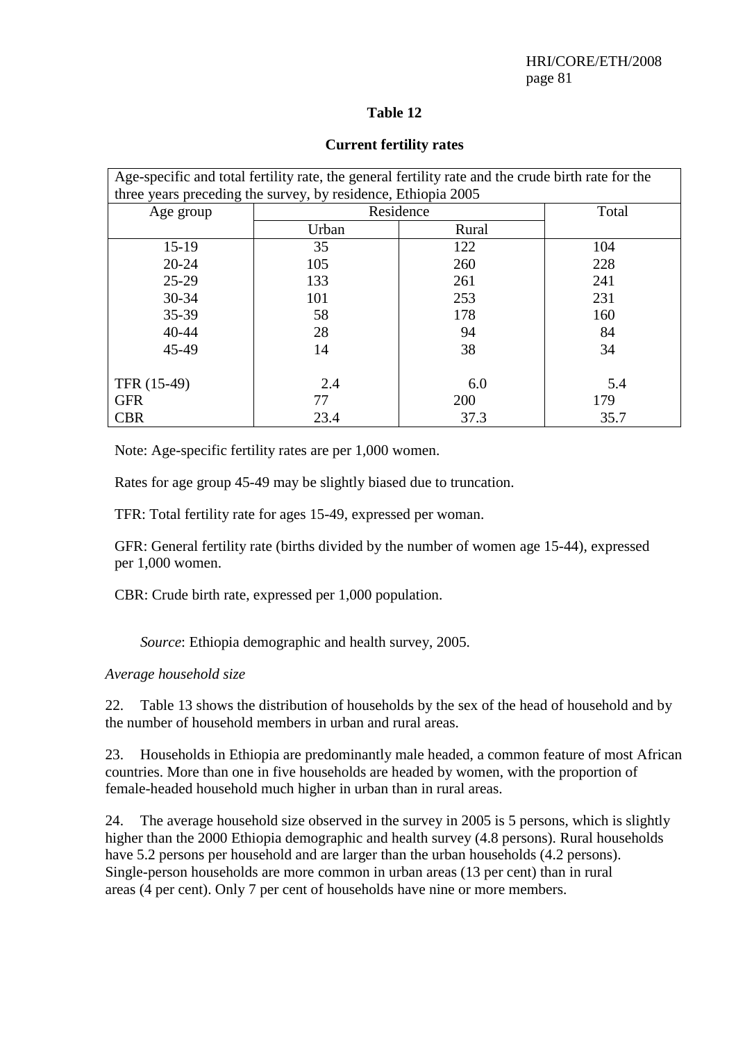### Table 12

### Current fertility rates

| Age-specific and total fertility rate, the general fertility rate and the crude birth rate for the three years preceding the survey, by residence, Ethiopia 2005 | | | |
|---|---|---|---|
| Age group | Residence | | Total |
| | Urban | Rural | |
| 15-19 | 35 | 122 | 104 |
| 20-24 | 105 | 260 | 228 |
| 25-29 | 133 | 261 | 241 |
| 30-34 | 101 | 253 | 231 |
| 35-39 | 58 | 178 | 160 |
| 40-44 | 28 | 94 | 84 |
| 45-49 | 14 | 38 | 34 |
| TFR (15-49) | 2.4 | 6.0 | 5.4 |
| GFR | 77 | 200 | 179 |
| CBR | 23.4 | 37.3 | 35.7 |

Note: Age-specific fertility rates are per 1,000 women.

Rates for age group 45-49 may be slightly biased due to truncation.

TFR: Total fertility rate for ages 15-49, expressed per woman.

GFR: General fertility rate (births divided by the number of women age 15-44), expressed per 1,000 women.

CBR: Crude birth rate, expressed per 1,000 population.

*Source*: Ethiopia demographic and health survey, 2005.

*Average household size*

22. Table 13 shows the distribution of households by the sex of the head of household and by the number of household members in urban and rural areas.

23. Households in Ethiopia are predominantly male headed, a common feature of most African countries. More than one in five households are headed by women, with the proportion of female-headed household much higher in urban than in rural areas.

24. The average household size observed in the survey in 2005 is 5 persons, which is slightly higher than the 2000 Ethiopia demographic and health survey (4.8 persons). Rural households have 5.2 persons per household and are larger than the urban households (4.2 persons). Single-person households are more common in urban areas (13 per cent) than in rural areas (4 per cent). Only 7 per cent of households have nine or more members.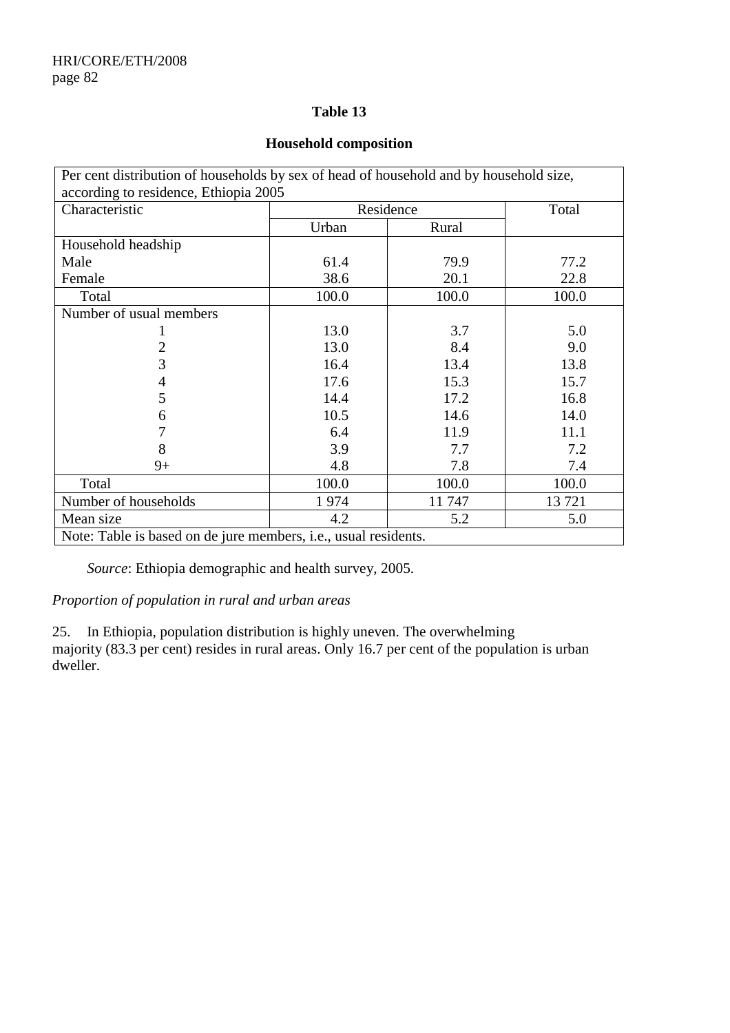**Table 13**

**Household composition**

| Per cent distribution of households by sex of head of household and by household size, according to residence, Ethiopia 2005 | | | |
|---|---|---|---|
| Characteristic | Residence | | Total |
| | Urban | Rural | |
| Household headship | | | |
| Male | 61.4 | 79.9 | 77.2 |
| Female | 38.6 | 20.1 | 22.8 |
| Total | 100.0 | 100.0 | 100.0 |
| Number of usual members | | | |
| 1 | 13.0 | 3.7 | 5.0 |
| 2 | 13.0 | 8.4 | 9.0 |
| 3 | 16.4 | 13.4 | 13.8 |
| 4 | 17.6 | 15.3 | 15.7 |
| 5 | 14.4 | 17.2 | 16.8 |
| 6 | 10.5 | 14.6 | 14.0 |
| 7 | 6.4 | 11.9 | 11.1 |
| 8 | 3.9 | 7.7 | 7.2 |
| 9+ | 4.8 | 7.8 | 7.4 |
| Total | 100.0 | 100.0 | 100.0 |
| Number of households | 1 974 | 11 747 | 13 721 |
| Mean size | 4.2 | 5.2 | 5.0 |
| Note: Table is based on de jure members, i.e., usual residents. | | | |

*Source*: Ethiopia demographic and health survey, 2005.

*Proportion of population in rural and urban areas*

25. In Ethiopia, population distribution is highly uneven. The overwhelming majority (83.3 per cent) resides in rural areas. Only 16.7 per cent of the population is urban dweller.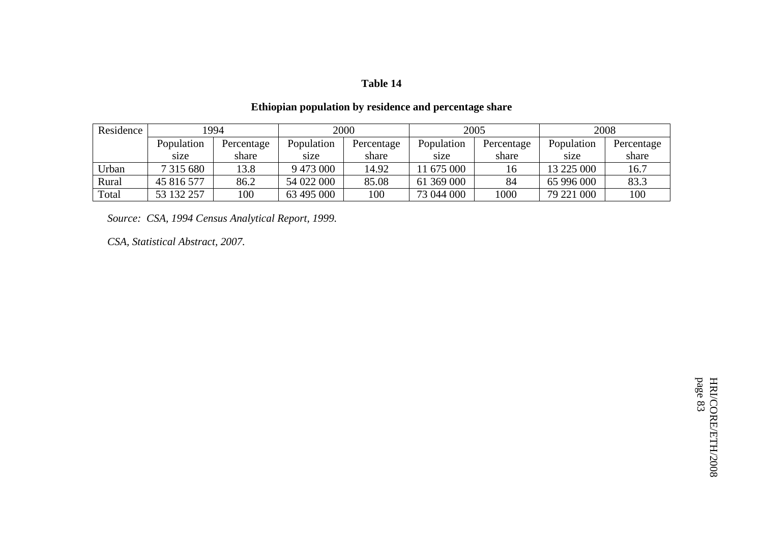**Table 14**

**Ethiopian population by residence and percentage share**

| Residence | 1994 | | 2000 | | 2005 | | 2008 | |
|---|---|---|---|---|---|---|---|---|
| | Population size | Percentage share | Population size | Percentage share | Population size | Percentage share | Population size | Percentage share |
| Urban | 7 315 680 | 13.8 | 9 473 000 | 14.92 | 11 675 000 | 16 | 13 225 000 | 16.7 |
| Rural | 45 816 577 | 86.2 | 54 022 000 | 85.08 | 61 369 000 | 84 | 65 996 000 | 83.3 |
| Total | 53 132 257 | 100 | 63 495 000 | 100 | 73 044 000 | 1000 | 79 221 000 | 100 |

*Source: CSA, 1994 Census Analytical Report, 1999.*

*CSA, Statistical Abstract, 2007.*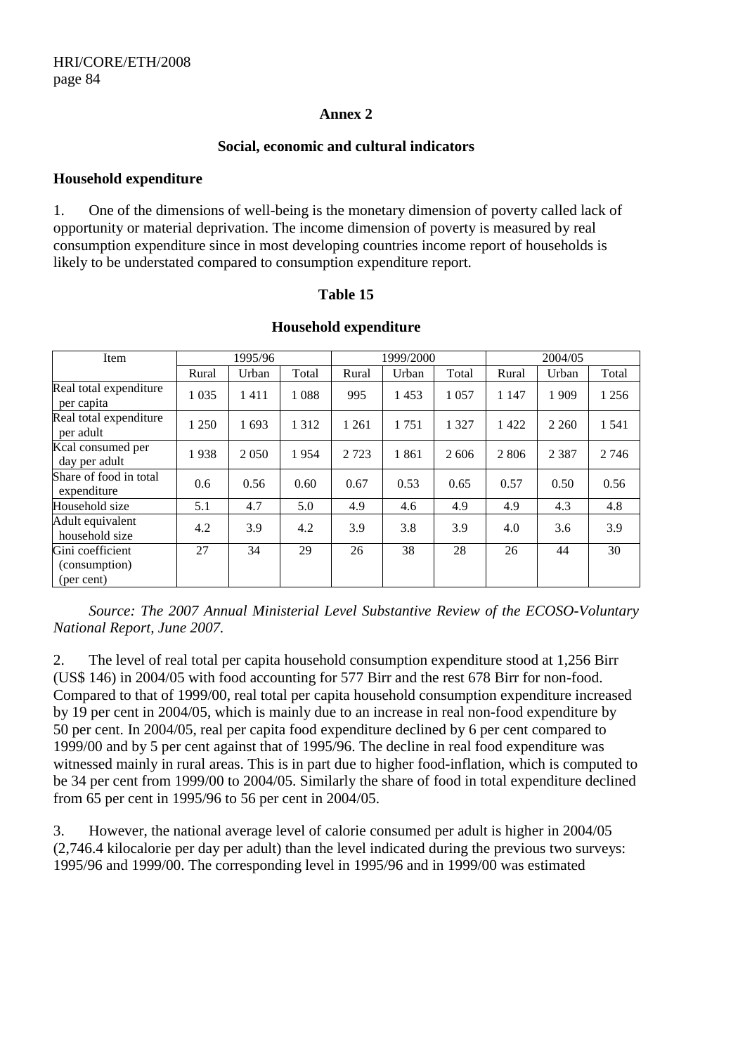## Annex 2

### Social, economic and cultural indicators

**Household expenditure**

1. One of the dimensions of well-being is the monetary dimension of poverty called lack of opportunity or material deprivation. The income dimension of poverty is measured by real consumption expenditure since in most developing countries income report of households is likely to be understated compared to consumption expenditure report.

**Table 15**

**Household expenditure**

| Item | 1995/96 | | | 1999/2000 | | | 2004/05 | | |
|---|---|---|---|---|---|---|---|---|---|
| | Rural | Urban | Total | Rural | Urban | Total | Rural | Urban | Total |
| Real total expenditure per capita | 1 035 | 1 411 | 1 088 | 995 | 1 453 | 1 057 | 1 147 | 1 909 | 1 256 |
| Real total expenditure per adult | 1 250 | 1 693 | 1 312 | 1 261 | 1 751 | 1 327 | 1 422 | 2 260 | 1 541 |
| Kcal consumed per day per adult | 1 938 | 2 050 | 1 954 | 2 723 | 1 861 | 2 606 | 2 806 | 2 387 | 2 746 |
| Share of food in total expenditure | 0.6 | 0.56 | 0.60 | 0.67 | 0.53 | 0.65 | 0.57 | 0.50 | 0.56 |
| Household size | 5.1 | 4.7 | 5.0 | 4.9 | 4.6 | 4.9 | 4.9 | 4.3 | 4.8 |
| Adult equivalent household size | 4.2 | 3.9 | 4.2 | 3.9 | 3.8 | 3.9 | 4.0 | 3.6 | 3.9 |
| Gini coefficient (consumption) (per cent) | 27 | 34 | 29 | 26 | 38 | 28 | 26 | 44 | 30 |

*Source: The 2007 Annual Ministerial Level Substantive Review of the ECOSO-Voluntary National Report, June 2007.*

2. The level of real total per capita household consumption expenditure stood at 1,256 Birr (US$ 146) in 2004/05 with food accounting for 577 Birr and the rest 678 Birr for non-food. Compared to that of 1999/00, real total per capita household consumption expenditure increased by 19 per cent in 2004/05, which is mainly due to an increase in real non-food expenditure by 50 per cent. In 2004/05, real per capita food expenditure declined by 6 per cent compared to 1999/00 and by 5 per cent against that of 1995/96. The decline in real food expenditure was witnessed mainly in rural areas. This is in part due to higher food-inflation, which is computed to be 34 per cent from 1999/00 to 2004/05. Similarly the share of food in total expenditure declined from 65 per cent in 1995/96 to 56 per cent in 2004/05.

3. However, the national average level of calorie consumed per adult is higher in 2004/05 (2,746.4 kilocalorie per day per adult) than the level indicated during the previous two surveys: 1995/96 and 1999/00. The corresponding level in 1995/96 and in 1999/00 was estimated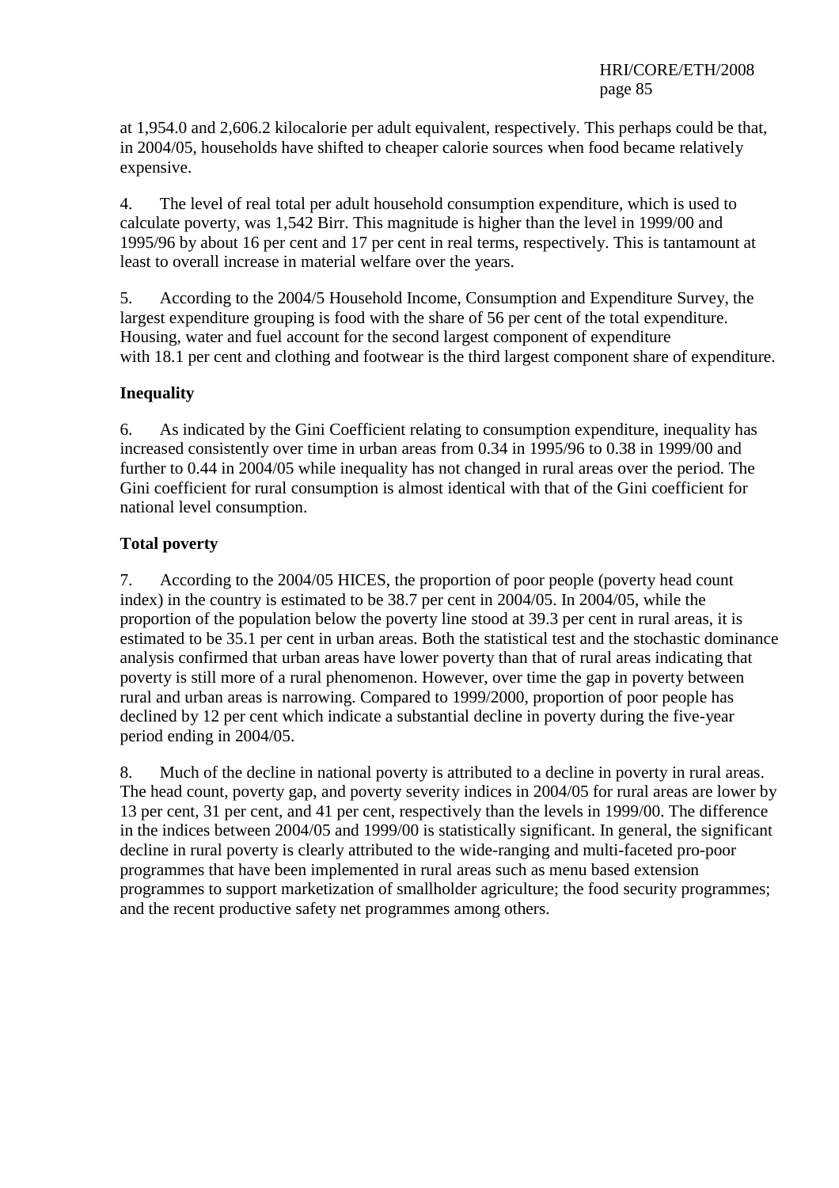at 1,954.0 and 2,606.2 kilocalorie per adult equivalent, respectively. This perhaps could be that, in 2004/05, households have shifted to cheaper calorie sources when food became relatively expensive.

4. The level of real total per adult household consumption expenditure, which is used to calculate poverty, was 1,542 Birr. This magnitude is higher than the level in 1999/00 and 1995/96 by about 16 per cent and 17 per cent in real terms, respectively. This is tantamount at least to overall increase in material welfare over the years.

5. According to the 2004/5 Household Income, Consumption and Expenditure Survey, the largest expenditure grouping is food with the share of 56 per cent of the total expenditure. Housing, water and fuel account for the second largest component of expenditure with 18.1 per cent and clothing and footwear is the third largest component share of expenditure.

**Inequality**

6. As indicated by the Gini Coefficient relating to consumption expenditure, inequality has increased consistently over time in urban areas from 0.34 in 1995/96 to 0.38 in 1999/00 and further to 0.44 in 2004/05 while inequality has not changed in rural areas over the period. The Gini coefficient for rural consumption is almost identical with that of the Gini coefficient for national level consumption.

**Total poverty**

7. According to the 2004/05 HICES, the proportion of poor people (poverty head count index) in the country is estimated to be 38.7 per cent in 2004/05. In 2004/05, while the proportion of the population below the poverty line stood at 39.3 per cent in rural areas, it is estimated to be 35.1 per cent in urban areas. Both the statistical test and the stochastic dominance analysis confirmed that urban areas have lower poverty than that of rural areas indicating that poverty is still more of a rural phenomenon. However, over time the gap in poverty between rural and urban areas is narrowing. Compared to 1999/2000, proportion of poor people has declined by 12 per cent which indicate a substantial decline in poverty during the five-year period ending in 2004/05.

8. Much of the decline in national poverty is attributed to a decline in poverty in rural areas. The head count, poverty gap, and poverty severity indices in 2004/05 for rural areas are lower by 13 per cent, 31 per cent, and 41 per cent, respectively than the levels in 1999/00. The difference in the indices between 2004/05 and 1999/00 is statistically significant. In general, the significant decline in rural poverty is clearly attributed to the wide-ranging and multi-faceted pro-poor programmes that have been implemented in rural areas such as menu based extension programmes to support marketization of smallholder agriculture; the food security programmes; and the recent productive safety net programmes among others.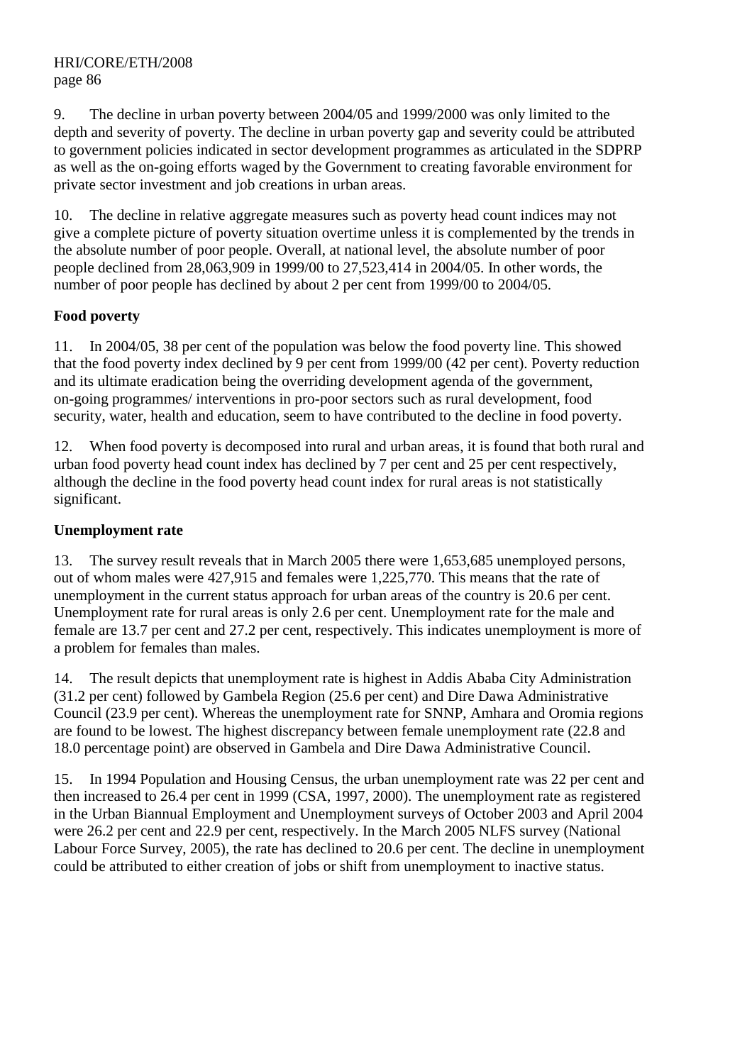9. The decline in urban poverty between 2004/05 and 1999/2000 was only limited to the depth and severity of poverty. The decline in urban poverty gap and severity could be attributed to government policies indicated in sector development programmes as articulated in the SDPRP as well as the on-going efforts waged by the Government to creating favorable environment for private sector investment and job creations in urban areas.

10. The decline in relative aggregate measures such as poverty head count indices may not give a complete picture of poverty situation overtime unless it is complemented by the trends in the absolute number of poor people. Overall, at national level, the absolute number of poor people declined from 28,063,909 in 1999/00 to 27,523,414 in 2004/05. In other words, the number of poor people has declined by about 2 per cent from 1999/00 to 2004/05.

**Food poverty**

11. In 2004/05, 38 per cent of the population was below the food poverty line. This showed that the food poverty index declined by 9 per cent from 1999/00 (42 per cent). Poverty reduction and its ultimate eradication being the overriding development agenda of the government, on-going programmes/ interventions in pro-poor sectors such as rural development, food security, water, health and education, seem to have contributed to the decline in food poverty.

12. When food poverty is decomposed into rural and urban areas, it is found that both rural and urban food poverty head count index has declined by 7 per cent and 25 per cent respectively, although the decline in the food poverty head count index for rural areas is not statistically significant.

**Unemployment rate**

13. The survey result reveals that in March 2005 there were 1,653,685 unemployed persons, out of whom males were 427,915 and females were 1,225,770. This means that the rate of unemployment in the current status approach for urban areas of the country is 20.6 per cent. Unemployment rate for rural areas is only 2.6 per cent. Unemployment rate for the male and female are 13.7 per cent and 27.2 per cent, respectively. This indicates unemployment is more of a problem for females than males.

14. The result depicts that unemployment rate is highest in Addis Ababa City Administration (31.2 per cent) followed by Gambela Region (25.6 per cent) and Dire Dawa Administrative Council (23.9 per cent). Whereas the unemployment rate for SNNP, Amhara and Oromia regions are found to be lowest. The highest discrepancy between female unemployment rate (22.8 and 18.0 percentage point) are observed in Gambela and Dire Dawa Administrative Council.

15. In 1994 Population and Housing Census, the urban unemployment rate was 22 per cent and then increased to 26.4 per cent in 1999 (CSA, 1997, 2000). The unemployment rate as registered in the Urban Biannual Employment and Unemployment surveys of October 2003 and April 2004 were 26.2 per cent and 22.9 per cent, respectively. In the March 2005 NLFS survey (National Labour Force Survey, 2005), the rate has declined to 20.6 per cent. The decline in unemployment could be attributed to either creation of jobs or shift from unemployment to inactive status.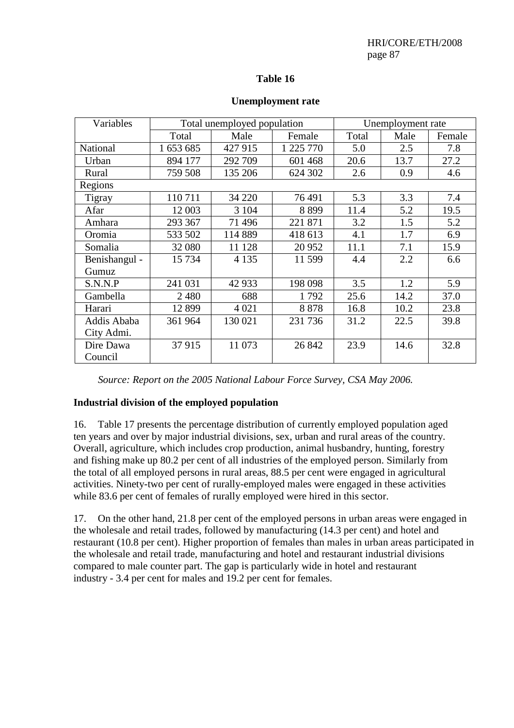**Table 16**

**Unemployment rate**

| Variables | Total unemployed population | | | Unemployment rate | | |
|---|---|---|---|---|---|---|
| | Total | Male | Female | Total | Male | Female |
| National | 1 653 685 | 427 915 | 1 225 770 | 5.0 | 2.5 | 7.8 |
| Urban | 894 177 | 292 709 | 601 468 | 20.6 | 13.7 | 27.2 |
| Rural | 759 508 | 135 206 | 624 302 | 2.6 | 0.9 | 4.6 |
| Regions | | | | | | |
| Tigray | 110 711 | 34 220 | 76 491 | 5.3 | 3.3 | 7.4 |
| Afar | 12 003 | 3 104 | 8 899 | 11.4 | 5.2 | 19.5 |
| Amhara | 293 367 | 71 496 | 221 871 | 3.2 | 1.5 | 5.2 |
| Oromia | 533 502 | 114 889 | 418 613 | 4.1 | 1.7 | 6.9 |
| Somalia | 32 080 | 11 128 | 20 952 | 11.1 | 7.1 | 15.9 |
| Benishangul - Gumuz | 15 734 | 4 135 | 11 599 | 4.4 | 2.2 | 6.6 |
| S.N.N.P | 241 031 | 42 933 | 198 098 | 3.5 | 1.2 | 5.9 |
| Gambella | 2 480 | 688 | 1 792 | 25.6 | 14.2 | 37.0 |
| Harari | 12 899 | 4 021 | 8 878 | 16.8 | 10.2 | 23.8 |
| Addis Ababa City Admi. | 361 964 | 130 021 | 231 736 | 31.2 | 22.5 | 39.8 |
| Dire Dawa Council | 37 915 | 11 073 | 26 842 | 23.9 | 14.6 | 32.8 |

*Source: Report on the 2005 National Labour Force Survey, CSA May 2006.*

**Industrial division of the employed population**

16. Table 17 presents the percentage distribution of currently employed population aged ten years and over by major industrial divisions, sex, urban and rural areas of the country. Overall, agriculture, which includes crop production, animal husbandry, hunting, forestry and fishing make up 80.2 per cent of all industries of the employed person. Similarly from the total of all employed persons in rural areas, 88.5 per cent were engaged in agricultural activities. Ninety-two per cent of rurally-employed males were engaged in these activities while 83.6 per cent of females of rurally employed were hired in this sector.

17. On the other hand, 21.8 per cent of the employed persons in urban areas were engaged in the wholesale and retail trades, followed by manufacturing (14.3 per cent) and hotel and restaurant (10.8 per cent). Higher proportion of females than males in urban areas participated in the wholesale and retail trade, manufacturing and hotel and restaurant industrial divisions compared to male counter part. The gap is particularly wide in hotel and restaurant industry - 3.4 per cent for males and 19.2 per cent for females.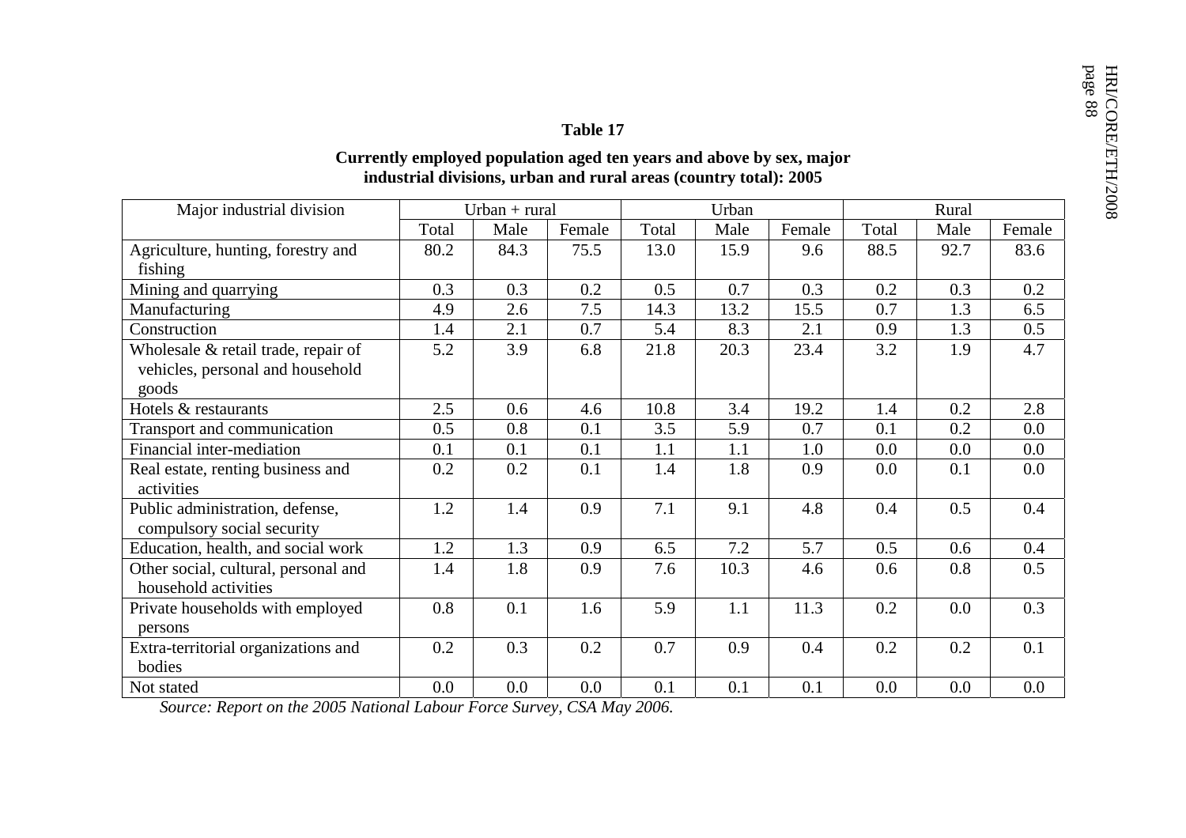**Table 17**

**Currently employed population aged ten years and above by sex, major industrial divisions, urban and rural areas (country total): 2005**

| Major industrial division | Urban + rural | | | Urban | | | Rural | | |
|---|---|---|---|---|---|---|---|---|---|
| | Total | Male | Female | Total | Male | Female | Total | Male | Female |
| Agriculture, hunting, forestry and fishing | 80.2 | 84.3 | 75.5 | 13.0 | 15.9 | 9.6 | 88.5 | 92.7 | 83.6 |
| Mining and quarrying | 0.3 | 0.3 | 0.2 | 0.5 | 0.7 | 0.3 | 0.2 | 0.3 | 0.2 |
| Manufacturing | 4.9 | 2.6 | 7.5 | 14.3 | 13.2 | 15.5 | 0.7 | 1.3 | 6.5 |
| Construction | 1.4 | 2.1 | 0.7 | 5.4 | 8.3 | 2.1 | 0.9 | 1.3 | 0.5 |
| Wholesale & retail trade, repair of vehicles, personal and household goods | 5.2 | 3.9 | 6.8 | 21.8 | 20.3 | 23.4 | 3.2 | 1.9 | 4.7 |
| Hotels & restaurants | 2.5 | 0.6 | 4.6 | 10.8 | 3.4 | 19.2 | 1.4 | 0.2 | 2.8 |
| Transport and communication | 0.5 | 0.8 | 0.1 | 3.5 | 5.9 | 0.7 | 0.1 | 0.2 | 0.0 |
| Financial inter-mediation | 0.1 | 0.1 | 0.1 | 1.1 | 1.1 | 1.0 | 0.0 | 0.0 | 0.0 |
| Real estate, renting business and activities | 0.2 | 0.2 | 0.1 | 1.4 | 1.8 | 0.9 | 0.0 | 0.1 | 0.0 |
| Public administration, defense, compulsory social security | 1.2 | 1.4 | 0.9 | 7.1 | 9.1 | 4.8 | 0.4 | 0.5 | 0.4 |
| Education, health, and social work | 1.2 | 1.3 | 0.9 | 6.5 | 7.2 | 5.7 | 0.5 | 0.6 | 0.4 |
| Other social, cultural, personal and household activities | 1.4 | 1.8 | 0.9 | 7.6 | 10.3 | 4.6 | 0.6 | 0.8 | 0.5 |
| Private households with employed persons | 0.8 | 0.1 | 1.6 | 5.9 | 1.1 | 11.3 | 0.2 | 0.0 | 0.3 |
| Extra-territorial organizations and bodies | 0.2 | 0.3 | 0.2 | 0.7 | 0.9 | 0.4 | 0.2 | 0.2 | 0.1 |
| Not stated | 0.0 | 0.0 | 0.0 | 0.1 | 0.1 | 0.1 | 0.0 | 0.0 | 0.0 |

*Source: Report on the 2005 National Labour Force Survey, CSA May 2006.*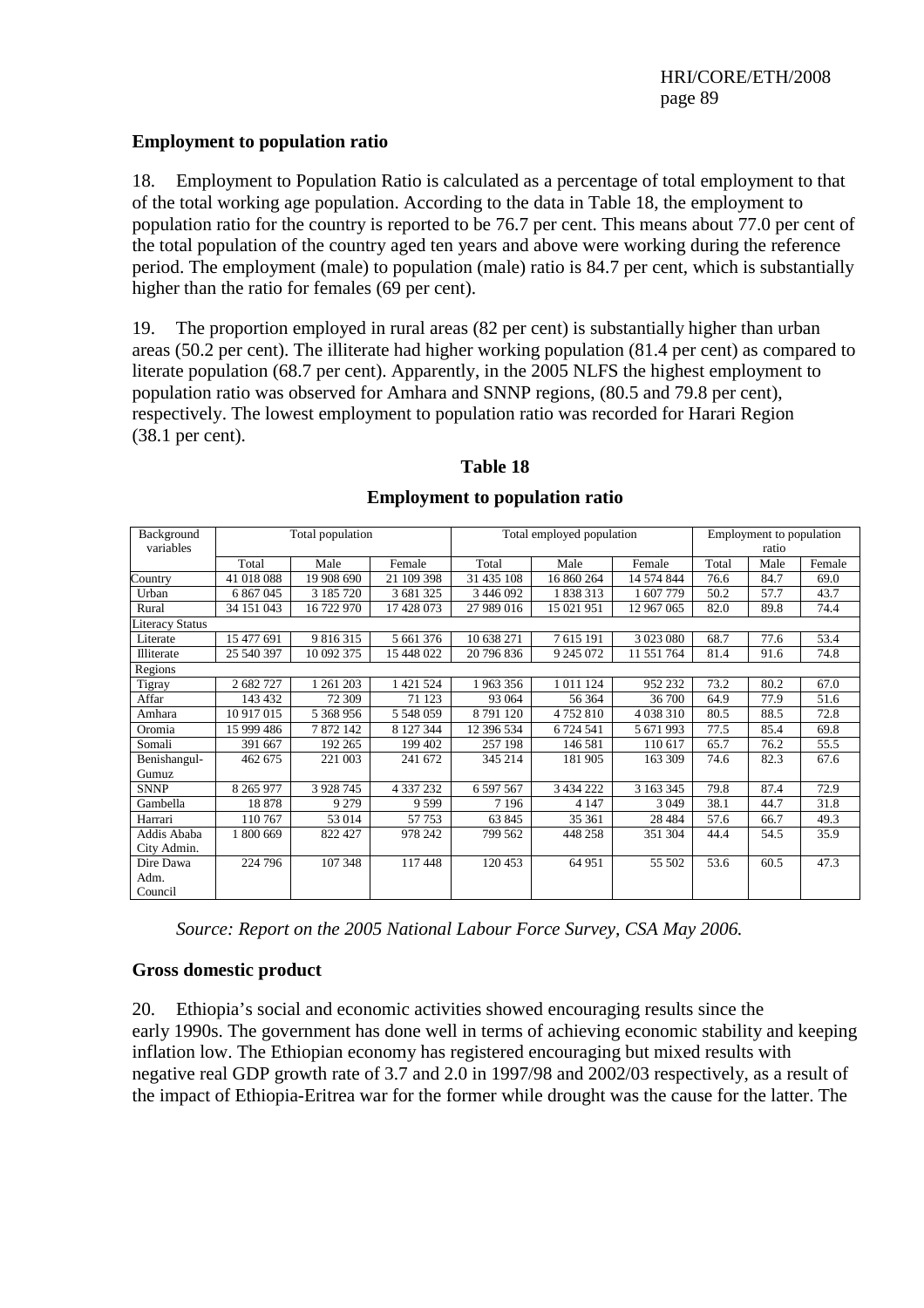**Employment to population ratio**

18. Employment to Population Ratio is calculated as a percentage of total employment to that of the total working age population. According to the data in Table 18, the employment to population ratio for the country is reported to be 76.7 per cent. This means about 77.0 per cent of the total population of the country aged ten years and above were working during the reference period. The employment (male) to population (male) ratio is 84.7 per cent, which is substantially higher than the ratio for females (69 per cent).

19. The proportion employed in rural areas (82 per cent) is substantially higher than urban areas (50.2 per cent). The illiterate had higher working population (81.4 per cent) as compared to literate population (68.7 per cent). Apparently, in the 2005 NLFS the highest employment to population ratio was observed for Amhara and SNNP regions, (80.5 and 79.8 per cent), respectively. The lowest employment to population ratio was recorded for Harari Region (38.1 per cent).

**Table 18**

**Employment to population ratio**

| Background variables | Total population | | | Total employed population | | | Employment to population ratio | | |
|---|---|---|---|---|---|---|---|---|---|
| | Total | Male | Female | Total | Male | Female | Total | Male | Female |
| Country | 41 018 088 | 19 908 690 | 21 109 398 | 31 435 108 | 16 860 264 | 14 574 844 | 76.6 | 84.7 | 69.0 |
| Urban | 6 867 045 | 3 185 720 | 3 681 325 | 3 446 092 | 1 838 313 | 1 607 779 | 50.2 | 57.7 | 43.7 |
| Rural | 34 151 043 | 16 722 970 | 17 428 073 | 27 989 016 | 15 021 951 | 12 967 065 | 82.0 | 89.8 | 74.4 |
| Literacy Status | | | | | | | | | |
| Literate | 15 477 691 | 9 816 315 | 5 661 376 | 10 638 271 | 7 615 191 | 3 023 080 | 68.7 | 77.6 | 53.4 |
| Illiterate | 25 540 397 | 10 092 375 | 15 448 022 | 20 796 836 | 9 245 072 | 11 551 764 | 81.4 | 91.6 | 74.8 |
| Regions | | | | | | | | | |
| Tigray | 2 682 727 | 1 261 203 | 1 421 524 | 1 963 356 | 1 011 124 | 952 232 | 73.2 | 80.2 | 67.0 |
| Affar | 143 432 | 72 309 | 71 123 | 93 064 | 56 364 | 36 700 | 64.9 | 77.9 | 51.6 |
| Amhara | 10 917 015 | 5 368 956 | 5 548 059 | 8 791 120 | 4 752 810 | 4 038 310 | 80.5 | 88.5 | 72.8 |
| Oromia | 15 999 486 | 7 872 142 | 8 127 344 | 12 396 534 | 6 724 541 | 5 671 993 | 77.5 | 85.4 | 69.8 |
| Somali | 391 667 | 192 265 | 199 402 | 257 198 | 146 581 | 110 617 | 65.7 | 76.2 | 55.5 |
| Benishangul-Gumuz | 462 675 | 221 003 | 241 672 | 345 214 | 181 905 | 163 309 | 74.6 | 82.3 | 67.6 |
| SNNP | 8 265 977 | 3 928 745 | 4 337 232 | 6 597 567 | 3 434 222 | 3 163 345 | 79.8 | 87.4 | 72.9 |
| Gambella | 18 878 | 9 279 | 9 599 | 7 196 | 4 147 | 3 049 | 38.1 | 44.7 | 31.8 |
| Harrari | 110 767 | 53 014 | 57 753 | 63 845 | 35 361 | 28 484 | 57.6 | 66.7 | 49.3 |
| Addis Ababa City Admin. | 1 800 669 | 822 427 | 978 242 | 799 562 | 448 258 | 351 304 | 44.4 | 54.5 | 35.9 |
| Dire Dawa Adm. Council | 224 796 | 107 348 | 117 448 | 120 453 | 64 951 | 55 502 | 53.6 | 60.5 | 47.3 |

*Source: Report on the 2005 National Labour Force Survey, CSA May 2006.*

**Gross domestic product**

20. Ethiopia's social and economic activities showed encouraging results since the early 1990s. The government has done well in terms of achieving economic stability and keeping inflation low. The Ethiopian economy has registered encouraging but mixed results with negative real GDP growth rate of 3.7 and 2.0 in 1997/98 and 2002/03 respectively, as a result of the impact of Ethiopia-Eritrea war for the former while drought was the cause for the latter. The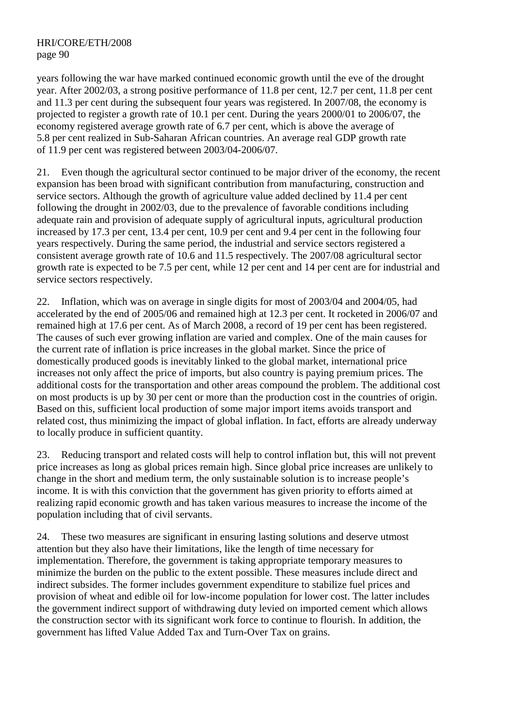years following the war have marked continued economic growth until the eve of the drought year. After 2002/03, a strong positive performance of 11.8 per cent, 12.7 per cent, 11.8 per cent and 11.3 per cent during the subsequent four years was registered. In 2007/08, the economy is projected to register a growth rate of 10.1 per cent. During the years 2000/01 to 2006/07, the economy registered average growth rate of 6.7 per cent, which is above the average of 5.8 per cent realized in Sub-Saharan African countries. An average real GDP growth rate of 11.9 per cent was registered between 2003/04-2006/07.

21. Even though the agricultural sector continued to be major driver of the economy, the recent expansion has been broad with significant contribution from manufacturing, construction and service sectors. Although the growth of agriculture value added declined by 11.4 per cent following the drought in 2002/03, due to the prevalence of favorable conditions including adequate rain and provision of adequate supply of agricultural inputs, agricultural production increased by 17.3 per cent, 13.4 per cent, 10.9 per cent and 9.4 per cent in the following four years respectively. During the same period, the industrial and service sectors registered a consistent average growth rate of 10.6 and 11.5 respectively. The 2007/08 agricultural sector growth rate is expected to be 7.5 per cent, while 12 per cent and 14 per cent are for industrial and service sectors respectively.

22. Inflation, which was on average in single digits for most of 2003/04 and 2004/05, had accelerated by the end of 2005/06 and remained high at 12.3 per cent. It rocketed in 2006/07 and remained high at 17.6 per cent. As of March 2008, a record of 19 per cent has been registered. The causes of such ever growing inflation are varied and complex. One of the main causes for the current rate of inflation is price increases in the global market. Since the price of domestically produced goods is inevitably linked to the global market, international price increases not only affect the price of imports, but also country is paying premium prices. The additional costs for the transportation and other areas compound the problem. The additional cost on most products is up by 30 per cent or more than the production cost in the countries of origin. Based on this, sufficient local production of some major import items avoids transport and related cost, thus minimizing the impact of global inflation. In fact, efforts are already underway to locally produce in sufficient quantity.

23. Reducing transport and related costs will help to control inflation but, this will not prevent price increases as long as global prices remain high. Since global price increases are unlikely to change in the short and medium term, the only sustainable solution is to increase people's income. It is with this conviction that the government has given priority to efforts aimed at realizing rapid economic growth and has taken various measures to increase the income of the population including that of civil servants.

24. These two measures are significant in ensuring lasting solutions and deserve utmost attention but they also have their limitations, like the length of time necessary for implementation. Therefore, the government is taking appropriate temporary measures to minimize the burden on the public to the extent possible. These measures include direct and indirect subsides. The former includes government expenditure to stabilize fuel prices and provision of wheat and edible oil for low-income population for lower cost. The latter includes the government indirect support of withdrawing duty levied on imported cement which allows the construction sector with its significant work force to continue to flourish. In addition, the government has lifted Value Added Tax and Turn-Over Tax on grains.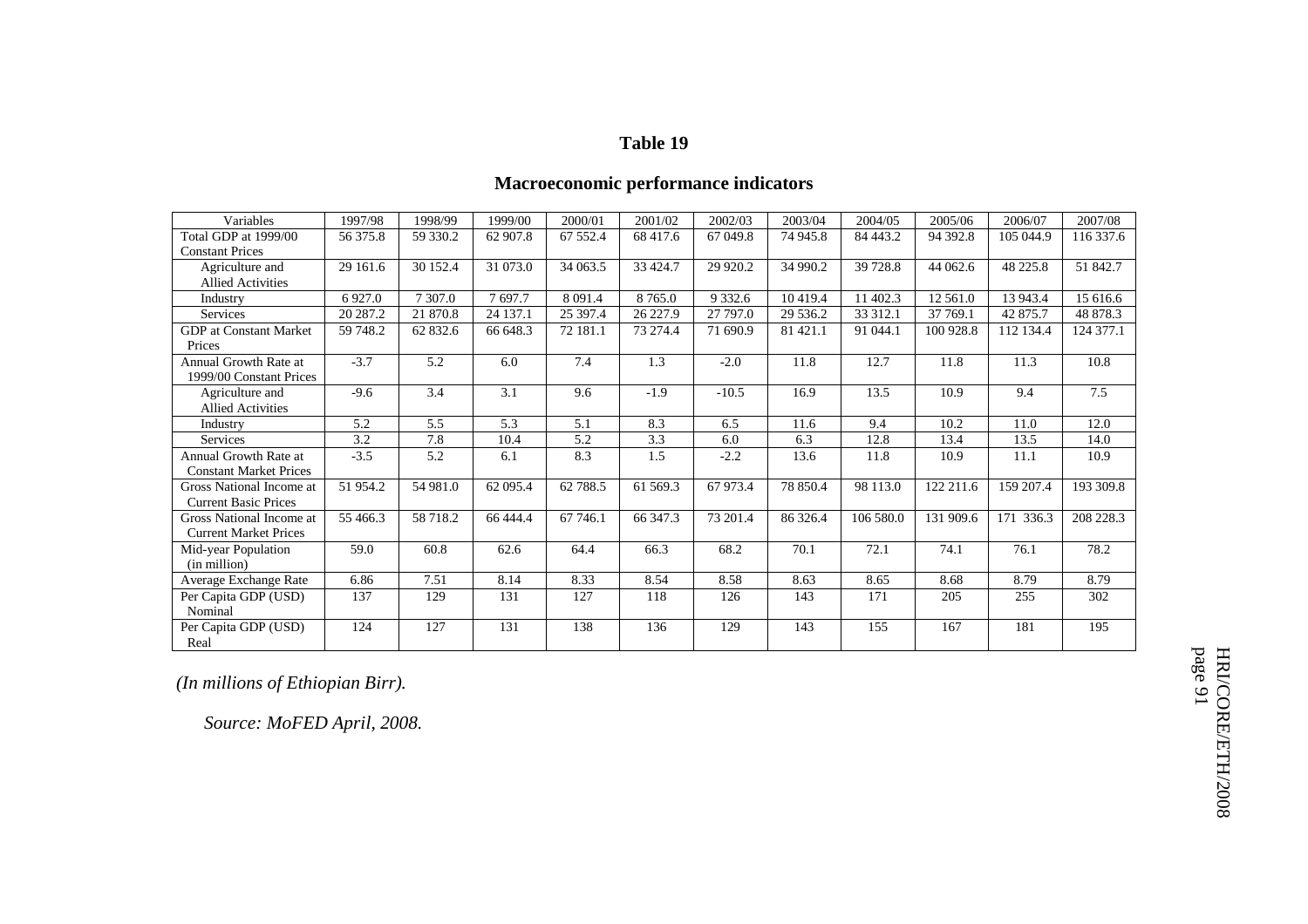## Table 19

### Macroeconomic performance indicators

| Variables | 1997/98 | 1998/99 | 1999/00 | 2000/01 | 2001/02 | 2002/03 | 2003/04 | 2004/05 | 2005/06 | 2006/07 | 2007/08 |
|---|---|---|---|---|---|---|---|---|---|---|---|
| Total GDP at 1999/00 Constant Prices | 56 375.8 | 59 330.2 | 62 907.8 | 67 552.4 | 68 417.6 | 67 049.8 | 74 945.8 | 84 443.2 | 94 392.8 | 105 044.9 | 116 337.6 |
| Agriculture and Allied Activities | 29 161.6 | 30 152.4 | 31 073.0 | 34 063.5 | 33 424.7 | 29 920.2 | 34 990.2 | 39 728.8 | 44 062.6 | 48 225.8 | 51 842.7 |
| Industry | 6 927.0 | 7 307.0 | 7 697.7 | 8 091.4 | 8 765.0 | 9 332.6 | 10 419.4 | 11 402.3 | 12 561.0 | 13 943.4 | 15 616.6 |
| Services | 20 287.2 | 21 870.8 | 24 137.1 | 25 397.4 | 26 227.9 | 27 797.0 | 29 536.2 | 33 312.1 | 37 769.1 | 42 875.7 | 48 878.3 |
| GDP at Constant Market Prices | 59 748.2 | 62 832.6 | 66 648.3 | 72 181.1 | 73 274.4 | 71 690.9 | 81 421.1 | 91 044.1 | 100 928.8 | 112 134.4 | 124 377.1 |
| Annual Growth Rate at 1999/00 Constant Prices | -3.7 | 5.2 | 6.0 | 7.4 | 1.3 | -2.0 | 11.8 | 12.7 | 11.8 | 11.3 | 10.8 |
| Agriculture and Allied Activities | -9.6 | 3.4 | 3.1 | 9.6 | -1.9 | -10.5 | 16.9 | 13.5 | 10.9 | 9.4 | 7.5 |
| Industry | 5.2 | 5.5 | 5.3 | 5.1 | 8.3 | 6.5 | 11.6 | 9.4 | 10.2 | 11.0 | 12.0 |
| Services | 3.2 | 7.8 | 10.4 | 5.2 | 3.3 | 6.0 | 6.3 | 12.8 | 13.4 | 13.5 | 14.0 |
| Annual Growth Rate at Constant Market Prices | -3.5 | 5.2 | 6.1 | 8.3 | 1.5 | -2.2 | 13.6 | 11.8 | 10.9 | 11.1 | 10.9 |
| Gross National Income at Current Basic Prices | 51 954.2 | 54 981.0 | 62 095.4 | 62 788.5 | 61 569.3 | 67 973.4 | 78 850.4 | 98 113.0 | 122 211.6 | 159 207.4 | 193 309.8 |
| Gross National Income at Current Market Prices | 55 466.3 | 58 718.2 | 66 444.4 | 67 746.1 | 66 347.3 | 73 201.4 | 86 326.4 | 106 580.0 | 131 909.6 | 171 336.3 | 208 228.3 |
| Mid-year Population (in million) | 59.0 | 60.8 | 62.6 | 64.4 | 66.3 | 68.2 | 70.1 | 72.1 | 74.1 | 76.1 | 78.2 |
| Average Exchange Rate | 6.86 | 7.51 | 8.14 | 8.33 | 8.54 | 8.58 | 8.63 | 8.65 | 8.68 | 8.79 | 8.79 |
| Per Capita GDP (USD) Nominal | 137 | 129 | 131 | 127 | 118 | 126 | 143 | 171 | 205 | 255 | 302 |
| Per Capita GDP (USD) Real | 124 | 127 | 131 | 138 | 136 | 129 | 143 | 155 | 167 | 181 | 195 |

*(In millions of Ethiopian Birr).*

*Source: MoFED April, 2008.*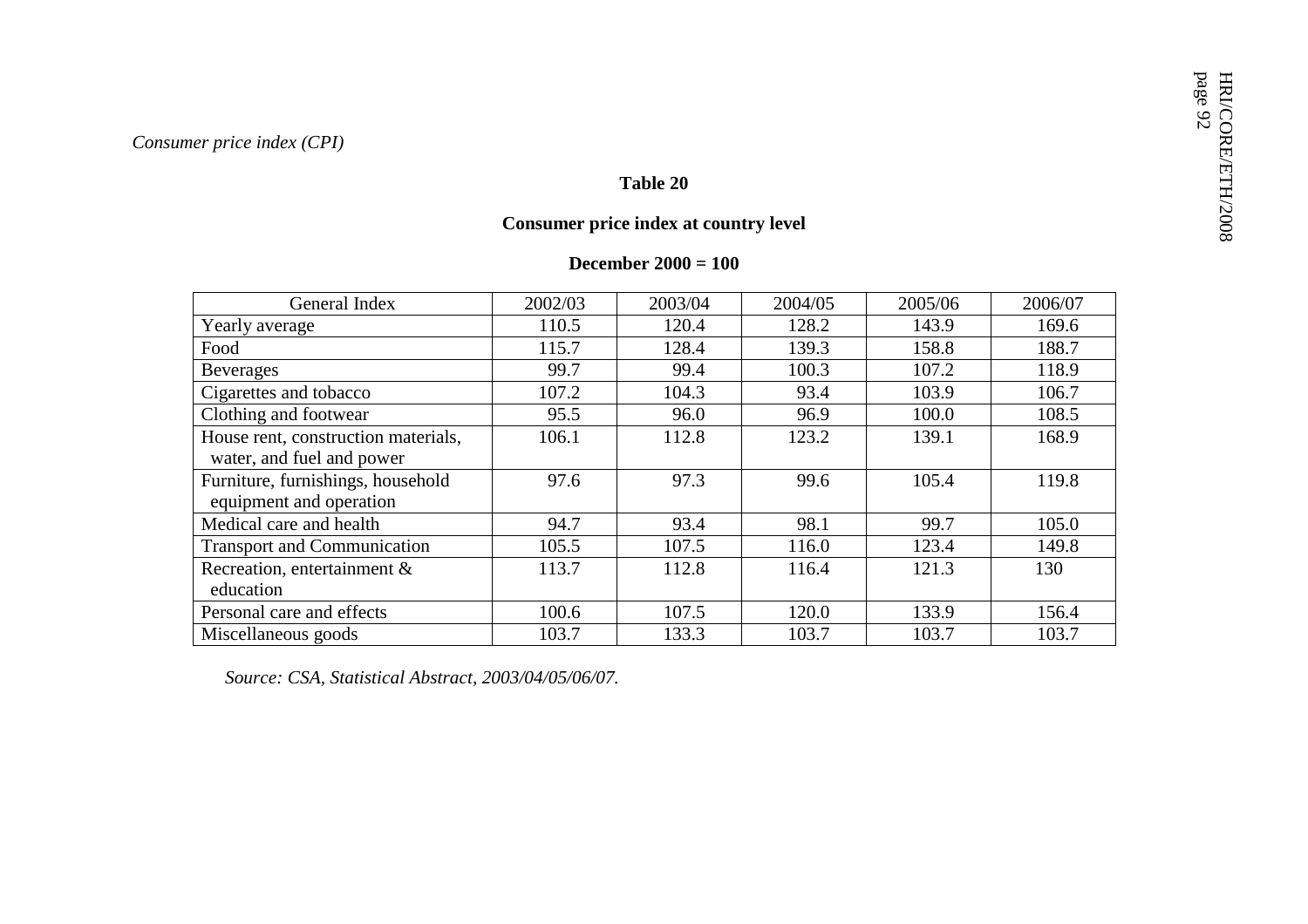*Consumer price index (CPI)*

**Table 20**

**Consumer price index at country level**

**December 2000 = 100**

| General Index | 2002/03 | 2003/04 | 2004/05 | 2005/06 | 2006/07 |
|---|---|---|---|---|---|
| Yearly average | 110.5 | 120.4 | 128.2 | 143.9 | 169.6 |
| Food | 115.7 | 128.4 | 139.3 | 158.8 | 188.7 |
| Beverages | 99.7 | 99.4 | 100.3 | 107.2 | 118.9 |
| Cigarettes and tobacco | 107.2 | 104.3 | 93.4 | 103.9 | 106.7 |
| Clothing and footwear | 95.5 | 96.0 | 96.9 | 100.0 | 108.5 |
| House rent, construction materials, water, and fuel and power | 106.1 | 112.8 | 123.2 | 139.1 | 168.9 |
| Furniture, furnishings, household equipment and operation | 97.6 | 97.3 | 99.6 | 105.4 | 119.8 |
| Medical care and health | 94.7 | 93.4 | 98.1 | 99.7 | 105.0 |
| Transport and Communication | 105.5 | 107.5 | 116.0 | 123.4 | 149.8 |
| Recreation, entertainment & education | 113.7 | 112.8 | 116.4 | 121.3 | 130 |
| Personal care and effects | 100.6 | 107.5 | 120.0 | 133.9 | 156.4 |
| Miscellaneous goods | 103.7 | 133.3 | 103.7 | 103.7 | 103.7 |

*Source: CSA, Statistical Abstract, 2003/04/05/06/07.*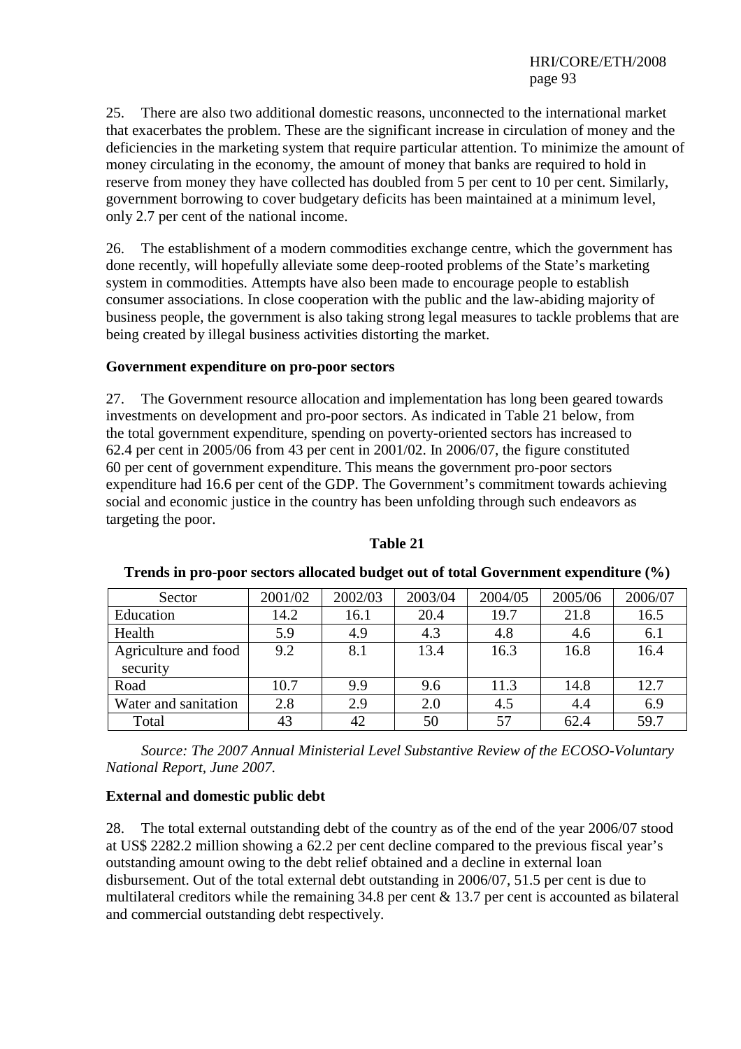25. There are also two additional domestic reasons, unconnected to the international market that exacerbates the problem. These are the significant increase in circulation of money and the deficiencies in the marketing system that require particular attention. To minimize the amount of money circulating in the economy, the amount of money that banks are required to hold in reserve from money they have collected has doubled from 5 per cent to 10 per cent. Similarly, government borrowing to cover budgetary deficits has been maintained at a minimum level, only 2.7 per cent of the national income.

26. The establishment of a modern commodities exchange centre, which the government has done recently, will hopefully alleviate some deep-rooted problems of the State's marketing system in commodities. Attempts have also been made to encourage people to establish consumer associations. In close cooperation with the public and the law-abiding majority of business people, the government is also taking strong legal measures to tackle problems that are being created by illegal business activities distorting the market.

**Government expenditure on pro-poor sectors**

27. The Government resource allocation and implementation has long been geared towards investments on development and pro-poor sectors. As indicated in Table 21 below, from the total government expenditure, spending on poverty-oriented sectors has increased to 62.4 per cent in 2005/06 from 43 per cent in 2001/02. In 2006/07, the figure constituted 60 per cent of government expenditure. This means the government pro-poor sectors expenditure had 16.6 per cent of the GDP. The Government's commitment towards achieving social and economic justice in the country has been unfolding through such endeavors as targeting the poor.

**Table 21**

**Trends in pro-poor sectors allocated budget out of total Government expenditure (%)**

| Sector | 2001/02 | 2002/03 | 2003/04 | 2004/05 | 2005/06 | 2006/07 |
|---|---|---|---|---|---|---|
| Education | 14.2 | 16.1 | 20.4 | 19.7 | 21.8 | 16.5 |
| Health | 5.9 | 4.9 | 4.3 | 4.8 | 4.6 | 6.1 |
| Agriculture and food security | 9.2 | 8.1 | 13.4 | 16.3 | 16.8 | 16.4 |
| Road | 10.7 | 9.9 | 9.6 | 11.3 | 14.8 | 12.7 |
| Water and sanitation | 2.8 | 2.9 | 2.0 | 4.5 | 4.4 | 6.9 |
| Total | 43 | 42 | 50 | 57 | 62.4 | 59.7 |

*Source: The 2007 Annual Ministerial Level Substantive Review of the ECOSO-Voluntary National Report, June 2007.*

**External and domestic public debt**

28. The total external outstanding debt of the country as of the end of the year 2006/07 stood at US$ 2282.2 million showing a 62.2 per cent decline compared to the previous fiscal year's outstanding amount owing to the debt relief obtained and a decline in external loan disbursement. Out of the total external debt outstanding in 2006/07, 51.5 per cent is due to multilateral creditors while the remaining 34.8 per cent & 13.7 per cent is accounted as bilateral and commercial outstanding debt respectively.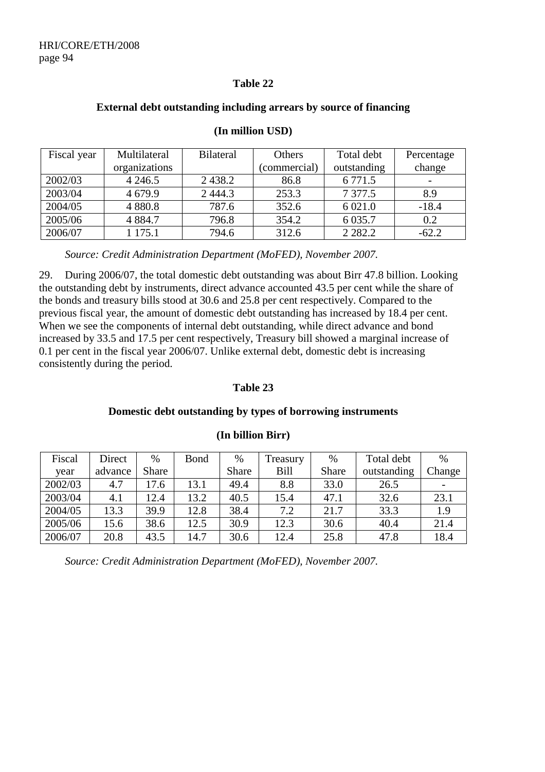**Table 22**

**External debt outstanding including arrears by source of financing**

**(In million USD)**

| Fiscal year | Multilateral organizations | Bilateral | Others (commercial) | Total debt outstanding | Percentage change |
|---|---|---|---|---|---|
| 2002/03 | 4 246.5 | 2 438.2 | 86.8 | 6 771.5 | - |
| 2003/04 | 4 679.9 | 2 444.3 | 253.3 | 7 377.5 | 8.9 |
| 2004/05 | 4 880.8 | 787.6 | 352.6 | 6 021.0 | -18.4 |
| 2005/06 | 4 884.7 | 796.8 | 354.2 | 6 035.7 | 0.2 |
| 2006/07 | 1 175.1 | 794.6 | 312.6 | 2 282.2 | -62.2 |

*Source: Credit Administration Department (MoFED), November 2007.*

29. During 2006/07, the total domestic debt outstanding was about Birr 47.8 billion. Looking the outstanding debt by instruments, direct advance accounted 43.5 per cent while the share of the bonds and treasury bills stood at 30.6 and 25.8 per cent respectively. Compared to the previous fiscal year, the amount of domestic debt outstanding has increased by 18.4 per cent. When we see the components of internal debt outstanding, while direct advance and bond increased by 33.5 and 17.5 per cent respectively, Treasury bill showed a marginal increase of 0.1 per cent in the fiscal year 2006/07. Unlike external debt, domestic debt is increasing consistently during the period.

**Table 23**

**Domestic debt outstanding by types of borrowing instruments**

**(In billion Birr)**

| Fiscal year | Direct advance | % Share | Bond | % Share | Treasury Bill | % Share | Total debt outstanding | % Change |
|---|---|---|---|---|---|---|---|---|
| 2002/03 | 4.7 | 17.6 | 13.1 | 49.4 | 8.8 | 33.0 | 26.5 | - |
| 2003/04 | 4.1 | 12.4 | 13.2 | 40.5 | 15.4 | 47.1 | 32.6 | 23.1 |
| 2004/05 | 13.3 | 39.9 | 12.8 | 38.4 | 7.2 | 21.7 | 33.3 | 1.9 |
| 2005/06 | 15.6 | 38.6 | 12.5 | 30.9 | 12.3 | 30.6 | 40.4 | 21.4 |
| 2006/07 | 20.8 | 43.5 | 14.7 | 30.6 | 12.4 | 25.8 | 47.8 | 18.4 |

*Source: Credit Administration Department (MoFED), November 2007.*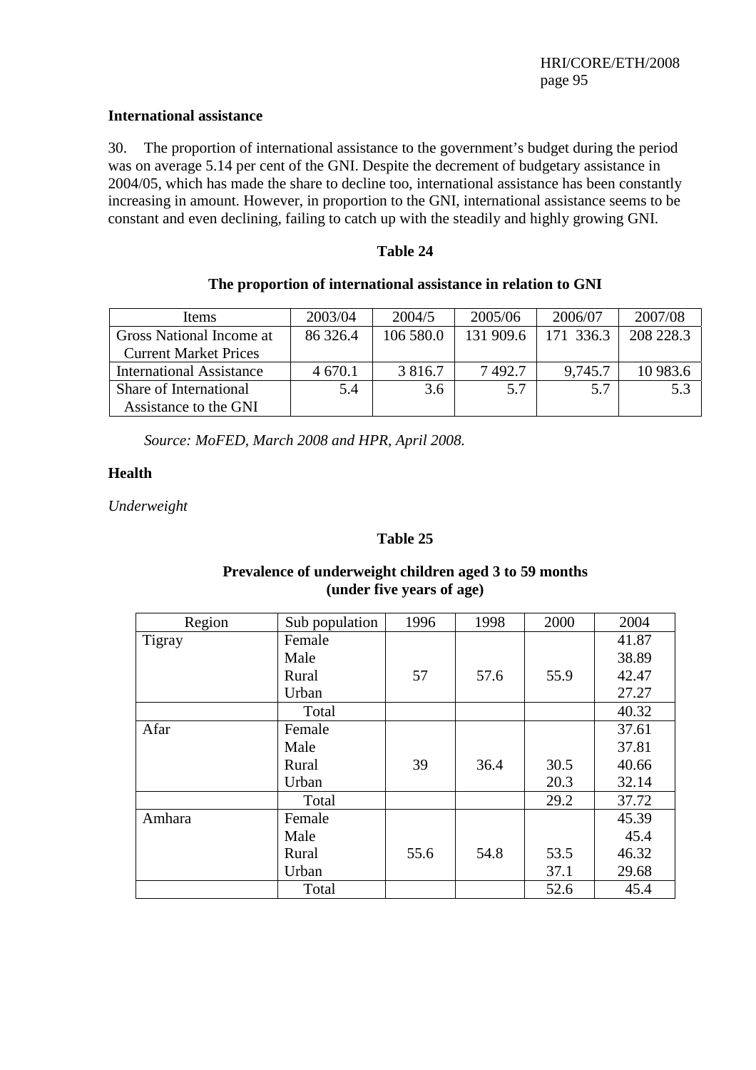**International assistance**

30. The proportion of international assistance to the government's budget during the period was on average 5.14 per cent of the GNI. Despite the decrement of budgetary assistance in 2004/05, which has made the share to decline too, international assistance has been constantly increasing in amount. However, in proportion to the GNI, international assistance seems to be constant and even declining, failing to catch up with the steadily and highly growing GNI.

**Table 24**

**The proportion of international assistance in relation to GNI**

| Items | 2003/04 | 2004/5 | 2005/06 | 2006/07 | 2007/08 |
|---|---|---|---|---|---|
| Gross National Income at Current Market Prices | 86 326.4 | 106 580.0 | 131 909.6 | 171 336.3 | 208 228.3 |
| International Assistance | 4 670.1 | 3 816.7 | 7 492.7 | 9,745.7 | 10 983.6 |
| Share of International Assistance to the GNI | 5.4 | 3.6 | 5.7 | 5.7 | 5.3 |

*Source: MoFED, March 2008 and HPR, April 2008.*

**Health**

*Underweight*

**Table 25**

**Prevalence of underweight children aged 3 to 59 months (under five years of age)**

| Region | Sub population | 1996 | 1998 | 2000 | 2004 |
|---|---|---|---|---|---|
| Tigray | Female | | | | 41.87 |
| | Male | | | | 38.89 |
| | Rural | 57 | 57.6 | 55.9 | 42.47 |
| | Urban | | | | 27.27 |
| | Total | | | | 40.32 |
| Afar | Female | | | | 37.61 |
| | Male | | | | 37.81 |
| | Rural | 39 | 36.4 | 30.5 | 40.66 |
| | Urban | | | 20.3 | 32.14 |
| | Total | | | 29.2 | 37.72 |
| Amhara | Female | | | | 45.39 |
| | Male | | | | 45.4 |
| | Rural | 55.6 | 54.8 | 53.5 | 46.32 |
| | Urban | | | 37.1 | 29.68 |
| | Total | | | 52.6 | 45.4 |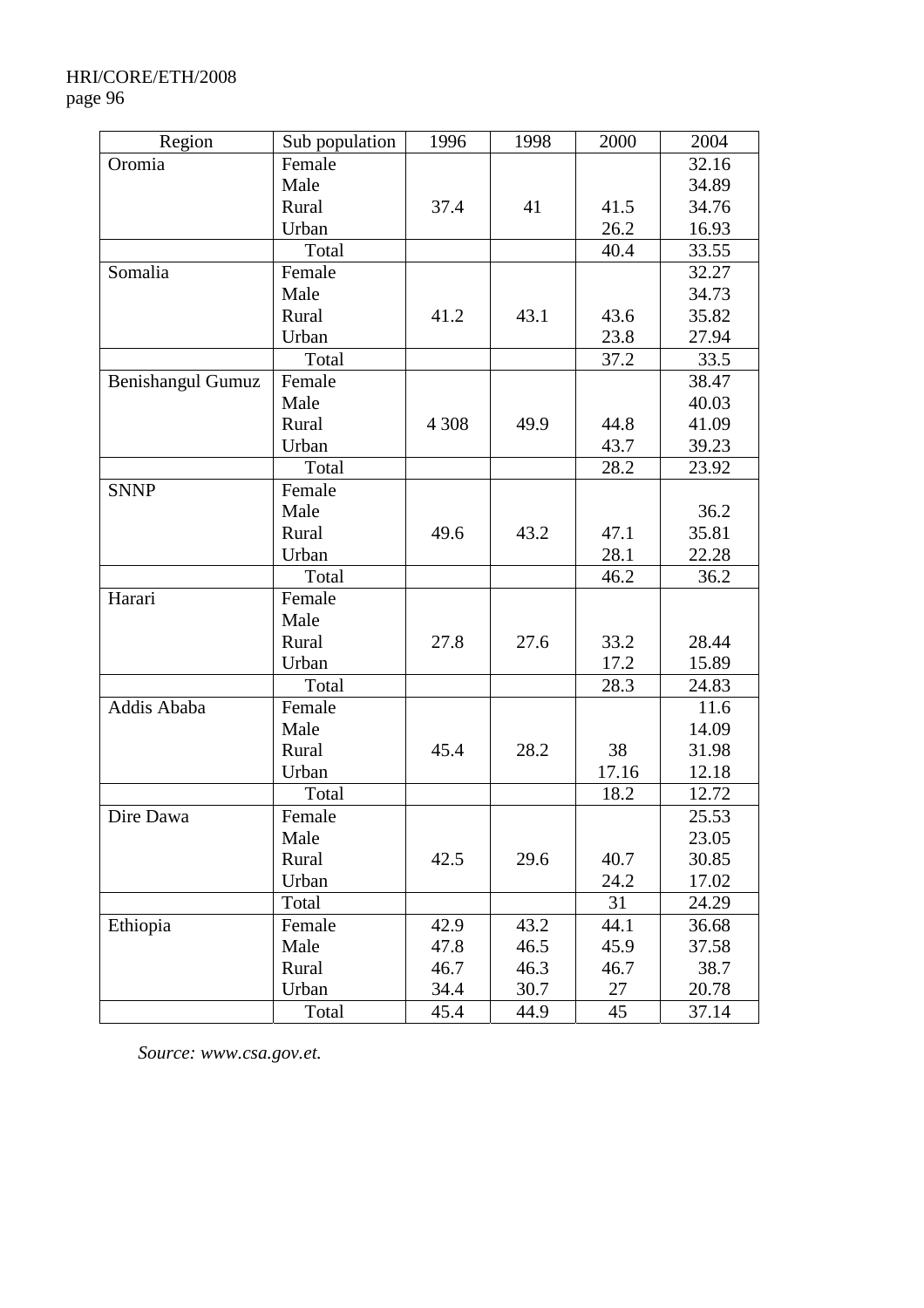| Region | Sub population | 1996 | 1998 | 2000 | 2004 |
|---|---|---|---|---|---|
| Oromia | Female | | | | 32.16 |
| | Male | | | | 34.89 |
| | Rural | 37.4 | 41 | 41.5 | 34.76 |
| | Urban | | | 26.2 | 16.93 |
| | Total | | | 40.4 | 33.55 |
| Somalia | Female | | | | 32.27 |
| | Male | | | | 34.73 |
| | Rural | 41.2 | 43.1 | 43.6 | 35.82 |
| | Urban | | | 23.8 | 27.94 |
| | Total | | | 37.2 | 33.5 |
| Benishangul Gumuz | Female | | | | 38.47 |
| | Male | | | | 40.03 |
| | Rural | 4 308 | 49.9 | 44.8 | 41.09 |
| | Urban | | | 43.7 | 39.23 |
| | Total | | | 28.2 | 23.92 |
| SNNP | Female | | | | |
| | Male | | | | 36.2 |
| | Rural | 49.6 | 43.2 | 47.1 | 35.81 |
| | Urban | | | 28.1 | 22.28 |
| | Total | | | 46.2 | 36.2 |
| Harari | Female | | | | |
| | Male | | | | |
| | Rural | 27.8 | 27.6 | 33.2 | 28.44 |
| | Urban | | | 17.2 | 15.89 |
| | Total | | | 28.3 | 24.83 |
| Addis Ababa | Female | | | | 11.6 |
| | Male | | | | 14.09 |
| | Rural | 45.4 | 28.2 | 38 | 31.98 |
| | Urban | | | 17.16 | 12.18 |
| | Total | | | 18.2 | 12.72 |
| Dire Dawa | Female | | | | 25.53 |
| | Male | | | | 23.05 |
| | Rural | 42.5 | 29.6 | 40.7 | 30.85 |
| | Urban | | | 24.2 | 17.02 |
| | Total | | | 31 | 24.29 |
| Ethiopia | Female | 42.9 | 43.2 | 44.1 | 36.68 |
| | Male | 47.8 | 46.5 | 45.9 | 37.58 |
| | Rural | 46.7 | 46.3 | 46.7 | 38.7 |
| | Urban | 34.4 | 30.7 | 27 | 20.78 |
| | Total | 45.4 | 44.9 | 45 | 37.14 |

*Source: www.csa.gov.et.*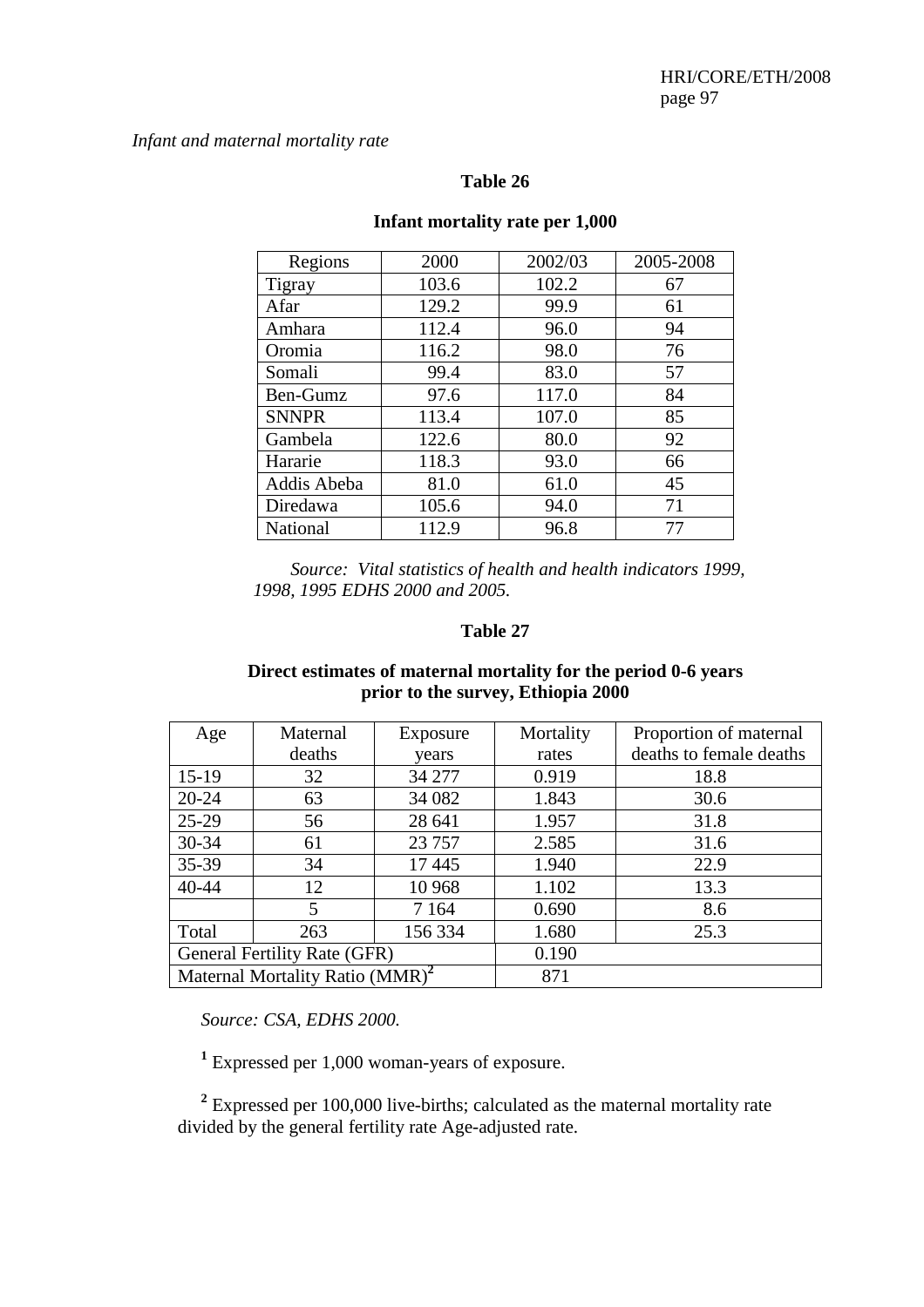*Infant and maternal mortality rate*

**Table 26**

**Infant mortality rate per 1,000**

| Regions | 2000 | 2002/03 | 2005-2008 |
|---|---|---|---|
| Tigray | 103.6 | 102.2 | 67 |
| Afar | 129.2 | 99.9 | 61 |
| Amhara | 112.4 | 96.0 | 94 |
| Oromia | 116.2 | 98.0 | 76 |
| Somali | 99.4 | 83.0 | 57 |
| Ben-Gumz | 97.6 | 117.0 | 84 |
| SNNPR | 113.4 | 107.0 | 85 |
| Gambela | 122.6 | 80.0 | 92 |
| Hararie | 118.3 | 93.0 | 66 |
| Addis Abeba | 81.0 | 61.0 | 45 |
| Diredawa | 105.6 | 94.0 | 71 |
| National | 112.9 | 96.8 | 77 |

*Source: Vital statistics of health and health indicators 1999, 1998, 1995 EDHS 2000 and 2005.*

**Table 27**

**Direct estimates of maternal mortality for the period 0-6 years prior to the survey, Ethiopia 2000**

| Age | Maternal deaths | Exposure years | Mortality rates | Proportion of maternal deaths to female deaths |
|---|---|---|---|---|
| 15-19 | 32 | 34 277 | 0.919 | 18.8 |
| 20-24 | 63 | 34 082 | 1.843 | 30.6 |
| 25-29 | 56 | 28 641 | 1.957 | 31.8 |
| 30-34 | 61 | 23 757 | 2.585 | 31.6 |
| 35-39 | 34 | 17 445 | 1.940 | 22.9 |
| 40-44 | 12 | 10 968 | 1.102 | 13.3 |
| | 5 | 7 164 | 0.690 | 8.6 |
| Total | 263 | 156 334 | 1.680 | 25.3 |
| General Fertility Rate (GFR) | | | 0.190 | |
| Maternal Mortality Ratio (MMR)[2] | | | 871 | |

*Source: CSA, EDHS 2000.*

[1] Expressed per 1,000 woman-years of exposure.

[2] Expressed per 100,000 live-births; calculated as the maternal mortality rate divided by the general fertility rate Age-adjusted rate.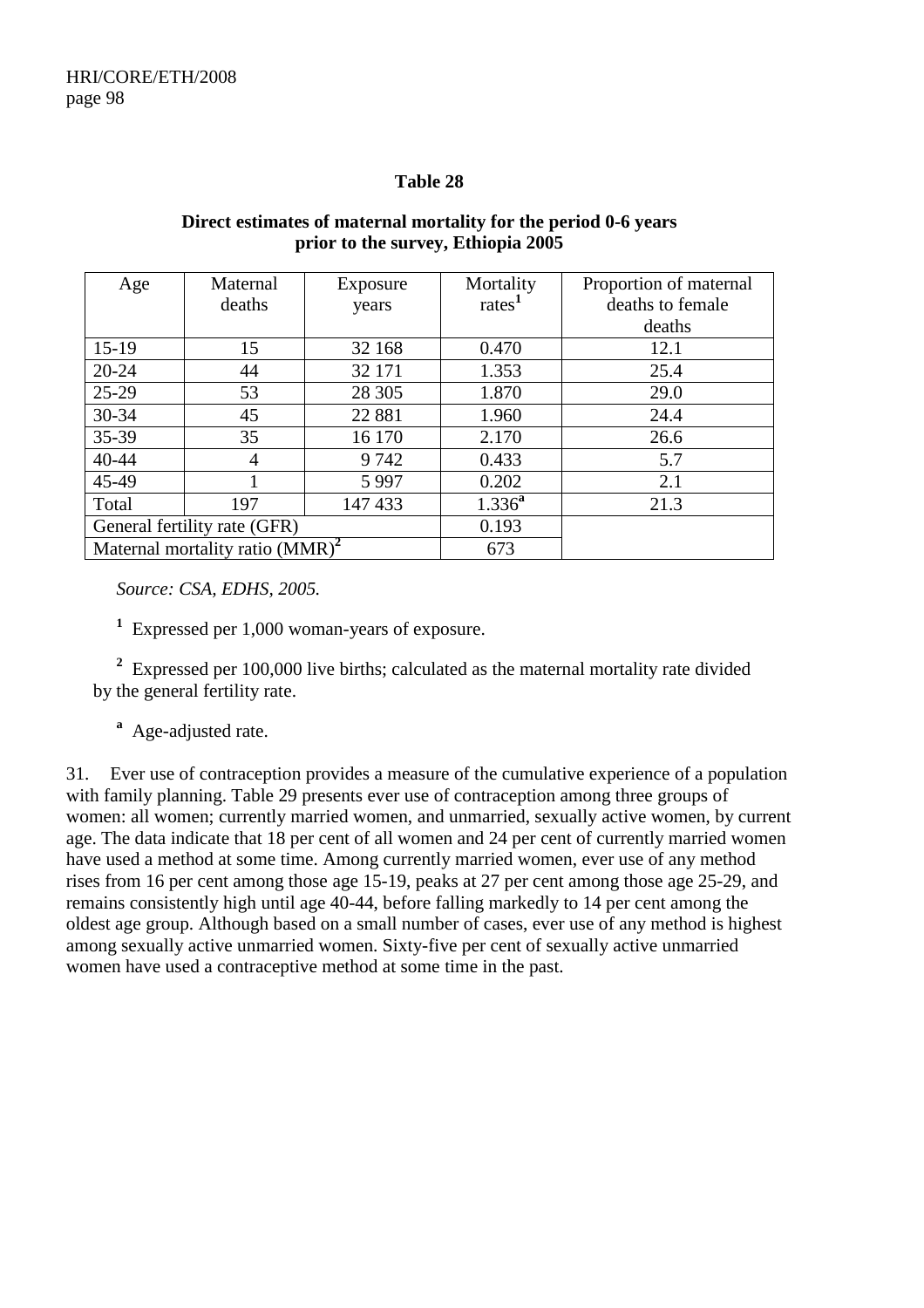**Table 28**

**Direct estimates of maternal mortality for the period 0-6 years prior to the survey, Ethiopia 2005**

| Age | Maternal deaths | Exposure years | Mortality rates[1] | Proportion of maternal deaths to female deaths |
|---|---|---|---|---|
| 15-19 | 15 | 32 168 | 0.470 | 12.1 |
| 20-24 | 44 | 32 171 | 1.353 | 25.4 |
| 25-29 | 53 | 28 305 | 1.870 | 29.0 |
| 30-34 | 45 | 22 881 | 1.960 | 24.4 |
| 35-39 | 35 | 16 170 | 2.170 | 26.6 |
| 40-44 | 4 | 9 742 | 0.433 | 5.7 |
| 45-49 | 1 | 5 997 | 0.202 | 2.1 |
| Total | 197 | 147 433 | 1.336[a] | 21.3 |
| General fertility rate (GFR) | | | 0.193 | |
| Maternal mortality ratio (MMR)[2] | | | 673 | |

*Source: CSA, EDHS, 2005.*

[1] Expressed per 1,000 woman-years of exposure.

[2] Expressed per 100,000 live births; calculated as the maternal mortality rate divided by the general fertility rate.

[a] Age-adjusted rate.

31. Ever use of contraception provides a measure of the cumulative experience of a population with family planning. Table 29 presents ever use of contraception among three groups of women: all women; currently married women, and unmarried, sexually active women, by current age. The data indicate that 18 per cent of all women and 24 per cent of currently married women have used a method at some time. Among currently married women, ever use of any method rises from 16 per cent among those age 15-19, peaks at 27 per cent among those age 25-29, and remains consistently high until age 40-44, before falling markedly to 14 per cent among the oldest age group. Although based on a small number of cases, ever use of any method is highest among sexually active unmarried women. Sixty-five per cent of sexually active unmarried women have used a contraceptive method at some time in the past.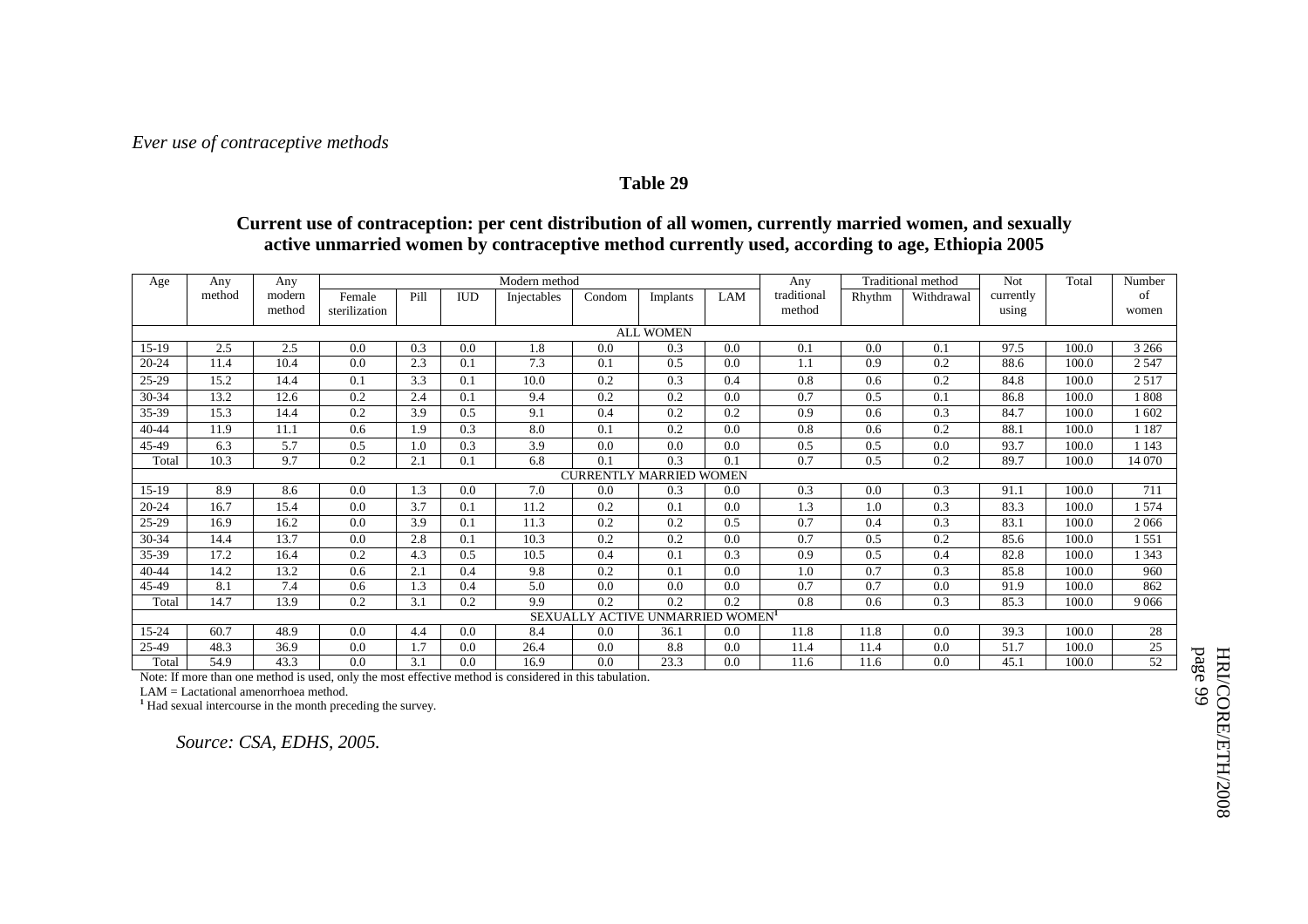*Ever use of contraceptive methods*

**Table 29**

**Current use of contraception: per cent distribution of all women, currently married women, and sexually active unmarried women by contraceptive method currently used, according to age, Ethiopia 2005**

| Age | Any method | Any modern method | Modern method | | | | | | | Any traditional method | Traditional method | | Not currently using | Total | Number of women |
|---|---|---|---|---|---|---|---|---|---|---|---|---|---|---|---|
| | | | Female sterilization | Pill | IUD | Injectables | Condom | Implants | LAM | | Rhythm | Withdrawal | | | |
| ALL WOMEN | | | | | | | | | | | | | | | |
| 15-19 | 2.5 | 2.5 | 0.0 | 0.3 | 0.0 | 1.8 | 0.0 | 0.3 | 0.0 | 0.1 | 0.0 | 0.1 | 97.5 | 100.0 | 3 266 |
| 20-24 | 11.4 | 10.4 | 0.0 | 2.3 | 0.1 | 7.3 | 0.1 | 0.5 | 0.0 | 1.1 | 0.9 | 0.2 | 88.6 | 100.0 | 2 547 |
| 25-29 | 15.2 | 14.4 | 0.1 | 3.3 | 0.1 | 10.0 | 0.2 | 0.3 | 0.4 | 0.8 | 0.6 | 0.2 | 84.8 | 100.0 | 2 517 |
| 30-34 | 13.2 | 12.6 | 0.2 | 2.4 | 0.1 | 9.4 | 0.2 | 0.2 | 0.0 | 0.7 | 0.5 | 0.1 | 86.8 | 100.0 | 1 808 |
| 35-39 | 15.3 | 14.4 | 0.2 | 3.9 | 0.5 | 9.1 | 0.4 | 0.2 | 0.2 | 0.9 | 0.6 | 0.3 | 84.7 | 100.0 | 1 602 |
| 40-44 | 11.9 | 11.1 | 0.6 | 1.9 | 0.3 | 8.0 | 0.1 | 0.2 | 0.0 | 0.8 | 0.6 | 0.2 | 88.1 | 100.0 | 1 187 |
| 45-49 | 6.3 | 5.7 | 0.5 | 1.0 | 0.3 | 3.9 | 0.0 | 0.0 | 0.0 | 0.5 | 0.5 | 0.0 | 93.7 | 100.0 | 1 143 |
| Total | 10.3 | 9.7 | 0.2 | 2.1 | 0.1 | 6.8 | 0.1 | 0.3 | 0.1 | 0.7 | 0.5 | 0.2 | 89.7 | 100.0 | 14 070 |
| CURRENTLY MARRIED WOMEN | | | | | | | | | | | | | | | |
| 15-19 | 8.9 | 8.6 | 0.0 | 1.3 | 0.0 | 7.0 | 0.0 | 0.3 | 0.0 | 0.3 | 0.0 | 0.3 | 91.1 | 100.0 | 711 |
| 20-24 | 16.7 | 15.4 | 0.0 | 3.7 | 0.1 | 11.2 | 0.2 | 0.1 | 0.0 | 1.3 | 1.0 | 0.3 | 83.3 | 100.0 | 1 574 |
| 25-29 | 16.9 | 16.2 | 0.0 | 3.9 | 0.1 | 11.3 | 0.2 | 0.2 | 0.5 | 0.7 | 0.4 | 0.3 | 83.1 | 100.0 | 2 066 |
| 30-34 | 14.4 | 13.7 | 0.0 | 2.8 | 0.1 | 10.3 | 0.2 | 0.2 | 0.0 | 0.7 | 0.5 | 0.2 | 85.6 | 100.0 | 1 551 |
| 35-39 | 17.2 | 16.4 | 0.2 | 4.3 | 0.5 | 10.5 | 0.4 | 0.1 | 0.3 | 0.9 | 0.5 | 0.4 | 82.8 | 100.0 | 1 343 |
| 40-44 | 14.2 | 13.2 | 0.6 | 2.1 | 0.4 | 9.8 | 0.2 | 0.1 | 0.0 | 1.0 | 0.7 | 0.3 | 85.8 | 100.0 | 960 |
| 45-49 | 8.1 | 7.4 | 0.6 | 1.3 | 0.4 | 5.0 | 0.0 | 0.0 | 0.0 | 0.7 | 0.7 | 0.0 | 91.9 | 100.0 | 862 |
| Total | 14.7 | 13.9 | 0.2 | 3.1 | 0.2 | 9.9 | 0.2 | 0.2 | 0.2 | 0.8 | 0.6 | 0.3 | 85.3 | 100.0 | 9 066 |
| SEXUALLY ACTIVE UNMARRIED WOMEN[1] | | | | | | | | | | | | | | | |
| 15-24 | 60.7 | 48.9 | 0.0 | 4.4 | 0.0 | 8.4 | 0.0 | 36.1 | 0.0 | 11.8 | 11.8 | 0.0 | 39.3 | 100.0 | 28 |
| 25-49 | 48.3 | 36.9 | 0.0 | 1.7 | 0.0 | 26.4 | 0.0 | 8.8 | 0.0 | 11.4 | 11.4 | 0.0 | 51.7 | 100.0 | 25 |
| Total | 54.9 | 43.3 | 0.0 | 3.1 | 0.0 | 16.9 | 0.0 | 23.3 | 0.0 | 11.6 | 11.6 | 0.0 | 45.1 | 100.0 | 52 |

Note: If more than one method is used, only the most effective method is considered in this tabulation.

LAM = Lactational amenorrhoea method.

[1] Had sexual intercourse in the month preceding the survey.

*Source: CSA, EDHS, 2005.*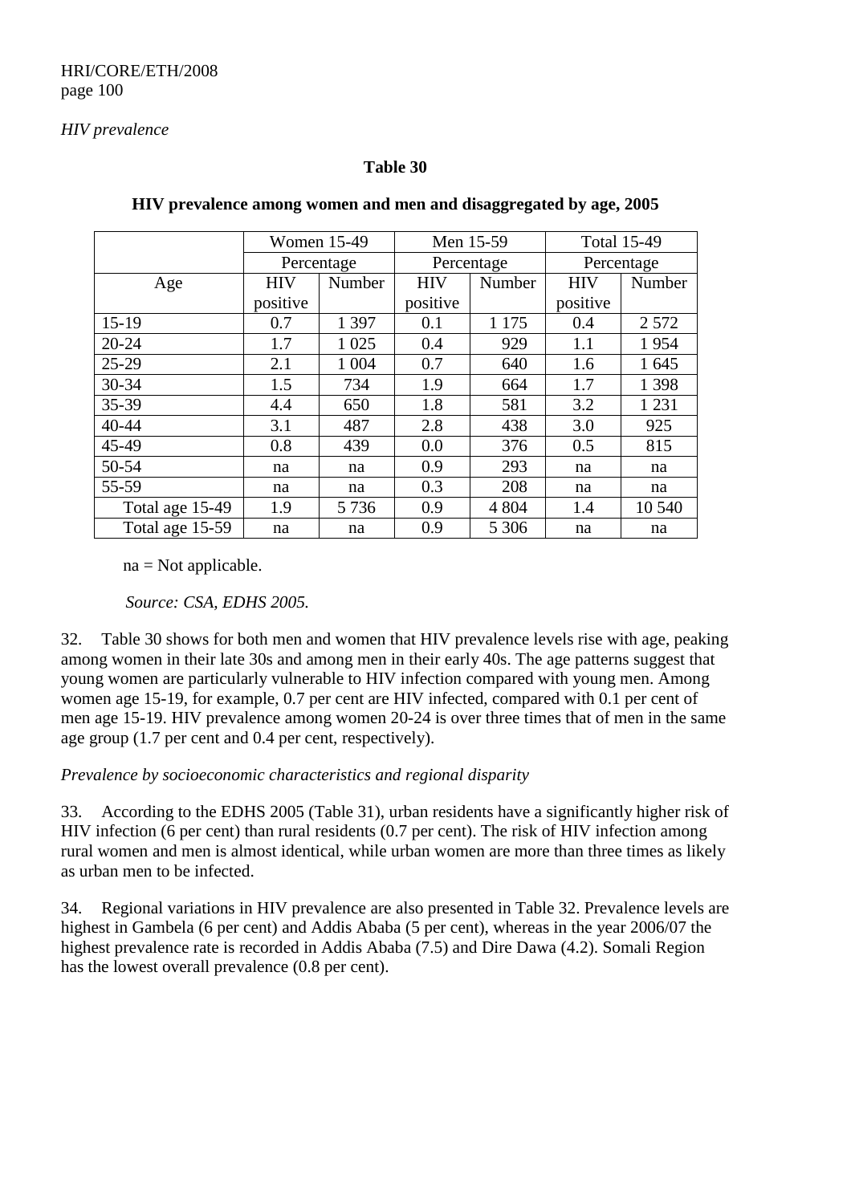*HIV prevalence*

**Table 30**

**HIV prevalence among women and men and disaggregated by age, 2005**

| | Women 15-49 | | Men 15-59 | | Total 15-49 | |
|---|---|---|---|---|---|---|
| | Percentage | | Percentage | | Percentage | |
| Age | HIV positive | Number | HIV positive | Number | HIV positive | Number |
| 15-19 | 0.7 | 1 397 | 0.1 | 1 175 | 0.4 | 2 572 |
| 20-24 | 1.7 | 1 025 | 0.4 | 929 | 1.1 | 1 954 |
| 25-29 | 2.1 | 1 004 | 0.7 | 640 | 1.6 | 1 645 |
| 30-34 | 1.5 | 734 | 1.9 | 664 | 1.7 | 1 398 |
| 35-39 | 4.4 | 650 | 1.8 | 581 | 3.2 | 1 231 |
| 40-44 | 3.1 | 487 | 2.8 | 438 | 3.0 | 925 |
| 45-49 | 0.8 | 439 | 0.0 | 376 | 0.5 | 815 |
| 50-54 | na | na | 0.9 | 293 | na | na |
| 55-59 | na | na | 0.3 | 208 | na | na |
| Total age 15-49 | 1.9 | 5 736 | 0.9 | 4 804 | 1.4 | 10 540 |
| Total age 15-59 | na | na | 0.9 | 5 306 | na | na |

na = Not applicable.

*Source: CSA, EDHS 2005.*

32. Table 30 shows for both men and women that HIV prevalence levels rise with age, peaking among women in their late 30s and among men in their early 40s. The age patterns suggest that young women are particularly vulnerable to HIV infection compared with young men. Among women age 15-19, for example, 0.7 per cent are HIV infected, compared with 0.1 per cent of men age 15-19. HIV prevalence among women 20-24 is over three times that of men in the same age group (1.7 per cent and 0.4 per cent, respectively).

*Prevalence by socioeconomic characteristics and regional disparity*

33. According to the EDHS 2005 (Table 31), urban residents have a significantly higher risk of HIV infection (6 per cent) than rural residents (0.7 per cent). The risk of HIV infection among rural women and men is almost identical, while urban women are more than three times as likely as urban men to be infected.

34. Regional variations in HIV prevalence are also presented in Table 32. Prevalence levels are highest in Gambela (6 per cent) and Addis Ababa (5 per cent), whereas in the year 2006/07 the highest prevalence rate is recorded in Addis Ababa (7.5) and Dire Dawa (4.2). Somali Region has the lowest overall prevalence (0.8 per cent).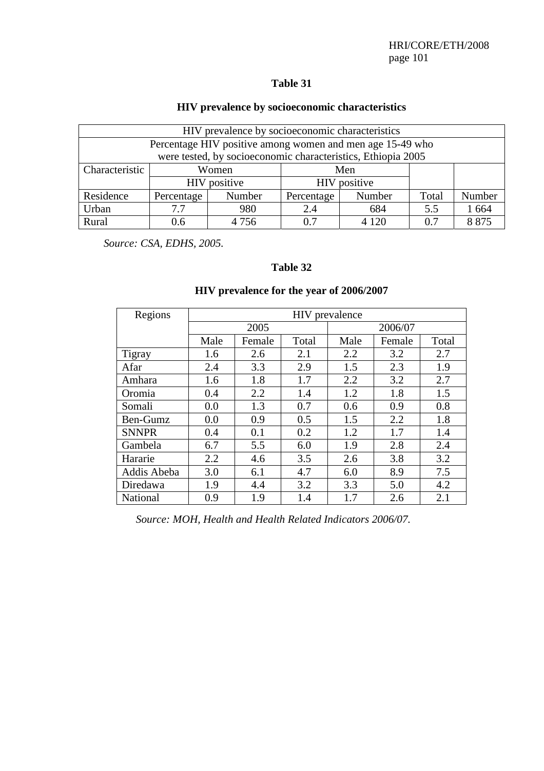## Table 31

### HIV prevalence by socioeconomic characteristics

| HIV prevalence by socioeconomic characteristics | | | | | | |
|---|---|---|---|---|---|---|
| Percentage HIV positive among women and men age 15-49 who were tested, by socioeconomic characteristics, Ethiopia 2005 | | | | | | |
| Characteristic | Women | | Men | | | |
| | HIV positive | | HIV positive | | | |
| Residence | Percentage | Number | Percentage | Number | Total | Number |
| Urban | 7.7 | 980 | 2.4 | 684 | 5.5 | 1 664 |
| Rural | 0.6 | 4 756 | 0.7 | 4 120 | 0.7 | 8 875 |

*Source: CSA, EDHS, 2005.*

## Table 32

### HIV prevalence for the year of 2006/2007

| Regions | HIV prevalence | | | | | |
|---|---|---|---|---|---|---|
| | 2005 | | | 2006/07 | | |
| | Male | Female | Total | Male | Female | Total |
| Tigray | 1.6 | 2.6 | 2.1 | 2.2 | 3.2 | 2.7 |
| Afar | 2.4 | 3.3 | 2.9 | 1.5 | 2.3 | 1.9 |
| Amhara | 1.6 | 1.8 | 1.7 | 2.2 | 3.2 | 2.7 |
| Oromia | 0.4 | 2.2 | 1.4 | 1.2 | 1.8 | 1.5 |
| Somali | 0.0 | 1.3 | 0.7 | 0.6 | 0.9 | 0.8 |
| Ben-Gumz | 0.0 | 0.9 | 0.5 | 1.5 | 2.2 | 1.8 |
| SNNPR | 0.4 | 0.1 | 0.2 | 1.2 | 1.7 | 1.4 |
| Gambela | 6.7 | 5.5 | 6.0 | 1.9 | 2.8 | 2.4 |
| Hararie | 2.2 | 4.6 | 3.5 | 2.6 | 3.8 | 3.2 |
| Addis Abeba | 3.0 | 6.1 | 4.7 | 6.0 | 8.9 | 7.5 |
| Diredawa | 1.9 | 4.4 | 3.2 | 3.3 | 5.0 | 4.2 |
| National | 0.9 | 1.9 | 1.4 | 1.7 | 2.6 | 2.1 |

*Source: MOH, Health and Health Related Indicators 2006/07.*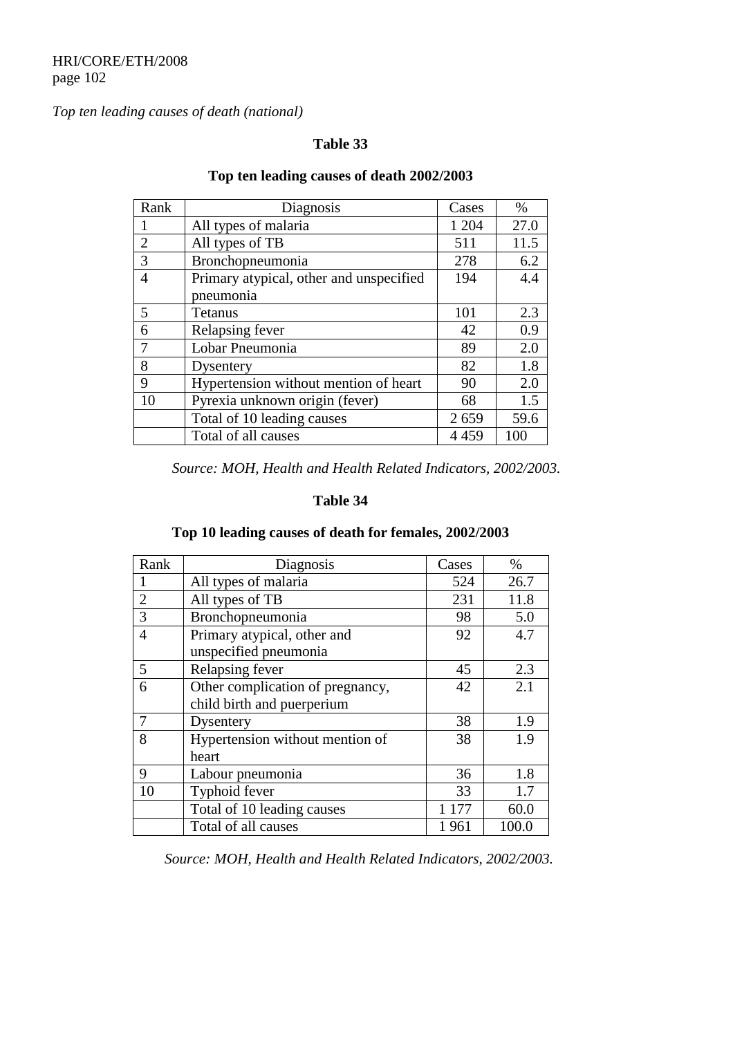*Top ten leading causes of death (national)*

**Table 33**

**Top ten leading causes of death 2002/2003**

| Rank | Diagnosis | Cases | % |
|---|---|---|---|
| 1 | All types of malaria | 1 204 | 27.0 |
| 2 | All types of TB | 511 | 11.5 |
| 3 | Bronchopneumonia | 278 | 6.2 |
| 4 | Primary atypical, other and unspecified pneumonia | 194 | 4.4 |
| 5 | Tetanus | 101 | 2.3 |
| 6 | Relapsing fever | 42 | 0.9 |
| 7 | Lobar Pneumonia | 89 | 2.0 |
| 8 | Dysentery | 82 | 1.8 |
| 9 | Hypertension without mention of heart | 90 | 2.0 |
| 10 | Pyrexia unknown origin (fever) | 68 | 1.5 |
| | Total of 10 leading causes | 2 659 | 59.6 |
| | Total of all causes | 4 459 | 100 |

*Source: MOH, Health and Health Related Indicators, 2002/2003.*

**Table 34**

**Top 10 leading causes of death for females, 2002/2003**

| Rank | Diagnosis | Cases | % |
|---|---|---|---|
| 1 | All types of malaria | 524 | 26.7 |
| 2 | All types of TB | 231 | 11.8 |
| 3 | Bronchopneumonia | 98 | 5.0 |
| 4 | Primary atypical, other and unspecified pneumonia | 92 | 4.7 |
| 5 | Relapsing fever | 45 | 2.3 |
| 6 | Other complication of pregnancy, child birth and puerperium | 42 | 2.1 |
| 7 | Dysentery | 38 | 1.9 |
| 8 | Hypertension without mention of heart | 38 | 1.9 |
| 9 | Labour pneumonia | 36 | 1.8 |
| 10 | Typhoid fever | 33 | 1.7 |
| | Total of 10 leading causes | 1 177 | 60.0 |
| | Total of all causes | 1 961 | 100.0 |

*Source: MOH, Health and Health Related Indicators, 2002/2003.*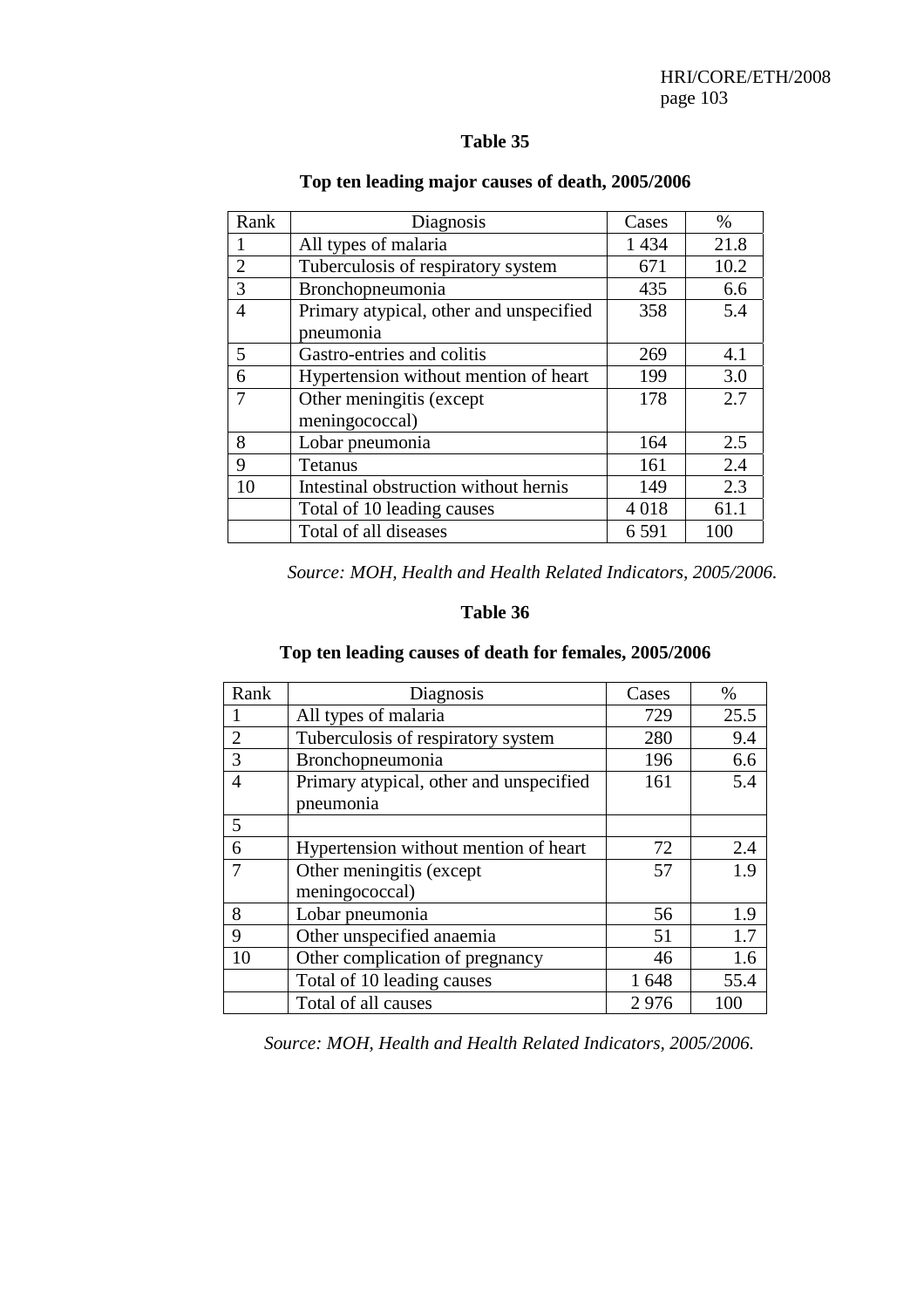**Table 35**

**Top ten leading major causes of death, 2005/2006**

| Rank | Diagnosis | Cases | % |
|---|---|---|---|
| 1 | All types of malaria | 1 434 | 21.8 |
| 2 | Tuberculosis of respiratory system | 671 | 10.2 |
| 3 | Bronchopneumonia | 435 | 6.6 |
| 4 | Primary atypical, other and unspecified pneumonia | 358 | 5.4 |
| 5 | Gastro-entries and colitis | 269 | 4.1 |
| 6 | Hypertension without mention of heart | 199 | 3.0 |
| 7 | Other meningitis (except meningococcal) | 178 | 2.7 |
| 8 | Lobar pneumonia | 164 | 2.5 |
| 9 | Tetanus | 161 | 2.4 |
| 10 | Intestinal obstruction without hernis | 149 | 2.3 |
| | Total of 10 leading causes | 4 018 | 61.1 |
| | Total of all diseases | 6 591 | 100 |

*Source: MOH, Health and Health Related Indicators, 2005/2006.*

**Table 36**

**Top ten leading causes of death for females, 2005/2006**

| Rank | Diagnosis | Cases | % |
|---|---|---|---|
| 1 | All types of malaria | 729 | 25.5 |
| 2 | Tuberculosis of respiratory system | 280 | 9.4 |
| 3 | Bronchopneumonia | 196 | 6.6 |
| 4 | Primary atypical, other and unspecified pneumonia | 161 | 5.4 |
| 5 | | | |
| 6 | Hypertension without mention of heart | 72 | 2.4 |
| 7 | Other meningitis (except meningococcal) | 57 | 1.9 |
| 8 | Lobar pneumonia | 56 | 1.9 |
| 9 | Other unspecified anaemia | 51 | 1.7 |
| 10 | Other complication of pregnancy | 46 | 1.6 |
| | Total of 10 leading causes | 1 648 | 55.4 |
| | Total of all causes | 2 976 | 100 |

*Source: MOH, Health and Health Related Indicators, 2005/2006.*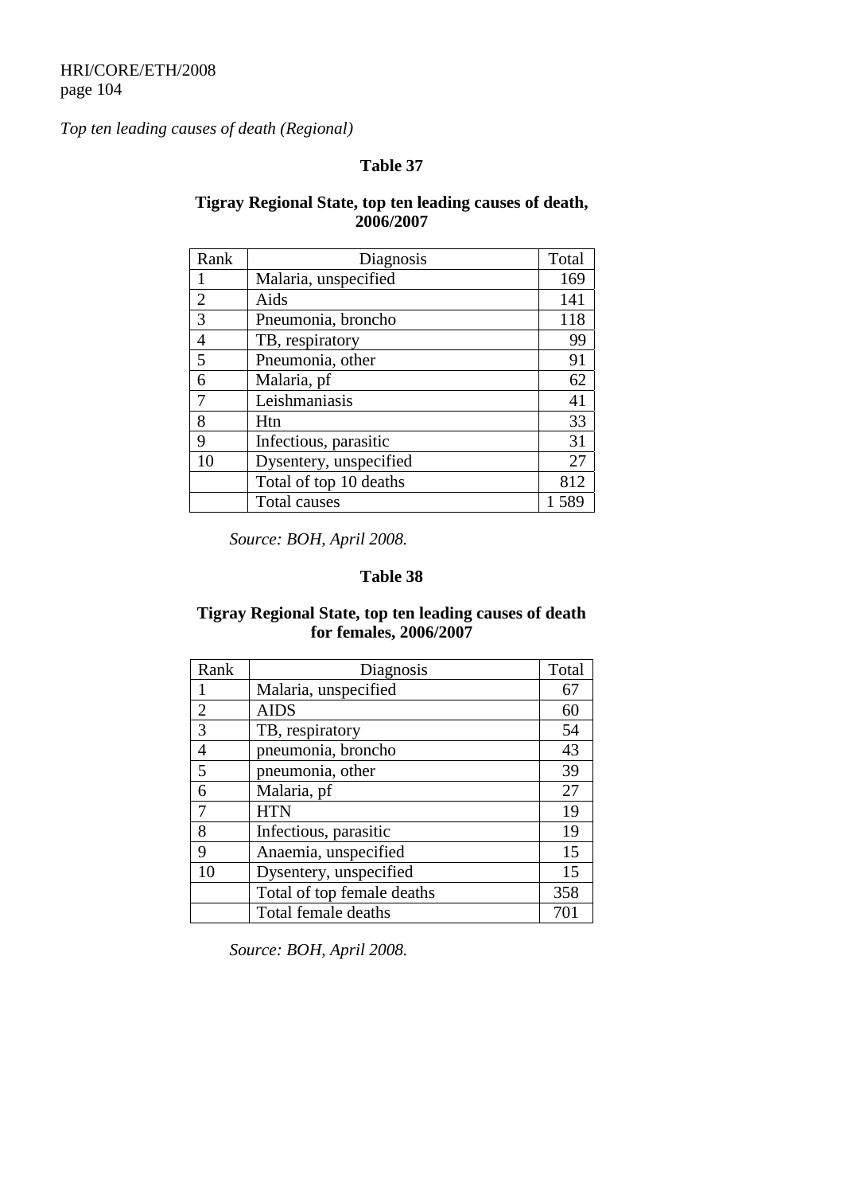*Top ten leading causes of death (Regional)*

**Table 37**

**Tigray Regional State, top ten leading causes of death, 2006/2007**

| Rank | Diagnosis | Total |
|---|---|---|
| 1 | Malaria, unspecified | 169 |
| 2 | Aids | 141 |
| 3 | Pneumonia, broncho | 118 |
| 4 | TB, respiratory | 99 |
| 5 | Pneumonia, other | 91 |
| 6 | Malaria, pf | 62 |
| 7 | Leishmaniasis | 41 |
| 8 | Htn | 33 |
| 9 | Infectious, parasitic | 31 |
| 10 | Dysentery, unspecified | 27 |
| | Total of top 10 deaths | 812 |
| | Total causes | 1 589 |

*Source: BOH, April 2008.*

**Table 38**

**Tigray Regional State, top ten leading causes of death for females, 2006/2007**

| Rank | Diagnosis | Total |
|---|---|---|
| 1 | Malaria, unspecified | 67 |
| 2 | AIDS | 60 |
| 3 | TB, respiratory | 54 |
| 4 | pneumonia, broncho | 43 |
| 5 | pneumonia, other | 39 |
| 6 | Malaria, pf | 27 |
| 7 | HTN | 19 |
| 8 | Infectious, parasitic | 19 |
| 9 | Anaemia, unspecified | 15 |
| 10 | Dysentery, unspecified | 15 |
| | Total of top female deaths | 358 |
| | Total female deaths | 701 |

*Source: BOH, April 2008.*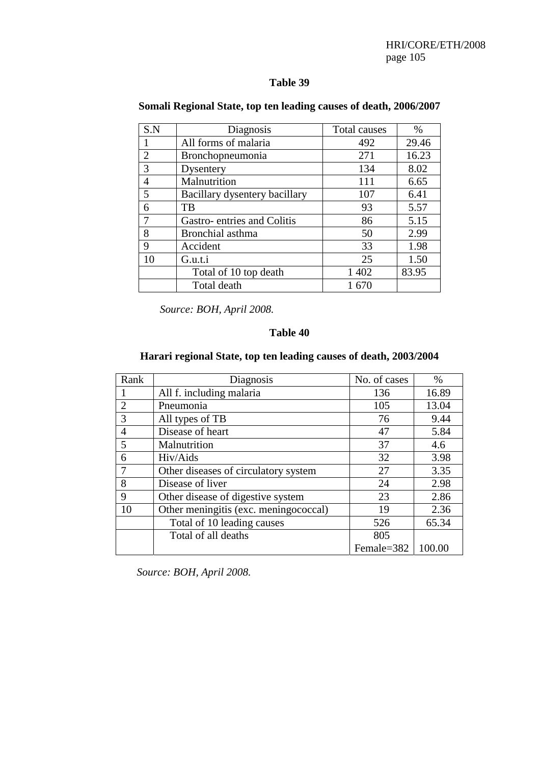### Table 39

**Somali Regional State, top ten leading causes of death, 2006/2007**

| S.N | Diagnosis | Total causes | % |
|---|---|---|---|
| 1 | All forms of malaria | 492 | 29.46 |
| 2 | Bronchopneumonia | 271 | 16.23 |
| 3 | Dysentery | 134 | 8.02 |
| 4 | Malnutrition | 111 | 6.65 |
| 5 | Bacillary dysentery bacillary | 107 | 6.41 |
| 6 | TB | 93 | 5.57 |
| 7 | Gastro- entries and Colitis | 86 | 5.15 |
| 8 | Bronchial asthma | 50 | 2.99 |
| 9 | Accident | 33 | 1.98 |
| 10 | G.u.t.i | 25 | 1.50 |
| | Total of 10 top death | 1 402 | 83.95 |
| | Total death | 1 670 | |

*Source: BOH, April 2008.*

### Table 40

**Harari regional State, top ten leading causes of death, 2003/2004**

| Rank | Diagnosis | No. of cases | % |
|---|---|---|---|
| 1 | All f. including malaria | 136 | 16.89 |
| 2 | Pneumonia | 105 | 13.04 |
| 3 | All types of TB | 76 | 9.44 |
| 4 | Disease of heart | 47 | 5.84 |
| 5 | Malnutrition | 37 | 4.6 |
| 6 | Hiv/Aids | 32 | 3.98 |
| 7 | Other diseases of circulatory system | 27 | 3.35 |
| 8 | Disease of liver | 24 | 2.98 |
| 9 | Other disease of digestive system | 23 | 2.86 |
| 10 | Other meningitis (exc. meningococcal) | 19 | 2.36 |
| | Total of 10 leading causes | 526 | 65.34 |
| | Total of all deaths | 805 Female=382 | 100.00 |

*Source: BOH, April 2008.*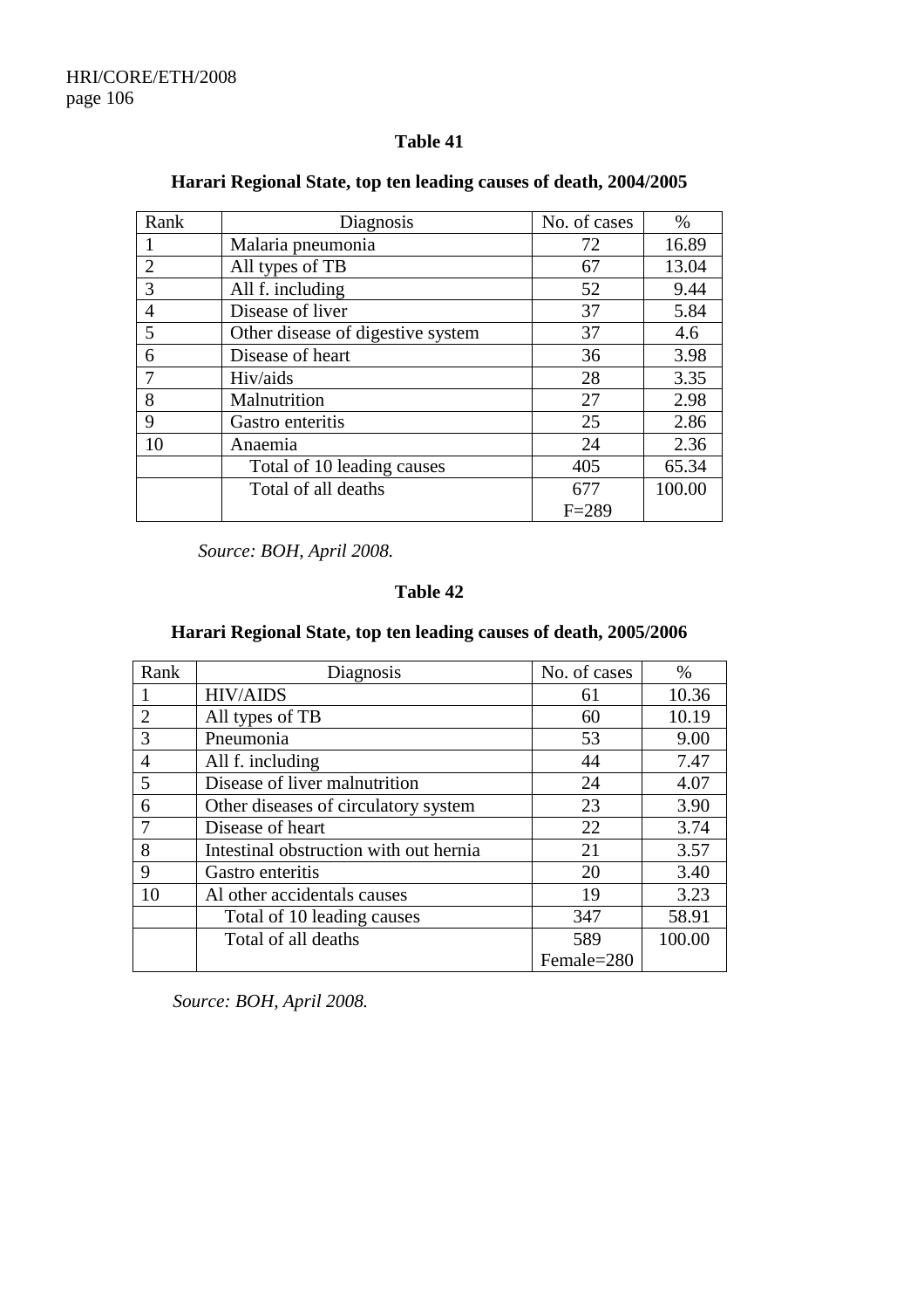**Table 41**

**Harari Regional State, top ten leading causes of death, 2004/2005**

| Rank | Diagnosis | No. of cases | % |
|---|---|---|---|
| 1 | Malaria pneumonia | 72 | 16.89 |
| 2 | All types of TB | 67 | 13.04 |
| 3 | All f. including | 52 | 9.44 |
| 4 | Disease of liver | 37 | 5.84 |
| 5 | Other disease of digestive system | 37 | 4.6 |
| 6 | Disease of heart | 36 | 3.98 |
| 7 | Hiv/aids | 28 | 3.35 |
| 8 | Malnutrition | 27 | 2.98 |
| 9 | Gastro enteritis | 25 | 2.86 |
| 10 | Anaemia | 24 | 2.36 |
| | Total of 10 leading causes | 405 | 65.34 |
| | Total of all deaths | 677 F=289 | 100.00 |

*Source: BOH, April 2008.*

**Table 42**

**Harari Regional State, top ten leading causes of death, 2005/2006**

| Rank | Diagnosis | No. of cases | % |
|---|---|---|---|
| 1 | HIV/AIDS | 61 | 10.36 |
| 2 | All types of TB | 60 | 10.19 |
| 3 | Pneumonia | 53 | 9.00 |
| 4 | All f. including | 44 | 7.47 |
| 5 | Disease of liver malnutrition | 24 | 4.07 |
| 6 | Other diseases of circulatory system | 23 | 3.90 |
| 7 | Disease of heart | 22 | 3.74 |
| 8 | Intestinal obstruction with out hernia | 21 | 3.57 |
| 9 | Gastro enteritis | 20 | 3.40 |
| 10 | Al other accidentals causes | 19 | 3.23 |
| | Total of 10 leading causes | 347 | 58.91 |
| | Total of all deaths | 589 Female=280 | 100.00 |

*Source: BOH, April 2008.*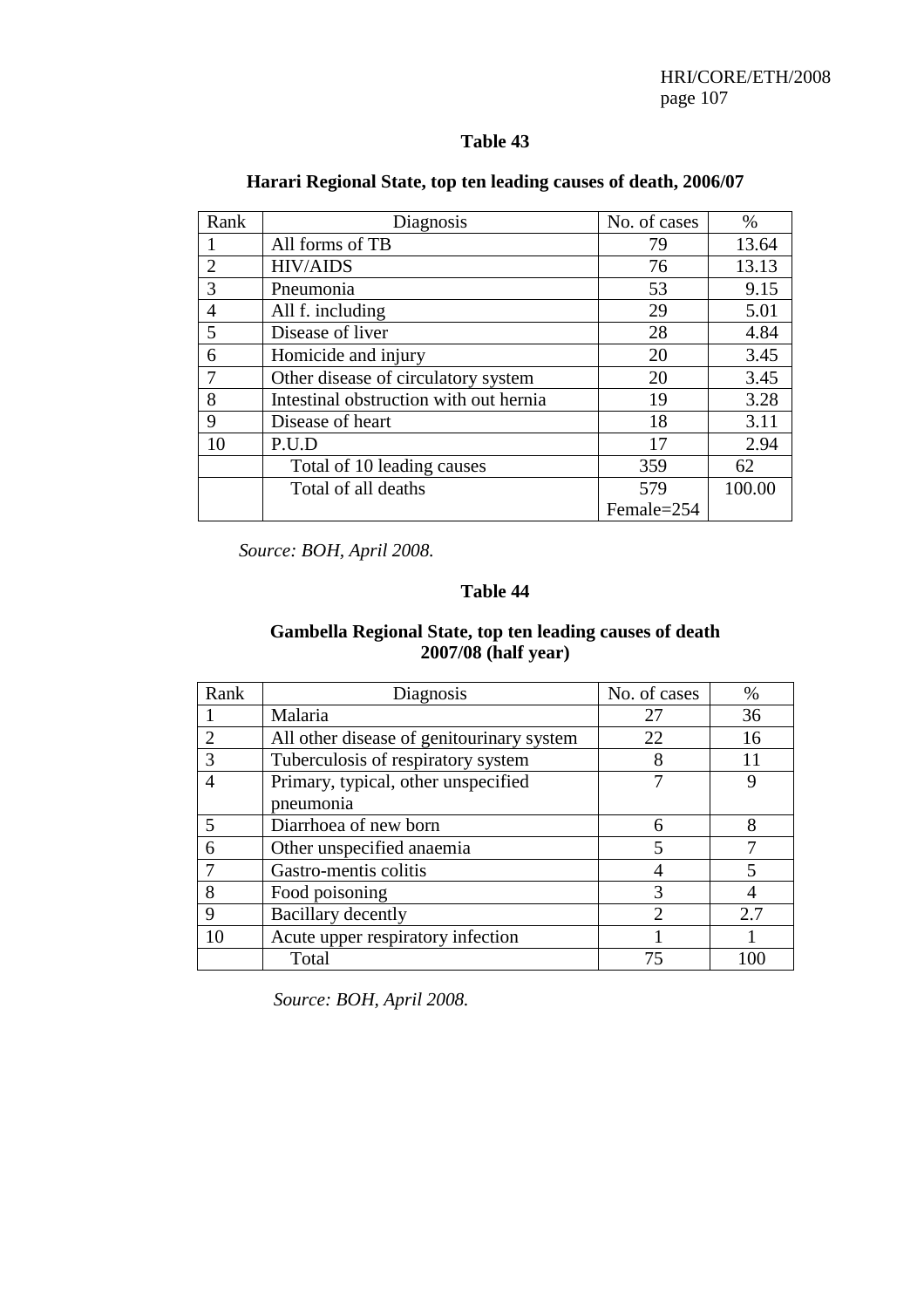**Table 43**

**Harari Regional State, top ten leading causes of death, 2006/07**

| Rank | Diagnosis | No. of cases | % |
|---|---|---|---|
| 1 | All forms of TB | 79 | 13.64 |
| 2 | HIV/AIDS | 76 | 13.13 |
| 3 | Pneumonia | 53 | 9.15 |
| 4 | All f. including | 29 | 5.01 |
| 5 | Disease of liver | 28 | 4.84 |
| 6 | Homicide and injury | 20 | 3.45 |
| 7 | Other disease of circulatory system | 20 | 3.45 |
| 8 | Intestinal obstruction with out hernia | 19 | 3.28 |
| 9 | Disease of heart | 18 | 3.11 |
| 10 | P.U.D | 17 | 2.94 |
| | Total of 10 leading causes | 359 | 62 |
| | Total of all deaths | 579 Female=254 | 100.00 |

*Source: BOH, April 2008.*

**Table 44**

**Gambella Regional State, top ten leading causes of death 2007/08 (half year)**

| Rank | Diagnosis | No. of cases | % |
|---|---|---|---|
| 1 | Malaria | 27 | 36 |
| 2 | All other disease of genitourinary system | 22 | 16 |
| 3 | Tuberculosis of respiratory system | 8 | 11 |
| 4 | Primary, typical, other unspecified pneumonia | 7 | 9 |
| 5 | Diarrhoea of new born | 6 | 8 |
| 6 | Other unspecified anaemia | 5 | 7 |
| 7 | Gastro-mentis colitis | 4 | 5 |
| 8 | Food poisoning | 3 | 4 |
| 9 | Bacillary decently | 2 | 2.7 |
| 10 | Acute upper respiratory infection | 1 | 1 |
| | Total | 75 | 100 |

*Source: BOH, April 2008.*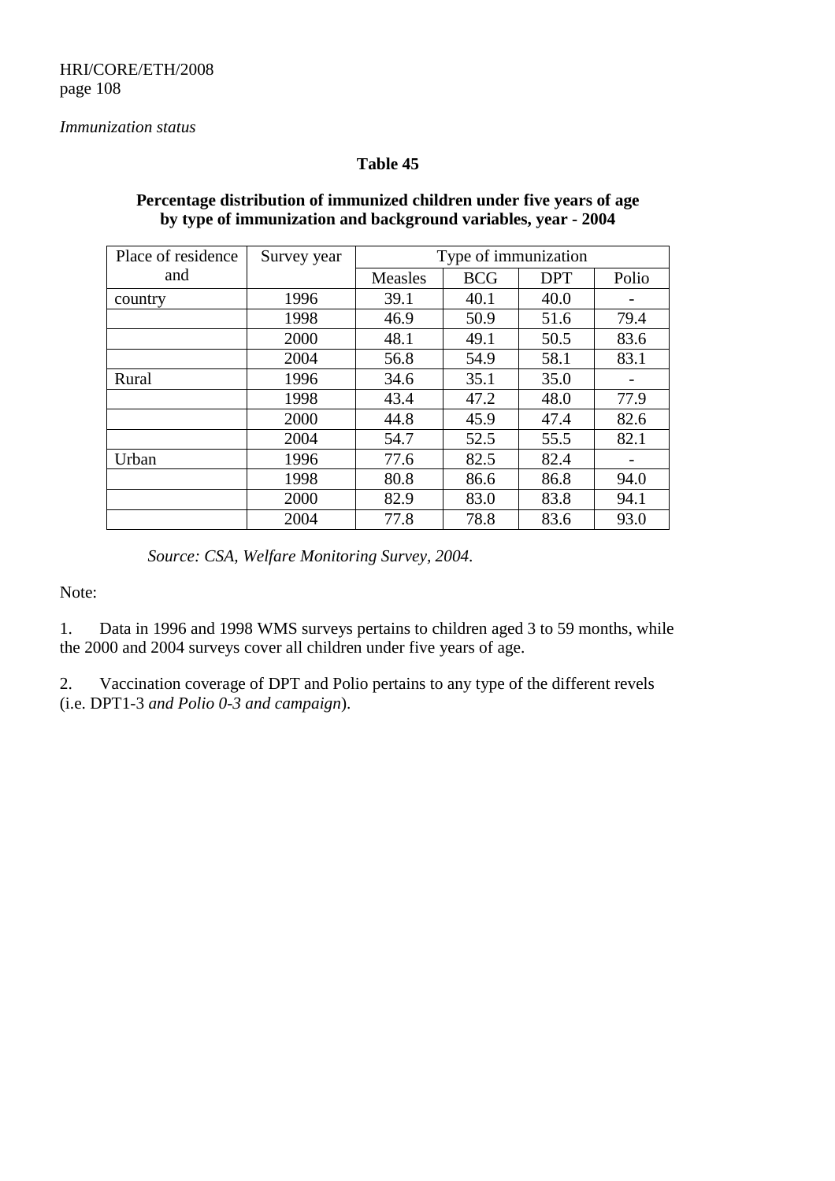*Immunization status*

**Table 45**

**Percentage distribution of immunized children under five years of age by type of immunization and background variables, year - 2004**

| Place of residence and | Survey year | Type of immunization | | | |
|---|---|---|---|---|---|
| | | Measles | BCG | DPT | Polio |
| country | 1996 | 39.1 | 40.1 | 40.0 | - |
| | 1998 | 46.9 | 50.9 | 51.6 | 79.4 |
| | 2000 | 48.1 | 49.1 | 50.5 | 83.6 |
| | 2004 | 56.8 | 54.9 | 58.1 | 83.1 |
| Rural | 1996 | 34.6 | 35.1 | 35.0 | - |
| | 1998 | 43.4 | 47.2 | 48.0 | 77.9 |
| | 2000 | 44.8 | 45.9 | 47.4 | 82.6 |
| | 2004 | 54.7 | 52.5 | 55.5 | 82.1 |
| Urban | 1996 | 77.6 | 82.5 | 82.4 | - |
| | 1998 | 80.8 | 86.6 | 86.8 | 94.0 |
| | 2000 | 82.9 | 83.0 | 83.8 | 94.1 |
| | 2004 | 77.8 | 78.8 | 83.6 | 93.0 |

*Source: CSA, Welfare Monitoring Survey, 2004.*

Note:

1. Data in 1996 and 1998 WMS surveys pertains to children aged 3 to 59 months, while the 2000 and 2004 surveys cover all children under five years of age.

2. Vaccination coverage of DPT and Polio pertains to any type of the different revels (i.e. DPT1-3 *and Polio 0-3 and campaign*).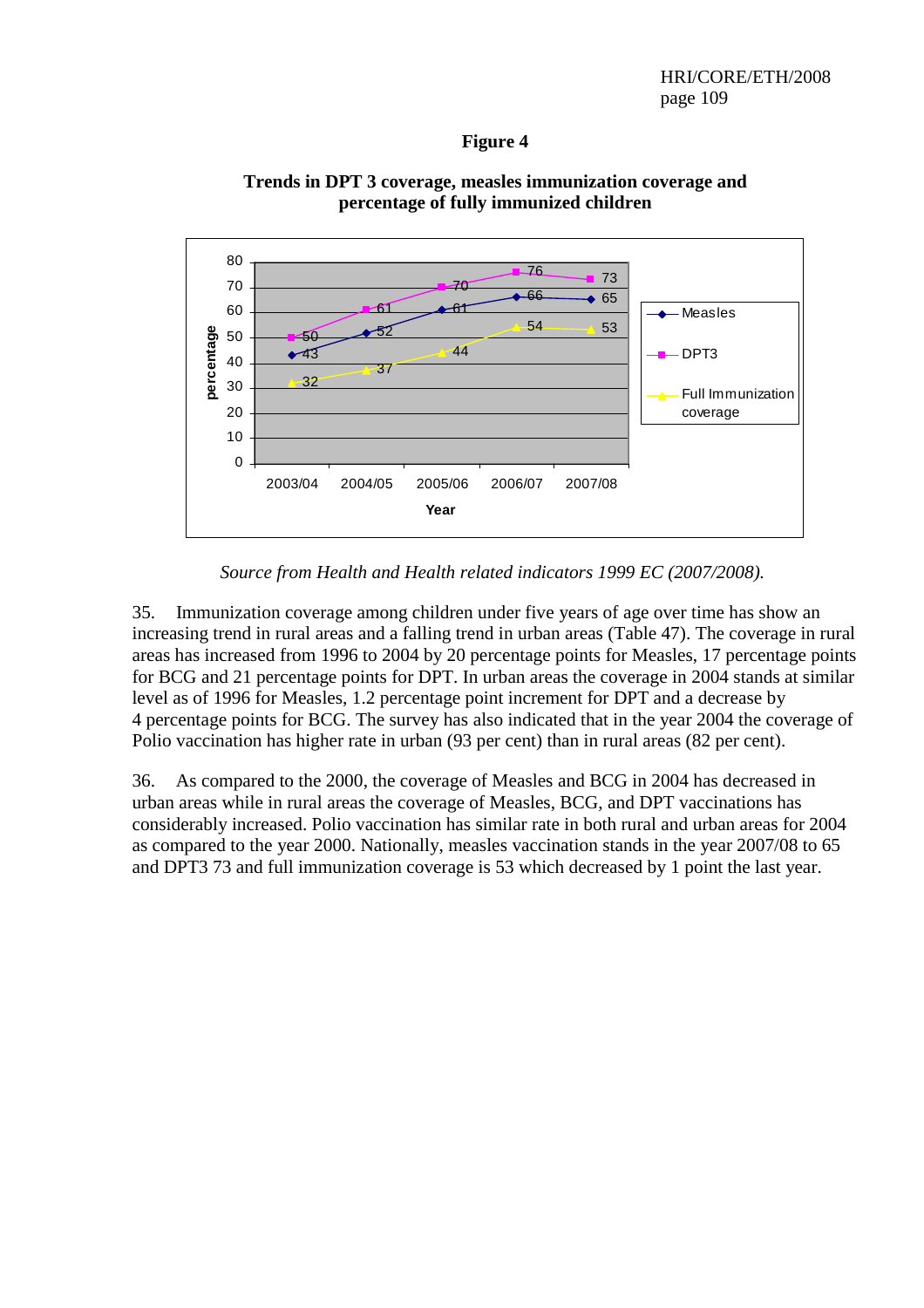**Figure 4**

**Trends in DPT 3 coverage, measles immunization coverage and percentage of fully immunized children**

| Year | Measles | DPT3 | Full Immunization coverage |
|---|---|---|---|
| 2003/04 | 43 | 50 | 32 |
| 2004/05 | 52 | 61 | 37 |
| 2005/06 | 61 | 70 | 44 |
| 2006/07 | 66 | 76 | 54 |
| 2007/08 | 65 | 73 | 53 |

*Source from Health and Health related indicators 1999 EC (2007/2008).*

35. Immunization coverage among children under five years of age over time has show an increasing trend in rural areas and a falling trend in urban areas (Table 47). The coverage in rural areas has increased from 1996 to 2004 by 20 percentage points for Measles, 17 percentage points for BCG and 21 percentage points for DPT. In urban areas the coverage in 2004 stands at similar level as of 1996 for Measles, 1.2 percentage point increment for DPT and a decrease by 4 percentage points for BCG. The survey has also indicated that in the year 2004 the coverage of Polio vaccination has higher rate in urban (93 per cent) than in rural areas (82 per cent).

36. As compared to the 2000, the coverage of Measles and BCG in 2004 has decreased in urban areas while in rural areas the coverage of Measles, BCG, and DPT vaccinations has considerably increased. Polio vaccination has similar rate in both rural and urban areas for 2004 as compared to the year 2000. Nationally, measles vaccination stands in the year 2007/08 to 65 and DPT3 73 and full immunization coverage is 53 which decreased by 1 point the last year.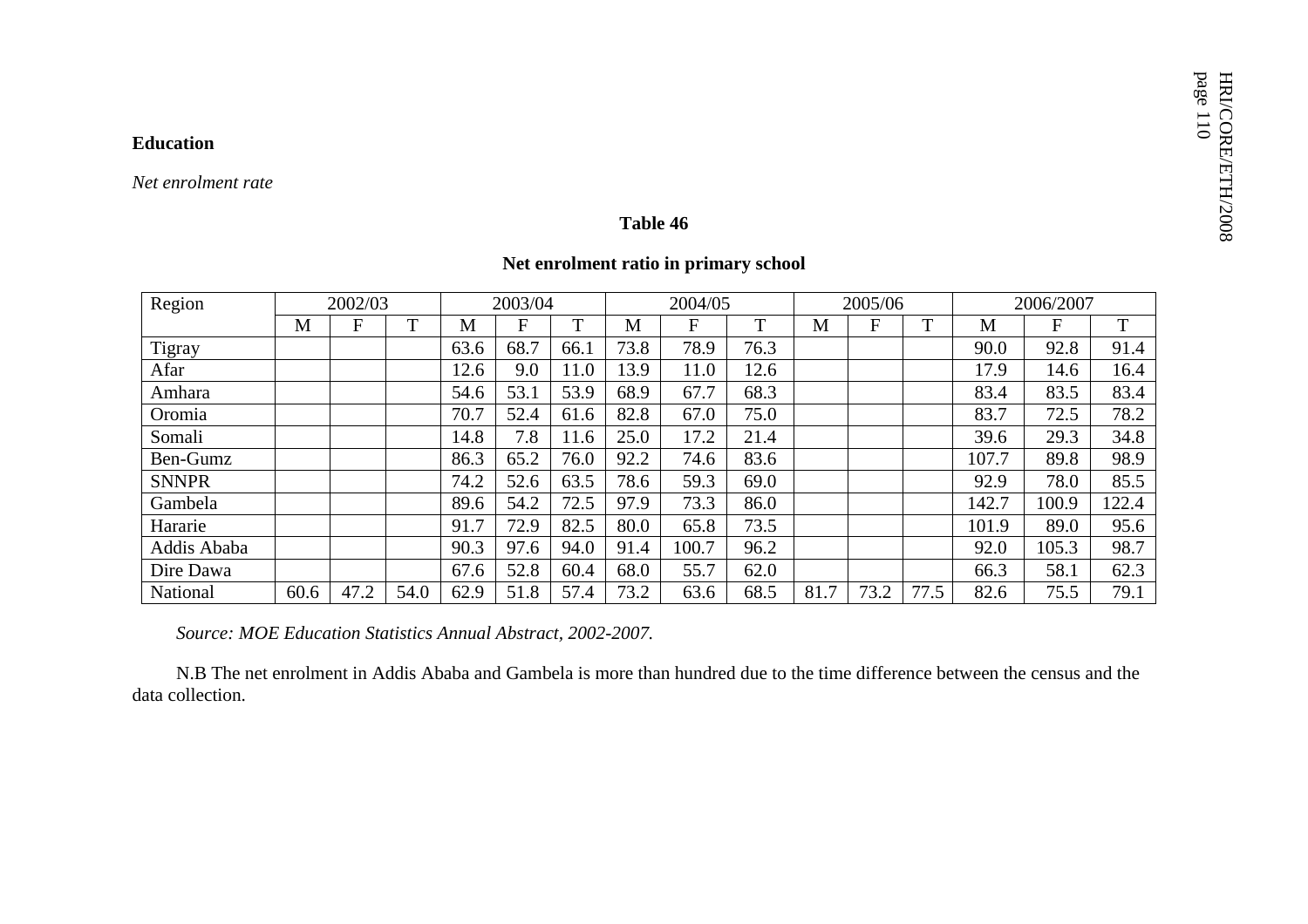**Education**

*Net enrolment rate*

**Table 46**

**Net enrolment ratio in primary school**

| Region | 2002/03 | | | 2003/04 | | | 2004/05 | | | 2005/06 | | | 2006/2007 | | |
|---|---|---|---|---|---|---|---|---|---|---|---|---|---|---|---|
| | M | F | T | M | F | T | M | F | T | M | F | T | M | F | T |
| Tigray | | | | 63.6 | 68.7 | 66.1 | 73.8 | 78.9 | 76.3 | | | | 90.0 | 92.8 | 91.4 |
| Afar | | | | 12.6 | 9.0 | 11.0 | 13.9 | 11.0 | 12.6 | | | | 17.9 | 14.6 | 16.4 |
| Amhara | | | | 54.6 | 53.1 | 53.9 | 68.9 | 67.7 | 68.3 | | | | 83.4 | 83.5 | 83.4 |
| Oromia | | | | 70.7 | 52.4 | 61.6 | 82.8 | 67.0 | 75.0 | | | | 83.7 | 72.5 | 78.2 |
| Somali | | | | 14.8 | 7.8 | 11.6 | 25.0 | 17.2 | 21.4 | | | | 39.6 | 29.3 | 34.8 |
| Ben-Gumz | | | | 86.3 | 65.2 | 76.0 | 92.2 | 74.6 | 83.6 | | | | 107.7 | 89.8 | 98.9 |
| SNNPR | | | | 74.2 | 52.6 | 63.5 | 78.6 | 59.3 | 69.0 | | | | 92.9 | 78.0 | 85.5 |
| Gambela | | | | 89.6 | 54.2 | 72.5 | 97.9 | 73.3 | 86.0 | | | | 142.7 | 100.9 | 122.4 |
| Hararie | | | | 91.7 | 72.9 | 82.5 | 80.0 | 65.8 | 73.5 | | | | 101.9 | 89.0 | 95.6 |
| Addis Ababa | | | | 90.3 | 97.6 | 94.0 | 91.4 | 100.7 | 96.2 | | | | 92.0 | 105.3 | 98.7 |
| Dire Dawa | | | | 67.6 | 52.8 | 60.4 | 68.0 | 55.7 | 62.0 | | | | 66.3 | 58.1 | 62.3 |
| National | 60.6 | 47.2 | 54.0 | 62.9 | 51.8 | 57.4 | 73.2 | 63.6 | 68.5 | 81.7 | 73.2 | 77.5 | 82.6 | 75.5 | 79.1 |

*Source: MOE Education Statistics Annual Abstract, 2002-2007.*

N.B The net enrolment in Addis Ababa and Gambela is more than hundred due to the time difference between the census and the data collection.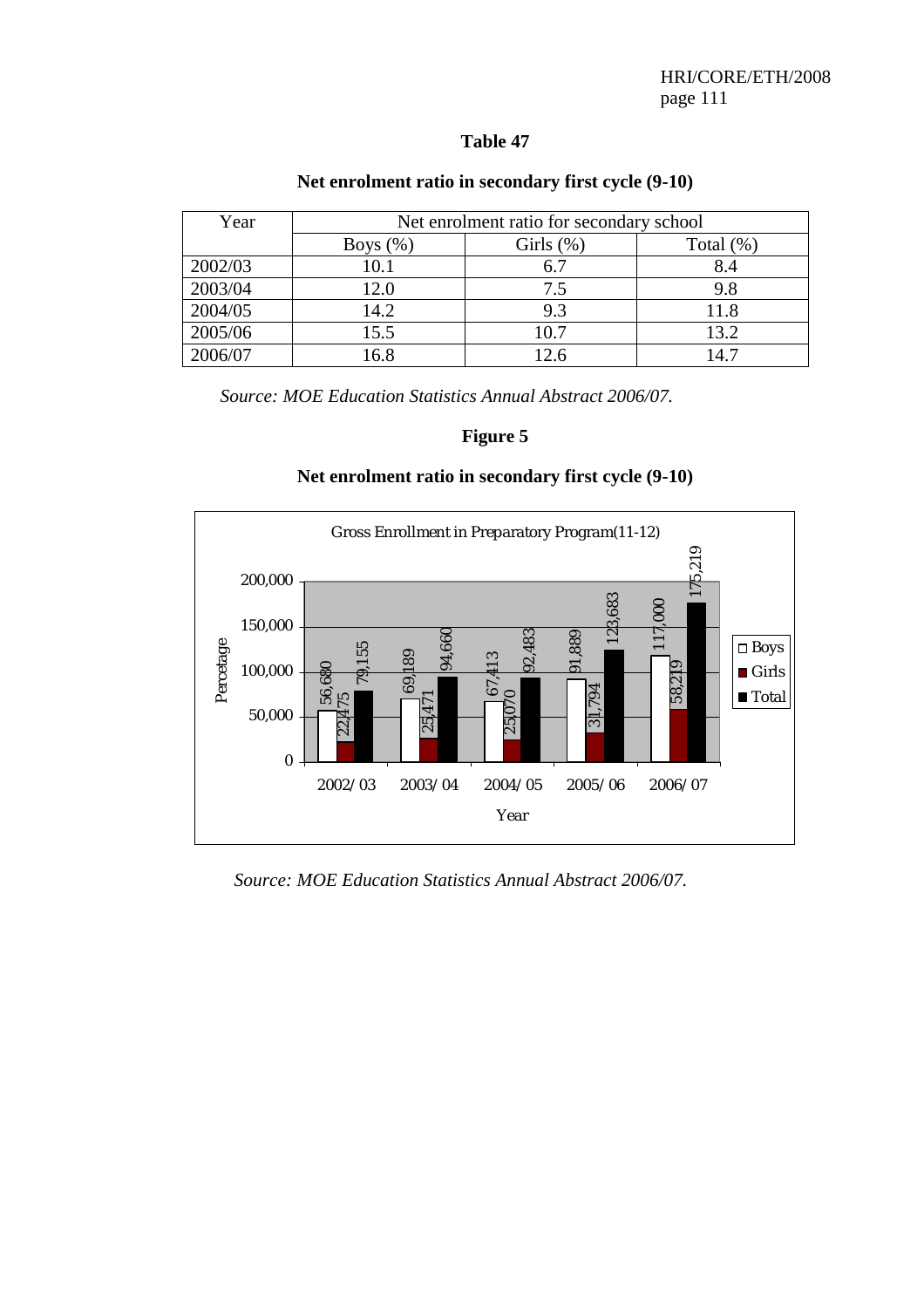### Table 47

**Net enrolment ratio in secondary first cycle (9-10)**

| Year | Net enrolment ratio for secondary school | | |
|---|---|---|---|
| | Boys (%) | Girls (%) | Total (%) |
| 2002/03 | 10.1 | 6.7 | 8.4 |
| 2003/04 | 12.0 | 7.5 | 9.8 |
| 2004/05 | 14.2 | 9.3 | 11.8 |
| 2005/06 | 15.5 | 10.7 | 13.2 |
| 2006/07 | 16.8 | 12.6 | 14.7 |

*Source: MOE Education Statistics Annual Abstract 2006/07.*

### Figure 5

**Net enrolment ratio in secondary first cycle (9-10)**

Gross Enrollment in Preparatory Program(11-12)

| Year | Boys | Girls | Total |
|---|---|---|---|
| 2002/03 | 56,680 | 22,475 | 79,155 |
| 2003/04 | 69,189 | 25,471 | 94,660 |
| 2004/05 | 67,413 | 25,070 | 92,483 |
| 2005/06 | 91,889 | 31,794 | 123,683 |
| 2006/07 | 117,000 | 58,219 | 175,219 |

*Source: MOE Education Statistics Annual Abstract 2006/07.*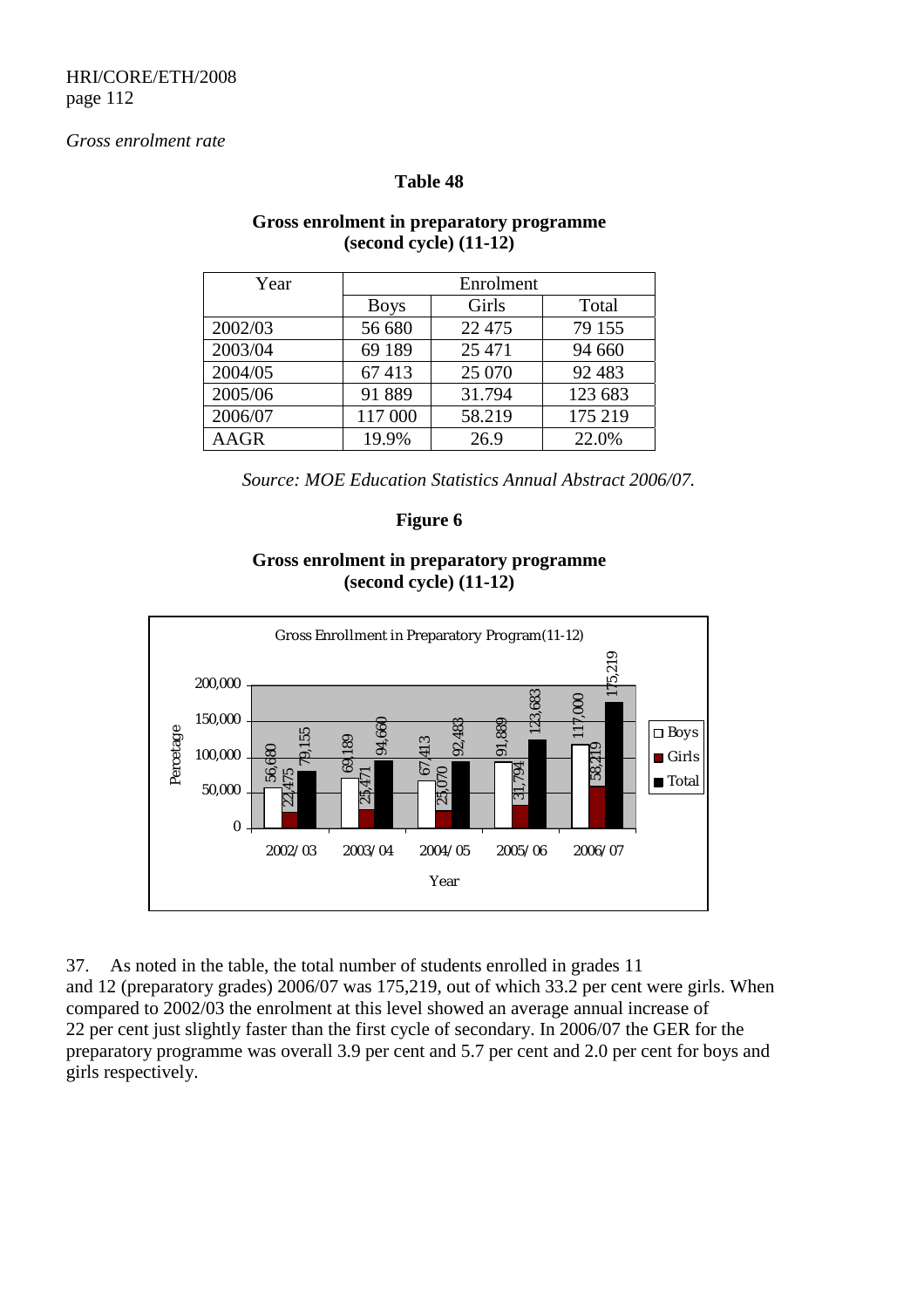*Gross enrolment rate*

**Table 48**

**Gross enrolment in preparatory programme (second cycle) (11-12)**

| Year | Enrolment | | |
|---|---|---|---|
| | Boys | Girls | Total |
| 2002/03 | 56 680 | 22 475 | 79 155 |
| 2003/04 | 69 189 | 25 471 | 94 660 |
| 2004/05 | 67 413 | 25 070 | 92 483 |
| 2005/06 | 91 889 | 31.794 | 123 683 |
| 2006/07 | 117 000 | 58.219 | 175 219 |
| AAGR | 19.9% | 26.9 | 22.0% |

*Source: MOE Education Statistics Annual Abstract 2006/07.*

**Figure 6**

**Gross enrolment in preparatory programme (second cycle) (11-12)**

37. As noted in the table, the total number of students enrolled in grades 11 and 12 (preparatory grades) 2006/07 was 175,219, out of which 33.2 per cent were girls. When compared to 2002/03 the enrolment at this level showed an average annual increase of 22 per cent just slightly faster than the first cycle of secondary. In 2006/07 the GER for the preparatory programme was overall 3.9 per cent and 5.7 per cent and 2.0 per cent for boys and girls respectively.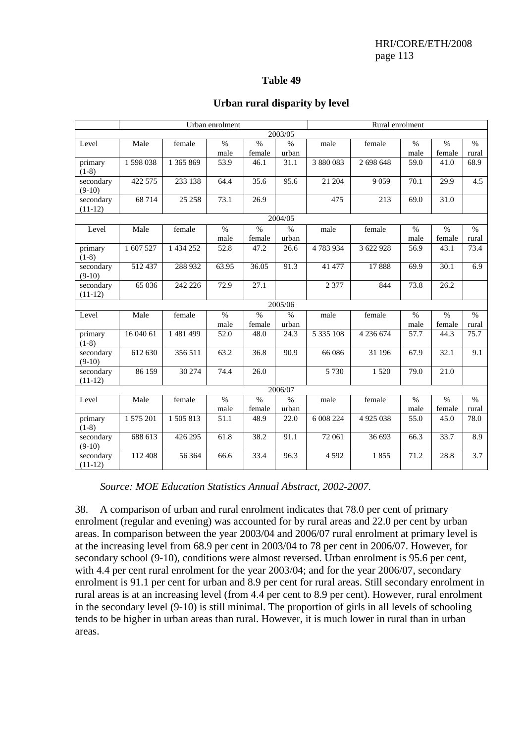**Table 49**

**Urban rural disparity by level**

| | Urban enrolment | | | | | Rural enrolment | | | | |
|---|---|---|---|---|---|---|---|---|---|---|
| 2003/05 | | | | | | | | | | |
| Level | Male | female | % male | % female | % urban | male | female | % male | % female | % rural |
| primary (1-8) | 1 598 038 | 1 365 869 | 53.9 | 46.1 | 31.1 | 3 880 083 | 2 698 648 | 59.0 | 41.0 | 68.9 |
| secondary (9-10) | 422 575 | 233 138 | 64.4 | 35.6 | 95.6 | 21 204 | 9 059 | 70.1 | 29.9 | 4.5 |
| secondary (11-12) | 68 714 | 25 258 | 73.1 | 26.9 | | 475 | 213 | 69.0 | 31.0 | |
| 2004/05 | | | | | | | | | | |
| Level | Male | female | % male | % female | % urban | male | female | % male | % female | % rural |
| primary (1-8) | 1 607 527 | 1 434 252 | 52.8 | 47.2 | 26.6 | 4 783 934 | 3 622 928 | 56.9 | 43.1 | 73.4 |
| secondary (9-10) | 512 437 | 288 932 | 63.95 | 36.05 | 91.3 | 41 477 | 17 888 | 69.9 | 30.1 | 6.9 |
| secondary (11-12) | 65 036 | 242 226 | 72.9 | 27.1 | | 2 377 | 844 | 73.8 | 26.2 | |
| 2005/06 | | | | | | | | | | |
| Level | Male | female | % male | % female | % urban | male | female | % male | % female | % rural |
| primary (1-8) | 16 040 61 | 1 481 499 | 52.0 | 48.0 | 24.3 | 5 335 108 | 4 236 674 | 57.7 | 44.3 | 75.7 |
| secondary (9-10) | 612 630 | 356 511 | 63.2 | 36.8 | 90.9 | 66 086 | 31 196 | 67.9 | 32.1 | 9.1 |
| secondary (11-12) | 86 159 | 30 274 | 74.4 | 26.0 | | 5 730 | 1 520 | 79.0 | 21.0 | |
| 2006/07 | | | | | | | | | | |
| Level | Male | female | % male | % female | % urban | male | female | % male | % female | % rural |
| primary (1-8) | 1 575 201 | 1 505 813 | 51.1 | 48.9 | 22.0 | 6 008 224 | 4 925 038 | 55.0 | 45.0 | 78.0 |
| secondary (9-10) | 688 613 | 426 295 | 61.8 | 38.2 | 91.1 | 72 061 | 36 693 | 66.3 | 33.7 | 8.9 |
| secondary (11-12) | 112 408 | 56 364 | 66.6 | 33.4 | 96.3 | 4 592 | 1 855 | 71.2 | 28.8 | 3.7 |

*Source: MOE Education Statistics Annual Abstract, 2002-2007.*

38. A comparison of urban and rural enrolment indicates that 78.0 per cent of primary enrolment (regular and evening) was accounted for by rural areas and 22.0 per cent by urban areas. In comparison between the year 2003/04 and 2006/07 rural enrolment at primary level is at the increasing level from 68.9 per cent in 2003/04 to 78 per cent in 2006/07. However, for secondary school (9-10), conditions were almost reversed. Urban enrolment is 95.6 per cent, with 4.4 per cent rural enrolment for the year 2003/04; and for the year 2006/07, secondary enrolment is 91.1 per cent for urban and 8.9 per cent for rural areas. Still secondary enrolment in rural areas is at an increasing level (from 4.4 per cent to 8.9 per cent). However, rural enrolment in the secondary level (9-10) is still minimal. The proportion of girls in all levels of schooling tends to be higher in urban areas than rural. However, it is much lower in rural than in urban areas.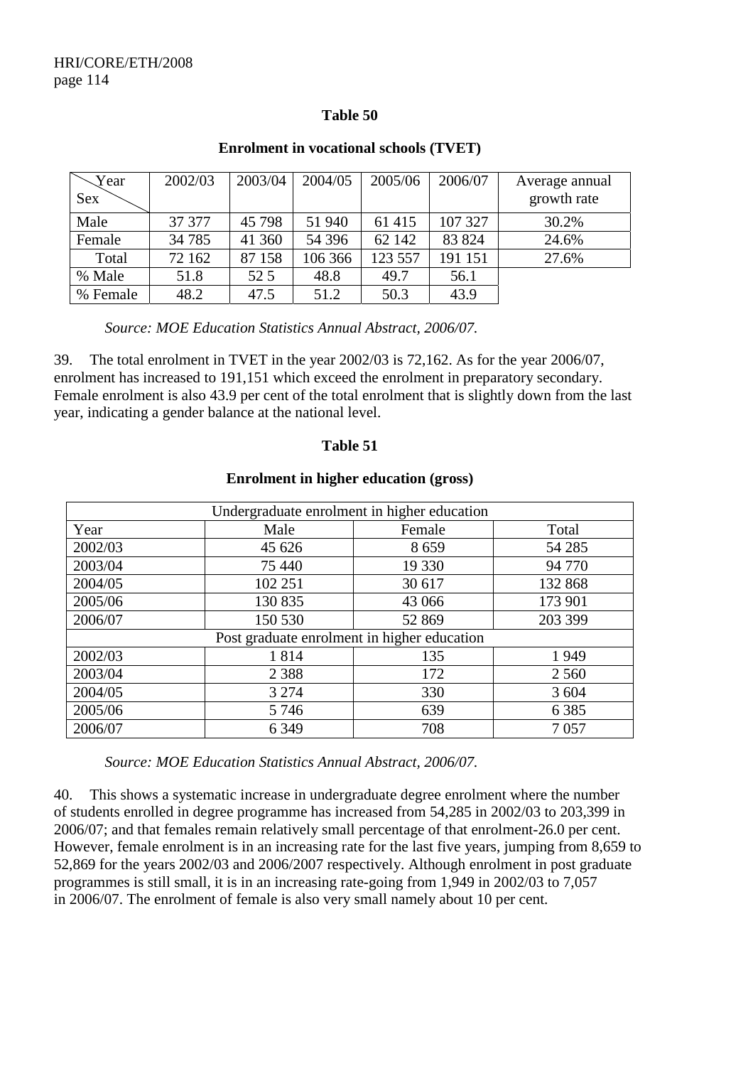**Table 50**

**Enrolment in vocational schools (TVET)**

| Year / Sex | 2002/03 | 2003/04 | 2004/05 | 2005/06 | 2006/07 | Average annual growth rate |
|---|---|---|---|---|---|---|
| Male | 37 377 | 45 798 | 51 940 | 61 415 | 107 327 | 30.2% |
| Female | 34 785 | 41 360 | 54 396 | 62 142 | 83 824 | 24.6% |
| Total | 72 162 | 87 158 | 106 366 | 123 557 | 191 151 | 27.6% |
| % Male | 51.8 | 52 5 | 48.8 | 49.7 | 56.1 | |
| % Female | 48.2 | 47.5 | 51.2 | 50.3 | 43.9 | |

*Source: MOE Education Statistics Annual Abstract, 2006/07.*

39. The total enrolment in TVET in the year 2002/03 is 72,162. As for the year 2006/07, enrolment has increased to 191,151 which exceed the enrolment in preparatory secondary. Female enrolment is also 43.9 per cent of the total enrolment that is slightly down from the last year, indicating a gender balance at the national level.

**Table 51**

**Enrolment in higher education (gross)**

| Undergraduate enrolment in higher education | | | |
|---|---|---|---|
| Year | Male | Female | Total |
| 2002/03 | 45 626 | 8 659 | 54 285 |
| 2003/04 | 75 440 | 19 330 | 94 770 |
| 2004/05 | 102 251 | 30 617 | 132 868 |
| 2005/06 | 130 835 | 43 066 | 173 901 |
| 2006/07 | 150 530 | 52 869 | 203 399 |
| Post graduate enrolment in higher education | | | |
| 2002/03 | 1 814 | 135 | 1 949 |
| 2003/04 | 2 388 | 172 | 2 560 |
| 2004/05 | 3 274 | 330 | 3 604 |
| 2005/06 | 5 746 | 639 | 6 385 |
| 2006/07 | 6 349 | 708 | 7 057 |

*Source: MOE Education Statistics Annual Abstract, 2006/07.*

40. This shows a systematic increase in undergraduate degree enrolment where the number of students enrolled in degree programme has increased from 54,285 in 2002/03 to 203,399 in 2006/07; and that females remain relatively small percentage of that enrolment-26.0 per cent. However, female enrolment is in an increasing rate for the last five years, jumping from 8,659 to 52,869 for the years 2002/03 and 2006/2007 respectively. Although enrolment in post graduate programmes is still small, it is in an increasing rate-going from 1,949 in 2002/03 to 7,057 in 2006/07. The enrolment of female is also very small namely about 10 per cent.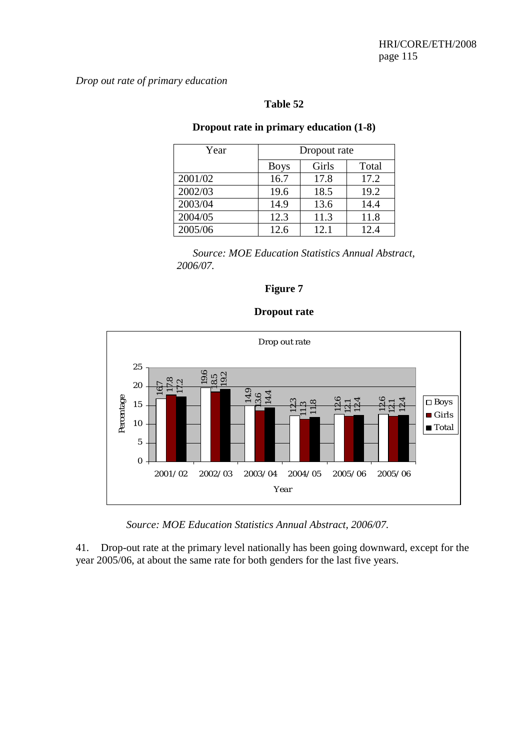*Drop out rate of primary education*

**Table 52**

**Dropout rate in primary education (1-8)**

| Year | Dropout rate | | |
|---|---|---|---|
| | Boys | Girls | Total |
| 2001/02 | 16.7 | 17.8 | 17.2 |
| 2002/03 | 19.6 | 18.5 | 19.2 |
| 2003/04 | 14.9 | 13.6 | 14.4 |
| 2004/05 | 12.3 | 11.3 | 11.8 |
| 2005/06 | 12.6 | 12.1 | 12.4 |

*Source: MOE Education Statistics Annual Abstract, 2006/07.*

**Figure 7**

**Dropout rate**

| Year | Boys | Girls | Total |
|---|---|---|---|
| 2001/02 | 16.7 | 17.8 | 17.2 |
| 2002/03 | 19.6 | 18.5 | 19.2 |
| 2003/04 | 14.9 | 13.6 | 14.4 |
| 2004/05 | 12.3 | 11.3 | 11.8 |
| 2005/06 | 12.6 | 12.1 | 12.4 |
| 2005/06 | 12.6 | 12.1 | 12.4 |

*Source: MOE Education Statistics Annual Abstract, 2006/07.*

41. Drop-out rate at the primary level nationally has been going downward, except for the year 2005/06, at about the same rate for both genders for the last five years.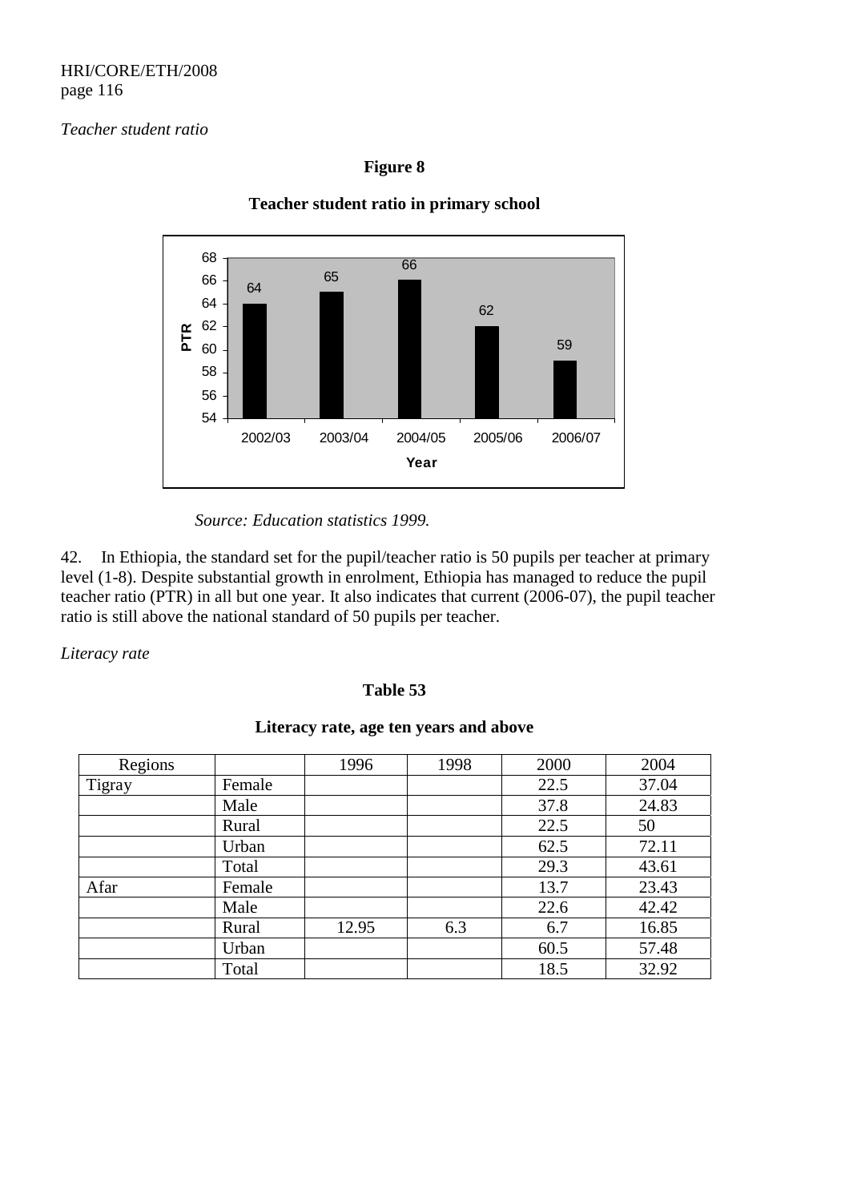*Teacher student ratio*

**Figure 8**

**Teacher student ratio in primary school**

| Year | PTR |
|---|---|
| 2002/03 | 64 |
| 2003/04 | 65 |
| 2004/05 | 66 |
| 2005/06 | 62 |
| 2006/07 | 59 |

*Source: Education statistics 1999.*

42. In Ethiopia, the standard set for the pupil/teacher ratio is 50 pupils per teacher at primary level (1-8). Despite substantial growth in enrolment, Ethiopia has managed to reduce the pupil teacher ratio (PTR) in all but one year. It also indicates that current (2006-07), the pupil teacher ratio is still above the national standard of 50 pupils per teacher.

*Literacy rate*

**Table 53**

**Literacy rate, age ten years and above**

| Regions | | 1996 | 1998 | 2000 | 2004 |
|---|---|---|---|---|---|
| Tigray | Female | | | 22.5 | 37.04 |
| | Male | | | 37.8 | 24.83 |
| | Rural | | | 22.5 | 50 |
| | Urban | | | 62.5 | 72.11 |
| | Total | | | 29.3 | 43.61 |
| Afar | Female | | | 13.7 | 23.43 |
| | Male | | | 22.6 | 42.42 |
| | Rural | 12.95 | 6.3 | 6.7 | 16.85 |
| | Urban | | | 60.5 | 57.48 |
| | Total | | | 18.5 | 32.92 |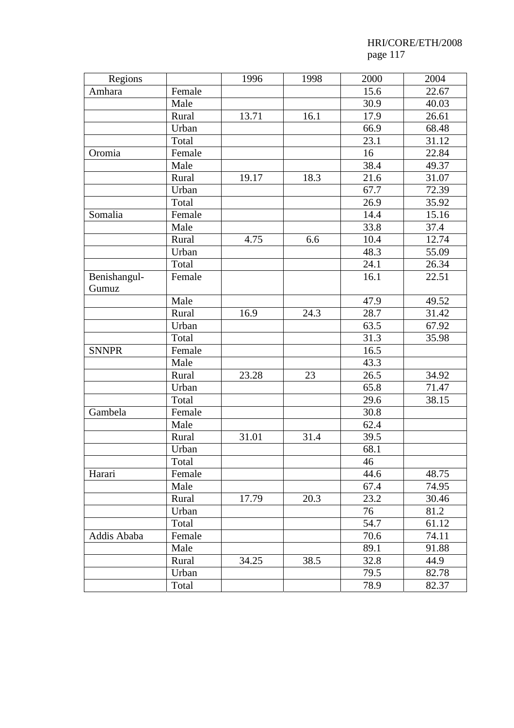| Regions | | 1996 | 1998 | 2000 | 2004 |
|---|---|---|---|---|---|
| Amhara | Female | | | 15.6 | 22.67 |
| | Male | | | 30.9 | 40.03 |
| | Rural | 13.71 | 16.1 | 17.9 | 26.61 |
| | Urban | | | 66.9 | 68.48 |
| | Total | | | 23.1 | 31.12 |
| Oromia | Female | | | 16 | 22.84 |
| | Male | | | 38.4 | 49.37 |
| | Rural | 19.17 | 18.3 | 21.6 | 31.07 |
| | Urban | | | 67.7 | 72.39 |
| | Total | | | 26.9 | 35.92 |
| Somalia | Female | | | 14.4 | 15.16 |
| | Male | | | 33.8 | 37.4 |
| | Rural | 4.75 | 6.6 | 10.4 | 12.74 |
| | Urban | | | 48.3 | 55.09 |
| | Total | | | 24.1 | 26.34 |
| Benishangul-Gumuz | Female | | | 16.1 | 22.51 |
| | Male | | | 47.9 | 49.52 |
| | Rural | 16.9 | 24.3 | 28.7 | 31.42 |
| | Urban | | | 63.5 | 67.92 |
| | Total | | | 31.3 | 35.98 |
| SNNPR | Female | | | 16.5 | |
| | Male | | | 43.3 | |
| | Rural | 23.28 | 23 | 26.5 | 34.92 |
| | Urban | | | 65.8 | 71.47 |
| | Total | | | 29.6 | 38.15 |
| Gambela | Female | | | 30.8 | |
| | Male | | | 62.4 | |
| | Rural | 31.01 | 31.4 | 39.5 | |
| | Urban | | | 68.1 | |
| | Total | | | 46 | |
| Harari | Female | | | 44.6 | 48.75 |
| | Male | | | 67.4 | 74.95 |
| | Rural | 17.79 | 20.3 | 23.2 | 30.46 |
| | Urban | | | 76 | 81.2 |
| | Total | | | 54.7 | 61.12 |
| Addis Ababa | Female | | | 70.6 | 74.11 |
| | Male | | | 89.1 | 91.88 |
| | Rural | 34.25 | 38.5 | 32.8 | 44.9 |
| | Urban | | | 79.5 | 82.78 |
| | Total | | | 78.9 | 82.37 |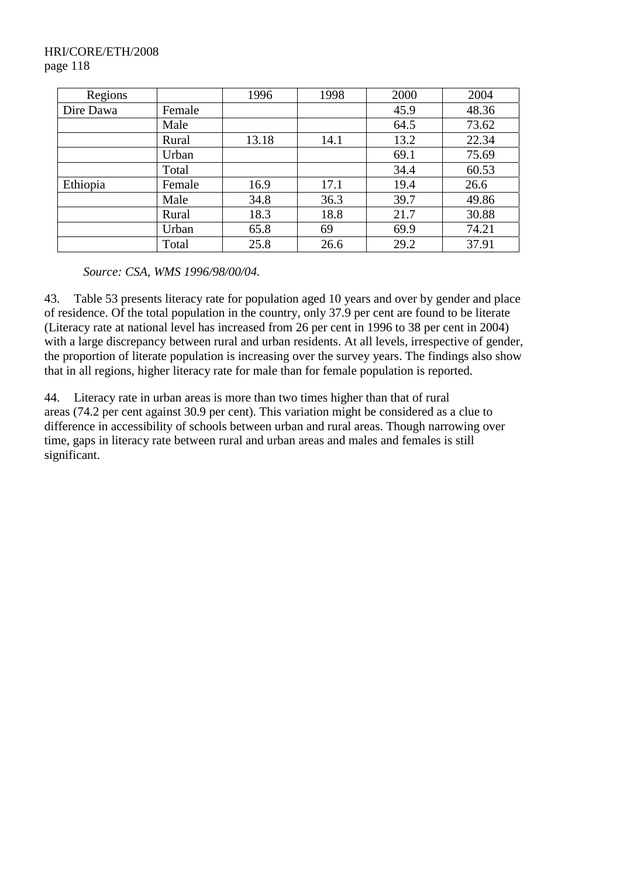| Regions | | 1996 | 1998 | 2000 | 2004 |
|---|---|---|---|---|---|
| Dire Dawa | Female | | | 45.9 | 48.36 |
| | Male | | | 64.5 | 73.62 |
| | Rural | 13.18 | 14.1 | 13.2 | 22.34 |
| | Urban | | | 69.1 | 75.69 |
| | Total | | | 34.4 | 60.53 |
| Ethiopia | Female | 16.9 | 17.1 | 19.4 | 26.6 |
| | Male | 34.8 | 36.3 | 39.7 | 49.86 |
| | Rural | 18.3 | 18.8 | 21.7 | 30.88 |
| | Urban | 65.8 | 69 | 69.9 | 74.21 |
| | Total | 25.8 | 26.6 | 29.2 | 37.91 |

*Source: CSA, WMS 1996/98/00/04.*

43. Table 53 presents literacy rate for population aged 10 years and over by gender and place of residence. Of the total population in the country, only 37.9 per cent are found to be literate (Literacy rate at national level has increased from 26 per cent in 1996 to 38 per cent in 2004) with a large discrepancy between rural and urban residents. At all levels, irrespective of gender, the proportion of literate population is increasing over the survey years. The findings also show that in all regions, higher literacy rate for male than for female population is reported.

44. Literacy rate in urban areas is more than two times higher than that of rural areas (74.2 per cent against 30.9 per cent). This variation might be considered as a clue to difference in accessibility of schools between urban and rural areas. Though narrowing over time, gaps in literacy rate between rural and urban areas and males and females is still significant.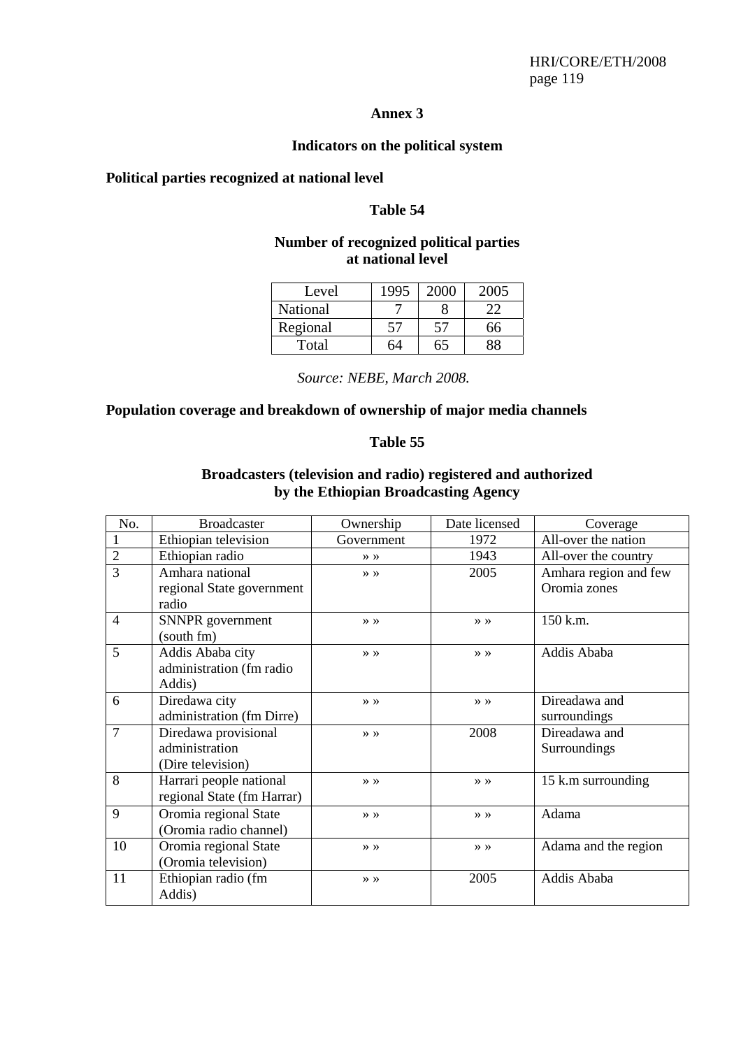## Annex 3

### Indicators on the political system

**Political parties recognized at national level**

**Table 54**

**Number of recognized political parties at national level**

| Level | 1995 | 2000 | 2005 |
|---|---|---|---|
| National | 7 | 8 | 22 |
| Regional | 57 | 57 | 66 |
| Total | 64 | 65 | 88 |

*Source: NEBE, March 2008.*

**Population coverage and breakdown of ownership of major media channels**

**Table 55**

**Broadcasters (television and radio) registered and authorized by the Ethiopian Broadcasting Agency**

| No. | Broadcaster | Ownership | Date licensed | Coverage |
|---|---|---|---|---|
| 1 | Ethiopian television | Government | 1972 | All-over the nation |
| 2 | Ethiopian radio | » » | 1943 | All-over the country |
| 3 | Amhara national regional State government radio | » » | 2005 | Amhara region and few Oromia zones |
| 4 | SNNPR government (south fm) | » » | » » | 150 k.m. |
| 5 | Addis Ababa city administration (fm radio Addis) | » » | » » | Addis Ababa |
| 6 | Diredawa city administration (fm Dirre) | » » | » » | Direadawa and surroundings |
| 7 | Diredawa provisional administration (Dire television) | » » | 2008 | Direadawa and Surroundings |
| 8 | Harrari people national regional State (fm Harrar) | » » | » » | 15 k.m surrounding |
| 9 | Oromia regional State (Oromia radio channel) | » » | » » | Adama |
| 10 | Oromia regional State (Oromia television) | » » | » » | Adama and the region |
| 11 | Ethiopian radio (fm Addis) | » » | 2005 | Addis Ababa |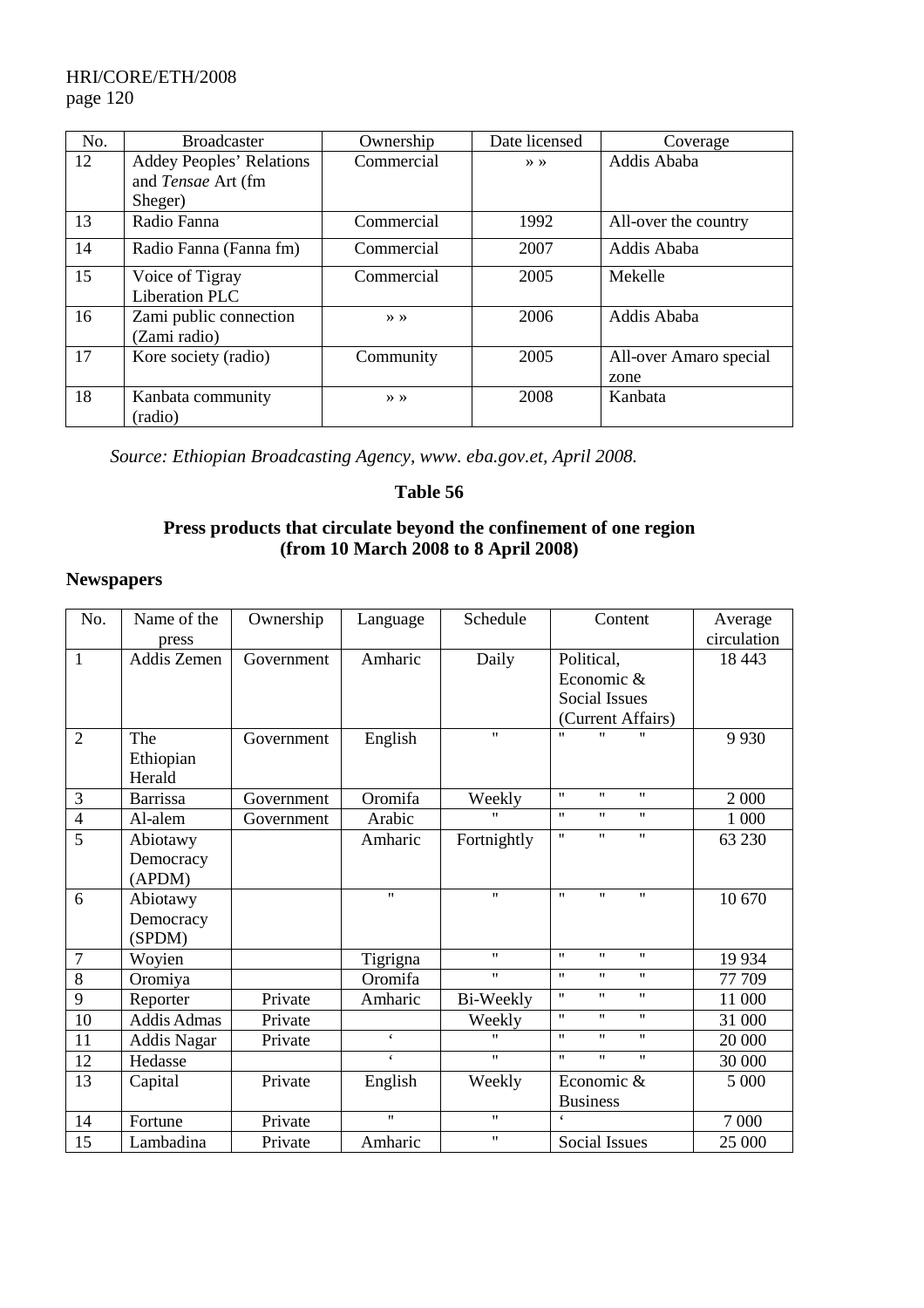| No. | Broadcaster | Ownership | Date licensed | Coverage |
|---|---|---|---|---|
| 12 | Addey Peoples' Relations and *Tensae* Art (fm Sheger) | Commercial | » » | Addis Ababa |
| 13 | Radio Fanna | Commercial | 1992 | All-over the country |
| 14 | Radio Fanna (Fanna fm) | Commercial | 2007 | Addis Ababa |
| 15 | Voice of Tigray Liberation PLC | Commercial | 2005 | Mekelle |
| 16 | Zami public connection (Zami radio) | » » | 2006 | Addis Ababa |
| 17 | Kore society (radio) | Community | 2005 | All-over Amaro special zone |
| 18 | Kanbata community (radio) | » » | 2008 | Kanbata |

*Source: Ethiopian Broadcasting Agency, www. eba.gov.et, April 2008.*

**Table 56**

**Press products that circulate beyond the confinement of one region (from 10 March 2008 to 8 April 2008)**

**Newspapers**

| No. | Name of the press | Ownership | Language | Schedule | Content | Average circulation |
|---|---|---|---|---|---|---|
| 1 | Addis Zemen | Government | Amharic | Daily | Political, Economic & Social Issues (Current Affairs) | 18 443 |
| 2 | The Ethiopian Herald | Government | English | " | " " " | 9 930 |
| 3 | Barrissa | Government | Oromifa | Weekly | " " " | 2 000 |
| 4 | Al-alem | Government | Arabic | " | " " " | 1 000 |
| 5 | Abiotawy Democracy (APDM) | | Amharic | Fortnightly | " " " | 63 230 |
| 6 | Abiotawy Democracy (SPDM) | | " | " | " " " | 10 670 |
| 7 | Woyien | | Tigrigna | " | " " " | 19 934 |
| 8 | Oromiya | | Oromifa | " | " " " | 77 709 |
| 9 | Reporter | Private | Amharic | Bi-Weekly | " " " | 11 000 |
| 10 | Addis Admas | Private | | Weekly | " " " | 31 000 |
| 11 | Addis Nagar | Private | ' | " | " " " | 20 000 |
| 12 | Hedasse | | ' | " | " " " | 30 000 |
| 13 | Capital | Private | English | Weekly | Economic & Business | 5 000 |
| 14 | Fortune | Private | " | " | ' | 7 000 |
| 15 | Lambadina | Private | Amharic | " | Social Issues | 25 000 |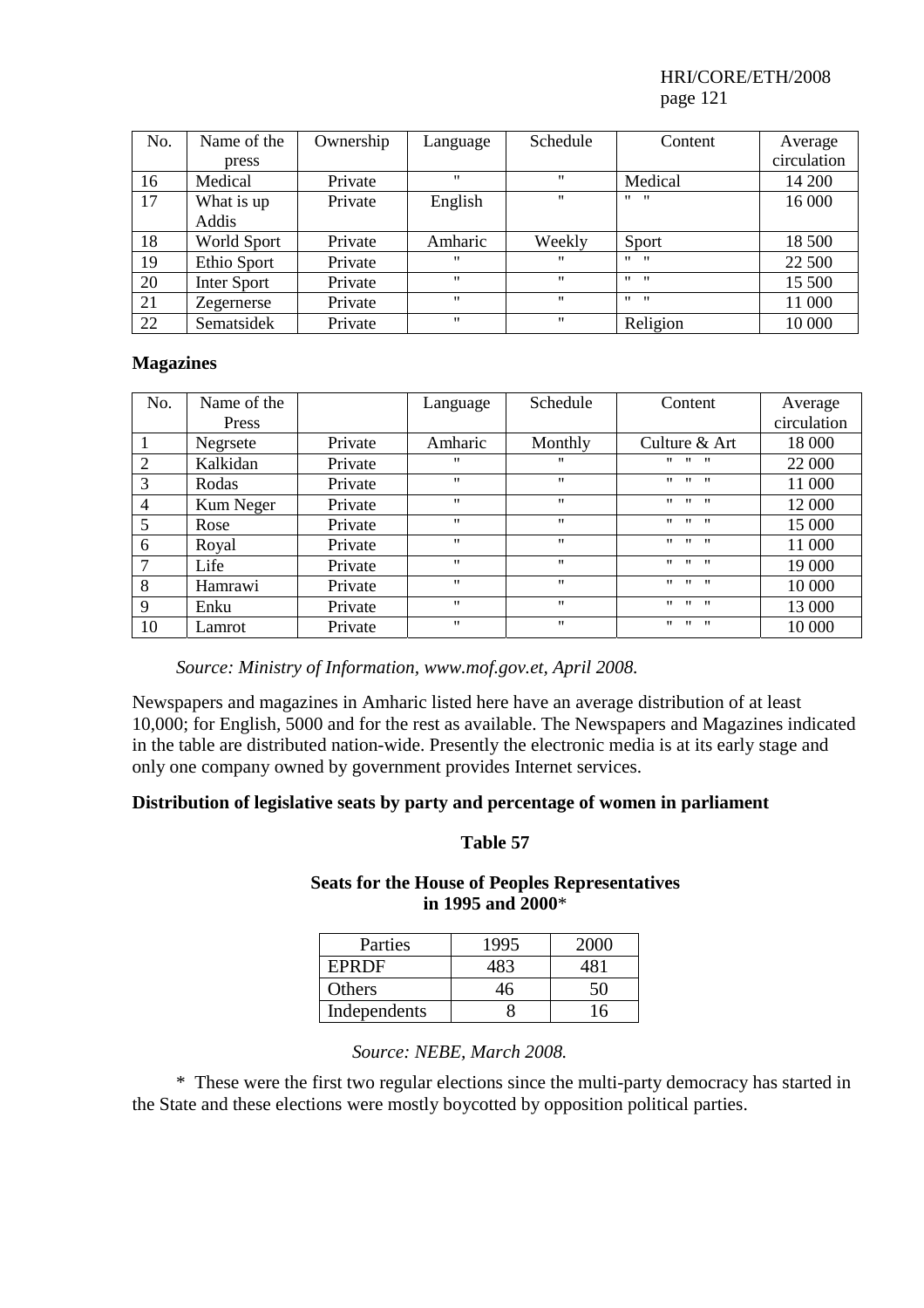| No. | Name of the press | Ownership | Language | Schedule | Content | Average circulation |
|---|---|---|---|---|---|---|
| 16 | Medical | Private | " | " | Medical | 14 200 |
| 17 | What is up Addis | Private | English | " | " " | 16 000 |
| 18 | World Sport | Private | Amharic | Weekly | Sport | 18 500 |
| 19 | Ethio Sport | Private | " | " | " " | 22 500 |
| 20 | Inter Sport | Private | " | " | " " | 15 500 |
| 21 | Zegernerse | Private | " | " | " " | 11 000 |
| 22 | Sematsidek | Private | " | " | Religion | 10 000 |

**Magazines**

| No. | Name of the Press | | Language | Schedule | Content | Average circulation |
|---|---|---|---|---|---|---|
| 1 | Negrsete | Private | Amharic | Monthly | Culture & Art | 18 000 |
| 2 | Kalkidan | Private | " | " | " " " | 22 000 |
| 3 | Rodas | Private | " | " | " " " | 11 000 |
| 4 | Kum Neger | Private | " | " | " " " | 12 000 |
| 5 | Rose | Private | " | " | " " " | 15 000 |
| 6 | Royal | Private | " | " | " " " | 11 000 |
| 7 | Life | Private | " | " | " " " | 19 000 |
| 8 | Hamrawi | Private | " | " | " " " | 10 000 |
| 9 | Enku | Private | " | " | " " " | 13 000 |
| 10 | Lamrot | Private | " | " | " " " | 10 000 |

*Source: Ministry of Information, www.mof.gov.et, April 2008.*

Newspapers and magazines in Amharic listed here have an average distribution of at least 10,000; for English, 5000 and for the rest as available. The Newspapers and Magazines indicated in the table are distributed nation-wide. Presently the electronic media is at its early stage and only one company owned by government provides Internet services.

**Distribution of legislative seats by party and percentage of women in parliament**

**Table 57**

**Seats for the House of Peoples Representatives in 1995 and 2000***

| Parties | 1995 | 2000 |
|---|---|---|
| EPRDF | 483 | 481 |
| Others | 46 | 50 |
| Independents | 8 | 16 |

*Source: NEBE, March 2008.*

\* These were the first two regular elections since the multi-party democracy has started in the State and these elections were mostly boycotted by opposition political parties.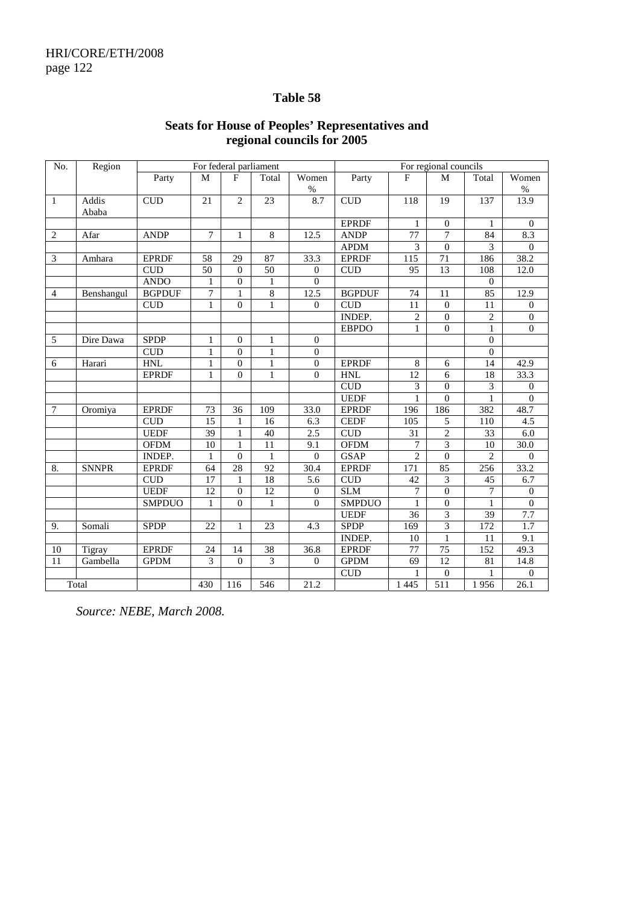## Table 58

### Seats for House of Peoples' Representatives and regional councils for 2005

| No. | Region | For federal parliament | | | | | For regional councils | | | | |
|---|---|---|---|---|---|---|---|---|---|---|---|
| | | Party | M | F | Total | Women % | Party | F | M | Total | Women % |
| 1 | Addis Ababa | CUD | 21 | 2 | 23 | 8.7 | CUD | 118 | 19 | 137 | 13.9 |
| | | | | | | | EPRDF | 1 | 0 | 1 | 0 |
| 2 | Afar | ANDP | 7 | 1 | 8 | 12.5 | ANDP | 77 | 7 | 84 | 8.3 |
| | | | | | | | APDM | 3 | 0 | 3 | 0 |
| 3 | Amhara | EPRDF | 58 | 29 | 87 | 33.3 | EPRDF | 115 | 71 | 186 | 38.2 |
| | | CUD | 50 | 0 | 50 | 0 | CUD | 95 | 13 | 108 | 12.0 |
| | | ANDO | 1 | 0 | 1 | 0 | | | | 0 | |
| 4 | Benshangul | BGPDUF | 7 | 1 | 8 | 12.5 | BGPDUF | 74 | 11 | 85 | 12.9 |
| | | CUD | 1 | 0 | 1 | 0 | CUD | 11 | 0 | 11 | 0 |
| | | | | | | | INDEP. | 2 | 0 | 2 | 0 |
| | | | | | | | EBPDO | 1 | 0 | 1 | 0 |
| 5 | Dire Dawa | SPDP | 1 | 0 | 1 | 0 | | | | 0 | |
| | | CUD | 1 | 0 | 1 | 0 | | | | 0 | |
| 6 | Harari | HNL | 1 | 0 | 1 | 0 | EPRDF | 8 | 6 | 14 | 42.9 |
| | | EPRDF | 1 | 0 | 1 | 0 | HNL | 12 | 6 | 18 | 33.3 |
| | | | | | | | CUD | 3 | 0 | 3 | 0 |
| | | | | | | | UEDF | 1 | 0 | 1 | 0 |
| 7 | Oromiya | EPRDF | 73 | 36 | 109 | 33.0 | EPRDF | 196 | 186 | 382 | 48.7 |
| | | CUD | 15 | 1 | 16 | 6.3 | CEDF | 105 | 5 | 110 | 4.5 |
| | | UEDF | 39 | 1 | 40 | 2.5 | CUD | 31 | 2 | 33 | 6.0 |
| | | OFDM | 10 | 1 | 11 | 9.1 | OFDM | 7 | 3 | 10 | 30.0 |
| | | INDEP. | 1 | 0 | 1 | 0 | GSAP | 2 | 0 | 2 | 0 |
| 8. | SNNPR | EPRDF | 64 | 28 | 92 | 30.4 | EPRDF | 171 | 85 | 256 | 33.2 |
| | | CUD | 17 | 1 | 18 | 5.6 | CUD | 42 | 3 | 45 | 6.7 |
| | | UEDF | 12 | 0 | 12 | 0 | SLM | 7 | 0 | 7 | 0 |
| | | SMPDUO | 1 | 0 | 1 | 0 | SMPDUO | 1 | 0 | 1 | 0 |
| | | | | | | | UEDF | 36 | 3 | 39 | 7.7 |
| 9. | Somali | SPDP | 22 | 1 | 23 | 4.3 | SPDP | 169 | 3 | 172 | 1.7 |
| | | | | | | | INDEP. | 10 | 1 | 11 | 9.1 |
| 10 | Tigray | EPRDF | 24 | 14 | 38 | 36.8 | EPRDF | 77 | 75 | 152 | 49.3 |
| 11 | Gambella | GPDM | 3 | 0 | 3 | 0 | GPDM | 69 | 12 | 81 | 14.8 |
| | | | | | | | CUD | 1 | 0 | 1 | 0 |
| Total | | | 430 | 116 | 546 | 21.2 | | 1 445 | 511 | 1 956 | 26.1 |

*Source: NEBE, March 2008.*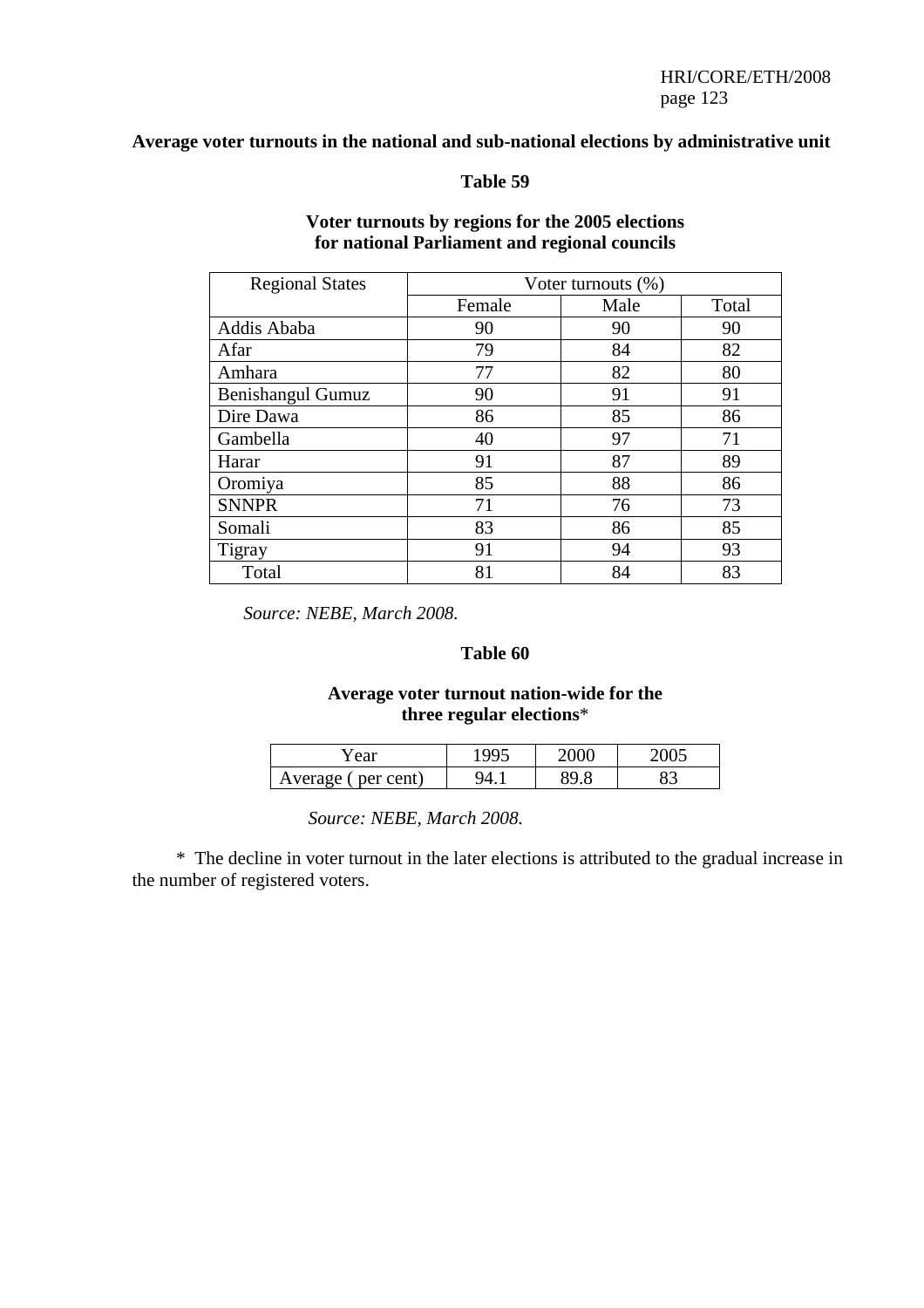**Average voter turnouts in the national and sub-national elections by administrative unit**

**Table 59**

**Voter turnouts by regions for the 2005 elections for national Parliament and regional councils**

| Regional States | Voter turnouts (%) | | |
|---|---|---|---|
| | Female | Male | Total |
| Addis Ababa | 90 | 90 | 90 |
| Afar | 79 | 84 | 82 |
| Amhara | 77 | 82 | 80 |
| Benishangul Gumuz | 90 | 91 | 91 |
| Dire Dawa | 86 | 85 | 86 |
| Gambella | 40 | 97 | 71 |
| Harar | 91 | 87 | 89 |
| Oromiya | 85 | 88 | 86 |
| SNNPR | 71 | 76 | 73 |
| Somali | 83 | 86 | 85 |
| Tigray | 91 | 94 | 93 |
| Total | 81 | 84 | 83 |

*Source: NEBE, March 2008.*

**Table 60**

**Average voter turnout nation-wide for the three regular elections***

| Year | 1995 | 2000 | 2005 |
|---|---|---|---|
| Average ( per cent) | 94.1 | 89.8 | 83 |

*Source: NEBE, March 2008.*

\* The decline in voter turnout in the later elections is attributed to the gradual increase in the number of registered voters.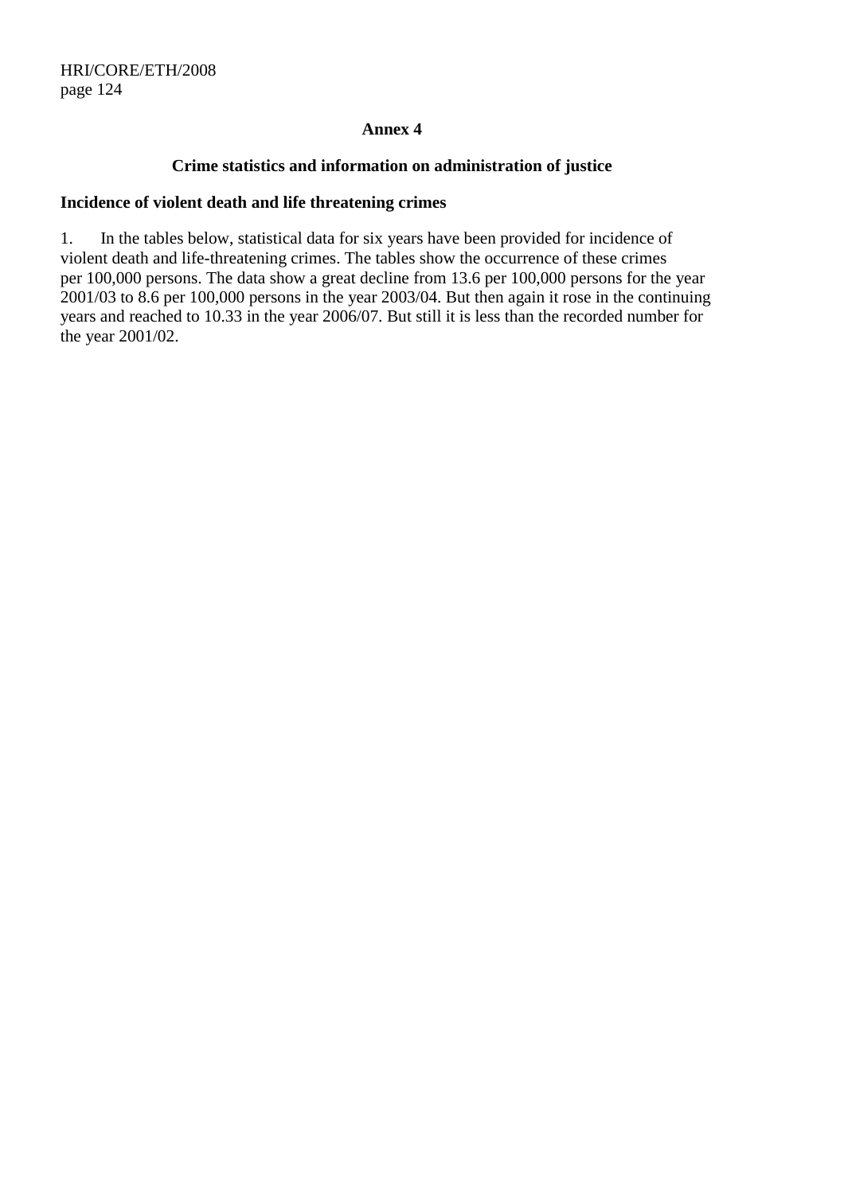## Annex 4

### Crime statistics and information on administration of justice

**Incidence of violent death and life threatening crimes**

1. In the tables below, statistical data for six years have been provided for incidence of violent death and life-threatening crimes. The tables show the occurrence of these crimes per 100,000 persons. The data show a great decline from 13.6 per 100,000 persons for the year 2001/03 to 8.6 per 100,000 persons in the year 2003/04. But then again it rose in the continuing years and reached to 10.33 in the year 2006/07. But still it is less than the recorded number for the year 2001/02.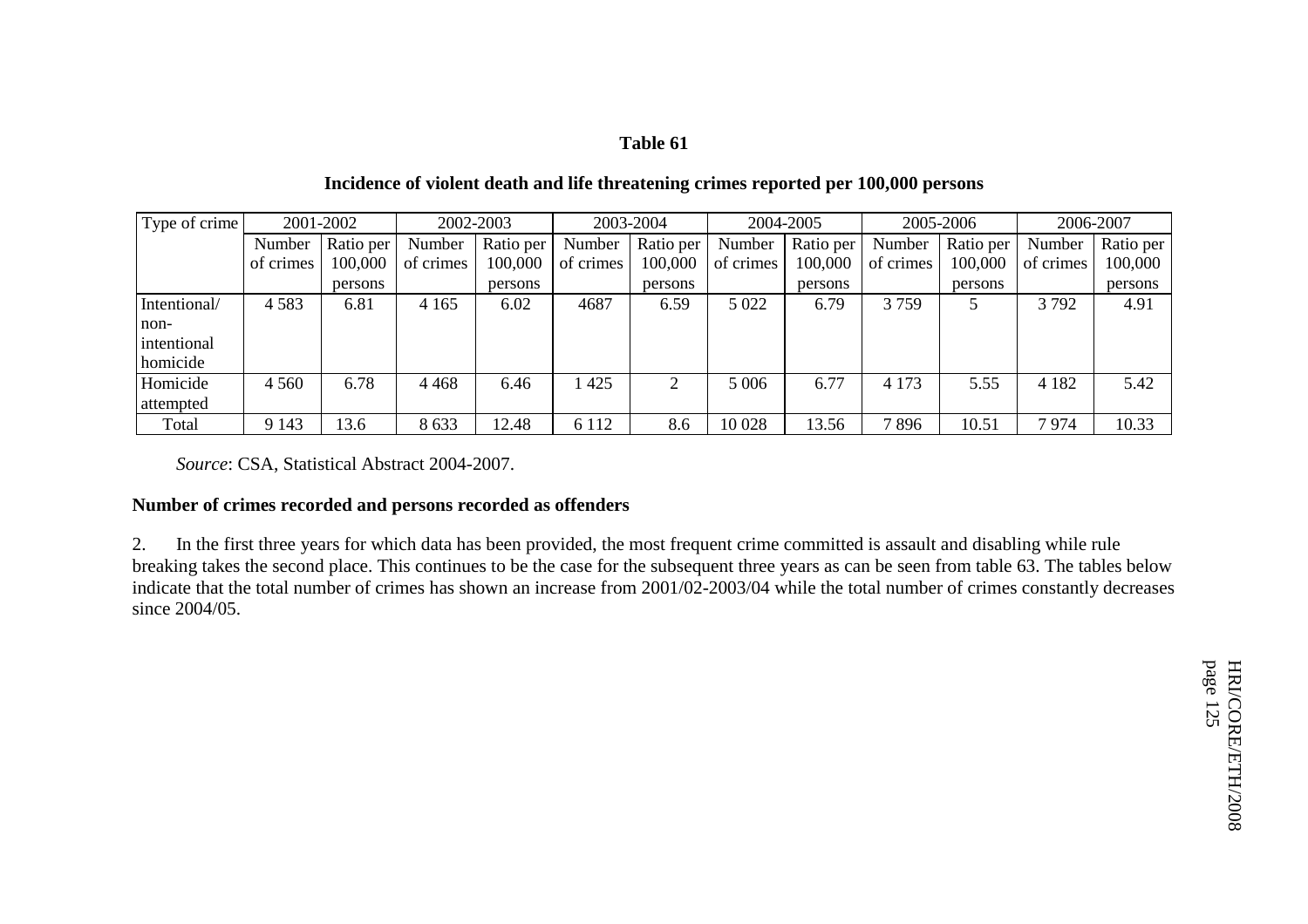**Table 61**

**Incidence of violent death and life threatening crimes reported per 100,000 persons**

| Type of crime | 2001-2002 | | 2002-2003 | | 2003-2004 | | 2004-2005 | | 2005-2006 | | 2006-2007 | |
|---|---|---|---|---|---|---|---|---|---|---|---|---|
| | Number of crimes | Ratio per 100,000 persons | Number of crimes | Ratio per 100,000 persons | Number of crimes | Ratio per 100,000 persons | Number of crimes | Ratio per 100,000 persons | Number of crimes | Ratio per 100,000 persons | Number of crimes | Ratio per 100,000 persons |
| Intentional/ non-intentional homicide | 4 583 | 6.81 | 4 165 | 6.02 | 4687 | 6.59 | 5 022 | 6.79 | 3 759 | 5 | 3 792 | 4.91 |
| Homicide attempted | 4 560 | 6.78 | 4 468 | 6.46 | 1 425 | 2 | 5 006 | 6.77 | 4 173 | 5.55 | 4 182 | 5.42 |
| Total | 9 143 | 13.6 | 8 633 | 12.48 | 6 112 | 8.6 | 10 028 | 13.56 | 7 896 | 10.51 | 7 974 | 10.33 |

*Source*: CSA, Statistical Abstract 2004-2007.

**Number of crimes recorded and persons recorded as offenders**

2. In the first three years for which data has been provided, the most frequent crime committed is assault and disabling while rule breaking takes the second place. This continues to be the case for the subsequent three years as can be seen from table 63. The tables below indicate that the total number of crimes has shown an increase from 2001/02-2003/04 while the total number of crimes constantly decreases since 2004/05.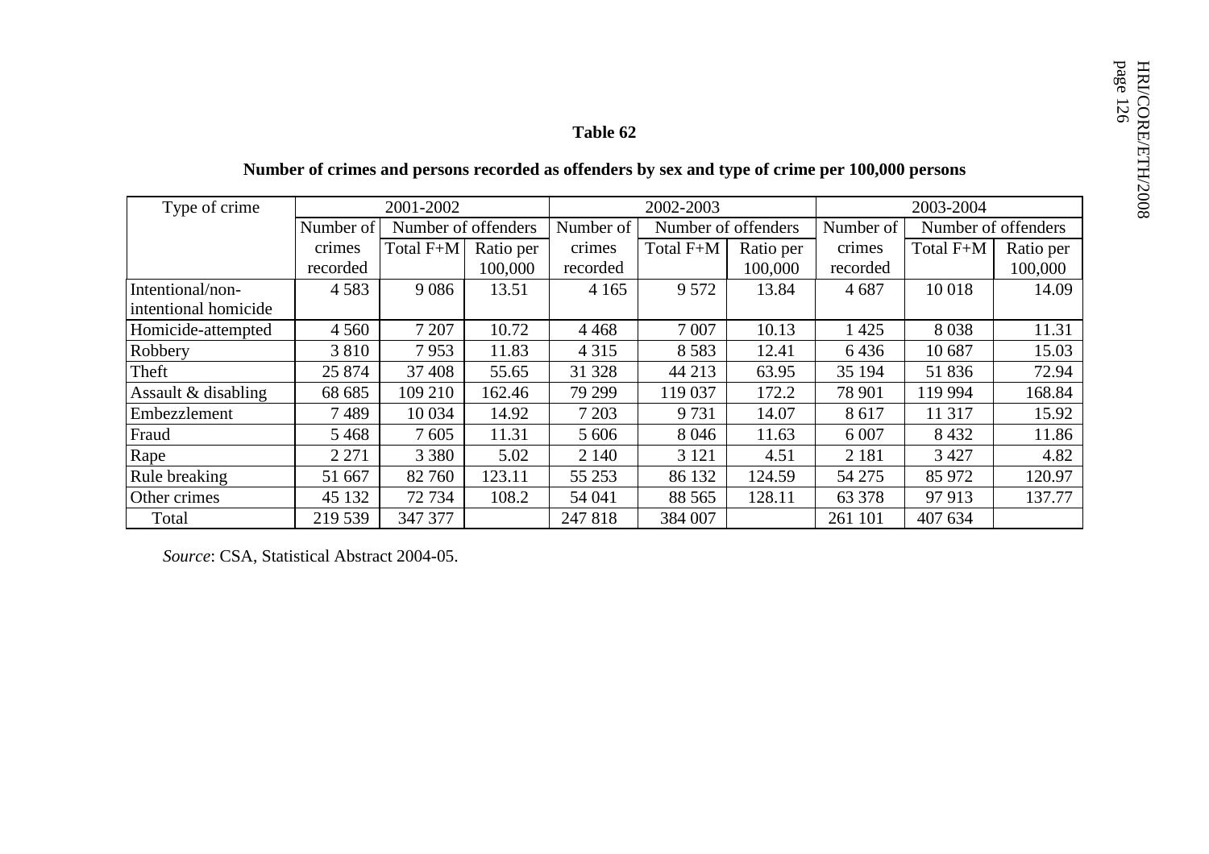**Table 62**

**Number of crimes and persons recorded as offenders by sex and type of crime per 100,000 persons**

| Type of crime | 2001-2002 | | | 2002-2003 | | | 2003-2004 | | |
|---|---|---|---|---|---|---|---|---|---|
| | Number of crimes recorded | Number of offenders | | Number of crimes recorded | Number of offenders | | Number of crimes recorded | Number of offenders | |
| | | Total F+M | Ratio per 100,000 | | Total F+M | Ratio per 100,000 | | Total F+M | Ratio per 100,000 |
| Intentional/non-intentional homicide | 4 583 | 9 086 | 13.51 | 4 165 | 9 572 | 13.84 | 4 687 | 10 018 | 14.09 |
| Homicide-attempted | 4 560 | 7 207 | 10.72 | 4 468 | 7 007 | 10.13 | 1 425 | 8 038 | 11.31 |
| Robbery | 3 810 | 7 953 | 11.83 | 4 315 | 8 583 | 12.41 | 6 436 | 10 687 | 15.03 |
| Theft | 25 874 | 37 408 | 55.65 | 31 328 | 44 213 | 63.95 | 35 194 | 51 836 | 72.94 |
| Assault & disabling | 68 685 | 109 210 | 162.46 | 79 299 | 119 037 | 172.2 | 78 901 | 119 994 | 168.84 |
| Embezzlement | 7 489 | 10 034 | 14.92 | 7 203 | 9 731 | 14.07 | 8 617 | 11 317 | 15.92 |
| Fraud | 5 468 | 7 605 | 11.31 | 5 606 | 8 046 | 11.63 | 6 007 | 8 432 | 11.86 |
| Rape | 2 271 | 3 380 | 5.02 | 2 140 | 3 121 | 4.51 | 2 181 | 3 427 | 4.82 |
| Rule breaking | 51 667 | 82 760 | 123.11 | 55 253 | 86 132 | 124.59 | 54 275 | 85 972 | 120.97 |
| Other crimes | 45 132 | 72 734 | 108.2 | 54 041 | 88 565 | 128.11 | 63 378 | 97 913 | 137.77 |
| Total | 219 539 | 347 377 | | 247 818 | 384 007 | | 261 101 | 407 634 | |

*Source*: CSA, Statistical Abstract 2004-05.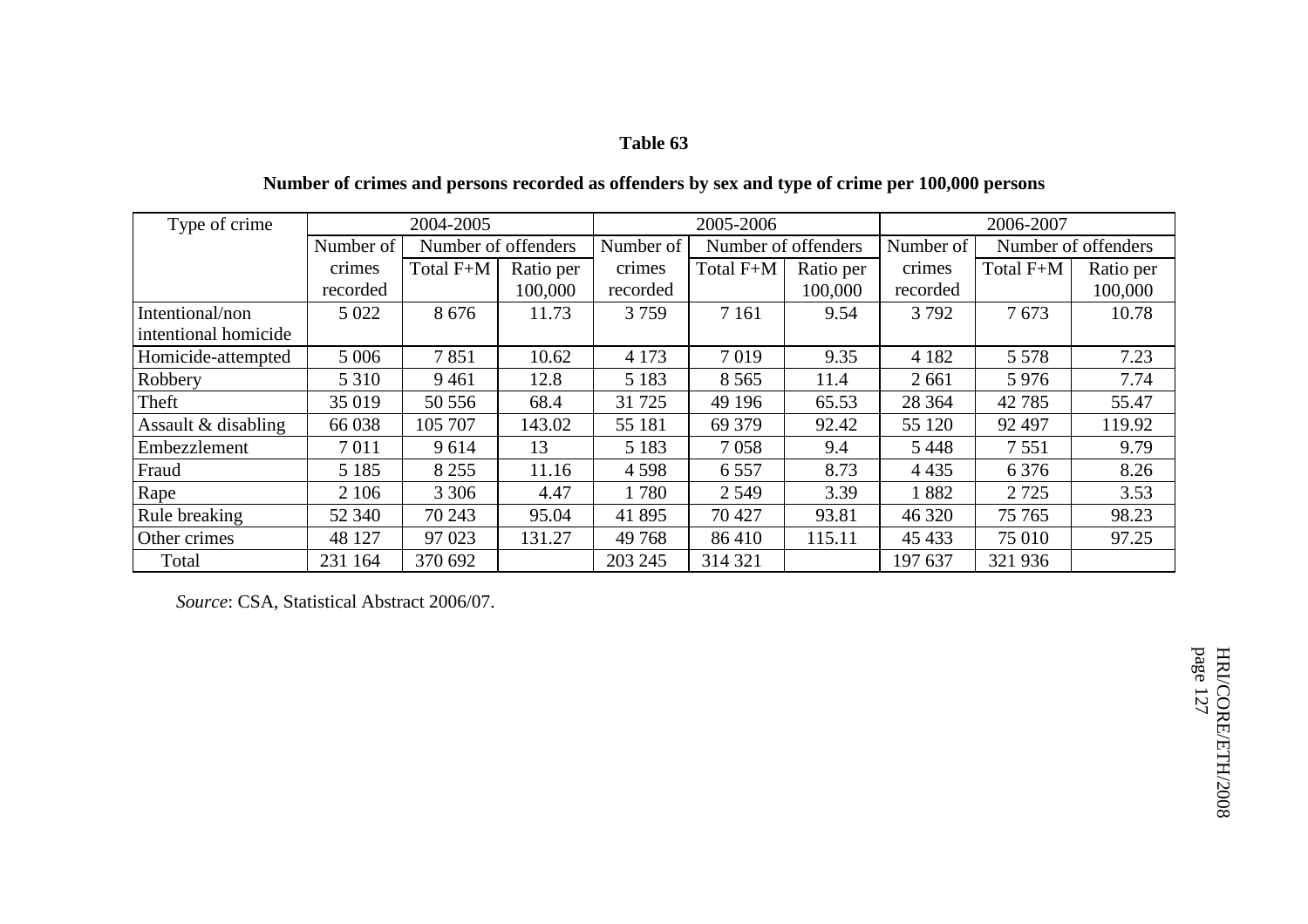**Table 63**

**Number of crimes and persons recorded as offenders by sex and type of crime per 100,000 persons**

| Type of crime | 2004-2005 | | | 2005-2006 | | | 2006-2007 | | |
|---|---|---|---|---|---|---|---|---|---|
| | Number of crimes recorded | Number of offenders | | Number of crimes recorded | Number of offenders | | Number of crimes recorded | Number of offenders | |
| | | Total F+M | Ratio per 100,000 | | Total F+M | Ratio per 100,000 | | Total F+M | Ratio per 100,000 |
| Intentional/non intentional homicide | 5 022 | 8 676 | 11.73 | 3 759 | 7 161 | 9.54 | 3 792 | 7 673 | 10.78 |
| Homicide-attempted | 5 006 | 7 851 | 10.62 | 4 173 | 7 019 | 9.35 | 4 182 | 5 578 | 7.23 |
| Robbery | 5 310 | 9 461 | 12.8 | 5 183 | 8 565 | 11.4 | 2 661 | 5 976 | 7.74 |
| Theft | 35 019 | 50 556 | 68.4 | 31 725 | 49 196 | 65.53 | 28 364 | 42 785 | 55.47 |
| Assault & disabling | 66 038 | 105 707 | 143.02 | 55 181 | 69 379 | 92.42 | 55 120 | 92 497 | 119.92 |
| Embezzlement | 7 011 | 9 614 | 13 | 5 183 | 7 058 | 9.4 | 5 448 | 7 551 | 9.79 |
| Fraud | 5 185 | 8 255 | 11.16 | 4 598 | 6 557 | 8.73 | 4 435 | 6 376 | 8.26 |
| Rape | 2 106 | 3 306 | 4.47 | 1 780 | 2 549 | 3.39 | 1 882 | 2 725 | 3.53 |
| Rule breaking | 52 340 | 70 243 | 95.04 | 41 895 | 70 427 | 93.81 | 46 320 | 75 765 | 98.23 |
| Other crimes | 48 127 | 97 023 | 131.27 | 49 768 | 86 410 | 115.11 | 45 433 | 75 010 | 97.25 |
| Total | 231 164 | 370 692 | | 203 245 | 314 321 | | 197 637 | 321 936 | |

*Source*: CSA, Statistical Abstract 2006/07.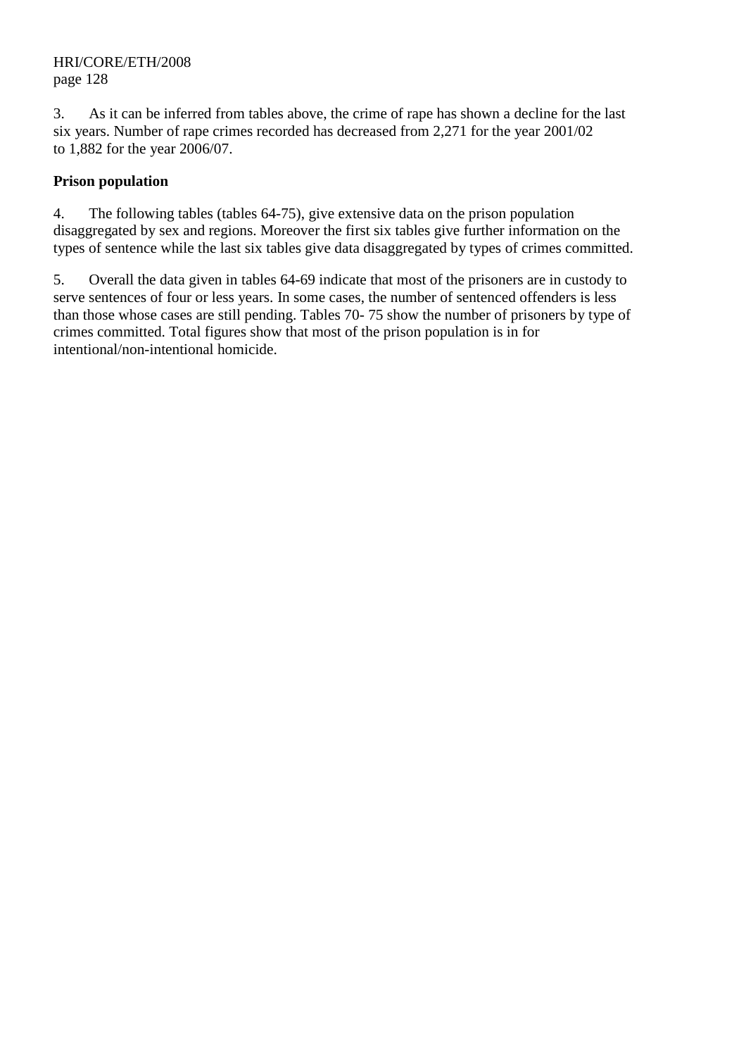3. As it can be inferred from tables above, the crime of rape has shown a decline for the last six years. Number of rape crimes recorded has decreased from 2,271 for the year 2001/02 to 1,882 for the year 2006/07.

**Prison population**

4. The following tables (tables 64-75), give extensive data on the prison population disaggregated by sex and regions. Moreover the first six tables give further information on the types of sentence while the last six tables give data disaggregated by types of crimes committed.

5. Overall the data given in tables 64-69 indicate that most of the prisoners are in custody to serve sentences of four or less years. In some cases, the number of sentenced offenders is less than those whose cases are still pending. Tables 70- 75 show the number of prisoners by type of crimes committed. Total figures show that most of the prison population is in for intentional/non-intentional homicide.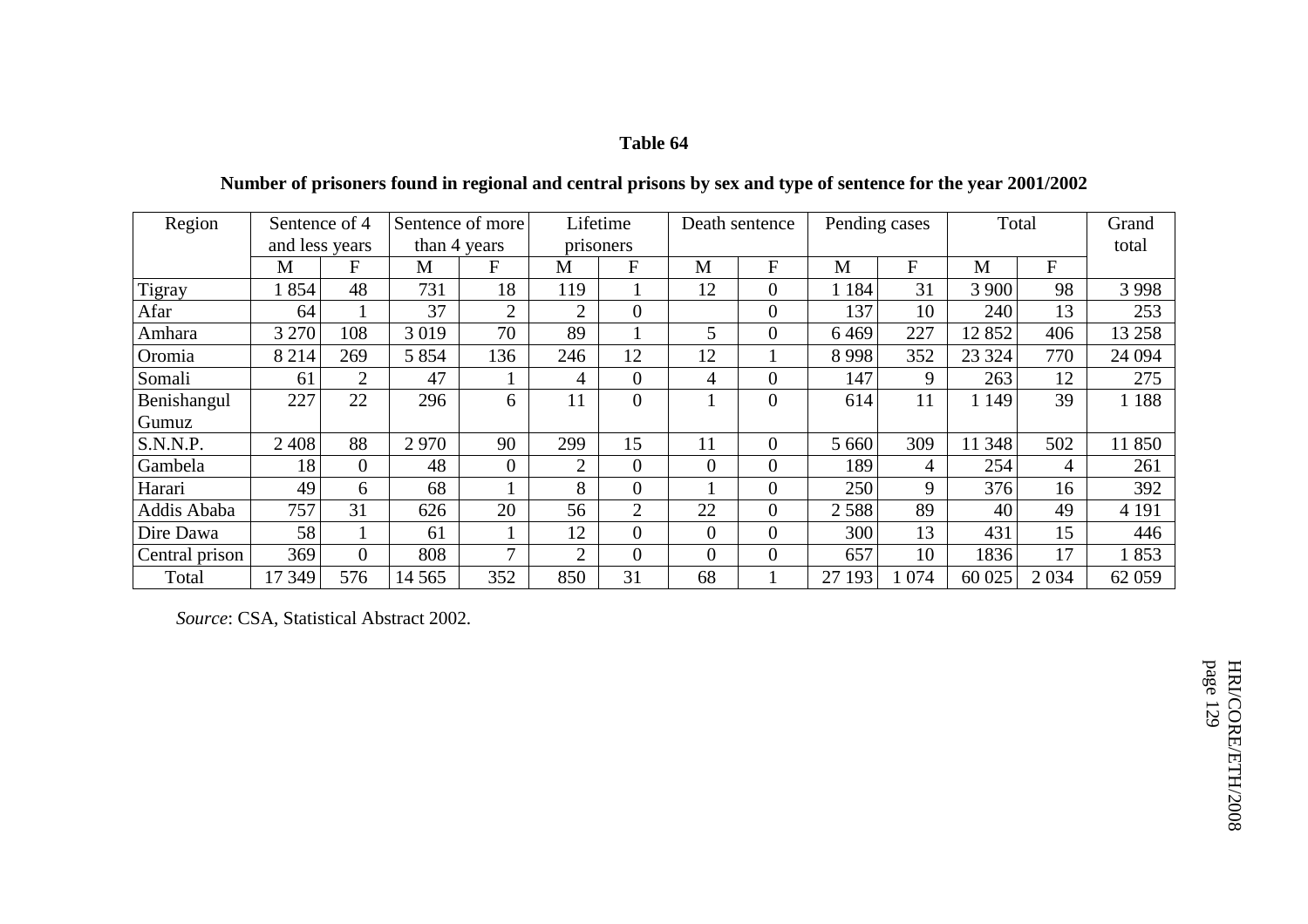**Table 64**

**Number of prisoners found in regional and central prisons by sex and type of sentence for the year 2001/2002**

| Region | Sentence of 4 and less years | | Sentence of more than 4 years | | Lifetime prisoners | | Death sentence | | Pending cases | | Total | | Grand total |
|---|---|---|---|---|---|---|---|---|---|---|---|---|---|
| | M | F | M | F | M | F | M | F | M | F | M | F | |
| Tigray | 1 854 | 48 | 731 | 18 | 119 | 1 | 12 | 0 | 1 184 | 31 | 3 900 | 98 | 3 998 |
| Afar | 64 | 1 | 37 | 2 | 2 | 0 | | 0 | 137 | 10 | 240 | 13 | 253 |
| Amhara | 3 270 | 108 | 3 019 | 70 | 89 | 1 | 5 | 0 | 6 469 | 227 | 12 852 | 406 | 13 258 |
| Oromia | 8 214 | 269 | 5 854 | 136 | 246 | 12 | 12 | 1 | 8 998 | 352 | 23 324 | 770 | 24 094 |
| Somali | 61 | 2 | 47 | 1 | 4 | 0 | 4 | 0 | 147 | 9 | 263 | 12 | 275 |
| Benishangul Gumuz | 227 | 22 | 296 | 6 | 11 | 0 | 1 | 0 | 614 | 11 | 1 149 | 39 | 1 188 |
| S.N.N.P. | 2 408 | 88 | 2 970 | 90 | 299 | 15 | 11 | 0 | 5 660 | 309 | 11 348 | 502 | 11 850 |
| Gambela | 18 | 0 | 48 | 0 | 2 | 0 | 0 | 0 | 189 | 4 | 254 | 4 | 261 |
| Harari | 49 | 6 | 68 | 1 | 8 | 0 | 1 | 0 | 250 | 9 | 376 | 16 | 392 |
| Addis Ababa | 757 | 31 | 626 | 20 | 56 | 2 | 22 | 0 | 2 588 | 89 | 40 | 49 | 4 191 |
| Dire Dawa | 58 | 1 | 61 | 1 | 12 | 0 | 0 | 0 | 300 | 13 | 431 | 15 | 446 |
| Central prison | 369 | 0 | 808 | 7 | 2 | 0 | 0 | 0 | 657 | 10 | 1836 | 17 | 1 853 |
| Total | 17 349 | 576 | 14 565 | 352 | 850 | 31 | 68 | 1 | 27 193 | 1 074 | 60 025 | 2 034 | 62 059 |

*Source*: CSA, Statistical Abstract 2002.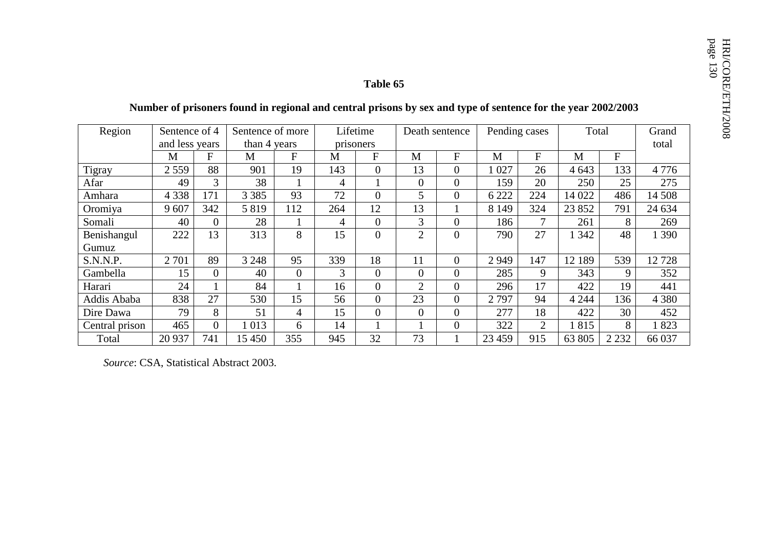**Table 65**

**Number of prisoners found in regional and central prisons by sex and type of sentence for the year 2002/2003**

| Region | Sentence of 4 and less years | | Sentence of more than 4 years | | Lifetime prisoners | | Death sentence | | Pending cases | | Total | | Grand total |
|---|---|---|---|---|---|---|---|---|---|---|---|---|---|
| | M | F | M | F | M | F | M | F | M | F | M | F | |
| Tigray | 2 559 | 88 | 901 | 19 | 143 | 0 | 13 | 0 | 1 027 | 26 | 4 643 | 133 | 4 776 |
| Afar | 49 | 3 | 38 | 1 | 4 | 1 | 0 | 0 | 159 | 20 | 250 | 25 | 275 |
| Amhara | 4 338 | 171 | 3 385 | 93 | 72 | 0 | 5 | 0 | 6 222 | 224 | 14 022 | 486 | 14 508 |
| Oromiya | 9 607 | 342 | 5 819 | 112 | 264 | 12 | 13 | 1 | 8 149 | 324 | 23 852 | 791 | 24 634 |
| Somali | 40 | 0 | 28 | 1 | 4 | 0 | 3 | 0 | 186 | 7 | 261 | 8 | 269 |
| Benishangul Gumuz | 222 | 13 | 313 | 8 | 15 | 0 | 2 | 0 | 790 | 27 | 1 342 | 48 | 1 390 |
| S.N.N.P. | 2 701 | 89 | 3 248 | 95 | 339 | 18 | 11 | 0 | 2 949 | 147 | 12 189 | 539 | 12 728 |
| Gambella | 15 | 0 | 40 | 0 | 3 | 0 | 0 | 0 | 285 | 9 | 343 | 9 | 352 |
| Harari | 24 | 1 | 84 | 1 | 16 | 0 | 2 | 0 | 296 | 17 | 422 | 19 | 441 |
| Addis Ababa | 838 | 27 | 530 | 15 | 56 | 0 | 23 | 0 | 2 797 | 94 | 4 244 | 136 | 4 380 |
| Dire Dawa | 79 | 8 | 51 | 4 | 15 | 0 | 0 | 0 | 277 | 18 | 422 | 30 | 452 |
| Central prison | 465 | 0 | 1 013 | 6 | 14 | 1 | 1 | 0 | 322 | 2 | 1 815 | 8 | 1 823 |
| Total | 20 937 | 741 | 15 450 | 355 | 945 | 32 | 73 | 1 | 23 459 | 915 | 63 805 | 2 232 | 66 037 |

*Source*: CSA, Statistical Abstract 2003.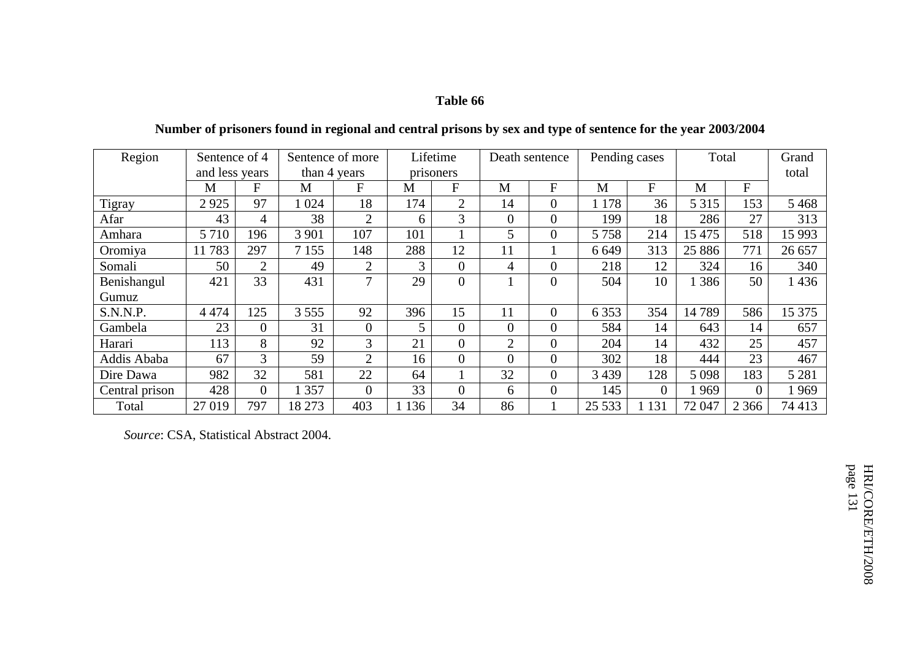**Table 66**

**Number of prisoners found in regional and central prisons by sex and type of sentence for the year 2003/2004**

| Region | Sentence of 4 and less years | | Sentence of more than 4 years | | Lifetime prisoners | | Death sentence | | Pending cases | | Total | | Grand total |
|---|---|---|---|---|---|---|---|---|---|---|---|---|---|
| | M | F | M | F | M | F | M | F | M | F | M | F | |
| Tigray | 2 925 | 97 | 1 024 | 18 | 174 | 2 | 14 | 0 | 1 178 | 36 | 5 315 | 153 | 5 468 |
| Afar | 43 | 4 | 38 | 2 | 6 | 3 | 0 | 0 | 199 | 18 | 286 | 27 | 313 |
| Amhara | 5 710 | 196 | 3 901 | 107 | 101 | 1 | 5 | 0 | 5 758 | 214 | 15 475 | 518 | 15 993 |
| Oromiya | 11 783 | 297 | 7 155 | 148 | 288 | 12 | 11 | 1 | 6 649 | 313 | 25 886 | 771 | 26 657 |
| Somali | 50 | 2 | 49 | 2 | 3 | 0 | 4 | 0 | 218 | 12 | 324 | 16 | 340 |
| Benishangul Gumuz | 421 | 33 | 431 | 7 | 29 | 0 | 1 | 0 | 504 | 10 | 1 386 | 50 | 1 436 |
| S.N.N.P. | 4 474 | 125 | 3 555 | 92 | 396 | 15 | 11 | 0 | 6 353 | 354 | 14 789 | 586 | 15 375 |
| Gambela | 23 | 0 | 31 | 0 | 5 | 0 | 0 | 0 | 584 | 14 | 643 | 14 | 657 |
| Harari | 113 | 8 | 92 | 3 | 21 | 0 | 2 | 0 | 204 | 14 | 432 | 25 | 457 |
| Addis Ababa | 67 | 3 | 59 | 2 | 16 | 0 | 0 | 0 | 302 | 18 | 444 | 23 | 467 |
| Dire Dawa | 982 | 32 | 581 | 22 | 64 | 1 | 32 | 0 | 3 439 | 128 | 5 098 | 183 | 5 281 |
| Central prison | 428 | 0 | 1 357 | 0 | 33 | 0 | 6 | 0 | 145 | 0 | 1 969 | 0 | 1 969 |
| Total | 27 019 | 797 | 18 273 | 403 | 1 136 | 34 | 86 | 1 | 25 533 | 1 131 | 72 047 | 2 366 | 74 413 |

*Source*: CSA, Statistical Abstract 2004.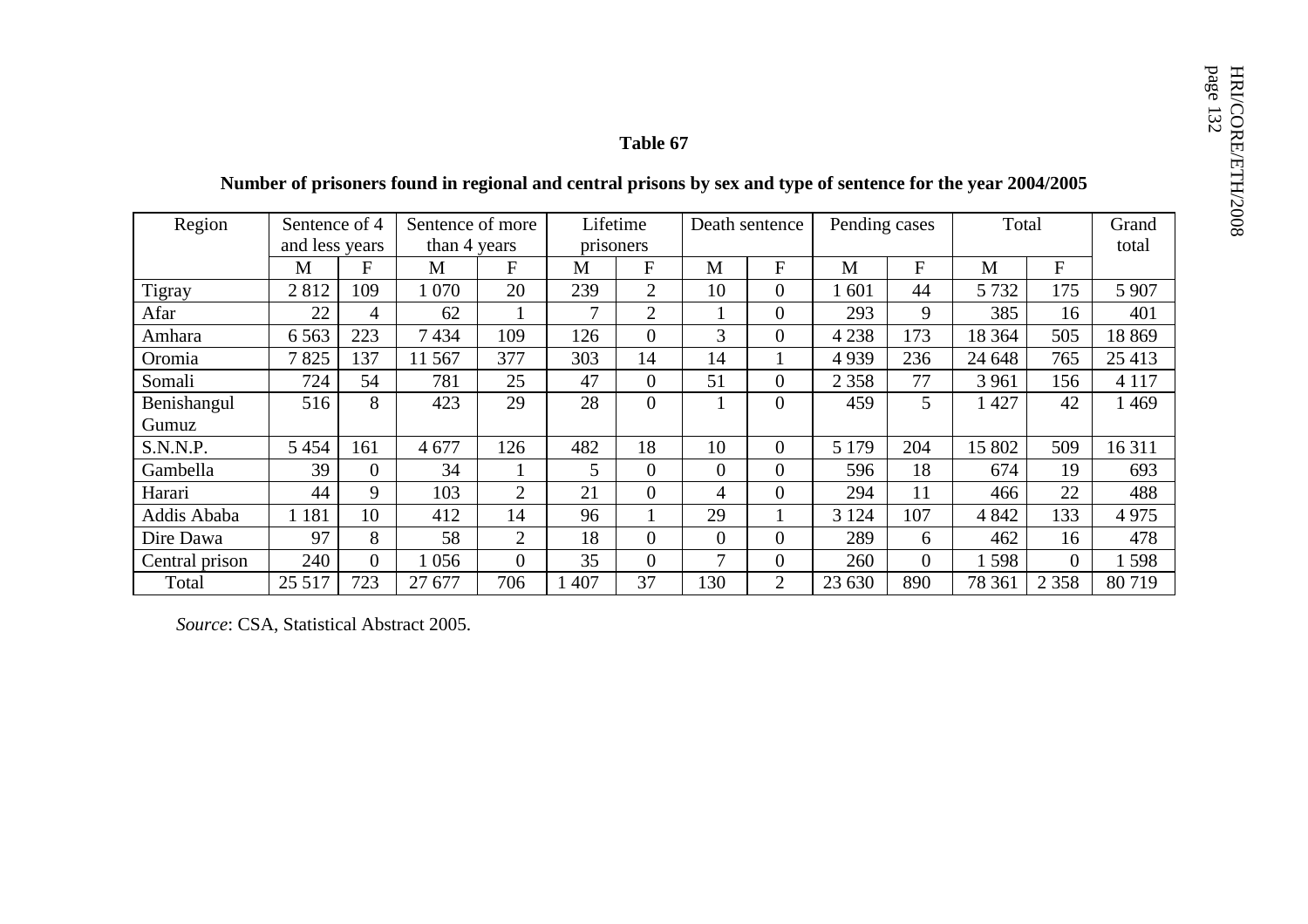**Table 67**

**Number of prisoners found in regional and central prisons by sex and type of sentence for the year 2004/2005**

| Region | Sentence of 4 and less years | | Sentence of more than 4 years | | Lifetime prisoners | | Death sentence | | Pending cases | | Total | | Grand total |
|---|---|---|---|---|---|---|---|---|---|---|---|---|---|
| | M | F | M | F | M | F | M | F | M | F | M | F | |
| Tigray | 2 812 | 109 | 1 070 | 20 | 239 | 2 | 10 | 0 | 1 601 | 44 | 5 732 | 175 | 5 907 |
| Afar | 22 | 4 | 62 | 1 | 7 | 2 | 1 | 0 | 293 | 9 | 385 | 16 | 401 |
| Amhara | 6 563 | 223 | 7 434 | 109 | 126 | 0 | 3 | 0 | 4 238 | 173 | 18 364 | 505 | 18 869 |
| Oromia | 7 825 | 137 | 11 567 | 377 | 303 | 14 | 14 | 1 | 4 939 | 236 | 24 648 | 765 | 25 413 |
| Somali | 724 | 54 | 781 | 25 | 47 | 0 | 51 | 0 | 2 358 | 77 | 3 961 | 156 | 4 117 |
| Benishangul Gumuz | 516 | 8 | 423 | 29 | 28 | 0 | 1 | 0 | 459 | 5 | 1 427 | 42 | 1 469 |
| S.N.N.P. | 5 454 | 161 | 4 677 | 126 | 482 | 18 | 10 | 0 | 5 179 | 204 | 15 802 | 509 | 16 311 |
| Gambella | 39 | 0 | 34 | 1 | 5 | 0 | 0 | 0 | 596 | 18 | 674 | 19 | 693 |
| Harari | 44 | 9 | 103 | 2 | 21 | 0 | 4 | 0 | 294 | 11 | 466 | 22 | 488 |
| Addis Ababa | 1 181 | 10 | 412 | 14 | 96 | 1 | 29 | 1 | 3 124 | 107 | 4 842 | 133 | 4 975 |
| Dire Dawa | 97 | 8 | 58 | 2 | 18 | 0 | 0 | 0 | 289 | 6 | 462 | 16 | 478 |
| Central prison | 240 | 0 | 1 056 | 0 | 35 | 0 | 7 | 0 | 260 | 0 | 1 598 | 0 | 1 598 |
| Total | 25 517 | 723 | 27 677 | 706 | 1 407 | 37 | 130 | 2 | 23 630 | 890 | 78 361 | 2 358 | 80 719 |

*Source*: CSA, Statistical Abstract 2005.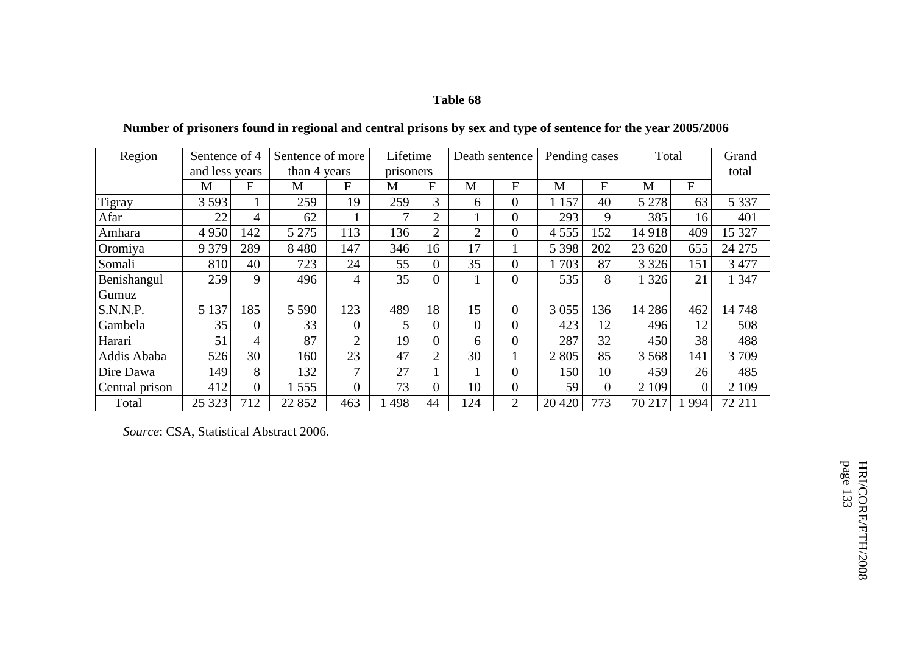**Table 68**

**Number of prisoners found in regional and central prisons by sex and type of sentence for the year 2005/2006**

| Region | Sentence of 4 and less years | | Sentence of more than 4 years | | Lifetime prisoners | | Death sentence | | Pending cases | | Total | | Grand total |
|---|---|---|---|---|---|---|---|---|---|---|---|---|---|
| | M | F | M | F | M | F | M | F | M | F | M | F | |
| Tigray | 3 593 | 1 | 259 | 19 | 259 | 3 | 6 | 0 | 1 157 | 40 | 5 278 | 63 | 5 337 |
| Afar | 22 | 4 | 62 | 1 | 7 | 2 | 1 | 0 | 293 | 9 | 385 | 16 | 401 |
| Amhara | 4 950 | 142 | 5 275 | 113 | 136 | 2 | 2 | 0 | 4 555 | 152 | 14 918 | 409 | 15 327 |
| Oromiya | 9 379 | 289 | 8 480 | 147 | 346 | 16 | 17 | 1 | 5 398 | 202 | 23 620 | 655 | 24 275 |
| Somali | 810 | 40 | 723 | 24 | 55 | 0 | 35 | 0 | 1 703 | 87 | 3 326 | 151 | 3 477 |
| Benishangul Gumuz | 259 | 9 | 496 | 4 | 35 | 0 | 1 | 0 | 535 | 8 | 1 326 | 21 | 1 347 |
| S.N.N.P. | 5 137 | 185 | 5 590 | 123 | 489 | 18 | 15 | 0 | 3 055 | 136 | 14 286 | 462 | 14 748 |
| Gambela | 35 | 0 | 33 | 0 | 5 | 0 | 0 | 0 | 423 | 12 | 496 | 12 | 508 |
| Harari | 51 | 4 | 87 | 2 | 19 | 0 | 6 | 0 | 287 | 32 | 450 | 38 | 488 |
| Addis Ababa | 526 | 30 | 160 | 23 | 47 | 2 | 30 | 1 | 2 805 | 85 | 3 568 | 141 | 3 709 |
| Dire Dawa | 149 | 8 | 132 | 7 | 27 | 1 | 1 | 0 | 150 | 10 | 459 | 26 | 485 |
| Central prison | 412 | 0 | 1 555 | 0 | 73 | 0 | 10 | 0 | 59 | 0 | 2 109 | 0 | 2 109 |
| Total | 25 323 | 712 | 22 852 | 463 | 1 498 | 44 | 124 | 2 | 20 420 | 773 | 70 217 | 1 994 | 72 211 |

*Source*: CSA, Statistical Abstract 2006.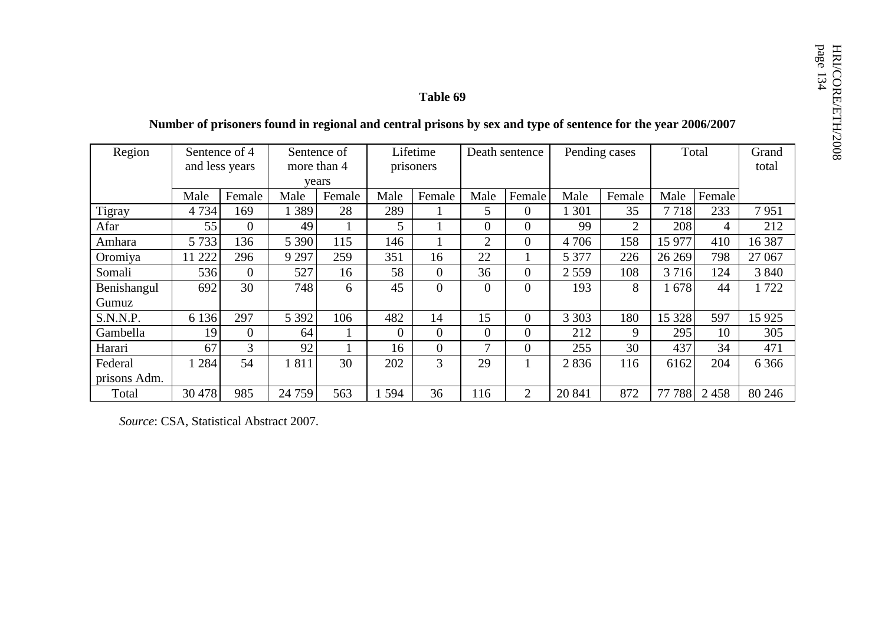**Table 69**

**Number of prisoners found in regional and central prisons by sex and type of sentence for the year 2006/2007**

| Region | Sentence of 4 and less years | | Sentence of more than 4 years | | Lifetime prisoners | | Death sentence | | Pending cases | | Total | | Grand total |
|---|---|---|---|---|---|---|---|---|---|---|---|---|---|
| | Male | Female | Male | Female | Male | Female | Male | Female | Male | Female | Male | Female | |
| Tigray | 4 734 | 169 | 1 389 | 28 | 289 | 1 | 5 | 0 | 1 301 | 35 | 7 718 | 233 | 7 951 |
| Afar | 55 | 0 | 49 | 1 | 5 | 1 | 0 | 0 | 99 | 2 | 208 | 4 | 212 |
| Amhara | 5 733 | 136 | 5 390 | 115 | 146 | 1 | 2 | 0 | 4 706 | 158 | 15 977 | 410 | 16 387 |
| Oromiya | 11 222 | 296 | 9 297 | 259 | 351 | 16 | 22 | 1 | 5 377 | 226 | 26 269 | 798 | 27 067 |
| Somali | 536 | 0 | 527 | 16 | 58 | 0 | 36 | 0 | 2 559 | 108 | 3 716 | 124 | 3 840 |
| Benishangul Gumuz | 692 | 30 | 748 | 6 | 45 | 0 | 0 | 0 | 193 | 8 | 1 678 | 44 | 1 722 |
| S.N.N.P. | 6 136 | 297 | 5 392 | 106 | 482 | 14 | 15 | 0 | 3 303 | 180 | 15 328 | 597 | 15 925 |
| Gambella | 19 | 0 | 64 | 1 | 0 | 0 | 0 | 0 | 212 | 9 | 295 | 10 | 305 |
| Harari | 67 | 3 | 92 | 1 | 16 | 0 | 7 | 0 | 255 | 30 | 437 | 34 | 471 |
| Federal prisons Adm. | 1 284 | 54 | 1 811 | 30 | 202 | 3 | 29 | 1 | 2 836 | 116 | 6162 | 204 | 6 366 |
| Total | 30 478 | 985 | 24 759 | 563 | 1 594 | 36 | 116 | 2 | 20 841 | 872 | 77 788 | 2 458 | 80 246 |

*Source*: CSA, Statistical Abstract 2007.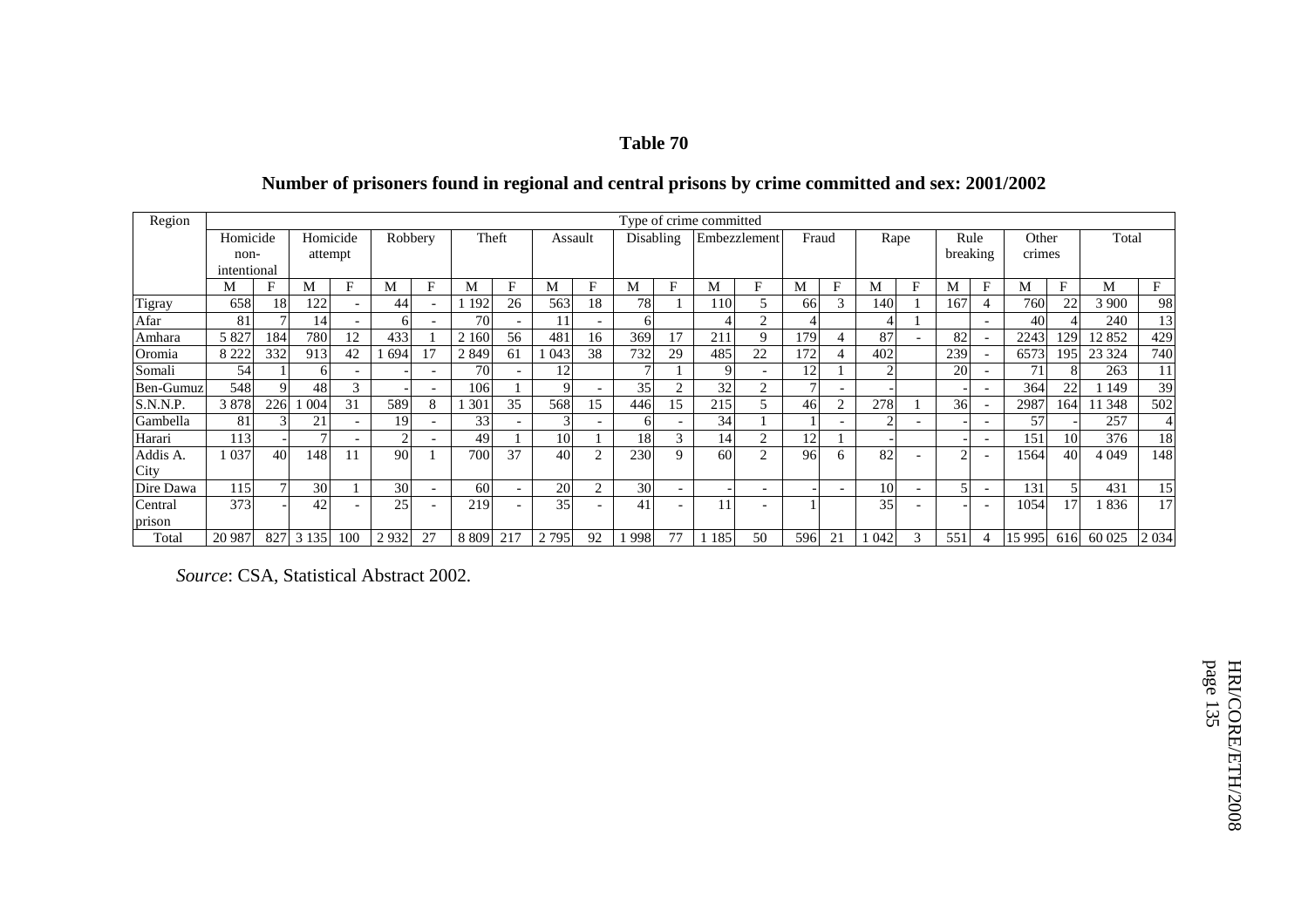**Table 70**

**Number of prisoners found in regional and central prisons by crime committed and sex: 2001/2002**

| Region | Type of crime committed | | | | | | | | | | | | | | | | | | | | | | | |
|---|---|---|---|---|---|---|---|---|---|---|---|---|---|---|---|---|---|---|---|---|---|---|---|---|
| | Homicide non-intentional | | Homicide attempt | | Robbery | | Theft | | Assault | | Disabling | | Embezzlement | | Fraud | | Rape | | Rule breaking | | Other crimes | | Total | |
| | M | F | M | F | M | F | M | F | M | F | M | F | M | F | M | F | M | F | M | F | M | F | M | F |
| Tigray | 658 | 18 | 122 | - | 44 | - | 1 192 | 26 | 563 | 18 | 78 | 1 | 110 | 5 | 66 | 3 | 140 | 1 | 167 | 4 | 760 | 22 | 3 900 | 98 |
| Afar | 81 | 7 | 14 | - | 6 | - | 70 | - | 11 | - | 6 | | 4 | 2 | 4 | | 4 | 1 | | - | 40 | 4 | 240 | 13 |
| Amhara | 5 827 | 184 | 780 | 12 | 433 | 1 | 2 160 | 56 | 481 | 16 | 369 | 17 | 211 | 9 | 179 | 4 | 87 | - | 82 | - | 2243 | 129 | 12 852 | 429 |
| Oromia | 8 222 | 332 | 913 | 42 | 1 694 | 17 | 2 849 | 61 | 1 043 | 38 | 732 | 29 | 485 | 22 | 172 | 4 | 402 | | 239 | - | 6573 | 195 | 23 324 | 740 |
| Somali | 54 | 1 | 6 | - | - | - | 70 | - | 12 | | 7 | 1 | 9 | - | 12 | 1 | 2 | | 20 | - | 71 | 8 | 263 | 11 |
| Ben-Gumuz | 548 | 9 | 48 | 3 | - | - | 106 | 1 | 9 | - | 35 | 2 | 32 | 2 | 7 | - | - | | - | - | 364 | 22 | 1 149 | 39 |
| S.N.N.P. | 3 878 | 226 | 1 004 | 31 | 589 | 8 | 1 301 | 35 | 568 | 15 | 446 | 15 | 215 | 5 | 46 | 2 | 278 | 1 | 36 | - | 2987 | 164 | 11 348 | 502 |
| Gambella | 81 | 3 | 21 | - | 19 | - | 33 | - | 3 | - | 6 | - | 34 | 1 | 1 | - | 2 | - | - | - | 57 | - | 257 | 4 |
| Harari | 113 | - | 7 | - | 2 | - | 49 | 1 | 10 | 1 | 18 | 3 | 14 | 2 | 12 | 1 | - | | - | - | 151 | 10 | 376 | 18 |
| Addis A. City | 1 037 | 40 | 148 | 11 | 90 | 1 | 700 | 37 | 40 | 2 | 230 | 9 | 60 | 2 | 96 | 6 | 82 | - | 2 | - | 1564 | 40 | 4 049 | 148 |
| Dire Dawa | 115 | 7 | 30 | 1 | 30 | - | 60 | - | 20 | 2 | 30 | - | - | - | - | - | 10 | - | 5 | - | 131 | 5 | 431 | 15 |
| Central prison | 373 | - | 42 | - | 25 | - | 219 | - | 35 | - | 41 | - | 11 | - | 1 | | 35 | - | - | - | 1054 | 17 | 1 836 | 17 |
| Total | 20 987 | 827 | 3 135 | 100 | 2 932 | 27 | 8 809 | 217 | 2 795 | 92 | 1 998 | 77 | 1 185 | 50 | 596 | 21 | 1 042 | 3 | 551 | 4 | 15 995 | 616 | 60 025 | 2 034 |

*Source*: CSA, Statistical Abstract 2002.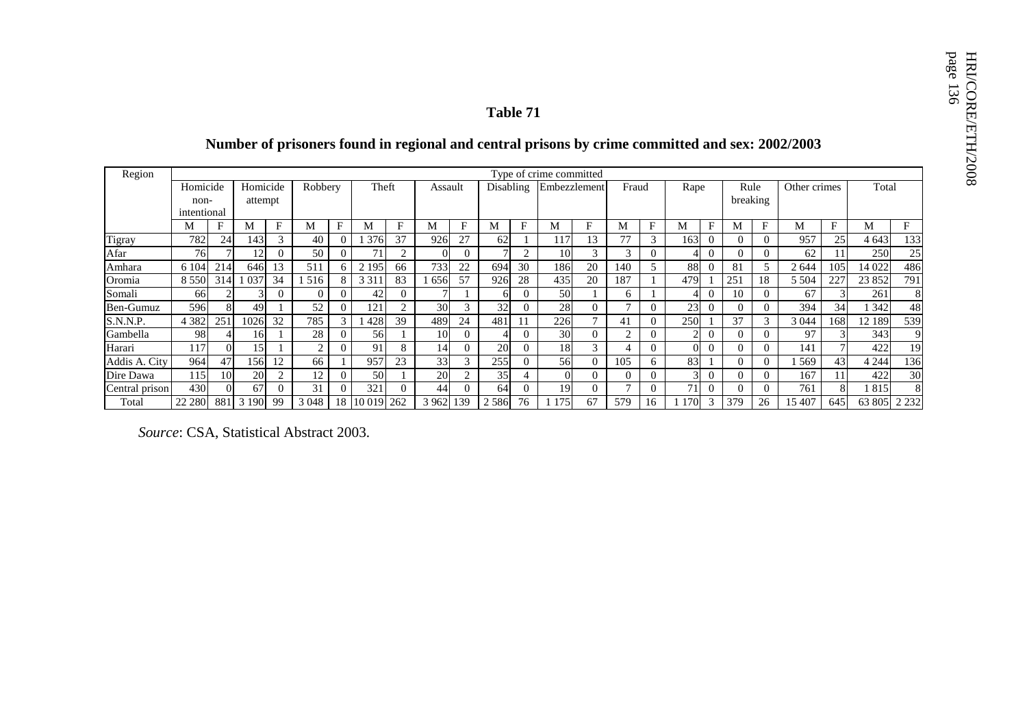## Table 71

### Number of prisoners found in regional and central prisons by crime committed and sex: 2002/2003

| Region | Type of crime committed | | | | | | | | | | | | | | | | | | | | | | | |
|---|---|---|---|---|---|---|---|---|---|---|---|---|---|---|---|---|---|---|---|---|---|---|---|---|
| | Homicide non-intentional | | Homicide attempt | | Robbery | | Theft | | Assault | | Disabling | | Embezzlement | | Fraud | | Rape | | Rule breaking | | Other crimes | | Total | |
| | M | F | M | F | M | F | M | F | M | F | M | F | M | F | M | F | M | F | M | F | M | F | M | F |
| Tigray | 782 | 24 | 143 | 3 | 40 | 0 | 1 376 | 37 | 926 | 27 | 62 | 1 | 117 | 13 | 77 | 3 | 163 | 0 | 0 | 0 | 957 | 25 | 4 643 | 133 |
| Afar | 76 | 7 | 12 | 0 | 50 | 0 | 71 | 2 | 0 | 0 | 7 | 2 | 10 | 3 | 3 | 0 | 4 | 0 | 0 | 0 | 62 | 11 | 250 | 25 |
| Amhara | 6 104 | 214 | 646 | 13 | 511 | 6 | 2 195 | 66 | 733 | 22 | 694 | 30 | 186 | 20 | 140 | 5 | 88 | 0 | 81 | 5 | 2 644 | 105 | 14 022 | 486 |
| Oromia | 8 550 | 314 | 1 037 | 34 | 1 516 | 8 | 3 311 | 83 | 1 656 | 57 | 926 | 28 | 435 | 20 | 187 | 1 | 479 | 1 | 251 | 18 | 5 504 | 227 | 23 852 | 791 |
| Somali | 66 | 2 | 3 | 0 | 0 | 0 | 42 | 0 | 7 | 1 | 6 | 0 | 50 | 1 | 6 | 1 | 4 | 0 | 10 | 0 | 67 | 3 | 261 | 8 |
| Ben-Gumuz | 596 | 8 | 49 | 1 | 52 | 0 | 121 | 2 | 30 | 3 | 32 | 0 | 28 | 0 | 7 | 0 | 23 | 0 | 0 | 0 | 394 | 34 | 1 342 | 48 |
| S.N.N.P. | 4 382 | 251 | 1026 | 32 | 785 | 3 | 1 428 | 39 | 489 | 24 | 481 | 11 | 226 | 7 | 41 | 0 | 250 | 1 | 37 | 3 | 3 044 | 168 | 12 189 | 539 |
| Gambella | 98 | 4 | 16 | 1 | 28 | 0 | 56 | 1 | 10 | 0 | 4 | 0 | 30 | 0 | 2 | 0 | 2 | 0 | 0 | 0 | 97 | 3 | 343 | 9 |
| Harari | 117 | 0 | 15 | 1 | 2 | 0 | 91 | 8 | 14 | 0 | 20 | 0 | 18 | 3 | 4 | 0 | 0 | 0 | 0 | 0 | 141 | 7 | 422 | 19 |
| Addis A. City | 964 | 47 | 156 | 12 | 66 | 1 | 957 | 23 | 33 | 3 | 255 | 0 | 56 | 0 | 105 | 6 | 83 | 1 | 0 | 0 | 1 569 | 43 | 4 244 | 136 |
| Dire Dawa | 115 | 10 | 20 | 2 | 12 | 0 | 50 | 1 | 20 | 2 | 35 | 4 | 0 | 0 | 0 | 0 | 3 | 0 | 0 | 0 | 167 | 11 | 422 | 30 |
| Central prison | 430 | 0 | 67 | 0 | 31 | 0 | 321 | 0 | 44 | 0 | 64 | 0 | 19 | 0 | 7 | 0 | 71 | 0 | 0 | 0 | 761 | 8 | 1 815 | 8 |
| Total | 22 280 | 881 | 3 190 | 99 | 3 048 | 18 | 10 019 | 262 | 3 962 | 139 | 2 586 | 76 | 1 175 | 67 | 579 | 16 | 1 170 | 3 | 379 | 26 | 15 407 | 645 | 63 805 | 2 232 |

*Source*: CSA, Statistical Abstract 2003.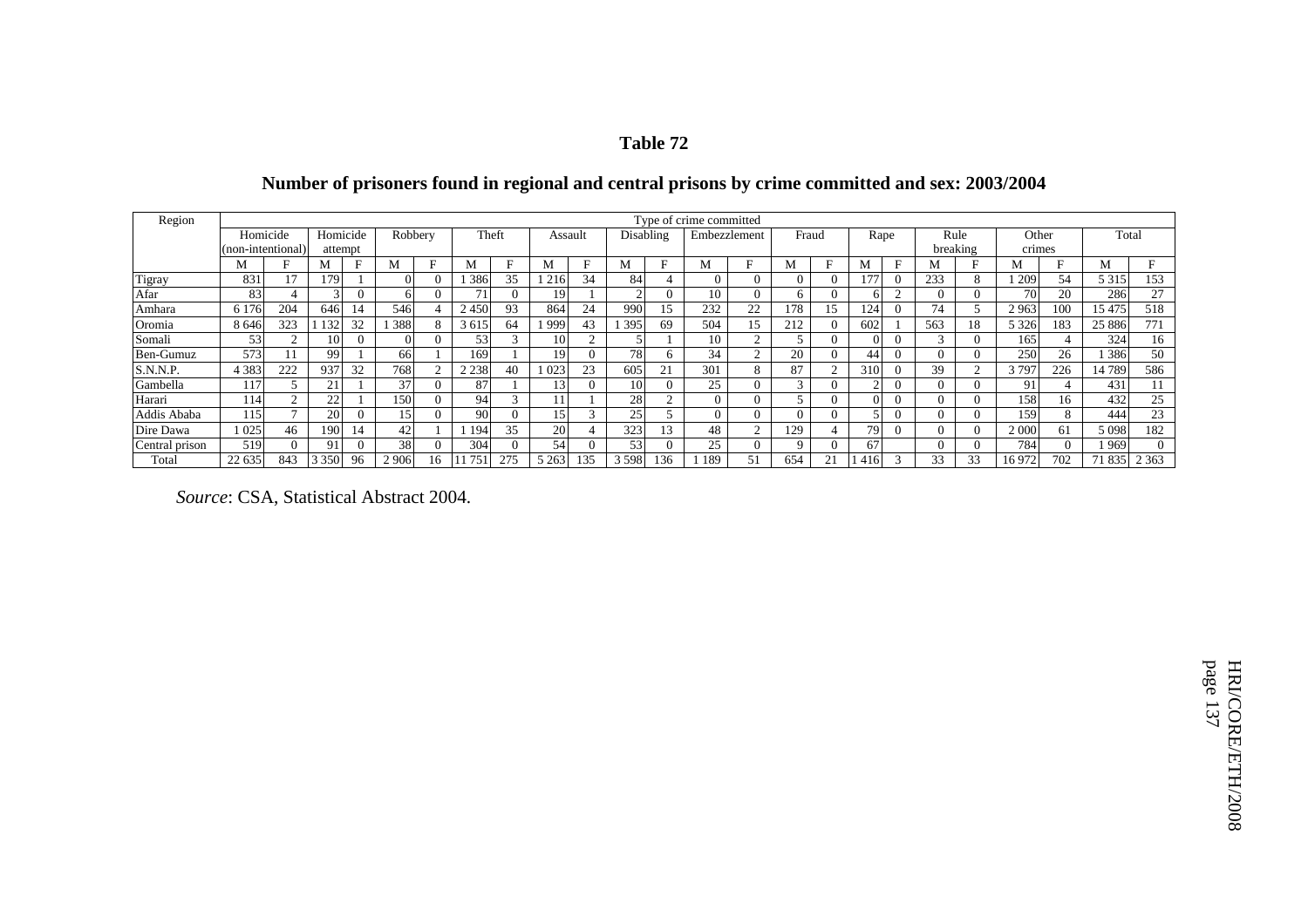# Table 72

## Number of prisoners found in regional and central prisons by crime committed and sex: 2003/2004

| Region | Type of crime committed | | | | | | | | | | | | | | | | | | | | | | | |
|---|---|---|---|---|---|---|---|---|---|---|---|---|---|---|---|---|---|---|---|---|---|---|---|---|
| | Homicide (non-intentional) | | Homicide attempt | | Robbery | | Theft | | Assault | | Disabling | | Embezzlement | | Fraud | | Rape | | Rule breaking | | Other crimes | | Total | |
| | M | F | M | F | M | F | M | F | M | F | M | F | M | F | M | F | M | F | M | F | M | F | M | F |
| Tigray | 831 | 17 | 179 | 1 | 0 | 0 | 1 386 | 35 | 1 216 | 34 | 84 | 4 | 0 | 0 | 0 | 0 | 177 | 0 | 233 | 8 | 1 209 | 54 | 5 315 | 153 |
| Afar | 83 | 4 | 3 | 0 | 6 | 0 | 71 | 0 | 19 | 1 | 2 | 0 | 10 | 0 | 6 | 0 | 6 | 2 | 0 | 0 | 70 | 20 | 286 | 27 |
| Amhara | 6 176 | 204 | 646 | 14 | 546 | 4 | 2 450 | 93 | 864 | 24 | 990 | 15 | 232 | 22 | 178 | 15 | 124 | 0 | 74 | 5 | 2 963 | 100 | 15 475 | 518 |
| Oromia | 8 646 | 323 | 1 132 | 32 | 1 388 | 8 | 3 615 | 64 | 1 999 | 43 | 1 395 | 69 | 504 | 15 | 212 | 0 | 602 | 1 | 563 | 18 | 5 326 | 183 | 25 886 | 771 |
| Somali | 53 | 2 | 10 | 0 | 0 | 0 | 53 | 3 | 10 | 2 | 5 | 1 | 10 | 2 | 5 | 0 | 0 | 0 | 3 | 0 | 165 | 4 | 324 | 16 |
| Ben-Gumuz | 573 | 11 | 99 | 1 | 66 | 1 | 169 | 1 | 19 | 0 | 78 | 6 | 34 | 2 | 20 | 0 | 44 | 0 | 0 | 0 | 250 | 26 | 1 386 | 50 |
| S.N.N.P. | 4 383 | 222 | 937 | 32 | 768 | 2 | 2 238 | 40 | 1 023 | 23 | 605 | 21 | 301 | 8 | 87 | 2 | 310 | 0 | 39 | 2 | 3 797 | 226 | 14 789 | 586 |
| Gambella | 117 | 5 | 21 | 1 | 37 | 0 | 87 | 1 | 13 | 0 | 10 | 0 | 25 | 0 | 3 | 0 | 2 | 0 | 0 | 0 | 91 | 4 | 431 | 11 |
| Harari | 114 | 2 | 22 | 1 | 150 | 0 | 94 | 3 | 11 | 1 | 28 | 2 | 0 | 0 | 5 | 0 | 0 | 0 | 0 | 0 | 158 | 16 | 432 | 25 |
| Addis Ababa | 115 | 7 | 20 | 0 | 15 | 0 | 90 | 0 | 15 | 3 | 25 | 5 | 0 | 0 | 0 | 0 | 5 | 0 | 0 | 0 | 159 | 8 | 444 | 23 |
| Dire Dawa | 1 025 | 46 | 190 | 14 | 42 | 1 | 1 194 | 35 | 20 | 4 | 323 | 13 | 48 | 2 | 129 | 4 | 79 | 0 | 0 | 0 | 2 000 | 61 | 5 098 | 182 |
| Central prison | 519 | 0 | 91 | 0 | 38 | 0 | 304 | 0 | 54 | 0 | 53 | 0 | 25 | 0 | 9 | 0 | 67 | | 0 | 0 | 784 | 0 | 1 969 | 0 |
| Total | 22 635 | 843 | 3 350 | 96 | 2 906 | 16 | 11 751 | 275 | 5 263 | 135 | 3 598 | 136 | 1 189 | 51 | 654 | 21 | 1 416 | 3 | 33 | 33 | 16 972 | 702 | 71 835 | 2 363 |

*Source*: CSA, Statistical Abstract 2004.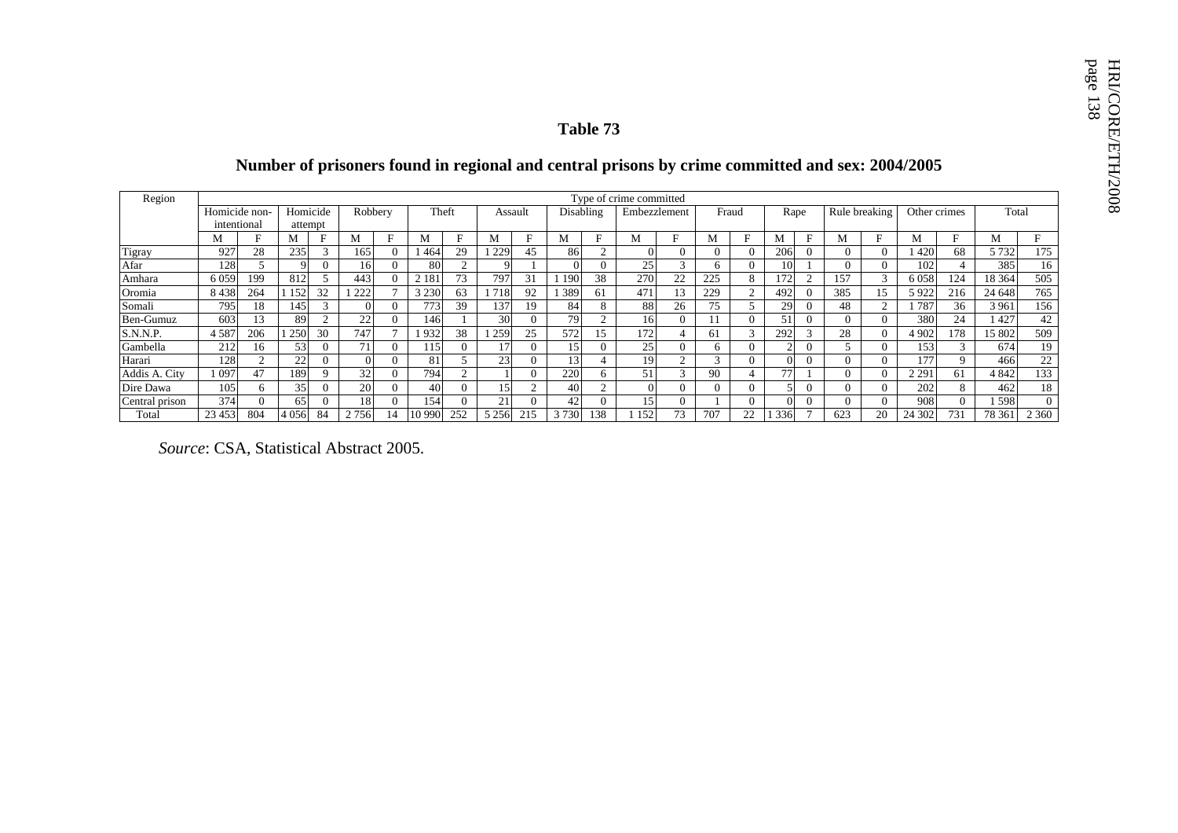**Table 73**

**Number of prisoners found in regional and central prisons by crime committed and sex: 2004/2005**

| Region | Type of crime committed | | | | | | | | | | | | | | | | | | | | | | | |
|---|---|---|---|---|---|---|---|---|---|---|---|---|---|---|---|---|---|---|---|---|---|---|---|---|
| | Homicide non-intentional | | Homicide attempt | | Robbery | | Theft | | Assault | | Disabling | | Embezzlement | | Fraud | | Rape | | Rule breaking | | Other crimes | | Total | |
| | M | F | M | F | M | F | M | F | M | F | M | F | M | F | M | F | M | F | M | F | M | F | M | F |
| Tigray | 927 | 28 | 235 | 3 | 165 | 0 | 1 464 | 29 | 1 229 | 45 | 86 | 2 | 0 | 0 | 0 | 0 | 206 | 0 | 0 | 0 | 1 420 | 68 | 5 732 | 175 |
| Afar | 128 | 5 | 9 | 0 | 16 | 0 | 80 | 2 | 9 | 1 | 0 | 0 | 25 | 3 | 6 | 0 | 10 | 1 | 0 | 0 | 102 | 4 | 385 | 16 |
| Amhara | 6 059 | 199 | 812 | 5 | 443 | 0 | 2 181 | 73 | 797 | 31 | 1 190 | 38 | 270 | 22 | 225 | 8 | 172 | 2 | 157 | 3 | 6 058 | 124 | 18 364 | 505 |
| Oromia | 8 438 | 264 | 1 152 | 32 | 1 222 | 7 | 3 230 | 63 | 1 718 | 92 | 1 389 | 61 | 471 | 13 | 229 | 2 | 492 | 0 | 385 | 15 | 5 922 | 216 | 24 648 | 765 |
| Somali | 795 | 18 | 145 | 3 | 0 | 0 | 773 | 39 | 137 | 19 | 84 | 8 | 88 | 26 | 75 | 5 | 29 | 0 | 48 | 2 | 1 787 | 36 | 3 961 | 156 |
| Ben-Gumuz | 603 | 13 | 89 | 2 | 22 | 0 | 146 | 1 | 30 | 0 | 79 | 2 | 16 | 0 | 11 | 0 | 51 | 0 | 0 | 0 | 380 | 24 | 1 427 | 42 |
| S.N.N.P. | 4 587 | 206 | 1 250 | 30 | 747 | 7 | 1 932 | 38 | 1 259 | 25 | 572 | 15 | 172 | 4 | 61 | 3 | 292 | 3 | 28 | 0 | 4 902 | 178 | 15 802 | 509 |
| Gambella | 212 | 16 | 53 | 0 | 71 | 0 | 115 | 0 | 17 | 0 | 15 | 0 | 25 | 0 | 6 | 0 | 2 | 0 | 5 | 0 | 153 | 3 | 674 | 19 |
| Harari | 128 | 2 | 22 | 0 | 0 | 0 | 81 | 5 | 23 | 0 | 13 | 4 | 19 | 2 | 3 | 0 | 0 | 0 | 0 | 0 | 177 | 9 | 466 | 22 |
| Addis A. City | 1 097 | 47 | 189 | 9 | 32 | 0 | 794 | 2 | 1 | 0 | 220 | 6 | 51 | 3 | 90 | 4 | 77 | 1 | 0 | 0 | 2 291 | 61 | 4 842 | 133 |
| Dire Dawa | 105 | 6 | 35 | 0 | 20 | 0 | 40 | 0 | 15 | 2 | 40 | 2 | 0 | 0 | 0 | 0 | 5 | 0 | 0 | 0 | 202 | 8 | 462 | 18 |
| Central prison | 374 | 0 | 65 | 0 | 18 | 0 | 154 | 0 | 21 | 0 | 42 | 0 | 15 | 0 | 1 | 0 | 0 | 0 | 0 | 0 | 908 | 0 | 1 598 | 0 |
| Total | 23 453 | 804 | 4 056 | 84 | 2 756 | 14 | 10 990 | 252 | 5 256 | 215 | 3 730 | 138 | 1 152 | 73 | 707 | 22 | 1 336 | 7 | 623 | 20 | 24 302 | 731 | 78 361 | 2 360 |

*Source*: CSA, Statistical Abstract 2005.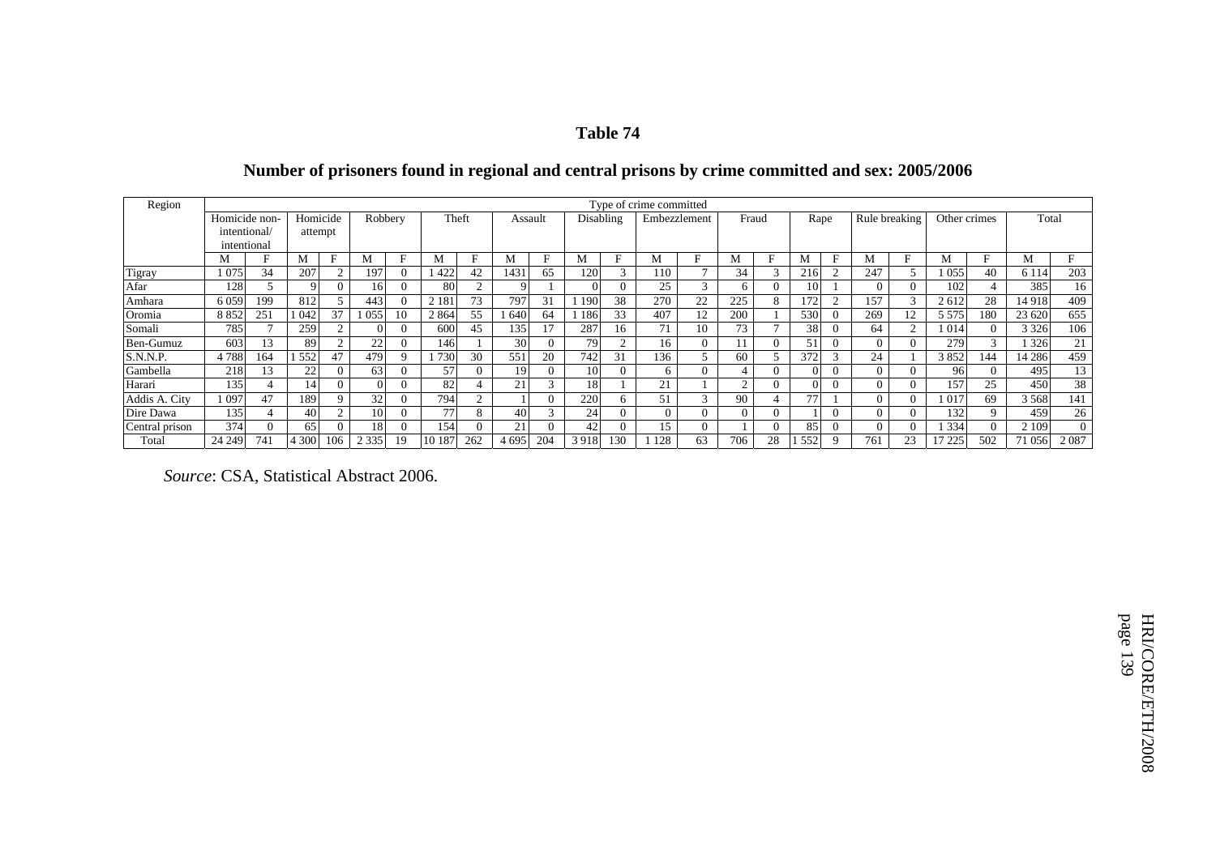**Table 74**

**Number of prisoners found in regional and central prisons by crime committed and sex: 2005/2006**

| Region | Type of crime committed | | | | | | | | | | | | | | | | | | | | | | | |
|---|---|---|---|---|---|---|---|---|---|---|---|---|---|---|---|---|---|---|---|---|---|---|---|---|
| | Homicide non-intentional/ intentional | | Homicide attempt | | Robbery | | Theft | | Assault | | Disabling | | Embezzlement | | Fraud | | Rape | | Rule breaking | | Other crimes | | Total | |
| | M | F | M | F | M | F | M | F | M | F | M | F | M | F | M | F | M | F | M | F | M | F | M | F |
| Tigray | 1 075 | 34 | 207 | 2 | 197 | 0 | 1 422 | 42 | 1431 | 65 | 120 | 3 | 110 | 7 | 34 | 3 | 216 | 2 | 247 | 5 | 1 055 | 40 | 6 114 | 203 |
| Afar | 128 | 5 | 9 | 0 | 16 | 0 | 80 | 2 | 9 | 1 | 0 | 0 | 25 | 3 | 6 | 0 | 10 | 1 | 0 | 0 | 102 | 4 | 385 | 16 |
| Amhara | 6 059 | 199 | 812 | 5 | 443 | 0 | 2 181 | 73 | 797 | 31 | 1 190 | 38 | 270 | 22 | 225 | 8 | 172 | 2 | 157 | 3 | 2 612 | 28 | 14 918 | 409 |
| Oromia | 8 852 | 251 | 1 042 | 37 | 1 055 | 10 | 2 864 | 55 | 1 640 | 64 | 1 186 | 33 | 407 | 12 | 200 | 1 | 530 | 0 | 269 | 12 | 5 575 | 180 | 23 620 | 655 |
| Somali | 785 | 7 | 259 | 2 | 0 | 0 | 600 | 45 | 135 | 17 | 287 | 16 | 71 | 10 | 73 | 7 | 38 | 0 | 64 | 2 | 1 014 | 0 | 3 326 | 106 |
| Ben-Gumuz | 603 | 13 | 89 | 2 | 22 | 0 | 146 | 1 | 30 | 0 | 79 | 2 | 16 | 0 | 11 | 0 | 51 | 0 | 0 | 0 | 279 | 3 | 1 326 | 21 |
| S.N.N.P. | 4 788 | 164 | 1 552 | 47 | 479 | 9 | 1 730 | 30 | 551 | 20 | 742 | 31 | 136 | 5 | 60 | 5 | 372 | 3 | 24 | 1 | 3 852 | 144 | 14 286 | 459 |
| Gambella | 218 | 13 | 22 | 0 | 63 | 0 | 57 | 0 | 19 | 0 | 10 | 0 | 6 | 0 | 4 | 0 | 0 | 0 | 0 | 0 | 96 | 0 | 495 | 13 |
| Harari | 135 | 4 | 14 | 0 | 0 | 0 | 82 | 4 | 21 | 3 | 18 | 1 | 21 | 1 | 2 | 0 | 0 | 0 | 0 | 0 | 157 | 25 | 450 | 38 |
| Addis A. City | 1 097 | 47 | 189 | 9 | 32 | 0 | 794 | 2 | 1 | 0 | 220 | 6 | 51 | 3 | 90 | 4 | 77 | 1 | 0 | 0 | 1 017 | 69 | 3 568 | 141 |
| Dire Dawa | 135 | 4 | 40 | 2 | 10 | 0 | 77 | 8 | 40 | 3 | 24 | 0 | 0 | 0 | 0 | 0 | 1 | 0 | 0 | 0 | 132 | 9 | 459 | 26 |
| Central prison | 374 | 0 | 65 | 0 | 18 | 0 | 154 | 0 | 21 | 0 | 42 | 0 | 15 | 0 | 1 | 0 | 85 | 0 | 0 | 0 | 1 334 | 0 | 2 109 | 0 |
| Total | 24 249 | 741 | 4 300 | 106 | 2 335 | 19 | 10 187 | 262 | 4 695 | 204 | 3 918 | 130 | 1 128 | 63 | 706 | 28 | 1 552 | 9 | 761 | 23 | 17 225 | 502 | 71 056 | 2 087 |

*Source*: CSA, Statistical Abstract 2006.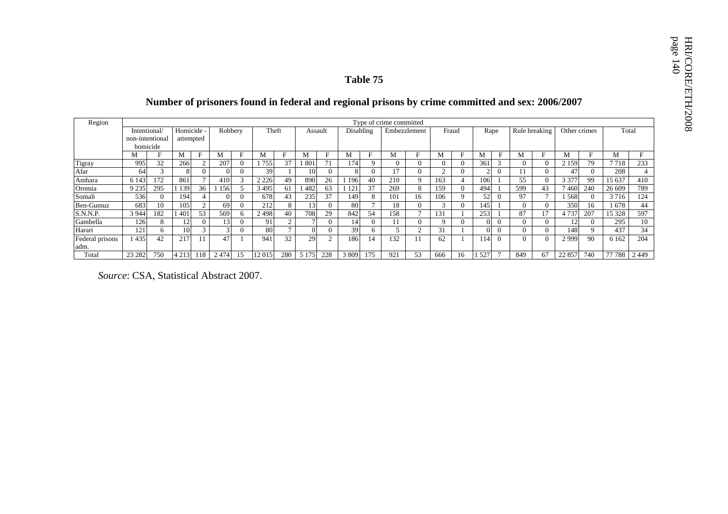# Table 75

## Number of prisoners found in federal and regional prisons by crime committed and sex: 2006/2007

| Region | Type of crime committed | | | | | | | | | | | | | | | | | | | | | | | |
|---|---|---|---|---|---|---|---|---|---|---|---|---|---|---|---|---|---|---|---|---|---|---|---|---|
| | Intentional/ non-intentional homicide | | Homicide - attempted | | Robbery | | Theft | | Assault | | Disabling | | Embezzlement | | Fraud | | Rape | | Rule breaking | | Other crimes | | Total | |
| | M | F | M | F | M | F | M | F | M | F | M | F | M | F | M | F | M | F | M | F | M | F | M | F |
| Tigray | 995 | 32 | 266 | 2 | 207 | 0 | 1 755 | 37 | 1 801 | 71 | 174 | 9 | 0 | 0 | 0 | 0 | 361 | 3 | 0 | 0 | 2 159 | 79 | 7 718 | 233 |
| Afar | 64 | 3 | 8 | 0 | 0 | 0 | 39 | 1 | 10 | 0 | 8 | 0 | 17 | 0 | 2 | 0 | 2 | 0 | 11 | 0 | 47 | 0 | 208 | 4 |
| Amhara | 6 143 | 172 | 861 | 7 | 410 | 3 | 2 226 | 49 | 890 | 26 | 1 196 | 40 | 210 | 9 | 163 | 4 | 106 | 1 | 55 | 0 | 3 377 | 99 | 15 637 | 410 |
| Oromia | 9 235 | 295 | 1 139 | 36 | 1 156 | 5 | 3 495 | 61 | 1 482 | 63 | 1 121 | 37 | 269 | 8 | 159 | 0 | 494 | 1 | 599 | 43 | 7 460 | 240 | 26 609 | 789 |
| Somali | 536 | 0 | 194 | 4 | 0 | 0 | 678 | 43 | 235 | 37 | 149 | 8 | 101 | 16 | 106 | 9 | 52 | 0 | 97 | 7 | 1 568 | 0 | 3 716 | 124 |
| Ben-Gumuz | 683 | 10 | 105 | 2 | 69 | 0 | 212 | 8 | 13 | 0 | 80 | 7 | 18 | 0 | 3 | 0 | 145 | 1 | 0 | 0 | 350 | 16 | 1 678 | 44 |
| S.N.N.P. | 3 944 | 182 | 1 401 | 53 | 569 | 6 | 2 498 | 40 | 708 | 29 | 842 | 54 | 158 | 7 | 131 | 1 | 253 | 1 | 87 | 17 | 4 737 | 207 | 15 328 | 597 |
| Gambella | 126 | 8 | 12 | 0 | 13 | 0 | 91 | 2 | 7 | 0 | 14 | 0 | 11 | 0 | 9 | 0 | 0 | 0 | 0 | 0 | 12 | 0 | 295 | 10 |
| Harari | 121 | 6 | 10 | 3 | 3 | 0 | 80 | 7 | 0 | 0 | 39 | 6 | 5 | 2 | 31 | 1 | 0 | 0 | 0 | 0 | 148 | 9 | 437 | 34 |
| Federal prisons adm. | 1 435 | 42 | 217 | 11 | 47 | 1 | 941 | 32 | 29 | 2 | 186 | 14 | 132 | 11 | 62 | 1 | 114 | 0 | 0 | 0 | 2 999 | 90 | 6 162 | 204 |
| Total | 23 282 | 750 | 4 213 | 118 | 2 474 | 15 | 12 015 | 280 | 5 175 | 228 | 3 809 | 175 | 921 | 53 | 666 | 16 | 1 527 | 7 | 849 | 67 | 22 857 | 740 | 77 788 | 2 449 |

*Source*: CSA, Statistical Abstract 2007.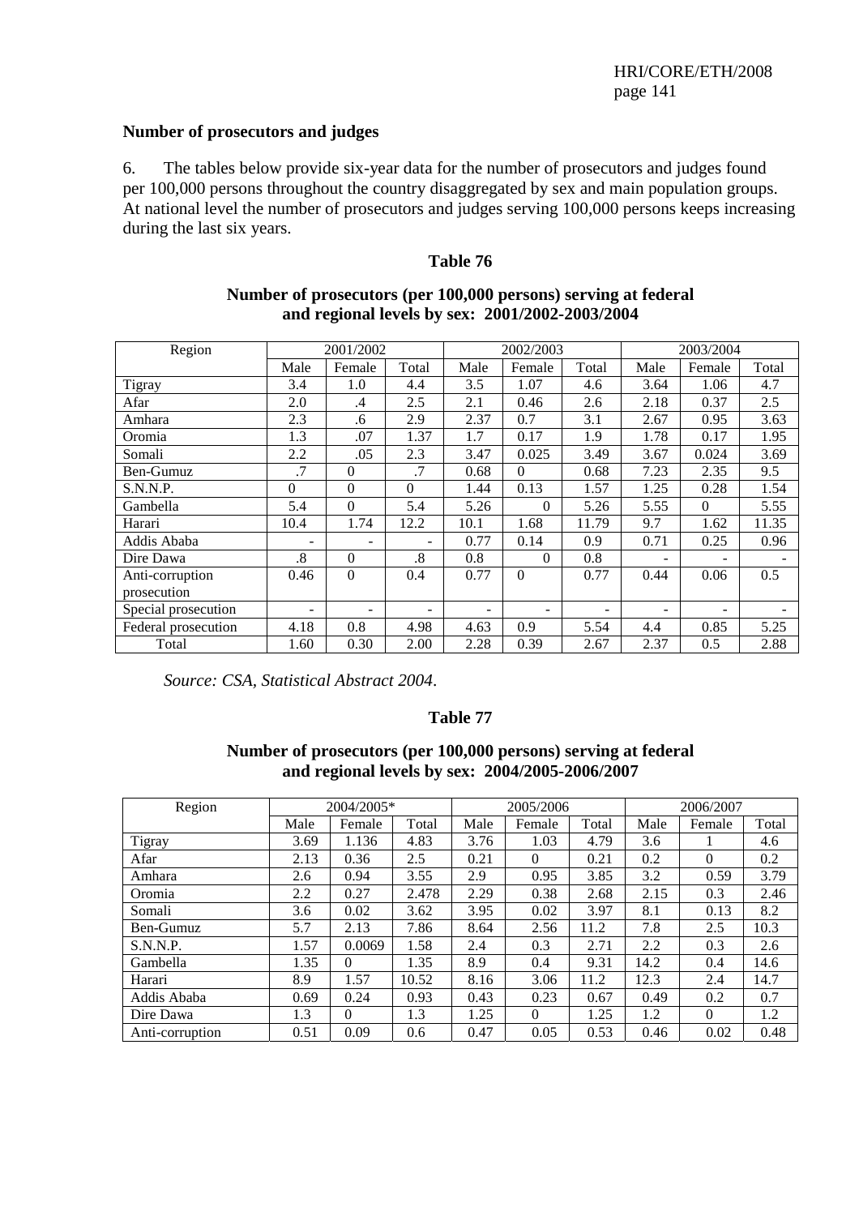**Number of prosecutors and judges**

6. The tables below provide six-year data for the number of prosecutors and judges found per 100,000 persons throughout the country disaggregated by sex and main population groups. At national level the number of prosecutors and judges serving 100,000 persons keeps increasing during the last six years.

**Table 76**

**Number of prosecutors (per 100,000 persons) serving at federal and regional levels by sex: 2001/2002-2003/2004**

| Region | 2001/2002 | | | 2002/2003 | | | 2003/2004 | | |
|---|---|---|---|---|---|---|---|---|---|
| | Male | Female | Total | Male | Female | Total | Male | Female | Total |
| Tigray | 3.4 | 1.0 | 4.4 | 3.5 | 1.07 | 4.6 | 3.64 | 1.06 | 4.7 |
| Afar | 2.0 | .4 | 2.5 | 2.1 | 0.46 | 2.6 | 2.18 | 0.37 | 2.5 |
| Amhara | 2.3 | .6 | 2.9 | 2.37 | 0.7 | 3.1 | 2.67 | 0.95 | 3.63 |
| Oromia | 1.3 | .07 | 1.37 | 1.7 | 0.17 | 1.9 | 1.78 | 0.17 | 1.95 |
| Somali | 2.2 | .05 | 2.3 | 3.47 | 0.025 | 3.49 | 3.67 | 0.024 | 3.69 |
| Ben-Gumuz | .7 | 0 | .7 | 0.68 | 0 | 0.68 | 7.23 | 2.35 | 9.5 |
| S.N.N.P. | 0 | 0 | 0 | 1.44 | 0.13 | 1.57 | 1.25 | 0.28 | 1.54 |
| Gambella | 5.4 | 0 | 5.4 | 5.26 | 0 | 5.26 | 5.55 | 0 | 5.55 |
| Harari | 10.4 | 1.74 | 12.2 | 10.1 | 1.68 | 11.79 | 9.7 | 1.62 | 11.35 |
| Addis Ababa | - | - | - | 0.77 | 0.14 | 0.9 | 0.71 | 0.25 | 0.96 |
| Dire Dawa | .8 | 0 | .8 | 0.8 | 0 | 0.8 | - | - | - |
| Anti-corruption prosecution | 0.46 | 0 | 0.4 | 0.77 | 0 | 0.77 | 0.44 | 0.06 | 0.5 |
| Special prosecution | - | - | - | - | - | - | - | - | - |
| Federal prosecution | 4.18 | 0.8 | 4.98 | 4.63 | 0.9 | 5.54 | 4.4 | 0.85 | 5.25 |
| Total | 1.60 | 0.30 | 2.00 | 2.28 | 0.39 | 2.67 | 2.37 | 0.5 | 2.88 |

*Source: CSA, Statistical Abstract 2004.*

**Table 77**

**Number of prosecutors (per 100,000 persons) serving at federal and regional levels by sex: 2004/2005-2006/2007**

| Region | 2004/2005* | | | 2005/2006 | | | 2006/2007 | | |
|---|---|---|---|---|---|---|---|---|---|
| | Male | Female | Total | Male | Female | Total | Male | Female | Total |
| Tigray | 3.69 | 1.136 | 4.83 | 3.76 | 1.03 | 4.79 | 3.6 | 1 | 4.6 |
| Afar | 2.13 | 0.36 | 2.5 | 0.21 | 0 | 0.21 | 0.2 | 0 | 0.2 |
| Amhara | 2.6 | 0.94 | 3.55 | 2.9 | 0.95 | 3.85 | 3.2 | 0.59 | 3.79 |
| Oromia | 2.2 | 0.27 | 2.478 | 2.29 | 0.38 | 2.68 | 2.15 | 0.3 | 2.46 |
| Somali | 3.6 | 0.02 | 3.62 | 3.95 | 0.02 | 3.97 | 8.1 | 0.13 | 8.2 |
| Ben-Gumuz | 5.7 | 2.13 | 7.86 | 8.64 | 2.56 | 11.2 | 7.8 | 2.5 | 10.3 |
| S.N.N.P. | 1.57 | 0.0069 | 1.58 | 2.4 | 0.3 | 2.71 | 2.2 | 0.3 | 2.6 |
| Gambella | 1.35 | 0 | 1.35 | 8.9 | 0.4 | 9.31 | 14.2 | 0.4 | 14.6 |
| Harari | 8.9 | 1.57 | 10.52 | 8.16 | 3.06 | 11.2 | 12.3 | 2.4 | 14.7 |
| Addis Ababa | 0.69 | 0.24 | 0.93 | 0.43 | 0.23 | 0.67 | 0.49 | 0.2 | 0.7 |
| Dire Dawa | 1.3 | 0 | 1.3 | 1.25 | 0 | 1.25 | 1.2 | 0 | 1.2 |
| Anti-corruption | 0.51 | 0.09 | 0.6 | 0.47 | 0.05 | 0.53 | 0.46 | 0.02 | 0.48 |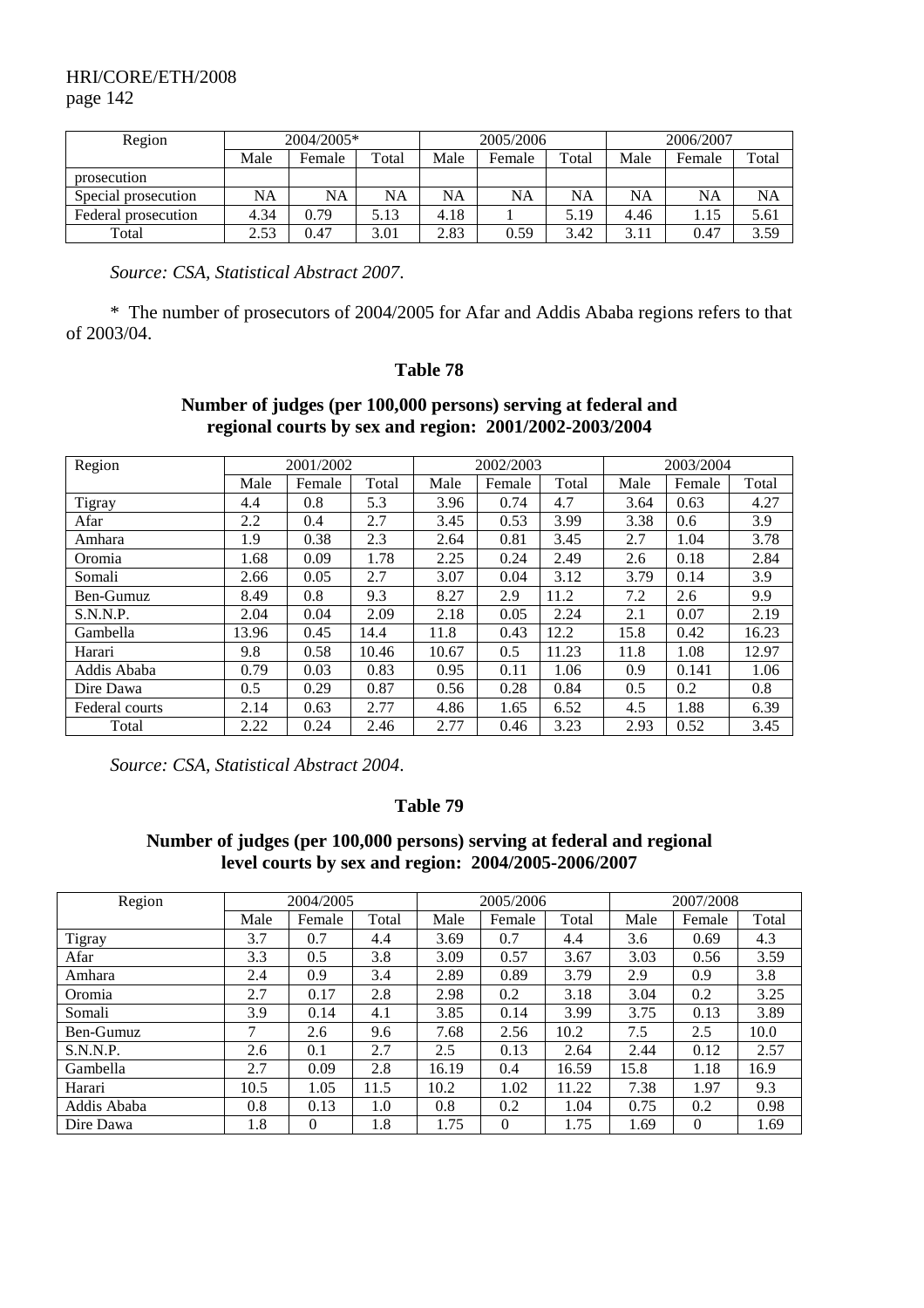| Region | 2004/2005* | | | 2005/2006 | | | 2006/2007 | | |
|---|---|---|---|---|---|---|---|---|---|
| | Male | Female | Total | Male | Female | Total | Male | Female | Total |
| prosecution | | | | | | | | | |
| Special prosecution | NA | NA | NA | NA | NA | NA | NA | NA | NA |
| Federal prosecution | 4.34 | 0.79 | 5.13 | 4.18 | 1 | 5.19 | 4.46 | 1.15 | 5.61 |
| Total | 2.53 | 0.47 | 3.01 | 2.83 | 0.59 | 3.42 | 3.11 | 0.47 | 3.59 |

*Source: CSA, Statistical Abstract 2007*.

\* The number of prosecutors of 2004/2005 for Afar and Addis Ababa regions refers to that of 2003/04.

**Table 78**

**Number of judges (per 100,000 persons) serving at federal and regional courts by sex and region: 2001/2002-2003/2004**

| Region | 2001/2002 | | | 2002/2003 | | | 2003/2004 | | |
|---|---|---|---|---|---|---|---|---|---|
| | Male | Female | Total | Male | Female | Total | Male | Female | Total |
| Tigray | 4.4 | 0.8 | 5.3 | 3.96 | 0.74 | 4.7 | 3.64 | 0.63 | 4.27 |
| Afar | 2.2 | 0.4 | 2.7 | 3.45 | 0.53 | 3.99 | 3.38 | 0.6 | 3.9 |
| Amhara | 1.9 | 0.38 | 2.3 | 2.64 | 0.81 | 3.45 | 2.7 | 1.04 | 3.78 |
| Oromia | 1.68 | 0.09 | 1.78 | 2.25 | 0.24 | 2.49 | 2.6 | 0.18 | 2.84 |
| Somali | 2.66 | 0.05 | 2.7 | 3.07 | 0.04 | 3.12 | 3.79 | 0.14 | 3.9 |
| Ben-Gumuz | 8.49 | 0.8 | 9.3 | 8.27 | 2.9 | 11.2 | 7.2 | 2.6 | 9.9 |
| S.N.N.P. | 2.04 | 0.04 | 2.09 | 2.18 | 0.05 | 2.24 | 2.1 | 0.07 | 2.19 |
| Gambella | 13.96 | 0.45 | 14.4 | 11.8 | 0.43 | 12.2 | 15.8 | 0.42 | 16.23 |
| Harari | 9.8 | 0.58 | 10.46 | 10.67 | 0.5 | 11.23 | 11.8 | 1.08 | 12.97 |
| Addis Ababa | 0.79 | 0.03 | 0.83 | 0.95 | 0.11 | 1.06 | 0.9 | 0.141 | 1.06 |
| Dire Dawa | 0.5 | 0.29 | 0.87 | 0.56 | 0.28 | 0.84 | 0.5 | 0.2 | 0.8 |
| Federal courts | 2.14 | 0.63 | 2.77 | 4.86 | 1.65 | 6.52 | 4.5 | 1.88 | 6.39 |
| Total | 2.22 | 0.24 | 2.46 | 2.77 | 0.46 | 3.23 | 2.93 | 0.52 | 3.45 |

*Source: CSA, Statistical Abstract 2004*.

**Table 79**

**Number of judges (per 100,000 persons) serving at federal and regional level courts by sex and region: 2004/2005-2006/2007**

| Region | 2004/2005 | | | 2005/2006 | | | 2007/2008 | | |
|---|---|---|---|---|---|---|---|---|---|
| | Male | Female | Total | Male | Female | Total | Male | Female | Total |
| Tigray | 3.7 | 0.7 | 4.4 | 3.69 | 0.7 | 4.4 | 3.6 | 0.69 | 4.3 |
| Afar | 3.3 | 0.5 | 3.8 | 3.09 | 0.57 | 3.67 | 3.03 | 0.56 | 3.59 |
| Amhara | 2.4 | 0.9 | 3.4 | 2.89 | 0.89 | 3.79 | 2.9 | 0.9 | 3.8 |
| Oromia | 2.7 | 0.17 | 2.8 | 2.98 | 0.2 | 3.18 | 3.04 | 0.2 | 3.25 |
| Somali | 3.9 | 0.14 | 4.1 | 3.85 | 0.14 | 3.99 | 3.75 | 0.13 | 3.89 |
| Ben-Gumuz | 7 | 2.6 | 9.6 | 7.68 | 2.56 | 10.2 | 7.5 | 2.5 | 10.0 |
| S.N.N.P. | 2.6 | 0.1 | 2.7 | 2.5 | 0.13 | 2.64 | 2.44 | 0.12 | 2.57 |
| Gambella | 2.7 | 0.09 | 2.8 | 16.19 | 0.4 | 16.59 | 15.8 | 1.18 | 16.9 |
| Harari | 10.5 | 1.05 | 11.5 | 10.2 | 1.02 | 11.22 | 7.38 | 1.97 | 9.3 |
| Addis Ababa | 0.8 | 0.13 | 1.0 | 0.8 | 0.2 | 1.04 | 0.75 | 0.2 | 0.98 |
| Dire Dawa | 1.8 | 0 | 1.8 | 1.75 | 0 | 1.75 | 1.69 | 0 | 1.69 |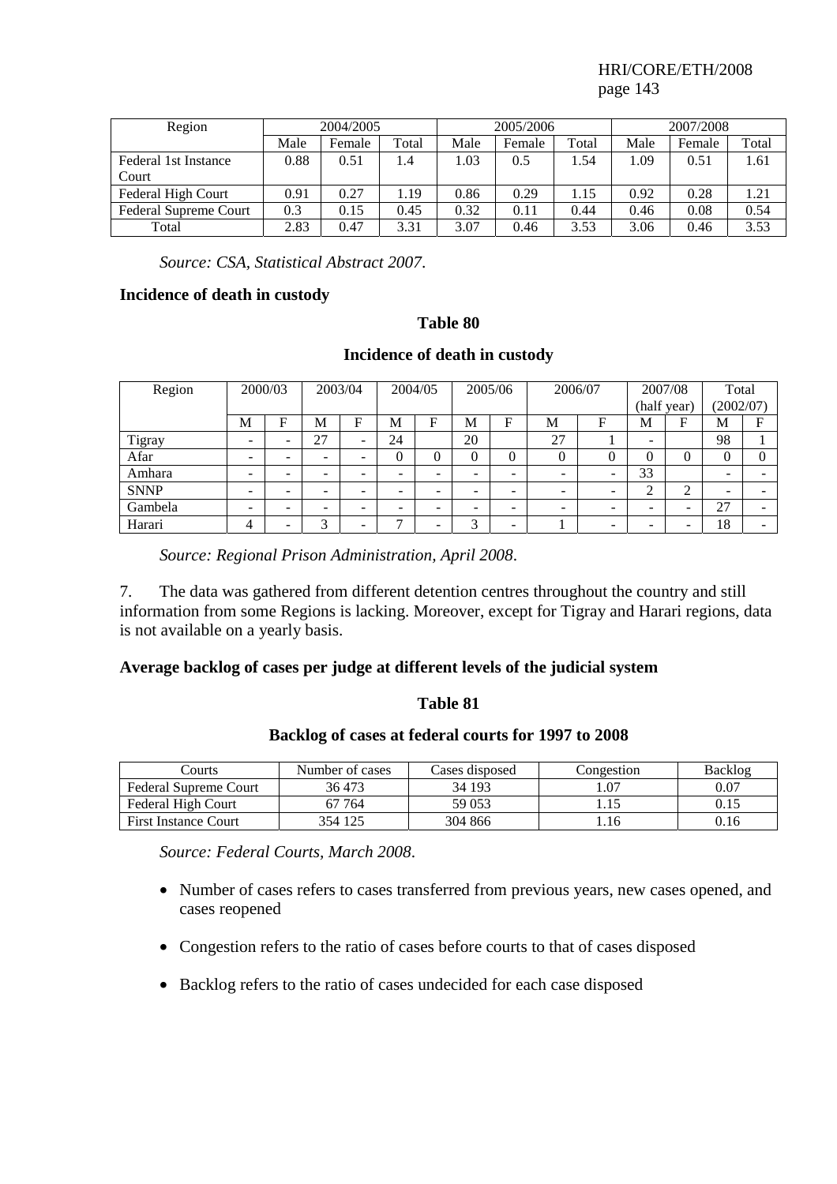| Region | 2004/2005 | | | 2005/2006 | | | 2007/2008 | | |
|---|---|---|---|---|---|---|---|---|---|
| | Male | Female | Total | Male | Female | Total | Male | Female | Total |
| Federal 1st Instance Court | 0.88 | 0.51 | 1.4 | 1.03 | 0.5 | 1.54 | 1.09 | 0.51 | 1.61 |
| Federal High Court | 0.91 | 0.27 | 1.19 | 0.86 | 0.29 | 1.15 | 0.92 | 0.28 | 1.21 |
| Federal Supreme Court | 0.3 | 0.15 | 0.45 | 0.32 | 0.11 | 0.44 | 0.46 | 0.08 | 0.54 |
| Total | 2.83 | 0.47 | 3.31 | 3.07 | 0.46 | 3.53 | 3.06 | 0.46 | 3.53 |

*Source: CSA, Statistical Abstract 2007*.

**Incidence of death in custody**

**Table 80**

**Incidence of death in custody**

| Region | 2000/03 | | 2003/04 | | 2004/05 | | 2005/06 | | 2006/07 | | 2007/08 (half year) | | Total (2002/07) | |
|---|---|---|---|---|---|---|---|---|---|---|---|---|---|---|
| | M | F | M | F | M | F | M | F | M | F | M | F | M | F |
| Tigray | - | - | 27 | - | 24 | | 20 | | 27 | 1 | - | | 98 | 1 |
| Afar | - | - | - | - | 0 | 0 | 0 | 0 | 0 | 0 | 0 | 0 | 0 | 0 |
| Amhara | - | - | - | - | - | - | - | - | - | - | 33 | | - | - |
| SNNP | - | - | - | - | - | - | - | - | - | - | 2 | 2 | - | - |
| Gambela | - | - | - | - | - | - | - | - | - | - | - | - | 27 | - |
| Harari | 4 | - | 3 | - | 7 | - | 3 | - | 1 | - | - | - | 18 | - |

*Source: Regional Prison Administration, April 2008*.

7. The data was gathered from different detention centres throughout the country and still information from some Regions is lacking. Moreover, except for Tigray and Harari regions, data is not available on a yearly basis.

**Average backlog of cases per judge at different levels of the judicial system**

**Table 81**

**Backlog of cases at federal courts for 1997 to 2008**

| Courts | Number of cases | Cases disposed | Congestion | Backlog |
|---|---|---|---|---|
| Federal Supreme Court | 36 473 | 34 193 | 1.07 | 0.07 |
| Federal High Court | 67 764 | 59 053 | 1.15 | 0.15 |
| First Instance Court | 354 125 | 304 866 | 1.16 | 0.16 |

*Source: Federal Courts, March 2008*.

- Number of cases refers to cases transferred from previous years, new cases opened, and cases reopened
- Congestion refers to the ratio of cases before courts to that of cases disposed
- Backlog refers to the ratio of cases undecided for each case disposed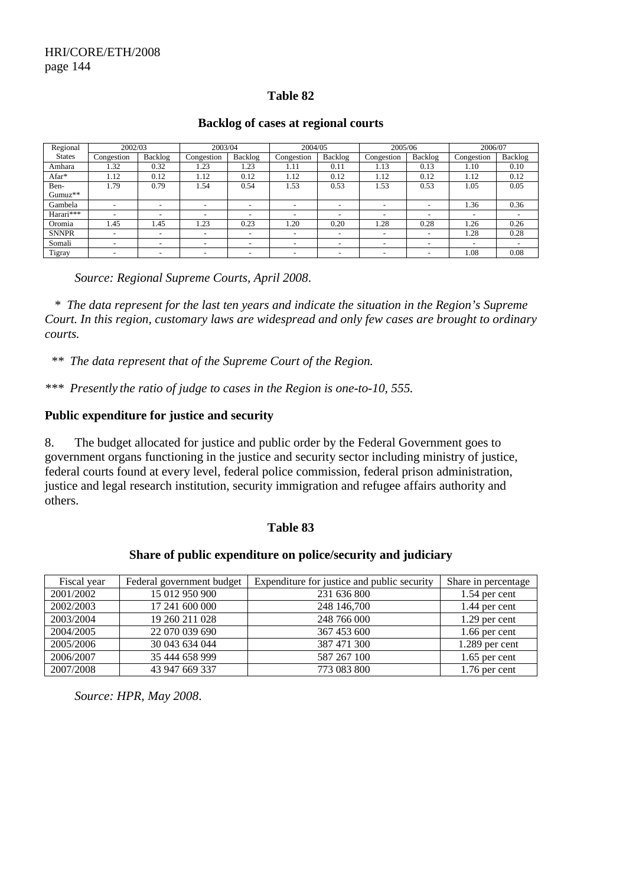**Table 82**

**Backlog of cases at regional courts**

| Regional States | 2002/03 | | 2003/04 | | 2004/05 | | 2005/06 | | 2006/07 | |
|---|---|---|---|---|---|---|---|---|---|---|
| | Congestion | Backlog | Congestion | Backlog | Congestion | Backlog | Congestion | Backlog | Congestion | Backlog |
| Amhara | 1.32 | 0.32 | 1.23 | 1.23 | 1.11 | 0.11 | 1.13 | 0.13 | 1.10 | 0.10 |
| Afar* | 1.12 | 0.12 | 1.12 | 0.12 | 1.12 | 0.12 | 1.12 | 0.12 | 1.12 | 0.12 |
| Ben-Gumuz** | 1.79 | 0.79 | 1.54 | 0.54 | 1.53 | 0.53 | 1.53 | 0.53 | 1.05 | 0.05 |
| Gambela | - | - | - | - | - | - | - | - | 1.36 | 0.36 |
| Harari*** | - | - | - | - | - | - | - | - | - | - |
| Oromia | 1.45 | 1.45 | 1.23 | 0.23 | 1.20 | 0.20 | 1.28 | 0.28 | 1.26 | 0.26 |
| SNNPR | - | - | - | - | - | - | - | - | 1.28 | 0.28 |
| Somali | - | - | - | - | - | - | - | - | - | - |
| Tigray | - | - | - | - | - | - | - | - | 1.08 | 0.08 |

*Source: Regional Supreme Courts, April 2008.*

\* *The data represent for the last ten years and indicate the situation in the Region's Supreme Court. In this region, customary laws are widespread and only few cases are brought to ordinary courts.*

\** *The data represent that of the Supreme Court of the Region.*

\*** *Presently the ratio of judge to cases in the Region is one-to-10, 555.*

**Public expenditure for justice and security**

8. The budget allocated for justice and public order by the Federal Government goes to government organs functioning in the justice and security sector including ministry of justice, federal courts found at every level, federal police commission, federal prison administration, justice and legal research institution, security immigration and refugee affairs authority and others.

**Table 83**

**Share of public expenditure on police/security and judiciary**

| Fiscal year | Federal government budget | Expenditure for justice and public security | Share in percentage |
|---|---|---|---|
| 2001/2002 | 15 012 950 900 | 231 636 800 | 1.54 per cent |
| 2002/2003 | 17 241 600 000 | 248 146,700 | 1.44 per cent |
| 2003/2004 | 19 260 211 028 | 248 766 000 | 1.29 per cent |
| 2004/2005 | 22 070 039 690 | 367 453 600 | 1.66 per cent |
| 2005/2006 | 30 043 634 044 | 387 471 300 | 1.289 per cent |
| 2006/2007 | 35 444 658 999 | 587 267 100 | 1.65 per cent |
| 2007/2008 | 43 947 669 337 | 773 083 800 | 1.76 per cent |

*Source: HPR, May 2008.*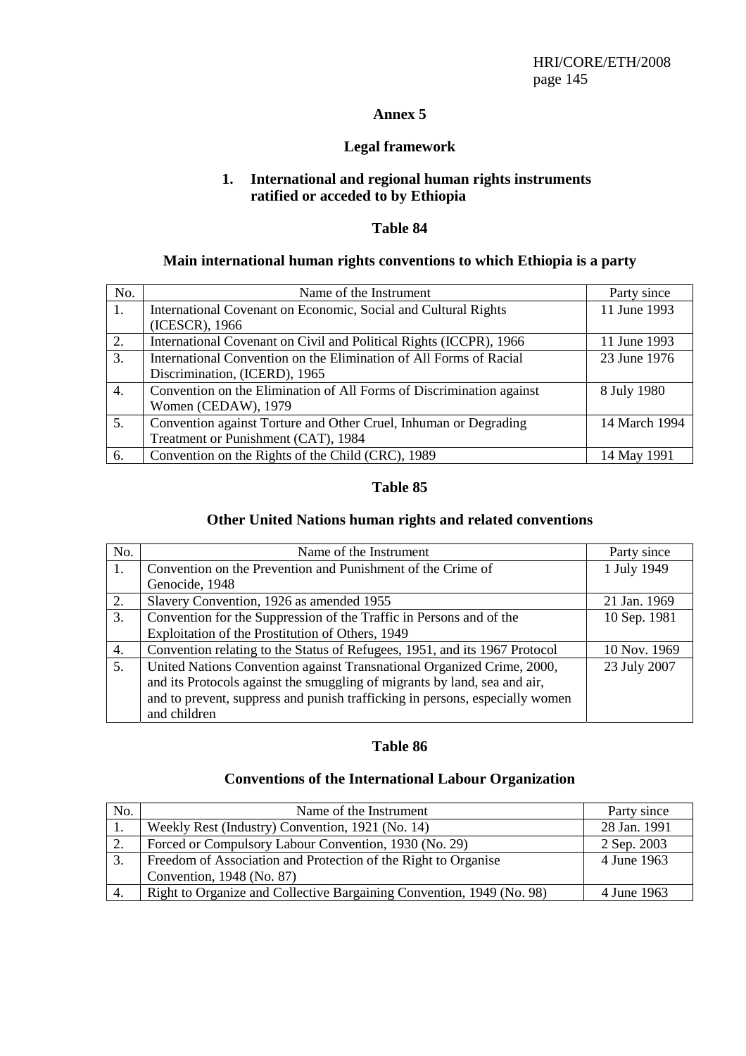# Annex 5

## Legal framework

### 1. International and regional human rights instruments ratified or acceded to by Ethiopia

**Table 84**

**Main international human rights conventions to which Ethiopia is a party**

| No. | Name of the Instrument | Party since |
|---|---|---|
| 1. | International Covenant on Economic, Social and Cultural Rights (ICESCR), 1966 | 11 June 1993 |
| 2. | International Covenant on Civil and Political Rights (ICCPR), 1966 | 11 June 1993 |
| 3. | International Convention on the Elimination of All Forms of Racial Discrimination, (ICERD), 1965 | 23 June 1976 |
| 4. | Convention on the Elimination of All Forms of Discrimination against Women (CEDAW), 1979 | 8 July 1980 |
| 5. | Convention against Torture and Other Cruel, Inhuman or Degrading Treatment or Punishment (CAT), 1984 | 14 March 1994 |
| 6. | Convention on the Rights of the Child (CRC), 1989 | 14 May 1991 |

**Table 85**

**Other United Nations human rights and related conventions**

| No. | Name of the Instrument | Party since |
|---|---|---|
| 1. | Convention on the Prevention and Punishment of the Crime of Genocide, 1948 | 1 July 1949 |
| 2. | Slavery Convention, 1926 as amended 1955 | 21 Jan. 1969 |
| 3. | Convention for the Suppression of the Traffic in Persons and of the Exploitation of the Prostitution of Others, 1949 | 10 Sep. 1981 |
| 4. | Convention relating to the Status of Refugees, 1951, and its 1967 Protocol | 10 Nov. 1969 |
| 5. | United Nations Convention against Transnational Organized Crime, 2000, and its Protocols against the smuggling of migrants by land, sea and air, and to prevent, suppress and punish trafficking in persons, especially women and children | 23 July 2007 |

**Table 86**

**Conventions of the International Labour Organization**

| No. | Name of the Instrument | Party since |
|---|---|---|
| 1. | Weekly Rest (Industry) Convention, 1921 (No. 14) | 28 Jan. 1991 |
| 2. | Forced or Compulsory Labour Convention, 1930 (No. 29) | 2 Sep. 2003 |
| 3. | Freedom of Association and Protection of the Right to Organise Convention, 1948 (No. 87) | 4 June 1963 |
| 4. | Right to Organize and Collective Bargaining Convention, 1949 (No. 98) | 4 June 1963 |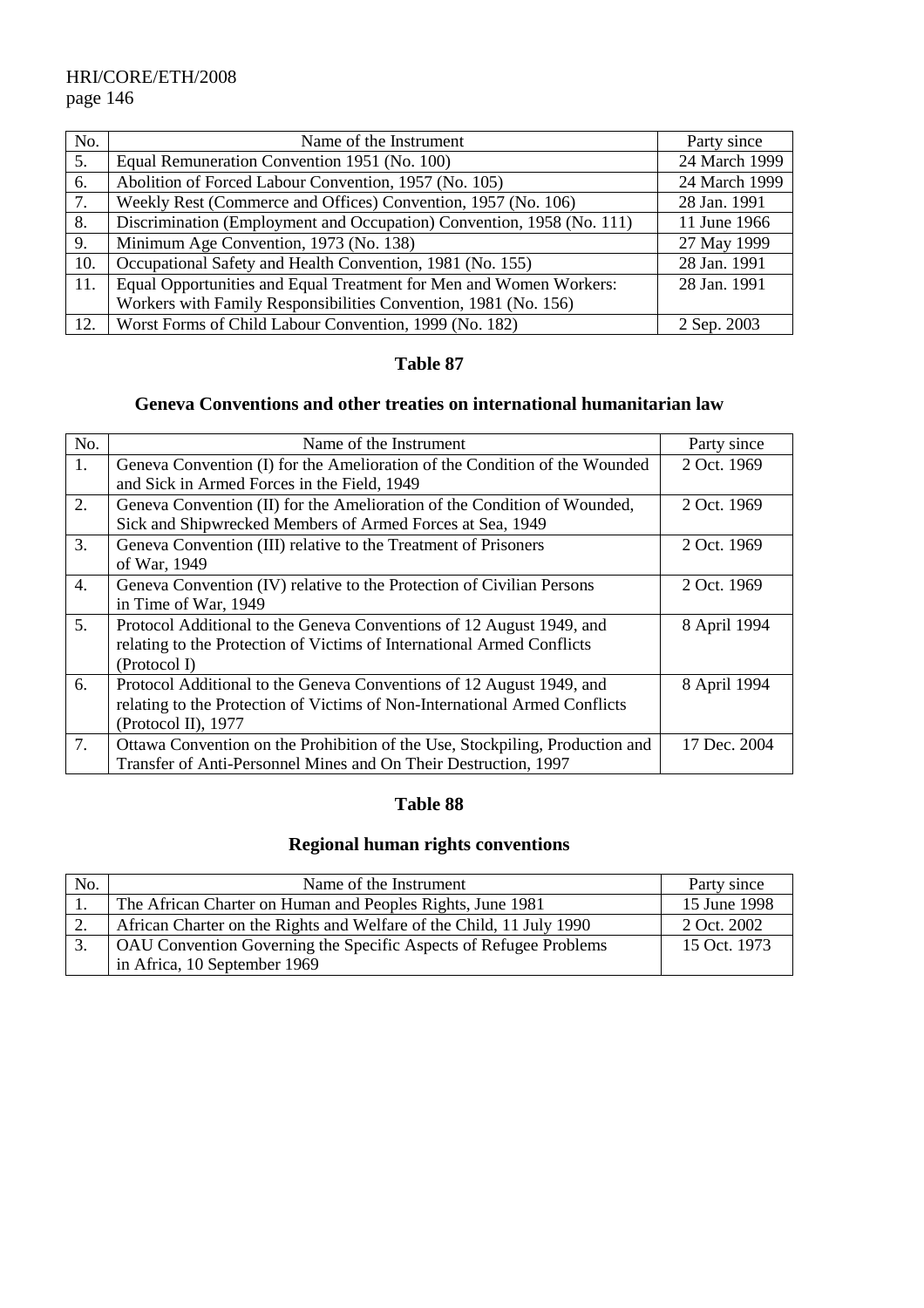| No. | Name of the Instrument | Party since |
|---|---|---|
| 5. | Equal Remuneration Convention 1951 (No. 100) | 24 March 1999 |
| 6. | Abolition of Forced Labour Convention, 1957 (No. 105) | 24 March 1999 |
| 7. | Weekly Rest (Commerce and Offices) Convention, 1957 (No. 106) | 28 Jan. 1991 |
| 8. | Discrimination (Employment and Occupation) Convention, 1958 (No. 111) | 11 June 1966 |
| 9. | Minimum Age Convention, 1973 (No. 138) | 27 May 1999 |
| 10. | Occupational Safety and Health Convention, 1981 (No. 155) | 28 Jan. 1991 |
| 11. | Equal Opportunities and Equal Treatment for Men and Women Workers: Workers with Family Responsibilities Convention, 1981 (No. 156) | 28 Jan. 1991 |
| 12. | Worst Forms of Child Labour Convention, 1999 (No. 182) | 2 Sep. 2003 |

## Table 87

## Geneva Conventions and other treaties on international humanitarian law

| No. | Name of the Instrument | Party since |
|---|---|---|
| 1. | Geneva Convention (I) for the Amelioration of the Condition of the Wounded and Sick in Armed Forces in the Field, 1949 | 2 Oct. 1969 |
| 2. | Geneva Convention (II) for the Amelioration of the Condition of Wounded, Sick and Shipwrecked Members of Armed Forces at Sea, 1949 | 2 Oct. 1969 |
| 3. | Geneva Convention (III) relative to the Treatment of Prisoners of War, 1949 | 2 Oct. 1969 |
| 4. | Geneva Convention (IV) relative to the Protection of Civilian Persons in Time of War, 1949 | 2 Oct. 1969 |
| 5. | Protocol Additional to the Geneva Conventions of 12 August 1949, and relating to the Protection of Victims of International Armed Conflicts (Protocol I) | 8 April 1994 |
| 6. | Protocol Additional to the Geneva Conventions of 12 August 1949, and relating to the Protection of Victims of Non-International Armed Conflicts (Protocol II), 1977 | 8 April 1994 |
| 7. | Ottawa Convention on the Prohibition of the Use, Stockpiling, Production and Transfer of Anti-Personnel Mines and On Their Destruction, 1997 | 17 Dec. 2004 |

## Table 88

## Regional human rights conventions

| No. | Name of the Instrument | Party since |
|---|---|---|
| 1. | The African Charter on Human and Peoples Rights, June 1981 | 15 June 1998 |
| 2. | African Charter on the Rights and Welfare of the Child, 11 July 1990 | 2 Oct. 2002 |
| 3. | OAU Convention Governing the Specific Aspects of Refugee Problems in Africa, 10 September 1969 | 15 Oct. 1973 |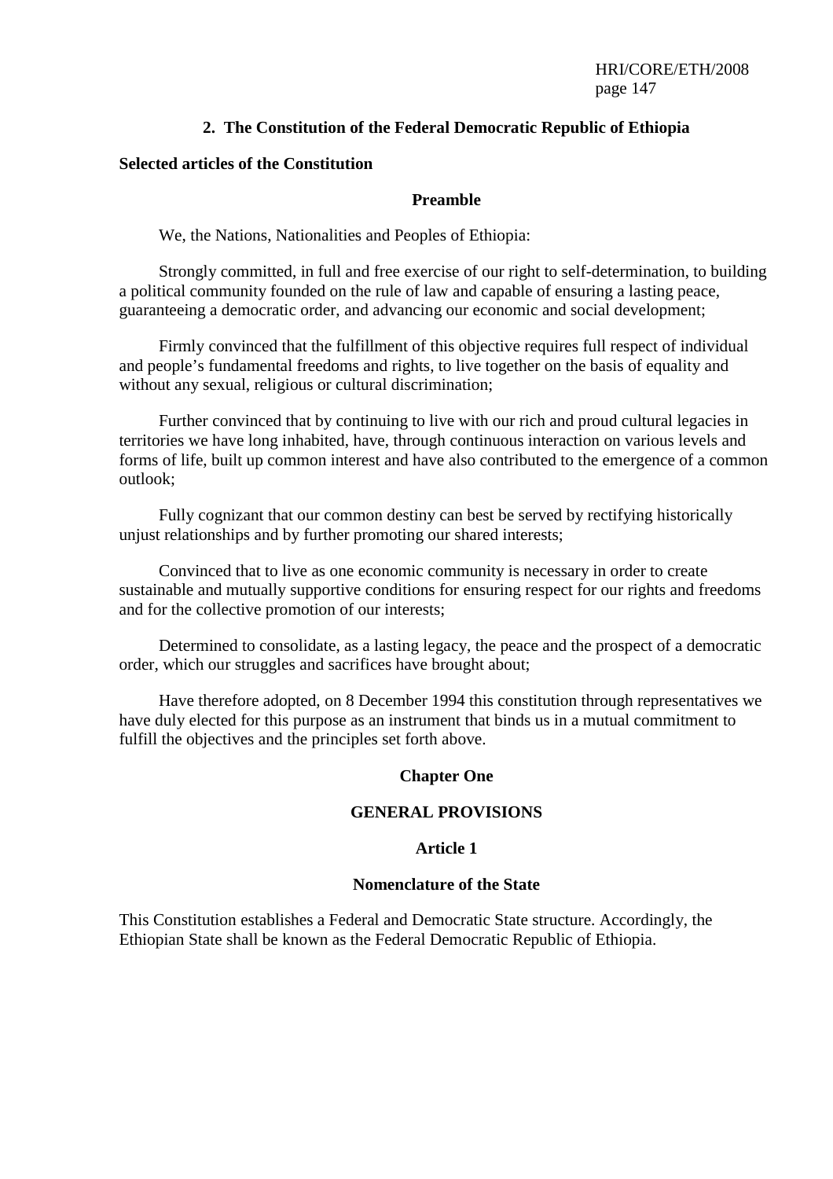## 2. The Constitution of the Federal Democratic Republic of Ethiopia

**Selected articles of the Constitution**

### Preamble

We, the Nations, Nationalities and Peoples of Ethiopia:

Strongly committed, in full and free exercise of our right to self-determination, to building a political community founded on the rule of law and capable of ensuring a lasting peace, guaranteeing a democratic order, and advancing our economic and social development;

Firmly convinced that the fulfillment of this objective requires full respect of individual and people's fundamental freedoms and rights, to live together on the basis of equality and without any sexual, religious or cultural discrimination;

Further convinced that by continuing to live with our rich and proud cultural legacies in territories we have long inhabited, have, through continuous interaction on various levels and forms of life, built up common interest and have also contributed to the emergence of a common outlook;

Fully cognizant that our common destiny can best be served by rectifying historically unjust relationships and by further promoting our shared interests;

Convinced that to live as one economic community is necessary in order to create sustainable and mutually supportive conditions for ensuring respect for our rights and freedoms and for the collective promotion of our interests;

Determined to consolidate, as a lasting legacy, the peace and the prospect of a democratic order, which our struggles and sacrifices have brought about;

Have therefore adopted, on 8 December 1994 this constitution through representatives we have duly elected for this purpose as an instrument that binds us in a mutual commitment to fulfill the objectives and the principles set forth above.

### Chapter One

### GENERAL PROVISIONS

#### Article 1

#### Nomenclature of the State

This Constitution establishes a Federal and Democratic State structure. Accordingly, the Ethiopian State shall be known as the Federal Democratic Republic of Ethiopia.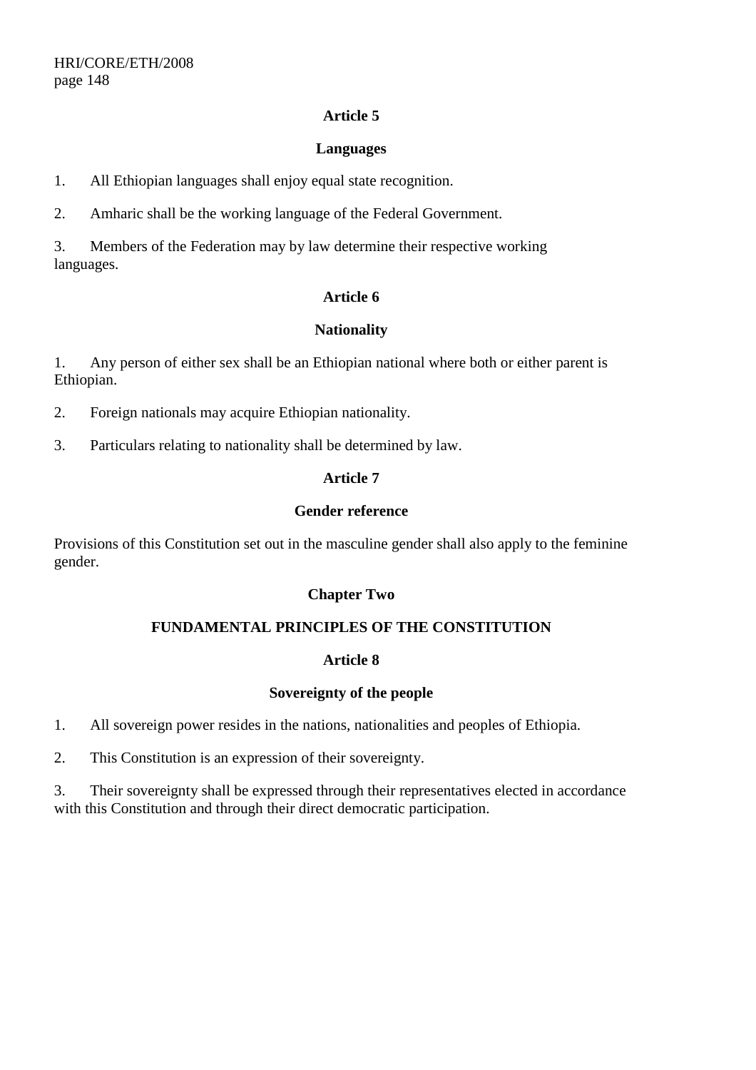**Article 5**

**Languages**

1. All Ethiopian languages shall enjoy equal state recognition.

2. Amharic shall be the working language of the Federal Government.

3. Members of the Federation may by law determine their respective working languages.

**Article 6**

**Nationality**

1. Any person of either sex shall be an Ethiopian national where both or either parent is Ethiopian.

2. Foreign nationals may acquire Ethiopian nationality.

3. Particulars relating to nationality shall be determined by law.

**Article 7**

**Gender reference**

Provisions of this Constitution set out in the masculine gender shall also apply to the feminine gender.

## Chapter Two

## FUNDAMENTAL PRINCIPLES OF THE CONSTITUTION

**Article 8**

**Sovereignty of the people**

1. All sovereign power resides in the nations, nationalities and peoples of Ethiopia.

2. This Constitution is an expression of their sovereignty.

3. Their sovereignty shall be expressed through their representatives elected in accordance with this Constitution and through their direct democratic participation.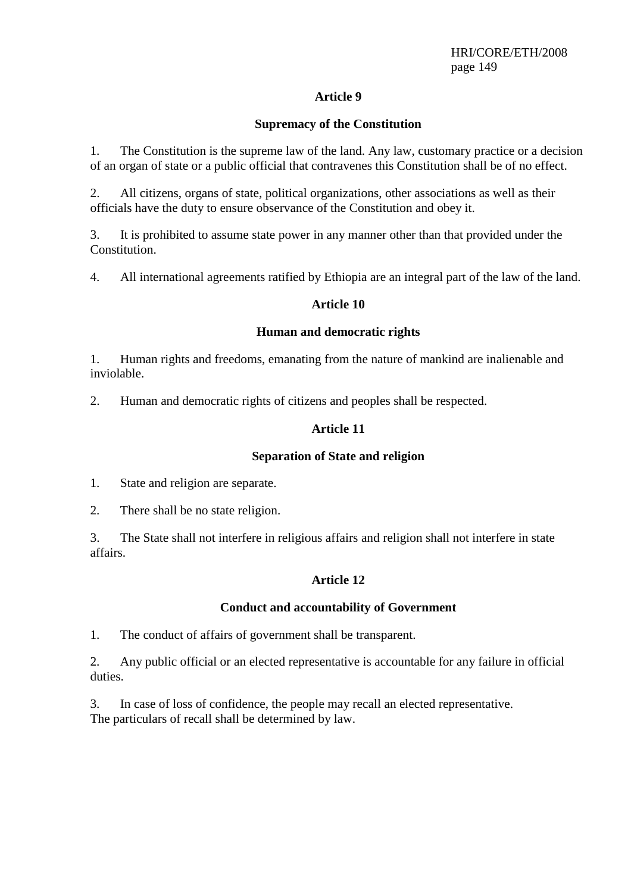### Article 9

### Supremacy of the Constitution

1. The Constitution is the supreme law of the land. Any law, customary practice or a decision of an organ of state or a public official that contravenes this Constitution shall be of no effect.

2. All citizens, organs of state, political organizations, other associations as well as their officials have the duty to ensure observance of the Constitution and obey it.

3. It is prohibited to assume state power in any manner other than that provided under the Constitution.

4. All international agreements ratified by Ethiopia are an integral part of the law of the land.

### Article 10

### Human and democratic rights

1. Human rights and freedoms, emanating from the nature of mankind are inalienable and inviolable.

2. Human and democratic rights of citizens and peoples shall be respected.

### Article 11

### Separation of State and religion

1. State and religion are separate.

2. There shall be no state religion.

3. The State shall not interfere in religious affairs and religion shall not interfere in state affairs.

### Article 12

### Conduct and accountability of Government

1. The conduct of affairs of government shall be transparent.

2. Any public official or an elected representative is accountable for any failure in official duties.

3. In case of loss of confidence, the people may recall an elected representative. The particulars of recall shall be determined by law.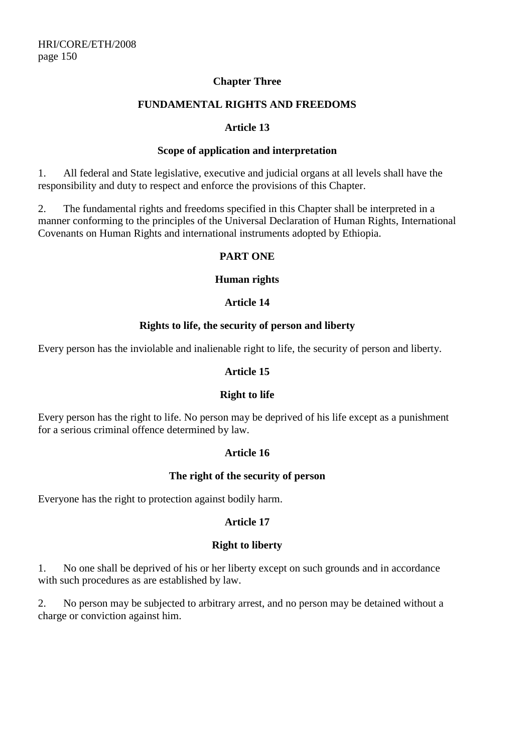## Chapter Three

## FUNDAMENTAL RIGHTS AND FREEDOMS

### Article 13

### Scope of application and interpretation

1. All federal and State legislative, executive and judicial organs at all levels shall have the responsibility and duty to respect and enforce the provisions of this Chapter.

2. The fundamental rights and freedoms specified in this Chapter shall be interpreted in a manner conforming to the principles of the Universal Declaration of Human Rights, International Covenants on Human Rights and international instruments adopted by Ethiopia.

## PART ONE

## Human rights

### Article 14

### Rights to life, the security of person and liberty

Every person has the inviolable and inalienable right to life, the security of person and liberty.

### Article 15

### Right to life

Every person has the right to life. No person may be deprived of his life except as a punishment for a serious criminal offence determined by law.

### Article 16

### The right of the security of person

Everyone has the right to protection against bodily harm.

### Article 17

### Right to liberty

1. No one shall be deprived of his or her liberty except on such grounds and in accordance with such procedures as are established by law.

2. No person may be subjected to arbitrary arrest, and no person may be detained without a charge or conviction against him.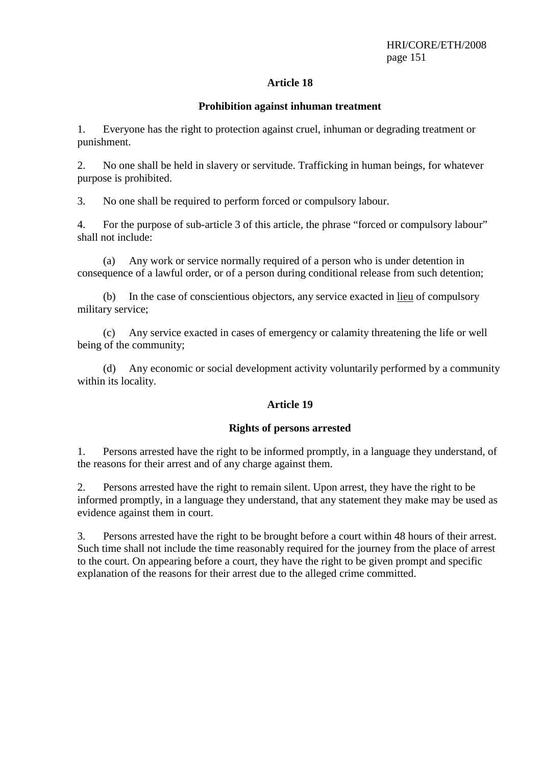## Article 18

### Prohibition against inhuman treatment

1. Everyone has the right to protection against cruel, inhuman or degrading treatment or punishment.

2. No one shall be held in slavery or servitude. Trafficking in human beings, for whatever purpose is prohibited.

3. No one shall be required to perform forced or compulsory labour.

4. For the purpose of sub-article 3 of this article, the phrase "forced or compulsory labour" shall not include:

(a) Any work or service normally required of a person who is under detention in consequence of a lawful order, or of a person during conditional release from such detention;

(b) In the case of conscientious objectors, any service exacted in lieu of compulsory military service;

(c) Any service exacted in cases of emergency or calamity threatening the life or well being of the community;

(d) Any economic or social development activity voluntarily performed by a community within its locality.

## Article 19

### Rights of persons arrested

1. Persons arrested have the right to be informed promptly, in a language they understand, of the reasons for their arrest and of any charge against them.

2. Persons arrested have the right to remain silent. Upon arrest, they have the right to be informed promptly, in a language they understand, that any statement they make may be used as evidence against them in court.

3. Persons arrested have the right to be brought before a court within 48 hours of their arrest. Such time shall not include the time reasonably required for the journey from the place of arrest to the court. On appearing before a court, they have the right to be given prompt and specific explanation of the reasons for their arrest due to the alleged crime committed.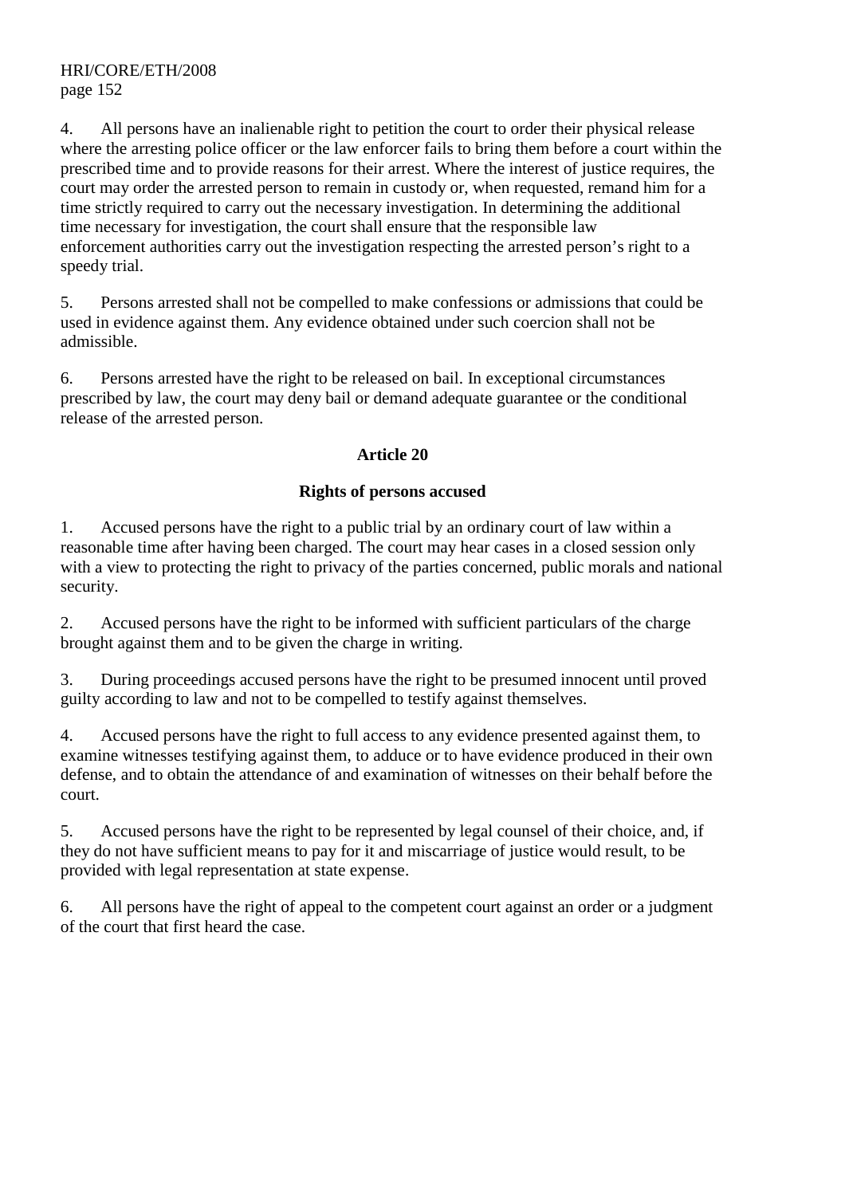4. All persons have an inalienable right to petition the court to order their physical release where the arresting police officer or the law enforcer fails to bring them before a court within the prescribed time and to provide reasons for their arrest. Where the interest of justice requires, the court may order the arrested person to remain in custody or, when requested, remand him for a time strictly required to carry out the necessary investigation. In determining the additional time necessary for investigation, the court shall ensure that the responsible law enforcement authorities carry out the investigation respecting the arrested person's right to a speedy trial.

5. Persons arrested shall not be compelled to make confessions or admissions that could be used in evidence against them. Any evidence obtained under such coercion shall not be admissible.

6. Persons arrested have the right to be released on bail. In exceptional circumstances prescribed by law, the court may deny bail or demand adequate guarantee or the conditional release of the arrested person.

## Article 20

### Rights of persons accused

1. Accused persons have the right to a public trial by an ordinary court of law within a reasonable time after having been charged. The court may hear cases in a closed session only with a view to protecting the right to privacy of the parties concerned, public morals and national security.

2. Accused persons have the right to be informed with sufficient particulars of the charge brought against them and to be given the charge in writing.

3. During proceedings accused persons have the right to be presumed innocent until proved guilty according to law and not to be compelled to testify against themselves.

4. Accused persons have the right to full access to any evidence presented against them, to examine witnesses testifying against them, to adduce or to have evidence produced in their own defense, and to obtain the attendance of and examination of witnesses on their behalf before the court.

5. Accused persons have the right to be represented by legal counsel of their choice, and, if they do not have sufficient means to pay for it and miscarriage of justice would result, to be provided with legal representation at state expense.

6. All persons have the right of appeal to the competent court against an order or a judgment of the court that first heard the case.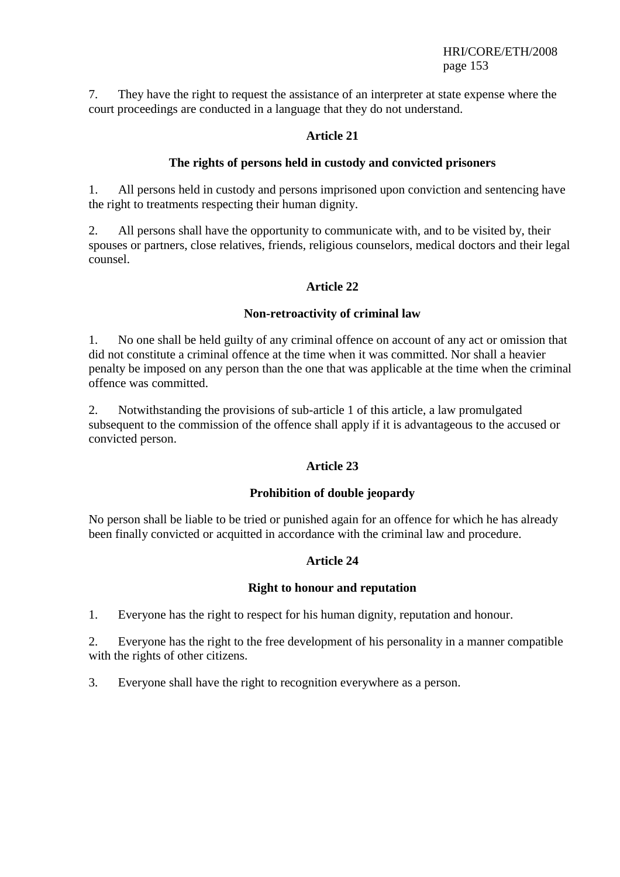7. They have the right to request the assistance of an interpreter at state expense where the court proceedings are conducted in a language that they do not understand.

### Article 21

### The rights of persons held in custody and convicted prisoners

1. All persons held in custody and persons imprisoned upon conviction and sentencing have the right to treatments respecting their human dignity.

2. All persons shall have the opportunity to communicate with, and to be visited by, their spouses or partners, close relatives, friends, religious counselors, medical doctors and their legal counsel.

### Article 22

### Non-retroactivity of criminal law

1. No one shall be held guilty of any criminal offence on account of any act or omission that did not constitute a criminal offence at the time when it was committed. Nor shall a heavier penalty be imposed on any person than the one that was applicable at the time when the criminal offence was committed.

2. Notwithstanding the provisions of sub-article 1 of this article, a law promulgated subsequent to the commission of the offence shall apply if it is advantageous to the accused or convicted person.

### Article 23

### Prohibition of double jeopardy

No person shall be liable to be tried or punished again for an offence for which he has already been finally convicted or acquitted in accordance with the criminal law and procedure.

### Article 24

### Right to honour and reputation

1. Everyone has the right to respect for his human dignity, reputation and honour.

2. Everyone has the right to the free development of his personality in a manner compatible with the rights of other citizens.

3. Everyone shall have the right to recognition everywhere as a person.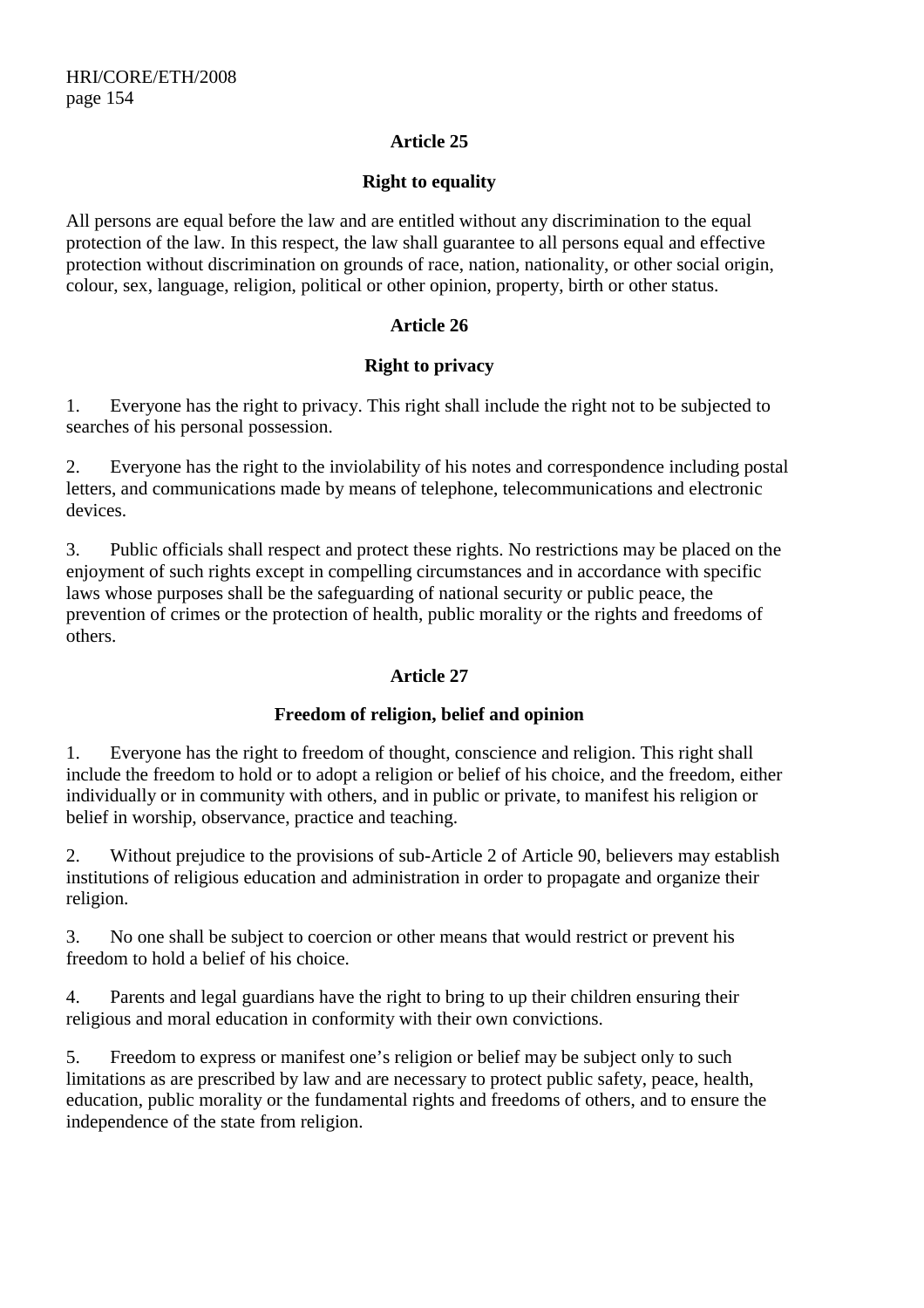**Article 25**

**Right to equality**

All persons are equal before the law and are entitled without any discrimination to the equal protection of the law. In this respect, the law shall guarantee to all persons equal and effective protection without discrimination on grounds of race, nation, nationality, or other social origin, colour, sex, language, religion, political or other opinion, property, birth or other status.

**Article 26**

**Right to privacy**

1. Everyone has the right to privacy. This right shall include the right not to be subjected to searches of his personal possession.

2. Everyone has the right to the inviolability of his notes and correspondence including postal letters, and communications made by means of telephone, telecommunications and electronic devices.

3. Public officials shall respect and protect these rights. No restrictions may be placed on the enjoyment of such rights except in compelling circumstances and in accordance with specific laws whose purposes shall be the safeguarding of national security or public peace, the prevention of crimes or the protection of health, public morality or the rights and freedoms of others.

**Article 27**

**Freedom of religion, belief and opinion**

1. Everyone has the right to freedom of thought, conscience and religion. This right shall include the freedom to hold or to adopt a religion or belief of his choice, and the freedom, either individually or in community with others, and in public or private, to manifest his religion or belief in worship, observance, practice and teaching.

2. Without prejudice to the provisions of sub-Article 2 of Article 90, believers may establish institutions of religious education and administration in order to propagate and organize their religion.

3. No one shall be subject to coercion or other means that would restrict or prevent his freedom to hold a belief of his choice.

4. Parents and legal guardians have the right to bring to up their children ensuring their religious and moral education in conformity with their own convictions.

5. Freedom to express or manifest one's religion or belief may be subject only to such limitations as are prescribed by law and are necessary to protect public safety, peace, health, education, public morality or the fundamental rights and freedoms of others, and to ensure the independence of the state from religion.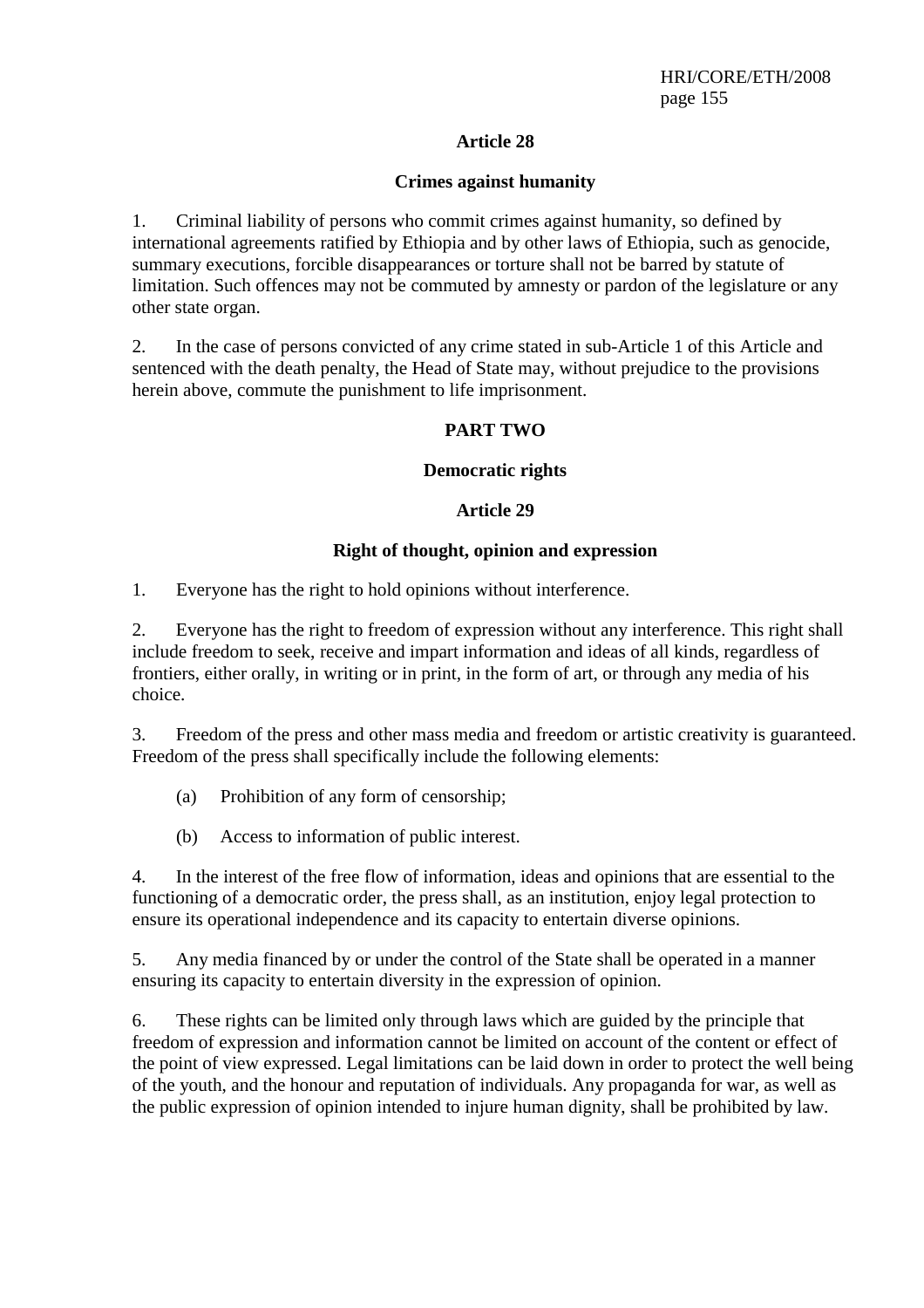### Article 28

### Crimes against humanity

1. Criminal liability of persons who commit crimes against humanity, so defined by international agreements ratified by Ethiopia and by other laws of Ethiopia, such as genocide, summary executions, forcible disappearances or torture shall not be barred by statute of limitation. Such offences may not be commuted by amnesty or pardon of the legislature or any other state organ.

2. In the case of persons convicted of any crime stated in sub-Article 1 of this Article and sentenced with the death penalty, the Head of State may, without prejudice to the provisions herein above, commute the punishment to life imprisonment.

## PART TWO

## Democratic rights

### Article 29

### Right of thought, opinion and expression

1. Everyone has the right to hold opinions without interference.

2. Everyone has the right to freedom of expression without any interference. This right shall include freedom to seek, receive and impart information and ideas of all kinds, regardless of frontiers, either orally, in writing or in print, in the form of art, or through any media of his choice.

3. Freedom of the press and other mass media and freedom or artistic creativity is guaranteed. Freedom of the press shall specifically include the following elements:

   (a) Prohibition of any form of censorship;

   (b) Access to information of public interest.

4. In the interest of the free flow of information, ideas and opinions that are essential to the functioning of a democratic order, the press shall, as an institution, enjoy legal protection to ensure its operational independence and its capacity to entertain diverse opinions.

5. Any media financed by or under the control of the State shall be operated in a manner ensuring its capacity to entertain diversity in the expression of opinion.

6. These rights can be limited only through laws which are guided by the principle that freedom of expression and information cannot be limited on account of the content or effect of the point of view expressed. Legal limitations can be laid down in order to protect the well being of the youth, and the honour and reputation of individuals. Any propaganda for war, as well as the public expression of opinion intended to injure human dignity, shall be prohibited by law.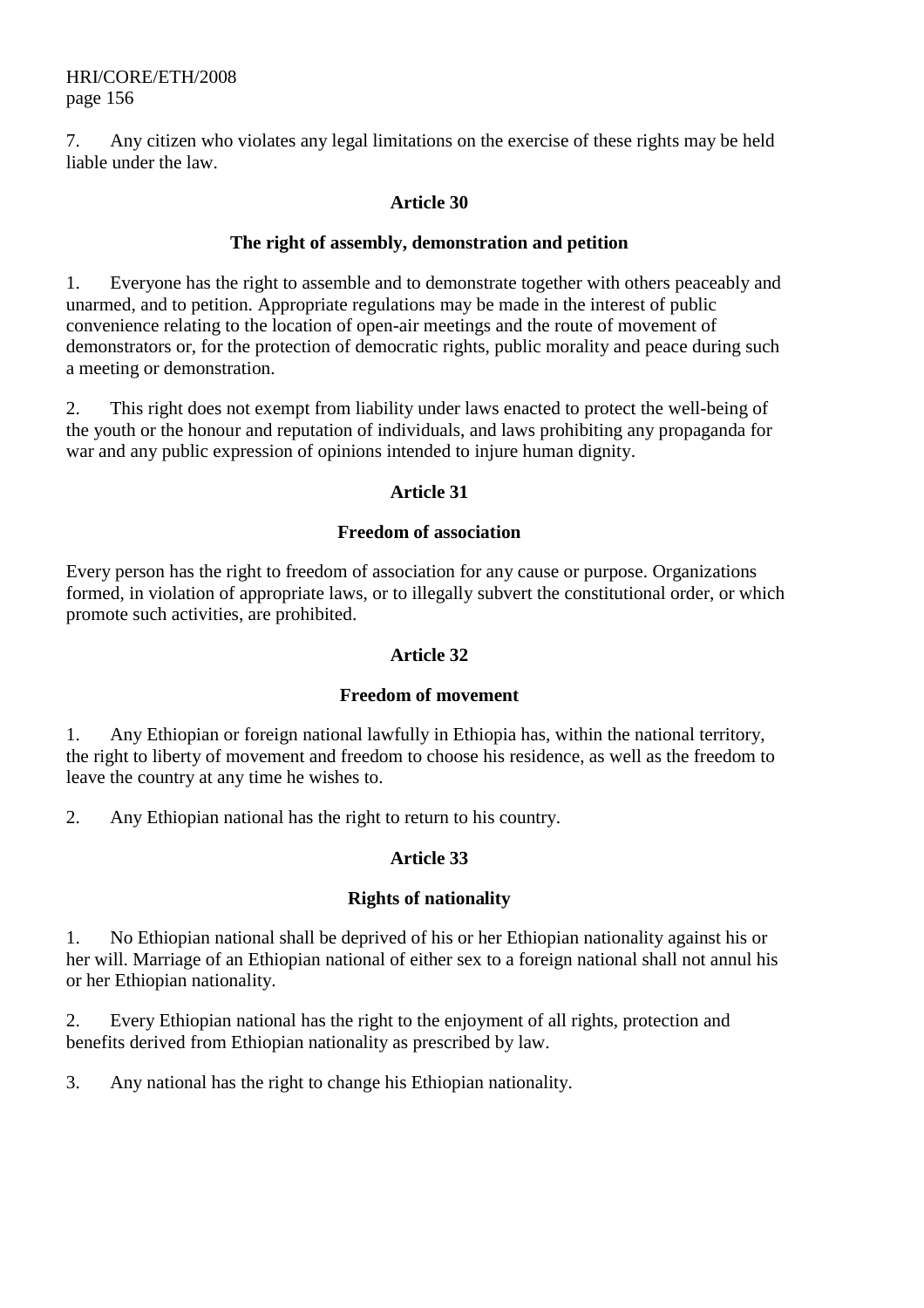7. Any citizen who violates any legal limitations on the exercise of these rights may be held liable under the law.

**Article 30**

**The right of assembly, demonstration and petition**

1. Everyone has the right to assemble and to demonstrate together with others peaceably and unarmed, and to petition. Appropriate regulations may be made in the interest of public convenience relating to the location of open-air meetings and the route of movement of demonstrators or, for the protection of democratic rights, public morality and peace during such a meeting or demonstration.

2. This right does not exempt from liability under laws enacted to protect the well-being of the youth or the honour and reputation of individuals, and laws prohibiting any propaganda for war and any public expression of opinions intended to injure human dignity.

**Article 31**

**Freedom of association**

Every person has the right to freedom of association for any cause or purpose. Organizations formed, in violation of appropriate laws, or to illegally subvert the constitutional order, or which promote such activities, are prohibited.

**Article 32**

**Freedom of movement**

1. Any Ethiopian or foreign national lawfully in Ethiopia has, within the national territory, the right to liberty of movement and freedom to choose his residence, as well as the freedom to leave the country at any time he wishes to.

2. Any Ethiopian national has the right to return to his country.

**Article 33**

**Rights of nationality**

1. No Ethiopian national shall be deprived of his or her Ethiopian nationality against his or her will. Marriage of an Ethiopian national of either sex to a foreign national shall not annul his or her Ethiopian nationality.

2. Every Ethiopian national has the right to the enjoyment of all rights, protection and benefits derived from Ethiopian nationality as prescribed by law.

3. Any national has the right to change his Ethiopian nationality.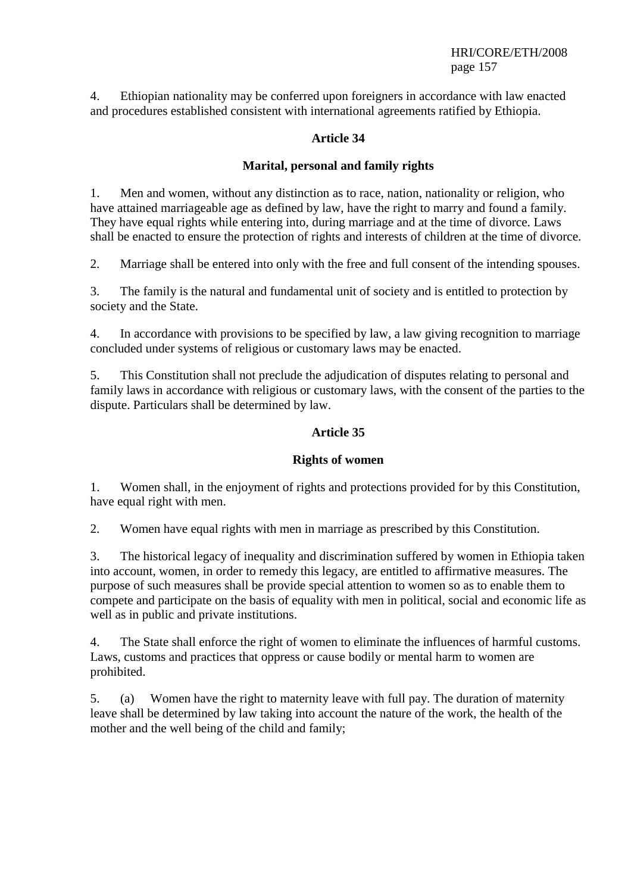4. Ethiopian nationality may be conferred upon foreigners in accordance with law enacted and procedures established consistent with international agreements ratified by Ethiopia.

### Article 34

### Marital, personal and family rights

1. Men and women, without any distinction as to race, nation, nationality or religion, who have attained marriageable age as defined by law, have the right to marry and found a family. They have equal rights while entering into, during marriage and at the time of divorce. Laws shall be enacted to ensure the protection of rights and interests of children at the time of divorce.

2. Marriage shall be entered into only with the free and full consent of the intending spouses.

3. The family is the natural and fundamental unit of society and is entitled to protection by society and the State.

4. In accordance with provisions to be specified by law, a law giving recognition to marriage concluded under systems of religious or customary laws may be enacted.

5. This Constitution shall not preclude the adjudication of disputes relating to personal and family laws in accordance with religious or customary laws, with the consent of the parties to the dispute. Particulars shall be determined by law.

### Article 35

### Rights of women

1. Women shall, in the enjoyment of rights and protections provided for by this Constitution, have equal right with men.

2. Women have equal rights with men in marriage as prescribed by this Constitution.

3. The historical legacy of inequality and discrimination suffered by women in Ethiopia taken into account, women, in order to remedy this legacy, are entitled to affirmative measures. The purpose of such measures shall be provide special attention to women so as to enable them to compete and participate on the basis of equality with men in political, social and economic life as well as in public and private institutions.

4. The State shall enforce the right of women to eliminate the influences of harmful customs. Laws, customs and practices that oppress or cause bodily or mental harm to women are prohibited.

5. (a) Women have the right to maternity leave with full pay. The duration of maternity leave shall be determined by law taking into account the nature of the work, the health of the mother and the well being of the child and family;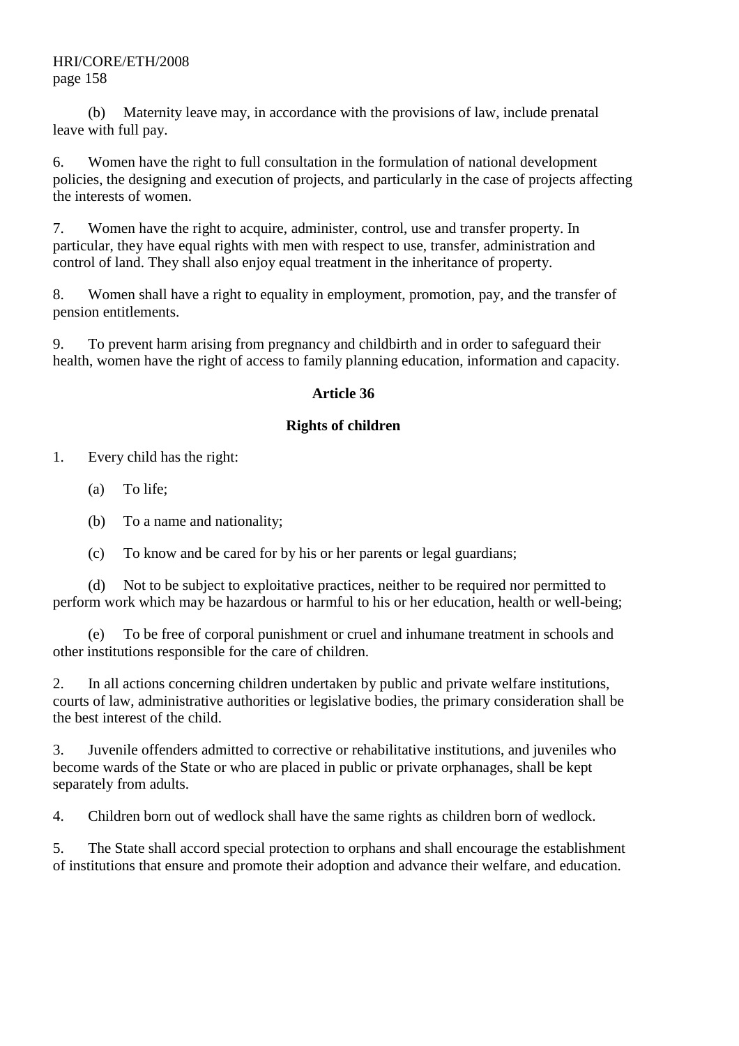(b) Maternity leave may, in accordance with the provisions of law, include prenatal leave with full pay.

6. Women have the right to full consultation in the formulation of national development policies, the designing and execution of projects, and particularly in the case of projects affecting the interests of women.

7. Women have the right to acquire, administer, control, use and transfer property. In particular, they have equal rights with men with respect to use, transfer, administration and control of land. They shall also enjoy equal treatment in the inheritance of property.

8. Women shall have a right to equality in employment, promotion, pay, and the transfer of pension entitlements.

9. To prevent harm arising from pregnancy and childbirth and in order to safeguard their health, women have the right of access to family planning education, information and capacity.

## Article 36

## Rights of children

1. Every child has the right:

   (a) To life;

   (b) To a name and nationality;

   (c) To know and be cared for by his or her parents or legal guardians;

   (d) Not to be subject to exploitative practices, neither to be required nor permitted to perform work which may be hazardous or harmful to his or her education, health or well-being;

   (e) To be free of corporal punishment or cruel and inhumane treatment in schools and other institutions responsible for the care of children.

2. In all actions concerning children undertaken by public and private welfare institutions, courts of law, administrative authorities or legislative bodies, the primary consideration shall be the best interest of the child.

3. Juvenile offenders admitted to corrective or rehabilitative institutions, and juveniles who become wards of the State or who are placed in public or private orphanages, shall be kept separately from adults.

4. Children born out of wedlock shall have the same rights as children born of wedlock.

5. The State shall accord special protection to orphans and shall encourage the establishment of institutions that ensure and promote their adoption and advance their welfare, and education.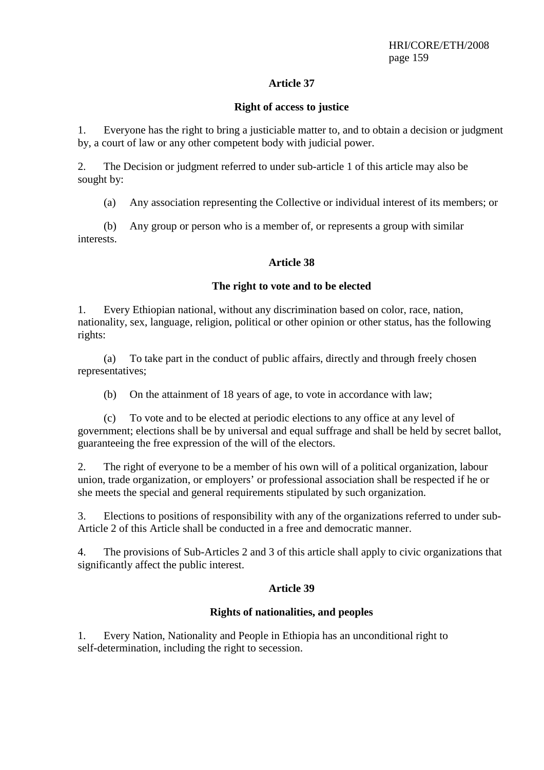### Article 37

#### Right of access to justice

1. Everyone has the right to bring a justiciable matter to, and to obtain a decision or judgment by, a court of law or any other competent body with judicial power.

2. The Decision or judgment referred to under sub-article 1 of this article may also be sought by:

   (a) Any association representing the Collective or individual interest of its members; or

   (b) Any group or person who is a member of, or represents a group with similar interests.

### Article 38

#### The right to vote and to be elected

1. Every Ethiopian national, without any discrimination based on color, race, nation, nationality, sex, language, religion, political or other opinion or other status, has the following rights:

   (a) To take part in the conduct of public affairs, directly and through freely chosen representatives;

   (b) On the attainment of 18 years of age, to vote in accordance with law;

   (c) To vote and to be elected at periodic elections to any office at any level of government; elections shall be by universal and equal suffrage and shall be held by secret ballot, guaranteeing the free expression of the will of the electors.

2. The right of everyone to be a member of his own will of a political organization, labour union, trade organization, or employers' or professional association shall be respected if he or she meets the special and general requirements stipulated by such organization.

3. Elections to positions of responsibility with any of the organizations referred to under sub-Article 2 of this Article shall be conducted in a free and democratic manner.

4. The provisions of Sub-Articles 2 and 3 of this article shall apply to civic organizations that significantly affect the public interest.

### Article 39

#### Rights of nationalities, and peoples

1. Every Nation, Nationality and People in Ethiopia has an unconditional right to self-determination, including the right to secession.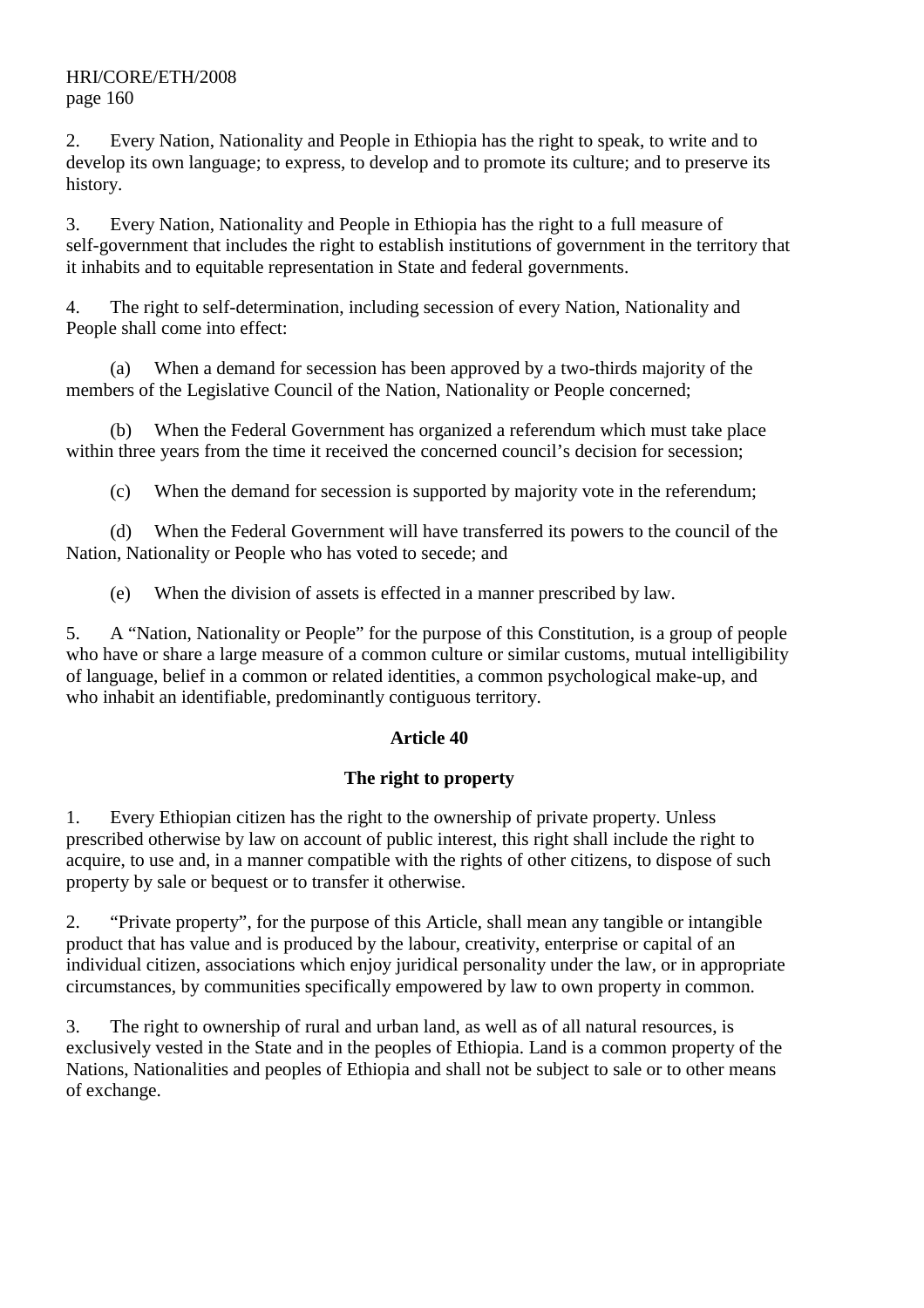2. Every Nation, Nationality and People in Ethiopia has the right to speak, to write and to develop its own language; to express, to develop and to promote its culture; and to preserve its history.

3. Every Nation, Nationality and People in Ethiopia has the right to a full measure of self-government that includes the right to establish institutions of government in the territory that it inhabits and to equitable representation in State and federal governments.

4. The right to self-determination, including secession of every Nation, Nationality and People shall come into effect:

(a) When a demand for secession has been approved by a two-thirds majority of the members of the Legislative Council of the Nation, Nationality or People concerned;

(b) When the Federal Government has organized a referendum which must take place within three years from the time it received the concerned council's decision for secession;

(c) When the demand for secession is supported by majority vote in the referendum;

(d) When the Federal Government will have transferred its powers to the council of the Nation, Nationality or People who has voted to secede; and

(e) When the division of assets is effected in a manner prescribed by law.

5. A "Nation, Nationality or People" for the purpose of this Constitution, is a group of people who have or share a large measure of a common culture or similar customs, mutual intelligibility of language, belief in a common or related identities, a common psychological make-up, and who inhabit an identifiable, predominantly contiguous territory.

## Article 40

### The right to property

1. Every Ethiopian citizen has the right to the ownership of private property. Unless prescribed otherwise by law on account of public interest, this right shall include the right to acquire, to use and, in a manner compatible with the rights of other citizens, to dispose of such property by sale or bequest or to transfer it otherwise.

2. "Private property", for the purpose of this Article, shall mean any tangible or intangible product that has value and is produced by the labour, creativity, enterprise or capital of an individual citizen, associations which enjoy juridical personality under the law, or in appropriate circumstances, by communities specifically empowered by law to own property in common.

3. The right to ownership of rural and urban land, as well as of all natural resources, is exclusively vested in the State and in the peoples of Ethiopia. Land is a common property of the Nations, Nationalities and peoples of Ethiopia and shall not be subject to sale or to other means of exchange.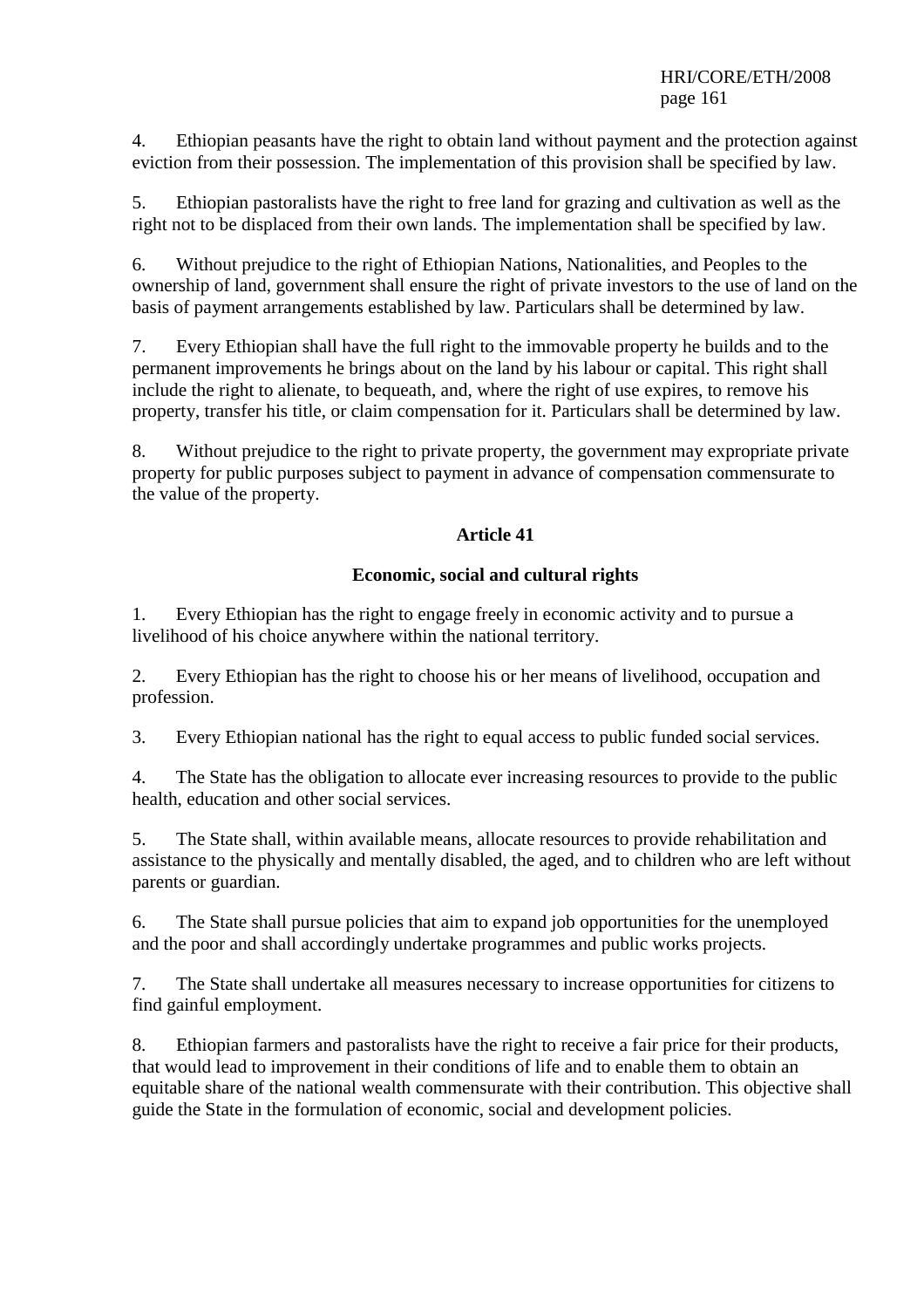4. Ethiopian peasants have the right to obtain land without payment and the protection against eviction from their possession. The implementation of this provision shall be specified by law.

5. Ethiopian pastoralists have the right to free land for grazing and cultivation as well as the right not to be displaced from their own lands. The implementation shall be specified by law.

6. Without prejudice to the right of Ethiopian Nations, Nationalities, and Peoples to the ownership of land, government shall ensure the right of private investors to the use of land on the basis of payment arrangements established by law. Particulars shall be determined by law.

7. Every Ethiopian shall have the full right to the immovable property he builds and to the permanent improvements he brings about on the land by his labour or capital. This right shall include the right to alienate, to bequeath, and, where the right of use expires, to remove his property, transfer his title, or claim compensation for it. Particulars shall be determined by law.

8. Without prejudice to the right to private property, the government may expropriate private property for public purposes subject to payment in advance of compensation commensurate to the value of the property.

**Article 41**

**Economic, social and cultural rights**

1. Every Ethiopian has the right to engage freely in economic activity and to pursue a livelihood of his choice anywhere within the national territory.

2. Every Ethiopian has the right to choose his or her means of livelihood, occupation and profession.

3. Every Ethiopian national has the right to equal access to public funded social services.

4. The State has the obligation to allocate ever increasing resources to provide to the public health, education and other social services.

5. The State shall, within available means, allocate resources to provide rehabilitation and assistance to the physically and mentally disabled, the aged, and to children who are left without parents or guardian.

6. The State shall pursue policies that aim to expand job opportunities for the unemployed and the poor and shall accordingly undertake programmes and public works projects.

7. The State shall undertake all measures necessary to increase opportunities for citizens to find gainful employment.

8. Ethiopian farmers and pastoralists have the right to receive a fair price for their products, that would lead to improvement in their conditions of life and to enable them to obtain an equitable share of the national wealth commensurate with their contribution. This objective shall guide the State in the formulation of economic, social and development policies.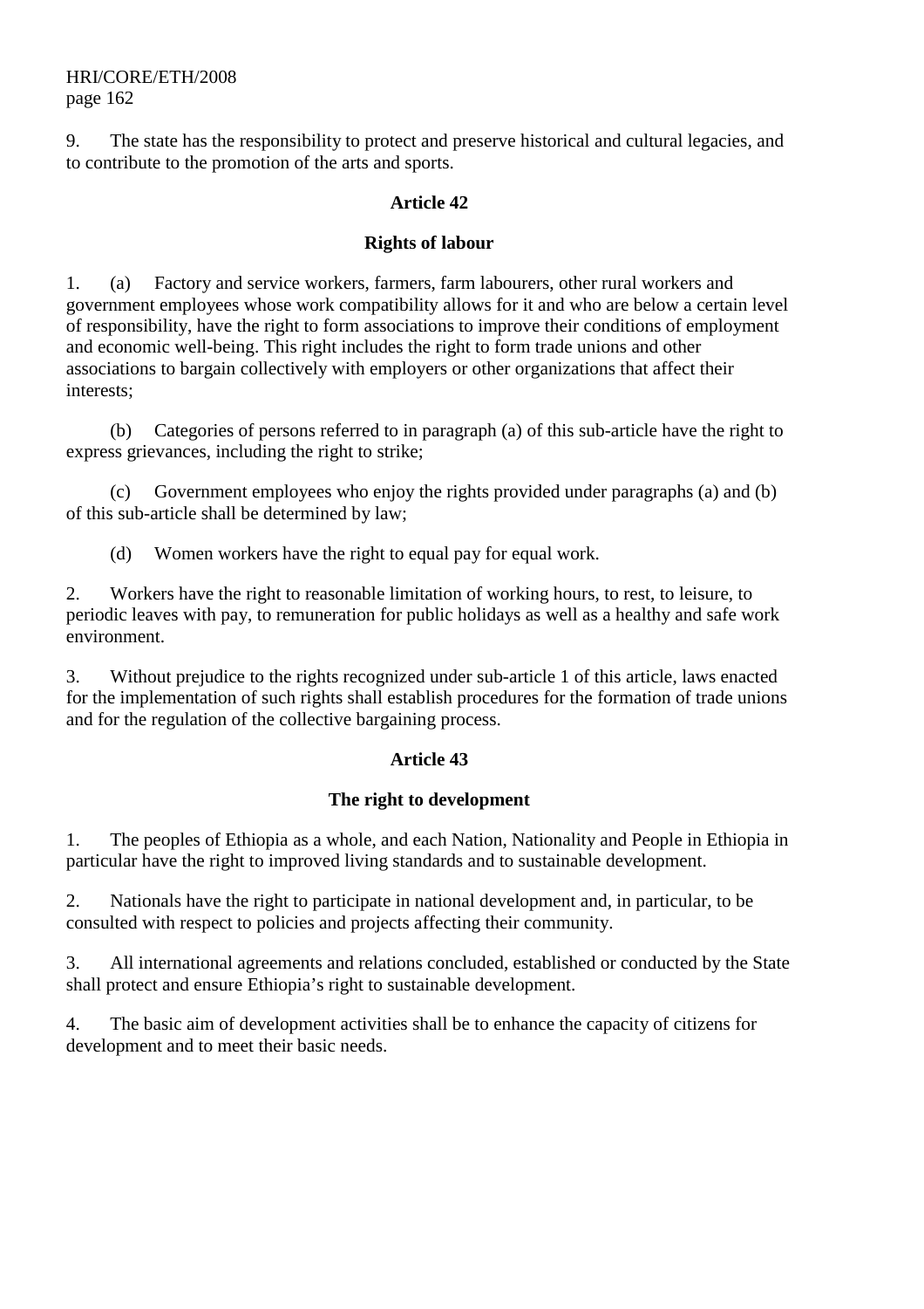9. The state has the responsibility to protect and preserve historical and cultural legacies, and to contribute to the promotion of the arts and sports.

**Article 42**

**Rights of labour**

1. (a) Factory and service workers, farmers, farm labourers, other rural workers and government employees whose work compatibility allows for it and who are below a certain level of responsibility, have the right to form associations to improve their conditions of employment and economic well-being. This right includes the right to form trade unions and other associations to bargain collectively with employers or other organizations that affect their interests;

(b) Categories of persons referred to in paragraph (a) of this sub-article have the right to express grievances, including the right to strike;

(c) Government employees who enjoy the rights provided under paragraphs (a) and (b) of this sub-article shall be determined by law;

(d) Women workers have the right to equal pay for equal work.

2. Workers have the right to reasonable limitation of working hours, to rest, to leisure, to periodic leaves with pay, to remuneration for public holidays as well as a healthy and safe work environment.

3. Without prejudice to the rights recognized under sub-article 1 of this article, laws enacted for the implementation of such rights shall establish procedures for the formation of trade unions and for the regulation of the collective bargaining process.

**Article 43**

**The right to development**

1. The peoples of Ethiopia as a whole, and each Nation, Nationality and People in Ethiopia in particular have the right to improved living standards and to sustainable development.

2. Nationals have the right to participate in national development and, in particular, to be consulted with respect to policies and projects affecting their community.

3. All international agreements and relations concluded, established or conducted by the State shall protect and ensure Ethiopia's right to sustainable development.

4. The basic aim of development activities shall be to enhance the capacity of citizens for development and to meet their basic needs.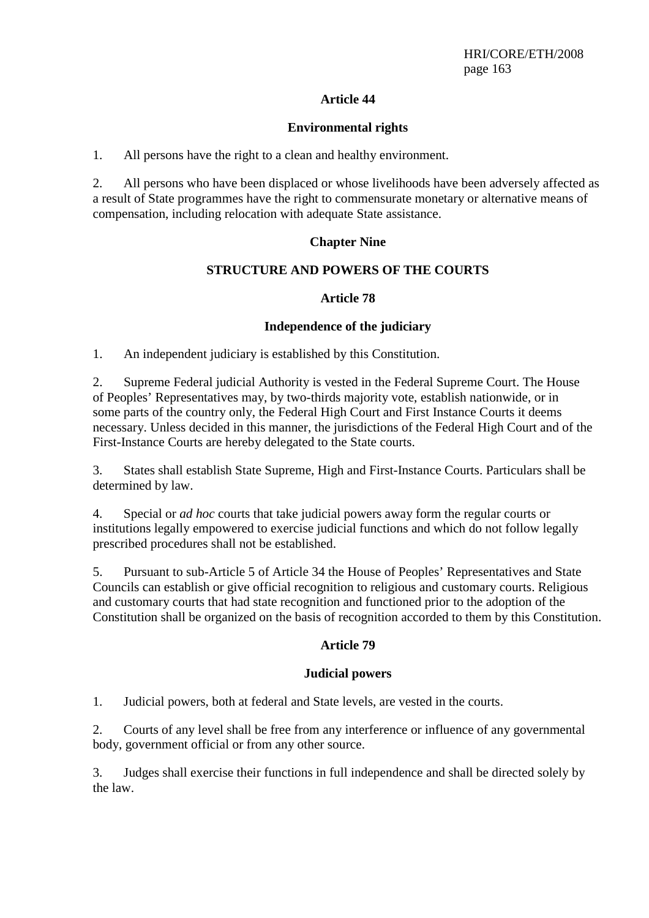## Article 44

### Environmental rights

1. All persons have the right to a clean and healthy environment.

2. All persons who have been displaced or whose livelihoods have been adversely affected as a result of State programmes have the right to commensurate monetary or alternative means of compensation, including relocation with adequate State assistance.

## Chapter Nine

## STRUCTURE AND POWERS OF THE COURTS

## Article 78

### Independence of the judiciary

1. An independent judiciary is established by this Constitution.

2. Supreme Federal judicial Authority is vested in the Federal Supreme Court. The House of Peoples' Representatives may, by two-thirds majority vote, establish nationwide, or in some parts of the country only, the Federal High Court and First Instance Courts it deems necessary. Unless decided in this manner, the jurisdictions of the Federal High Court and of the First-Instance Courts are hereby delegated to the State courts.

3. States shall establish State Supreme, High and First-Instance Courts. Particulars shall be determined by law.

4. Special or *ad hoc* courts that take judicial powers away form the regular courts or institutions legally empowered to exercise judicial functions and which do not follow legally prescribed procedures shall not be established.

5. Pursuant to sub-Article 5 of Article 34 the House of Peoples' Representatives and State Councils can establish or give official recognition to religious and customary courts. Religious and customary courts that had state recognition and functioned prior to the adoption of the Constitution shall be organized on the basis of recognition accorded to them by this Constitution.

## Article 79

### Judicial powers

1. Judicial powers, both at federal and State levels, are vested in the courts.

2. Courts of any level shall be free from any interference or influence of any governmental body, government official or from any other source.

3. Judges shall exercise their functions in full independence and shall be directed solely by the law.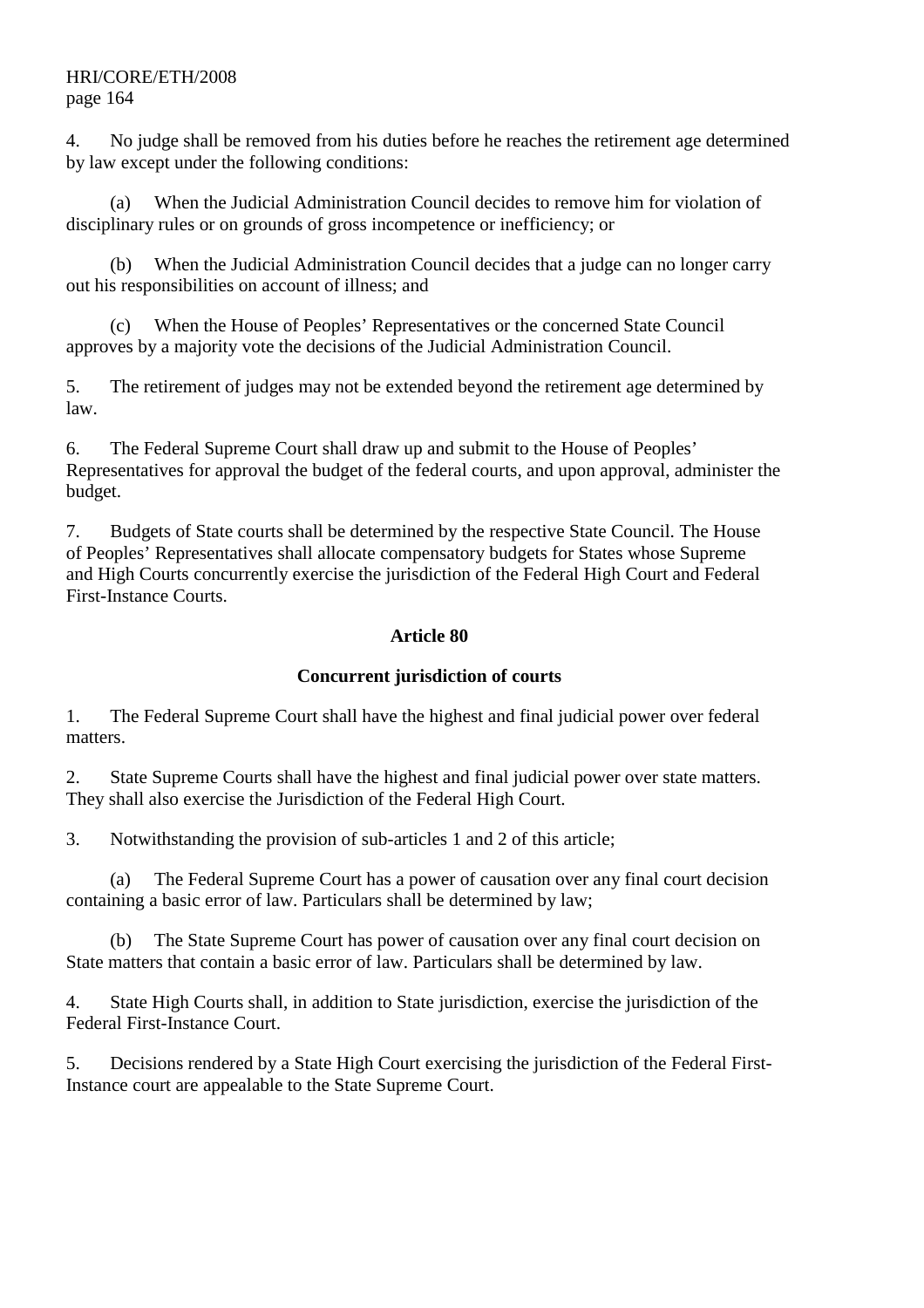4. No judge shall be removed from his duties before he reaches the retirement age determined by law except under the following conditions:

(a) When the Judicial Administration Council decides to remove him for violation of disciplinary rules or on grounds of gross incompetence or inefficiency; or

(b) When the Judicial Administration Council decides that a judge can no longer carry out his responsibilities on account of illness; and

(c) When the House of Peoples' Representatives or the concerned State Council approves by a majority vote the decisions of the Judicial Administration Council.

5. The retirement of judges may not be extended beyond the retirement age determined by law.

6. The Federal Supreme Court shall draw up and submit to the House of Peoples' Representatives for approval the budget of the federal courts, and upon approval, administer the budget.

7. Budgets of State courts shall be determined by the respective State Council. The House of Peoples' Representatives shall allocate compensatory budgets for States whose Supreme and High Courts concurrently exercise the jurisdiction of the Federal High Court and Federal First-Instance Courts.

**Article 80**

**Concurrent jurisdiction of courts**

1. The Federal Supreme Court shall have the highest and final judicial power over federal matters.

2. State Supreme Courts shall have the highest and final judicial power over state matters. They shall also exercise the Jurisdiction of the Federal High Court.

3. Notwithstanding the provision of sub-articles 1 and 2 of this article;

(a) The Federal Supreme Court has a power of causation over any final court decision containing a basic error of law. Particulars shall be determined by law;

(b) The State Supreme Court has power of causation over any final court decision on State matters that contain a basic error of law. Particulars shall be determined by law.

4. State High Courts shall, in addition to State jurisdiction, exercise the jurisdiction of the Federal First-Instance Court.

5. Decisions rendered by a State High Court exercising the jurisdiction of the Federal First-Instance court are appealable to the State Supreme Court.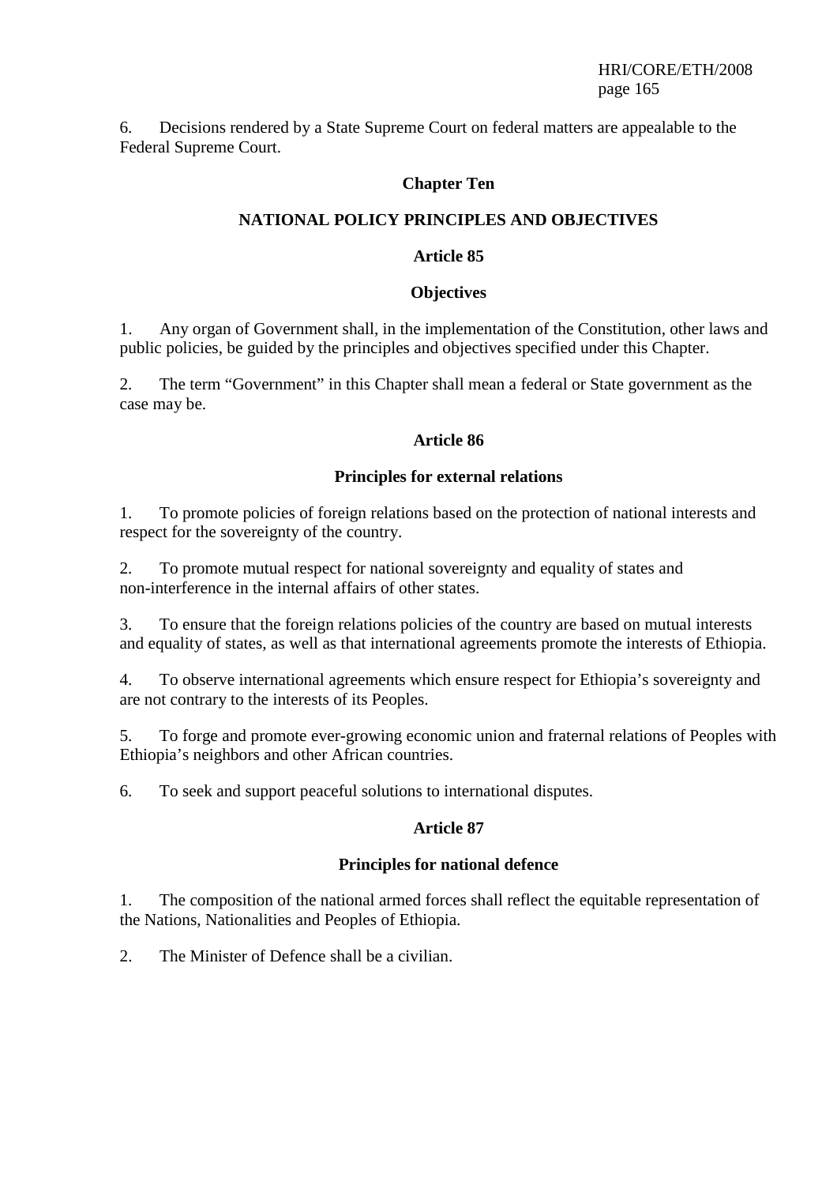6. Decisions rendered by a State Supreme Court on federal matters are appealable to the Federal Supreme Court.

## Chapter Ten

## NATIONAL POLICY PRINCIPLES AND OBJECTIVES

### Article 85

### Objectives

1. Any organ of Government shall, in the implementation of the Constitution, other laws and public policies, be guided by the principles and objectives specified under this Chapter.

2. The term "Government" in this Chapter shall mean a federal or State government as the case may be.

### Article 86

### Principles for external relations

1. To promote policies of foreign relations based on the protection of national interests and respect for the sovereignty of the country.

2. To promote mutual respect for national sovereignty and equality of states and non-interference in the internal affairs of other states.

3. To ensure that the foreign relations policies of the country are based on mutual interests and equality of states, as well as that international agreements promote the interests of Ethiopia.

4. To observe international agreements which ensure respect for Ethiopia's sovereignty and are not contrary to the interests of its Peoples.

5. To forge and promote ever-growing economic union and fraternal relations of Peoples with Ethiopia's neighbors and other African countries.

6. To seek and support peaceful solutions to international disputes.

### Article 87

### Principles for national defence

1. The composition of the national armed forces shall reflect the equitable representation of the Nations, Nationalities and Peoples of Ethiopia.

2. The Minister of Defence shall be a civilian.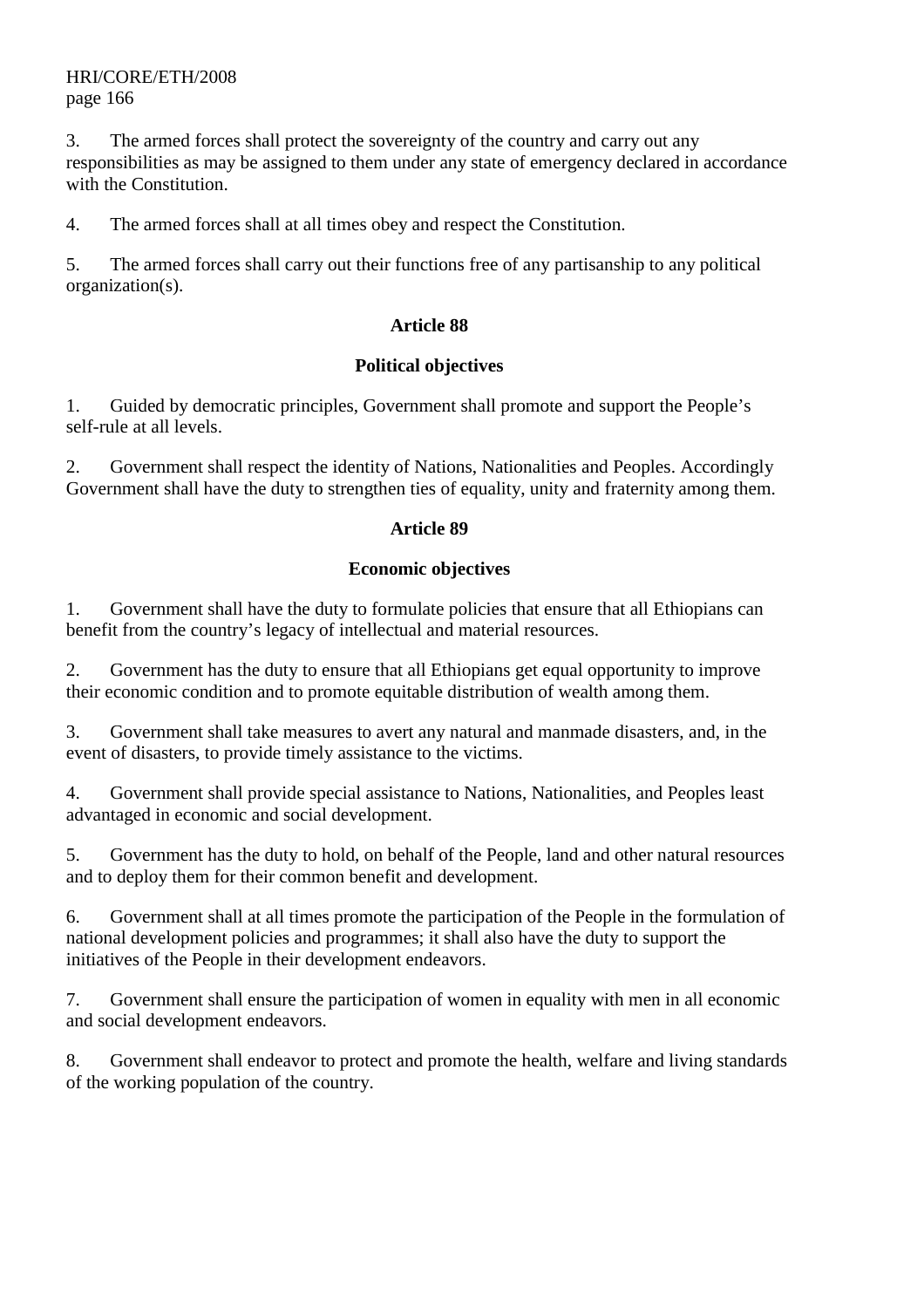3. The armed forces shall protect the sovereignty of the country and carry out any responsibilities as may be assigned to them under any state of emergency declared in accordance with the Constitution.

4. The armed forces shall at all times obey and respect the Constitution.

5. The armed forces shall carry out their functions free of any partisanship to any political organization(s).

**Article 88**

**Political objectives**

1. Guided by democratic principles, Government shall promote and support the People's self-rule at all levels.

2. Government shall respect the identity of Nations, Nationalities and Peoples. Accordingly Government shall have the duty to strengthen ties of equality, unity and fraternity among them.

**Article 89**

**Economic objectives**

1. Government shall have the duty to formulate policies that ensure that all Ethiopians can benefit from the country's legacy of intellectual and material resources.

2. Government has the duty to ensure that all Ethiopians get equal opportunity to improve their economic condition and to promote equitable distribution of wealth among them.

3. Government shall take measures to avert any natural and manmade disasters, and, in the event of disasters, to provide timely assistance to the victims.

4. Government shall provide special assistance to Nations, Nationalities, and Peoples least advantaged in economic and social development.

5. Government has the duty to hold, on behalf of the People, land and other natural resources and to deploy them for their common benefit and development.

6. Government shall at all times promote the participation of the People in the formulation of national development policies and programmes; it shall also have the duty to support the initiatives of the People in their development endeavors.

7. Government shall ensure the participation of women in equality with men in all economic and social development endeavors.

8. Government shall endeavor to protect and promote the health, welfare and living standards of the working population of the country.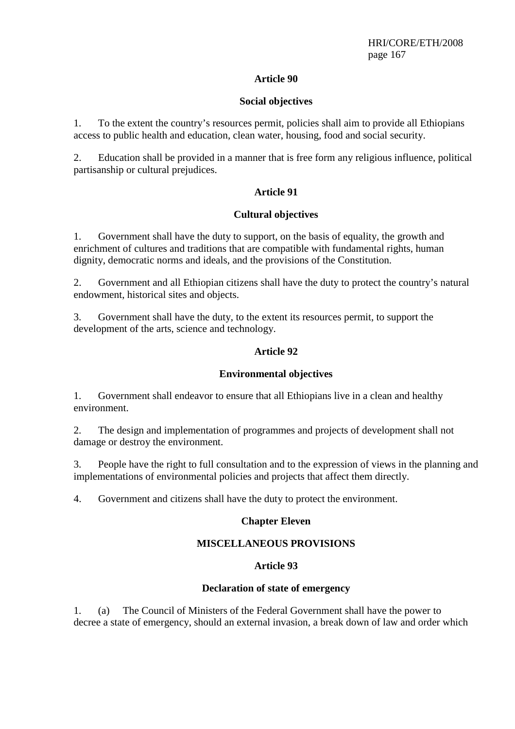### Article 90

### Social objectives

1. To the extent the country's resources permit, policies shall aim to provide all Ethiopians access to public health and education, clean water, housing, food and social security.

2. Education shall be provided in a manner that is free form any religious influence, political partisanship or cultural prejudices.

### Article 91

### Cultural objectives

1. Government shall have the duty to support, on the basis of equality, the growth and enrichment of cultures and traditions that are compatible with fundamental rights, human dignity, democratic norms and ideals, and the provisions of the Constitution.

2. Government and all Ethiopian citizens shall have the duty to protect the country's natural endowment, historical sites and objects.

3. Government shall have the duty, to the extent its resources permit, to support the development of the arts, science and technology.

### Article 92

### Environmental objectives

1. Government shall endeavor to ensure that all Ethiopians live in a clean and healthy environment.

2. The design and implementation of programmes and projects of development shall not damage or destroy the environment.

3. People have the right to full consultation and to the expression of views in the planning and implementations of environmental policies and projects that affect them directly.

4. Government and citizens shall have the duty to protect the environment.

## Chapter Eleven

## MISCELLANEOUS PROVISIONS

### Article 93

### Declaration of state of emergency

1. (a) The Council of Ministers of the Federal Government shall have the power to decree a state of emergency, should an external invasion, a break down of law and order which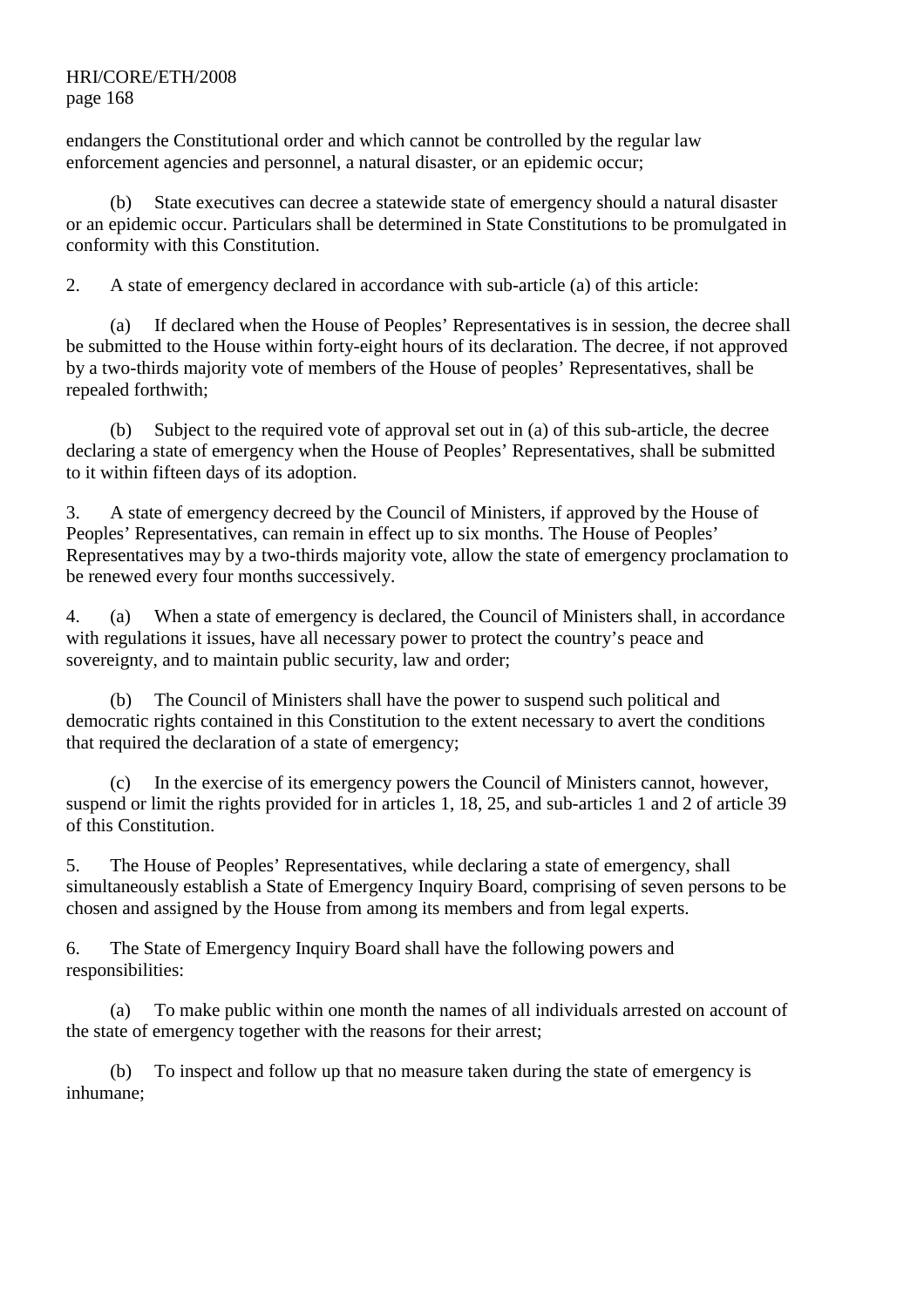endangers the Constitutional order and which cannot be controlled by the regular law enforcement agencies and personnel, a natural disaster, or an epidemic occur;

(b) State executives can decree a statewide state of emergency should a natural disaster or an epidemic occur. Particulars shall be determined in State Constitutions to be promulgated in conformity with this Constitution.

2. A state of emergency declared in accordance with sub-article (a) of this article:

(a) If declared when the House of Peoples' Representatives is in session, the decree shall be submitted to the House within forty-eight hours of its declaration. The decree, if not approved by a two-thirds majority vote of members of the House of peoples' Representatives, shall be repealed forthwith;

(b) Subject to the required vote of approval set out in (a) of this sub-article, the decree declaring a state of emergency when the House of Peoples' Representatives, shall be submitted to it within fifteen days of its adoption.

3. A state of emergency decreed by the Council of Ministers, if approved by the House of Peoples' Representatives, can remain in effect up to six months. The House of Peoples' Representatives may by a two-thirds majority vote, allow the state of emergency proclamation to be renewed every four months successively.

4. (a) When a state of emergency is declared, the Council of Ministers shall, in accordance with regulations it issues, have all necessary power to protect the country's peace and sovereignty, and to maintain public security, law and order;

(b) The Council of Ministers shall have the power to suspend such political and democratic rights contained in this Constitution to the extent necessary to avert the conditions that required the declaration of a state of emergency;

(c) In the exercise of its emergency powers the Council of Ministers cannot, however, suspend or limit the rights provided for in articles 1, 18, 25, and sub-articles 1 and 2 of article 39 of this Constitution.

5. The House of Peoples' Representatives, while declaring a state of emergency, shall simultaneously establish a State of Emergency Inquiry Board, comprising of seven persons to be chosen and assigned by the House from among its members and from legal experts.

6. The State of Emergency Inquiry Board shall have the following powers and responsibilities:

(a) To make public within one month the names of all individuals arrested on account of the state of emergency together with the reasons for their arrest;

(b) To inspect and follow up that no measure taken during the state of emergency is inhumane;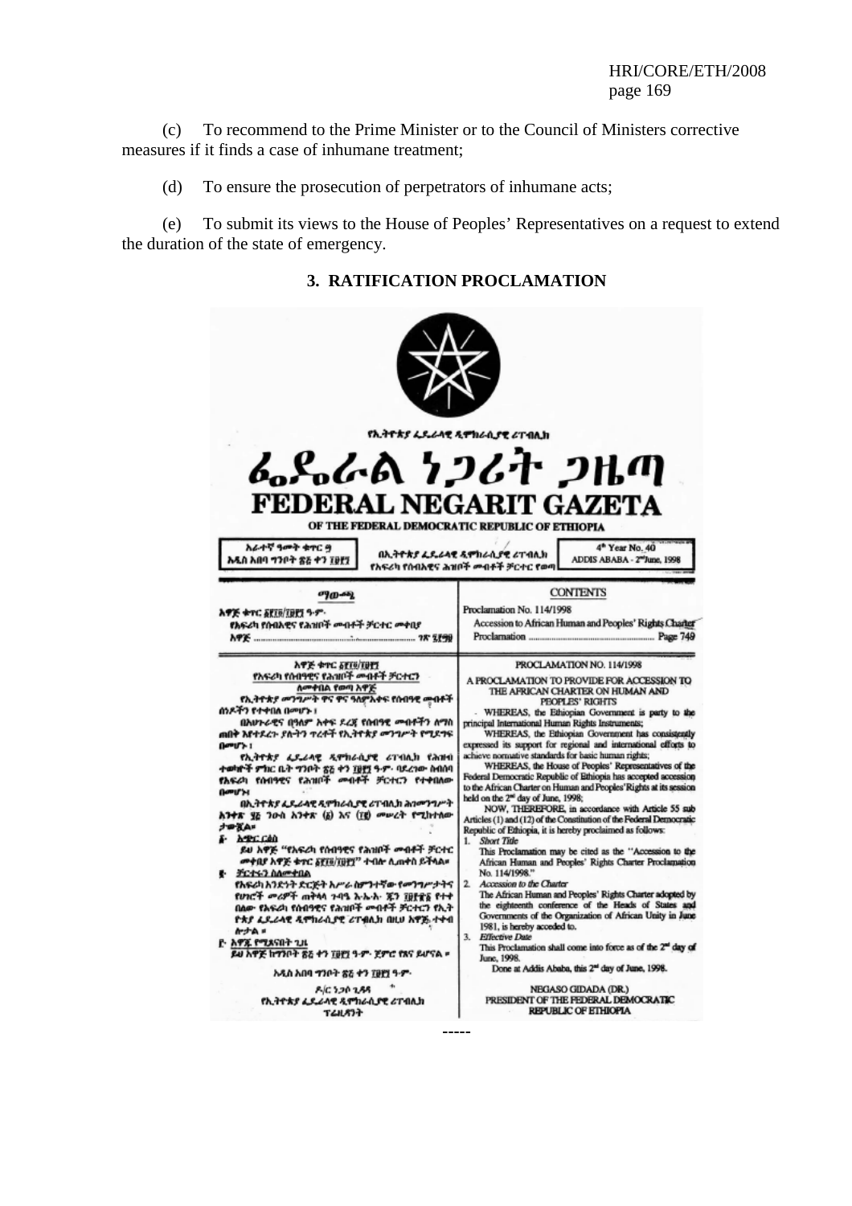(c) To recommend to the Prime Minister or to the Council of Ministers corrective measures if it finds a case of inhumane treatment;

(d) To ensure the prosecution of perpetrators of inhumane acts;

(e) To submit its views to the House of Peoples' Representatives on a request to extend the duration of the state of emergency.

## 3. RATIFICATION PROCLAMATION

# FEDERAL NEGARIT GAZETA

OF THE FEDERAL DEMOCRATIC REPUBLIC OF ETHIOPIA

4[th] Year No. 40
ADDIS ABABA - 2[nd] June, 1998

### CONTENTS

Proclamation No. 114/1998

Accession to African Human and Peoples' Rights Charter Proclamation ...... Page 749

### PROCLAMATION NO. 114/1998

**A PROCLAMATION TO PROVIDE FOR ACCESSION TO THE AFRICAN CHARTER ON HUMAN AND PEOPLES' RIGHTS**

WHEREAS, the Ethiopian Government is party to the principal International Human Rights Instruments;

WHEREAS, the Ethiopian Government has consistently expressed its support for regional and international efforts to achieve normative standards for basic human rights;

WHEREAS, the House of Peoples' Representatives of the Federal Democratic Republic of Ethiopia has accepted accession to the African Charter on Human and Peoples' Rights at its session held on the 2[nd] day of June, 1998;

NOW, THEREFORE, in accordance with Article 55 sub Articles (1) and (12) of the Constitution of the Federal Democratic Republic of Ethiopia, it is hereby proclaimed as follows:

1. *Short Title*

   This Proclamation may be cited as the "Accession to the African Human and Peoples' Rights Charter Proclamation No. 114/1998."

2. *Accession to the Charter*

   The African Human and Peoples' Rights Charter adopted by the eighteenth conference of the Heads of States and Governments of the Organization of African Unity in June 1981, is hereby acceded to.

3. *Effective Date*

   This Proclamation shall come into force as of the 2[nd] day of June, 1998.

Done at Addis Ababa, this 2[nd] day of June, 1998.

NEGASO GIDADA (DR.)
PRESIDENT OF THE FEDERAL DEMOCRATIC REPUBLIC OF ETHIOPIA

-----